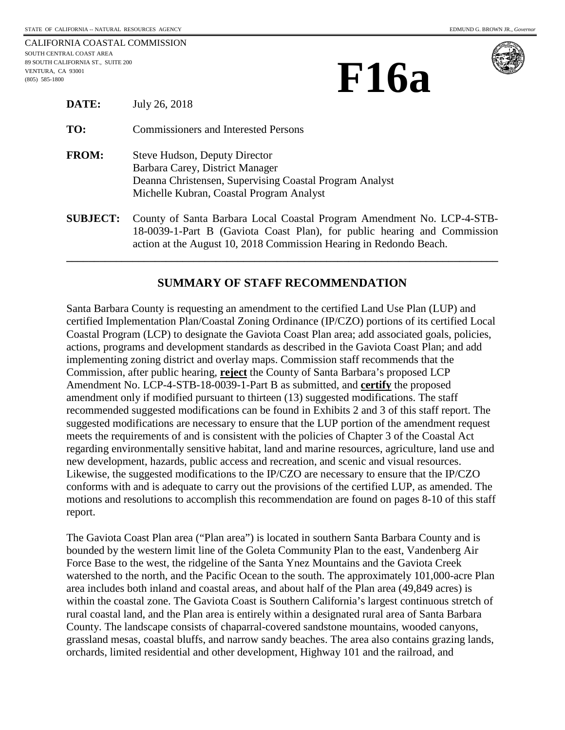STATE OF CALIFORNIA -- NATURAL RESOURCES AGENCY  EDMUND G. BROWN JR., *Governor*

CALIFORNIA COASTAL COMMISSION
SOUTH CENTRAL COAST AREA
89 SOUTH CALIFORNIA ST., SUITE 200
VENTURA, CA 93001
(805) 585-1800

# F16a

**DATE:** July 26, 2018

**TO:** Commissioners and Interested Persons

**FROM:** Steve Hudson, Deputy Director
Barbara Carey, District Manager
Deanna Christensen, Supervising Coastal Program Analyst
Michelle Kubran, Coastal Program Analyst

**SUBJECT:** County of Santa Barbara Local Coastal Program Amendment No. LCP-4-STB-18-0039-1-Part B (Gaviota Coast Plan), for public hearing and Commission action at the August 10, 2018 Commission Hearing in Redondo Beach.

---

## SUMMARY OF STAFF RECOMMENDATION

Santa Barbara County is requesting an amendment to the certified Land Use Plan (LUP) and certified Implementation Plan/Coastal Zoning Ordinance (IP/CZO) portions of its certified Local Coastal Program (LCP) to designate the Gaviota Coast Plan area; add associated goals, policies, actions, programs and development standards as described in the Gaviota Coast Plan; and add implementing zoning district and overlay maps. Commission staff recommends that the Commission, after public hearing, **reject** the County of Santa Barbara's proposed LCP Amendment No. LCP-4-STB-18-0039-1-Part B as submitted, and **certify** the proposed amendment only if modified pursuant to thirteen (13) suggested modifications. The staff recommended suggested modifications can be found in Exhibits 2 and 3 of this staff report. The suggested modifications are necessary to ensure that the LUP portion of the amendment request meets the requirements of and is consistent with the policies of Chapter 3 of the Coastal Act regarding environmentally sensitive habitat, land and marine resources, agriculture, land use and new development, hazards, public access and recreation, and scenic and visual resources. Likewise, the suggested modifications to the IP/CZO are necessary to ensure that the IP/CZO conforms with and is adequate to carry out the provisions of the certified LUP, as amended. The motions and resolutions to accomplish this recommendation are found on pages 8-10 of this staff report.

The Gaviota Coast Plan area ("Plan area") is located in southern Santa Barbara County and is bounded by the western limit line of the Goleta Community Plan to the east, Vandenberg Air Force Base to the west, the ridgeline of the Santa Ynez Mountains and the Gaviota Creek watershed to the north, and the Pacific Ocean to the south. The approximately 101,000-acre Plan area includes both inland and coastal areas, and about half of the Plan area (49,849 acres) is within the coastal zone. The Gaviota Coast is Southern California's largest continuous stretch of rural coastal land, and the Plan area is entirely within a designated rural area of Santa Barbara County. The landscape consists of chaparral-covered sandstone mountains, wooded canyons, grassland mesas, coastal bluffs, and narrow sandy beaches. The area also contains grazing lands, orchards, limited residential and other development, Highway 101 and the railroad, and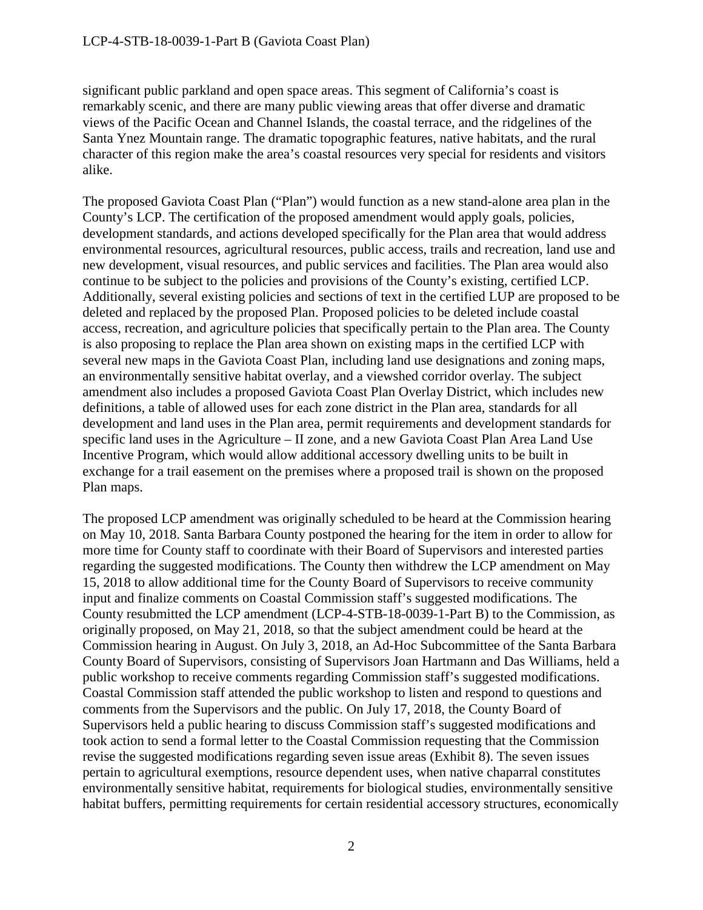significant public parkland and open space areas. This segment of California's coast is remarkably scenic, and there are many public viewing areas that offer diverse and dramatic views of the Pacific Ocean and Channel Islands, the coastal terrace, and the ridgelines of the Santa Ynez Mountain range. The dramatic topographic features, native habitats, and the rural character of this region make the area's coastal resources very special for residents and visitors alike.

The proposed Gaviota Coast Plan ("Plan") would function as a new stand-alone area plan in the County's LCP. The certification of the proposed amendment would apply goals, policies, development standards, and actions developed specifically for the Plan area that would address environmental resources, agricultural resources, public access, trails and recreation, land use and new development, visual resources, and public services and facilities. The Plan area would also continue to be subject to the policies and provisions of the County's existing, certified LCP. Additionally, several existing policies and sections of text in the certified LUP are proposed to be deleted and replaced by the proposed Plan. Proposed policies to be deleted include coastal access, recreation, and agriculture policies that specifically pertain to the Plan area. The County is also proposing to replace the Plan area shown on existing maps in the certified LCP with several new maps in the Gaviota Coast Plan, including land use designations and zoning maps, an environmentally sensitive habitat overlay, and a viewshed corridor overlay. The subject amendment also includes a proposed Gaviota Coast Plan Overlay District, which includes new definitions, a table of allowed uses for each zone district in the Plan area, standards for all development and land uses in the Plan area, permit requirements and development standards for specific land uses in the Agriculture – II zone, and a new Gaviota Coast Plan Area Land Use Incentive Program, which would allow additional accessory dwelling units to be built in exchange for a trail easement on the premises where a proposed trail is shown on the proposed Plan maps.

The proposed LCP amendment was originally scheduled to be heard at the Commission hearing on May 10, 2018. Santa Barbara County postponed the hearing for the item in order to allow for more time for County staff to coordinate with their Board of Supervisors and interested parties regarding the suggested modifications. The County then withdrew the LCP amendment on May 15, 2018 to allow additional time for the County Board of Supervisors to receive community input and finalize comments on Coastal Commission staff's suggested modifications. The County resubmitted the LCP amendment (LCP-4-STB-18-0039-1-Part B) to the Commission, as originally proposed, on May 21, 2018, so that the subject amendment could be heard at the Commission hearing in August. On July 3, 2018, an Ad-Hoc Subcommittee of the Santa Barbara County Board of Supervisors, consisting of Supervisors Joan Hartmann and Das Williams, held a public workshop to receive comments regarding Commission staff's suggested modifications. Coastal Commission staff attended the public workshop to listen and respond to questions and comments from the Supervisors and the public. On July 17, 2018, the County Board of Supervisors held a public hearing to discuss Commission staff's suggested modifications and took action to send a formal letter to the Coastal Commission requesting that the Commission revise the suggested modifications regarding seven issue areas (Exhibit 8). The seven issues pertain to agricultural exemptions, resource dependent uses, when native chaparral constitutes environmentally sensitive habitat, requirements for biological studies, environmentally sensitive habitat buffers, permitting requirements for certain residential accessory structures, economically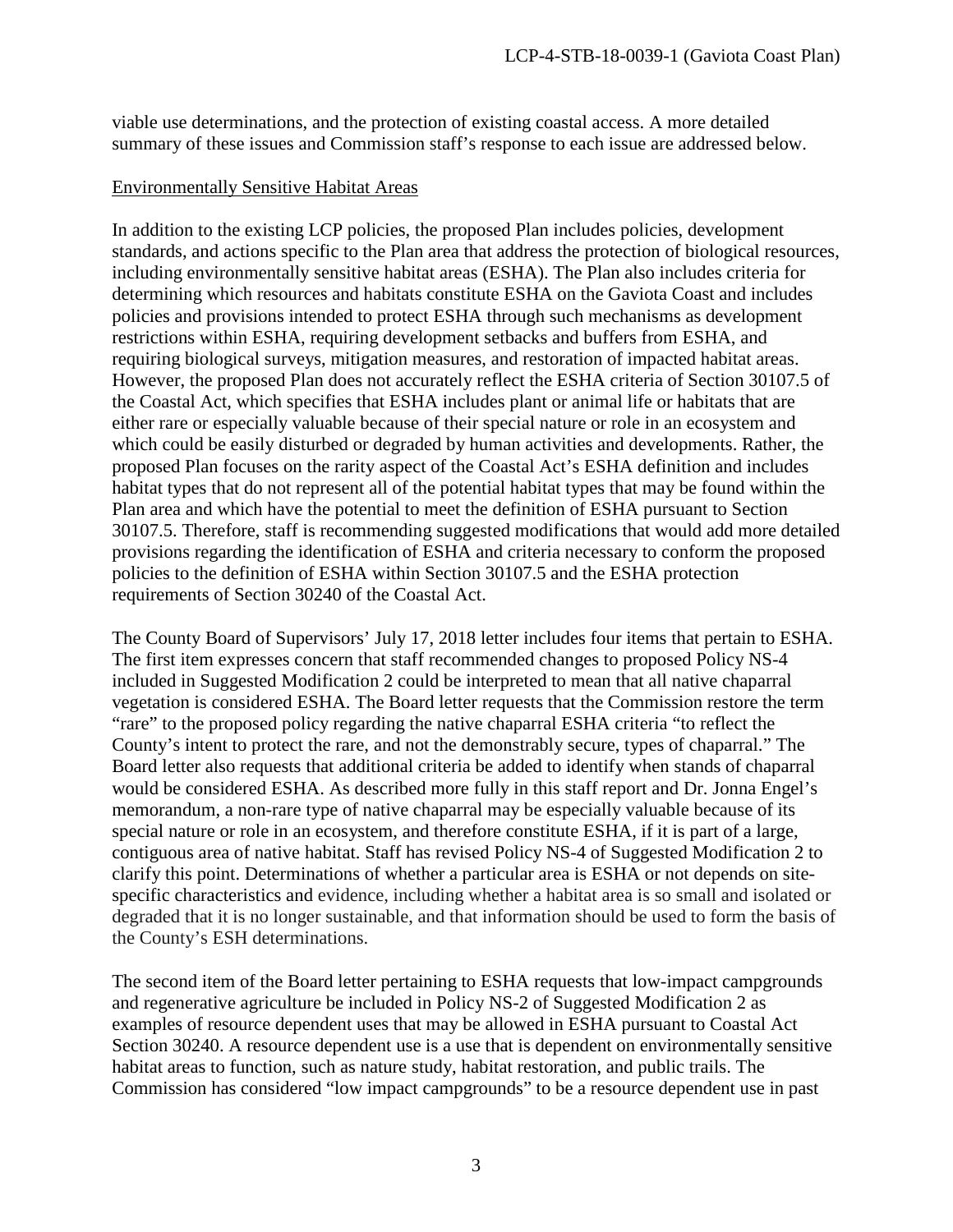viable use determinations, and the protection of existing coastal access. A more detailed summary of these issues and Commission staff's response to each issue are addressed below.

Environmentally Sensitive Habitat Areas

In addition to the existing LCP policies, the proposed Plan includes policies, development standards, and actions specific to the Plan area that address the protection of biological resources, including environmentally sensitive habitat areas (ESHA). The Plan also includes criteria for determining which resources and habitats constitute ESHA on the Gaviota Coast and includes policies and provisions intended to protect ESHA through such mechanisms as development restrictions within ESHA, requiring development setbacks and buffers from ESHA, and requiring biological surveys, mitigation measures, and restoration of impacted habitat areas. However, the proposed Plan does not accurately reflect the ESHA criteria of Section 30107.5 of the Coastal Act, which specifies that ESHA includes plant or animal life or habitats that are either rare or especially valuable because of their special nature or role in an ecosystem and which could be easily disturbed or degraded by human activities and developments. Rather, the proposed Plan focuses on the rarity aspect of the Coastal Act's ESHA definition and includes habitat types that do not represent all of the potential habitat types that may be found within the Plan area and which have the potential to meet the definition of ESHA pursuant to Section 30107.5. Therefore, staff is recommending suggested modifications that would add more detailed provisions regarding the identification of ESHA and criteria necessary to conform the proposed policies to the definition of ESHA within Section 30107.5 and the ESHA protection requirements of Section 30240 of the Coastal Act.

The County Board of Supervisors' July 17, 2018 letter includes four items that pertain to ESHA. The first item expresses concern that staff recommended changes to proposed Policy NS-4 included in Suggested Modification 2 could be interpreted to mean that all native chaparral vegetation is considered ESHA. The Board letter requests that the Commission restore the term "rare" to the proposed policy regarding the native chaparral ESHA criteria "to reflect the County's intent to protect the rare, and not the demonstrably secure, types of chaparral." The Board letter also requests that additional criteria be added to identify when stands of chaparral would be considered ESHA. As described more fully in this staff report and Dr. Jonna Engel's memorandum, a non-rare type of native chaparral may be especially valuable because of its special nature or role in an ecosystem, and therefore constitute ESHA, if it is part of a large, contiguous area of native habitat. Staff has revised Policy NS-4 of Suggested Modification 2 to clarify this point. Determinations of whether a particular area is ESHA or not depends on site-specific characteristics and evidence, including whether a habitat area is so small and isolated or degraded that it is no longer sustainable, and that information should be used to form the basis of the County's ESH determinations.

The second item of the Board letter pertaining to ESHA requests that low-impact campgrounds and regenerative agriculture be included in Policy NS-2 of Suggested Modification 2 as examples of resource dependent uses that may be allowed in ESHA pursuant to Coastal Act Section 30240. A resource dependent use is a use that is dependent on environmentally sensitive habitat areas to function, such as nature study, habitat restoration, and public trails. The Commission has considered "low impact campgrounds" to be a resource dependent use in past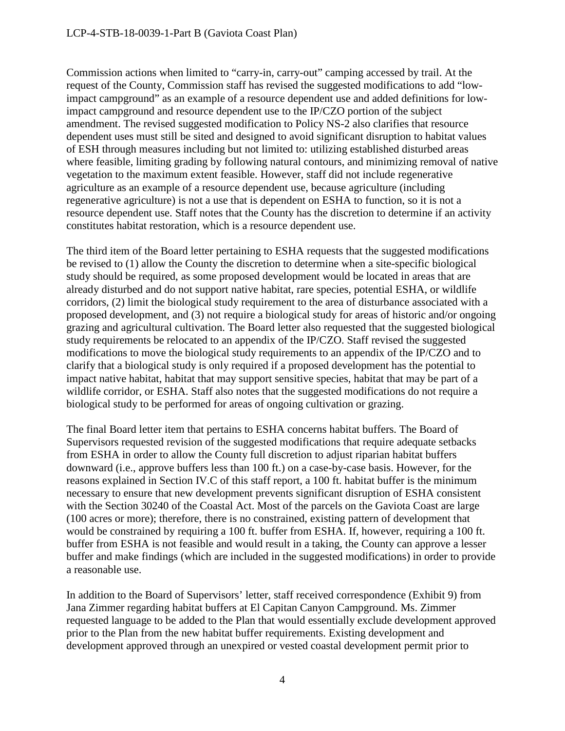Commission actions when limited to "carry-in, carry-out" camping accessed by trail. At the request of the County, Commission staff has revised the suggested modifications to add "low-impact campground" as an example of a resource dependent use and added definitions for low-impact campground and resource dependent use to the IP/CZO portion of the subject amendment. The revised suggested modification to Policy NS-2 also clarifies that resource dependent uses must still be sited and designed to avoid significant disruption to habitat values of ESH through measures including but not limited to: utilizing established disturbed areas where feasible, limiting grading by following natural contours, and minimizing removal of native vegetation to the maximum extent feasible. However, staff did not include regenerative agriculture as an example of a resource dependent use, because agriculture (including regenerative agriculture) is not a use that is dependent on ESHA to function, so it is not a resource dependent use. Staff notes that the County has the discretion to determine if an activity constitutes habitat restoration, which is a resource dependent use.

The third item of the Board letter pertaining to ESHA requests that the suggested modifications be revised to (1) allow the County the discretion to determine when a site-specific biological study should be required, as some proposed development would be located in areas that are already disturbed and do not support native habitat, rare species, potential ESHA, or wildlife corridors, (2) limit the biological study requirement to the area of disturbance associated with a proposed development, and (3) not require a biological study for areas of historic and/or ongoing grazing and agricultural cultivation. The Board letter also requested that the suggested biological study requirements be relocated to an appendix of the IP/CZO. Staff revised the suggested modifications to move the biological study requirements to an appendix of the IP/CZO and to clarify that a biological study is only required if a proposed development has the potential to impact native habitat, habitat that may support sensitive species, habitat that may be part of a wildlife corridor, or ESHA. Staff also notes that the suggested modifications do not require a biological study to be performed for areas of ongoing cultivation or grazing.

The final Board letter item that pertains to ESHA concerns habitat buffers. The Board of Supervisors requested revision of the suggested modifications that require adequate setbacks from ESHA in order to allow the County full discretion to adjust riparian habitat buffers downward (i.e., approve buffers less than 100 ft.) on a case-by-case basis. However, for the reasons explained in Section IV.C of this staff report, a 100 ft. habitat buffer is the minimum necessary to ensure that new development prevents significant disruption of ESHA consistent with the Section 30240 of the Coastal Act. Most of the parcels on the Gaviota Coast are large (100 acres or more); therefore, there is no constrained, existing pattern of development that would be constrained by requiring a 100 ft. buffer from ESHA. If, however, requiring a 100 ft. buffer from ESHA is not feasible and would result in a taking, the County can approve a lesser buffer and make findings (which are included in the suggested modifications) in order to provide a reasonable use.

In addition to the Board of Supervisors' letter, staff received correspondence (Exhibit 9) from Jana Zimmer regarding habitat buffers at El Capitan Canyon Campground. Ms. Zimmer requested language to be added to the Plan that would essentially exclude development approved prior to the Plan from the new habitat buffer requirements. Existing development and development approved through an unexpired or vested coastal development permit prior to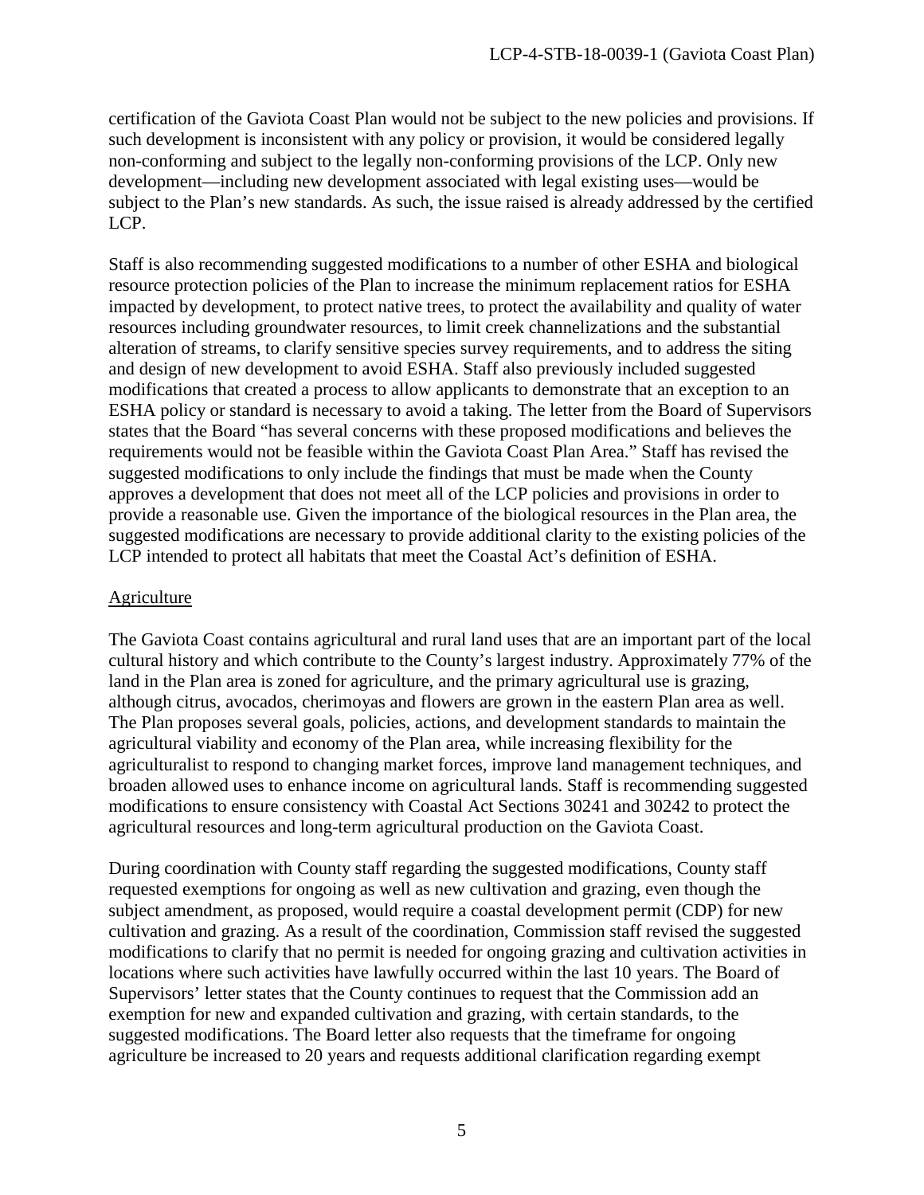certification of the Gaviota Coast Plan would not be subject to the new policies and provisions. If such development is inconsistent with any policy or provision, it would be considered legally non-conforming and subject to the legally non-conforming provisions of the LCP. Only new development—including new development associated with legal existing uses—would be subject to the Plan's new standards. As such, the issue raised is already addressed by the certified LCP.

Staff is also recommending suggested modifications to a number of other ESHA and biological resource protection policies of the Plan to increase the minimum replacement ratios for ESHA impacted by development, to protect native trees, to protect the availability and quality of water resources including groundwater resources, to limit creek channelizations and the substantial alteration of streams, to clarify sensitive species survey requirements, and to address the siting and design of new development to avoid ESHA. Staff also previously included suggested modifications that created a process to allow applicants to demonstrate that an exception to an ESHA policy or standard is necessary to avoid a taking. The letter from the Board of Supervisors states that the Board "has several concerns with these proposed modifications and believes the requirements would not be feasible within the Gaviota Coast Plan Area." Staff has revised the suggested modifications to only include the findings that must be made when the County approves a development that does not meet all of the LCP policies and provisions in order to provide a reasonable use. Given the importance of the biological resources in the Plan area, the suggested modifications are necessary to provide additional clarity to the existing policies of the LCP intended to protect all habitats that meet the Coastal Act's definition of ESHA.

Agriculture

The Gaviota Coast contains agricultural and rural land uses that are an important part of the local cultural history and which contribute to the County's largest industry. Approximately 77% of the land in the Plan area is zoned for agriculture, and the primary agricultural use is grazing, although citrus, avocados, cherimoyas and flowers are grown in the eastern Plan area as well. The Plan proposes several goals, policies, actions, and development standards to maintain the agricultural viability and economy of the Plan area, while increasing flexibility for the agriculturalist to respond to changing market forces, improve land management techniques, and broaden allowed uses to enhance income on agricultural lands. Staff is recommending suggested modifications to ensure consistency with Coastal Act Sections 30241 and 30242 to protect the agricultural resources and long-term agricultural production on the Gaviota Coast.

During coordination with County staff regarding the suggested modifications, County staff requested exemptions for ongoing as well as new cultivation and grazing, even though the subject amendment, as proposed, would require a coastal development permit (CDP) for new cultivation and grazing. As a result of the coordination, Commission staff revised the suggested modifications to clarify that no permit is needed for ongoing grazing and cultivation activities in locations where such activities have lawfully occurred within the last 10 years. The Board of Supervisors' letter states that the County continues to request that the Commission add an exemption for new and expanded cultivation and grazing, with certain standards, to the suggested modifications. The Board letter also requests that the timeframe for ongoing agriculture be increased to 20 years and requests additional clarification regarding exempt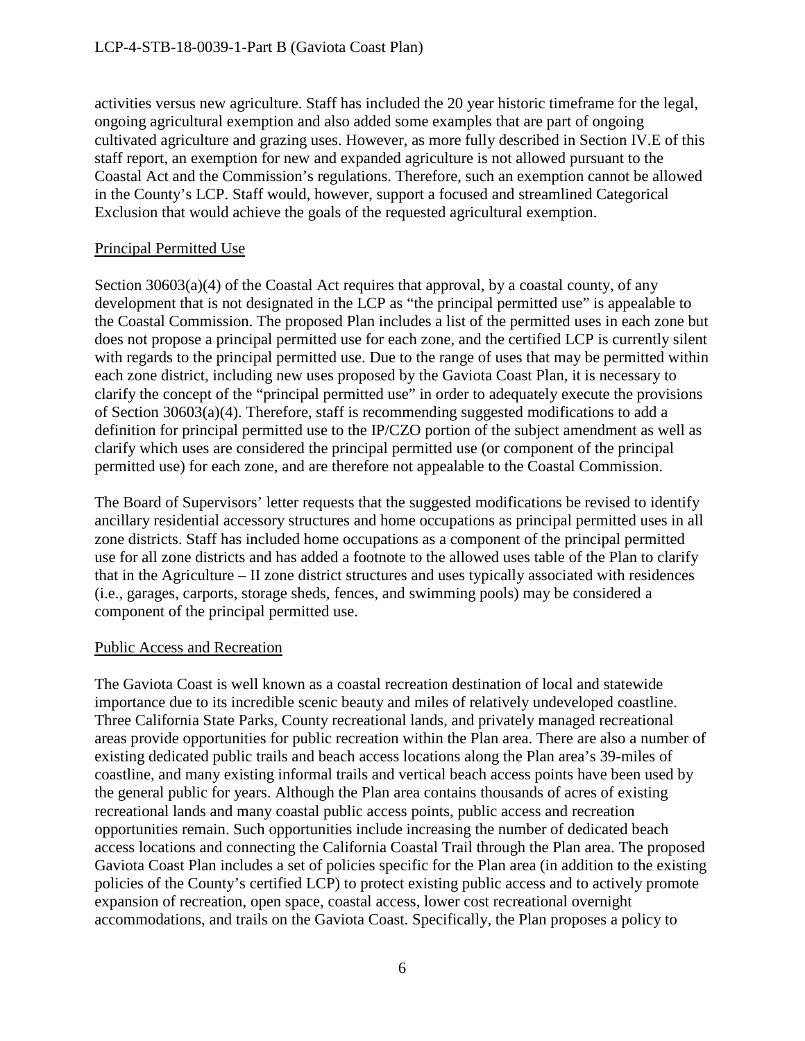activities versus new agriculture. Staff has included the 20 year historic timeframe for the legal, ongoing agricultural exemption and also added some examples that are part of ongoing cultivated agriculture and grazing uses. However, as more fully described in Section IV.E of this staff report, an exemption for new and expanded agriculture is not allowed pursuant to the Coastal Act and the Commission's regulations. Therefore, such an exemption cannot be allowed in the County's LCP. Staff would, however, support a focused and streamlined Categorical Exclusion that would achieve the goals of the requested agricultural exemption.

Principal Permitted Use

Section 30603(a)(4) of the Coastal Act requires that approval, by a coastal county, of any development that is not designated in the LCP as "the principal permitted use" is appealable to the Coastal Commission. The proposed Plan includes a list of the permitted uses in each zone but does not propose a principal permitted use for each zone, and the certified LCP is currently silent with regards to the principal permitted use. Due to the range of uses that may be permitted within each zone district, including new uses proposed by the Gaviota Coast Plan, it is necessary to clarify the concept of the "principal permitted use" in order to adequately execute the provisions of Section 30603(a)(4). Therefore, staff is recommending suggested modifications to add a definition for principal permitted use to the IP/CZO portion of the subject amendment as well as clarify which uses are considered the principal permitted use (or component of the principal permitted use) for each zone, and are therefore not appealable to the Coastal Commission.

The Board of Supervisors' letter requests that the suggested modifications be revised to identify ancillary residential accessory structures and home occupations as principal permitted uses in all zone districts. Staff has included home occupations as a component of the principal permitted use for all zone districts and has added a footnote to the allowed uses table of the Plan to clarify that in the Agriculture – II zone district structures and uses typically associated with residences (i.e., garages, carports, storage sheds, fences, and swimming pools) may be considered a component of the principal permitted use.

Public Access and Recreation

The Gaviota Coast is well known as a coastal recreation destination of local and statewide importance due to its incredible scenic beauty and miles of relatively undeveloped coastline. Three California State Parks, County recreational lands, and privately managed recreational areas provide opportunities for public recreation within the Plan area. There are also a number of existing dedicated public trails and beach access locations along the Plan area's 39-miles of coastline, and many existing informal trails and vertical beach access points have been used by the general public for years. Although the Plan area contains thousands of acres of existing recreational lands and many coastal public access points, public access and recreation opportunities remain. Such opportunities include increasing the number of dedicated beach access locations and connecting the California Coastal Trail through the Plan area. The proposed Gaviota Coast Plan includes a set of policies specific for the Plan area (in addition to the existing policies of the County's certified LCP) to protect existing public access and to actively promote expansion of recreation, open space, coastal access, lower cost recreational overnight accommodations, and trails on the Gaviota Coast. Specifically, the Plan proposes a policy to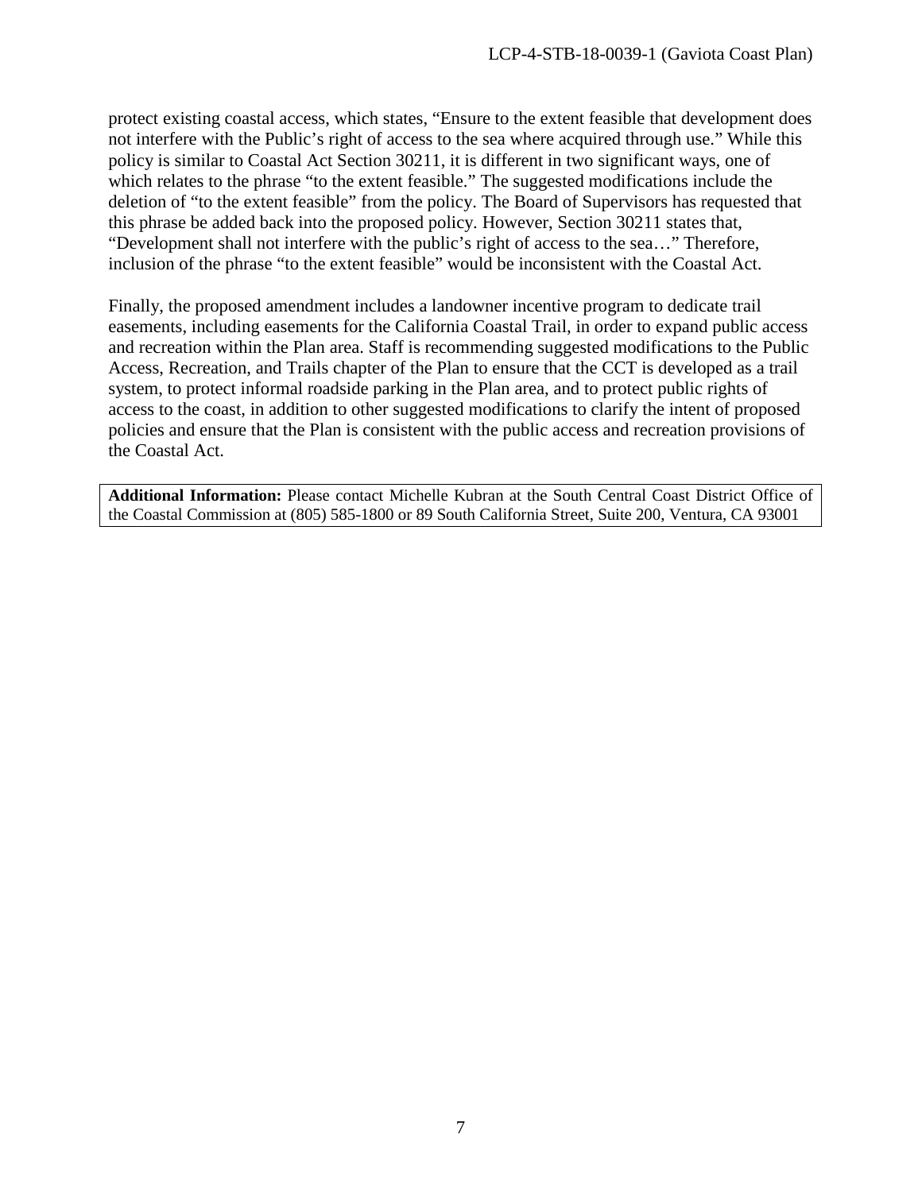protect existing coastal access, which states, "Ensure to the extent feasible that development does not interfere with the Public's right of access to the sea where acquired through use." While this policy is similar to Coastal Act Section 30211, it is different in two significant ways, one of which relates to the phrase "to the extent feasible." The suggested modifications include the deletion of "to the extent feasible" from the policy. The Board of Supervisors has requested that this phrase be added back into the proposed policy. However, Section 30211 states that, "Development shall not interfere with the public's right of access to the sea…" Therefore, inclusion of the phrase "to the extent feasible" would be inconsistent with the Coastal Act.

Finally, the proposed amendment includes a landowner incentive program to dedicate trail easements, including easements for the California Coastal Trail, in order to expand public access and recreation within the Plan area. Staff is recommending suggested modifications to the Public Access, Recreation, and Trails chapter of the Plan to ensure that the CCT is developed as a trail system, to protect informal roadside parking in the Plan area, and to protect public rights of access to the coast, in addition to other suggested modifications to clarify the intent of proposed policies and ensure that the Plan is consistent with the public access and recreation provisions of the Coastal Act.

**Additional Information:** Please contact Michelle Kubran at the South Central Coast District Office of the Coastal Commission at (805) 585-1800 or 89 South California Street, Suite 200, Ventura, CA 93001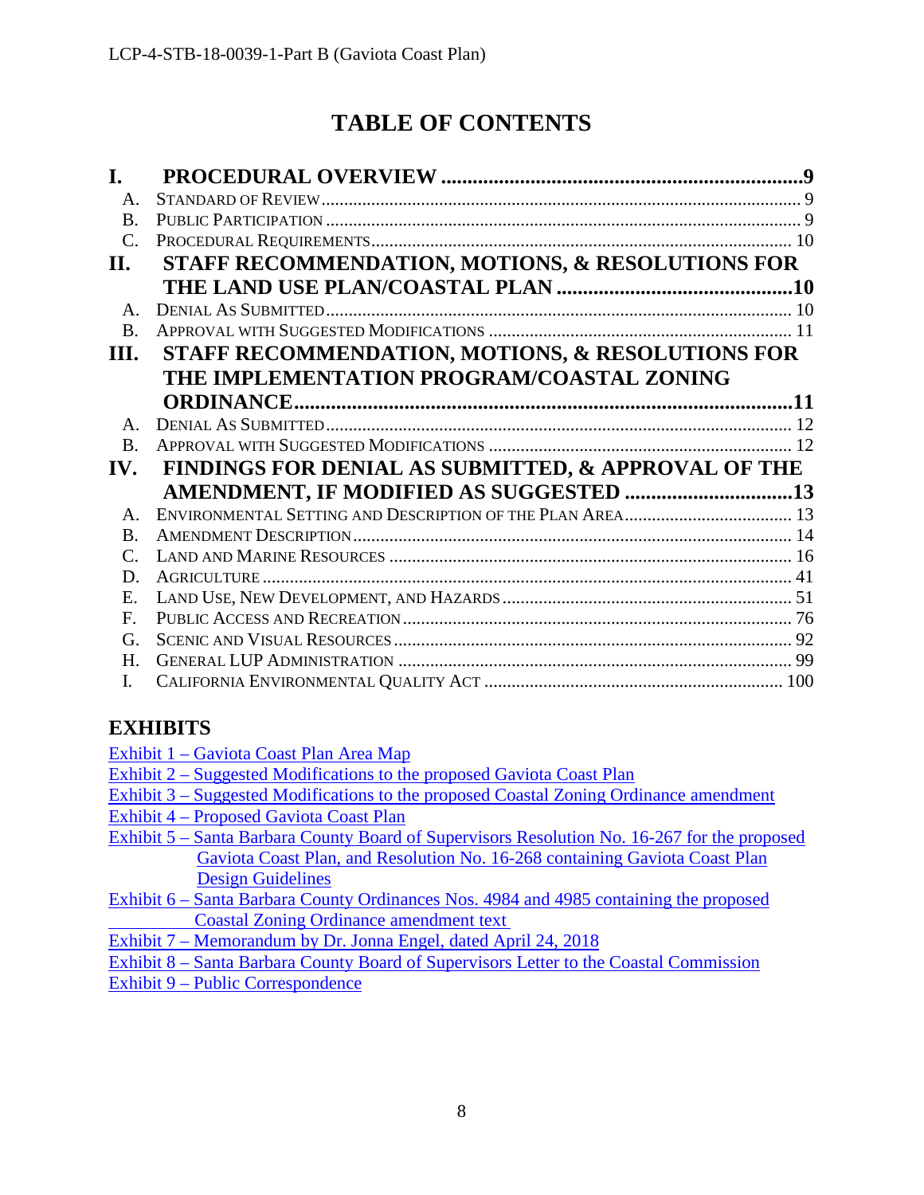# TABLE OF CONTENTS

**I. PROCEDURAL OVERVIEW ....................................................................9**

- A. STANDARD OF REVIEW ........................................................................ 9
- B. PUBLIC PARTICIPATION ...................................................................... 9
- C. PROCEDURAL REQUIREMENTS ............................................................ 10

**II. STAFF RECOMMENDATION, MOTIONS, & RESOLUTIONS FOR THE LAND USE PLAN/COASTAL PLAN ..............................................10**

- A. DENIAL AS SUBMITTED ..................................................................... 10
- B. APPROVAL WITH SUGGESTED MODIFICATIONS ................................... 11

**III. STAFF RECOMMENDATION, MOTIONS, & RESOLUTIONS FOR THE IMPLEMENTATION PROGRAM/COASTAL ZONING ORDINANCE.....................................................................................11**

- A. DENIAL AS SUBMITTED ..................................................................... 12
- B. APPROVAL WITH SUGGESTED MODIFICATIONS ................................... 12

**IV. FINDINGS FOR DENIAL AS SUBMITTED, & APPROVAL OF THE AMENDMENT, IF MODIFIED AS SUGGESTED ................................13**

- A. ENVIRONMENTAL SETTING AND DESCRIPTION OF THE PLAN AREA ........ 13
- B. AMENDMENT DESCRIPTION ................................................................ 14
- C. LAND AND MARINE RESOURCES ......................................................... 16
- D. AGRICULTURE .................................................................................. 41
- E. LAND USE, NEW DEVELOPMENT, AND HAZARDS ................................. 51
- F. PUBLIC ACCESS AND RECREATION ...................................................... 76
- G. SCENIC AND VISUAL RESOURCES ....................................................... 92
- H. GENERAL LUP ADMINISTRATION ....................................................... 99
- I. CALIFORNIA ENVIRONMENTAL QUALITY ACT ..................................... 100

## EXHIBITS

Exhibit 1 – Gaviota Coast Plan Area Map
Exhibit 2 – Suggested Modifications to the proposed Gaviota Coast Plan
Exhibit 3 – Suggested Modifications to the proposed Coastal Zoning Ordinance amendment
Exhibit 4 – Proposed Gaviota Coast Plan
Exhibit 5 – Santa Barbara County Board of Supervisors Resolution No. 16-267 for the proposed Gaviota Coast Plan, and Resolution No. 16-268 containing Gaviota Coast Plan Design Guidelines
Exhibit 6 – Santa Barbara County Ordinances Nos. 4984 and 4985 containing the proposed Coastal Zoning Ordinance amendment text
Exhibit 7 – Memorandum by Dr. Jonna Engel, dated April 24, 2018
Exhibit 8 – Santa Barbara County Board of Supervisors Letter to the Coastal Commission
Exhibit 9 – Public Correspondence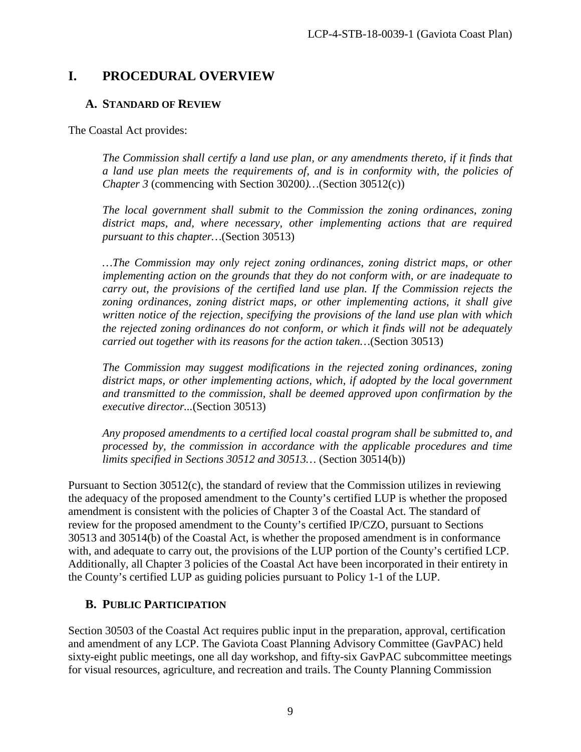# I. PROCEDURAL OVERVIEW

## A. STANDARD OF REVIEW

The Coastal Act provides:

> *The Commission shall certify a land use plan, or any amendments thereto, if it finds that a land use plan meets the requirements of, and is in conformity with, the policies of Chapter 3* (commencing with Section 30200*)…*(Section 30512(c))
>
> *The local government shall submit to the Commission the zoning ordinances, zoning district maps, and, where necessary, other implementing actions that are required pursuant to this chapter…*(Section 30513)
>
> *…The Commission may only reject zoning ordinances, zoning district maps, or other implementing action on the grounds that they do not conform with, or are inadequate to carry out, the provisions of the certified land use plan. If the Commission rejects the zoning ordinances, zoning district maps, or other implementing actions, it shall give written notice of the rejection, specifying the provisions of the land use plan with which the rejected zoning ordinances do not conform, or which it finds will not be adequately carried out together with its reasons for the action taken…*(Section 30513)
>
> *The Commission may suggest modifications in the rejected zoning ordinances, zoning district maps, or other implementing actions, which, if adopted by the local government and transmitted to the commission, shall be deemed approved upon confirmation by the executive director...*(Section 30513)
>
> *Any proposed amendments to a certified local coastal program shall be submitted to, and processed by, the commission in accordance with the applicable procedures and time limits specified in Sections 30512 and 30513…* (Section 30514(b))

Pursuant to Section 30512(c), the standard of review that the Commission utilizes in reviewing the adequacy of the proposed amendment to the County's certified LUP is whether the proposed amendment is consistent with the policies of Chapter 3 of the Coastal Act. The standard of review for the proposed amendment to the County's certified IP/CZO, pursuant to Sections 30513 and 30514(b) of the Coastal Act, is whether the proposed amendment is in conformance with, and adequate to carry out, the provisions of the LUP portion of the County's certified LCP. Additionally, all Chapter 3 policies of the Coastal Act have been incorporated in their entirety in the County's certified LUP as guiding policies pursuant to Policy 1-1 of the LUP.

## B. PUBLIC PARTICIPATION

Section 30503 of the Coastal Act requires public input in the preparation, approval, certification and amendment of any LCP. The Gaviota Coast Planning Advisory Committee (GavPAC) held sixty-eight public meetings, one all day workshop, and fifty-six GavPAC subcommittee meetings for visual resources, agriculture, and recreation and trails. The County Planning Commission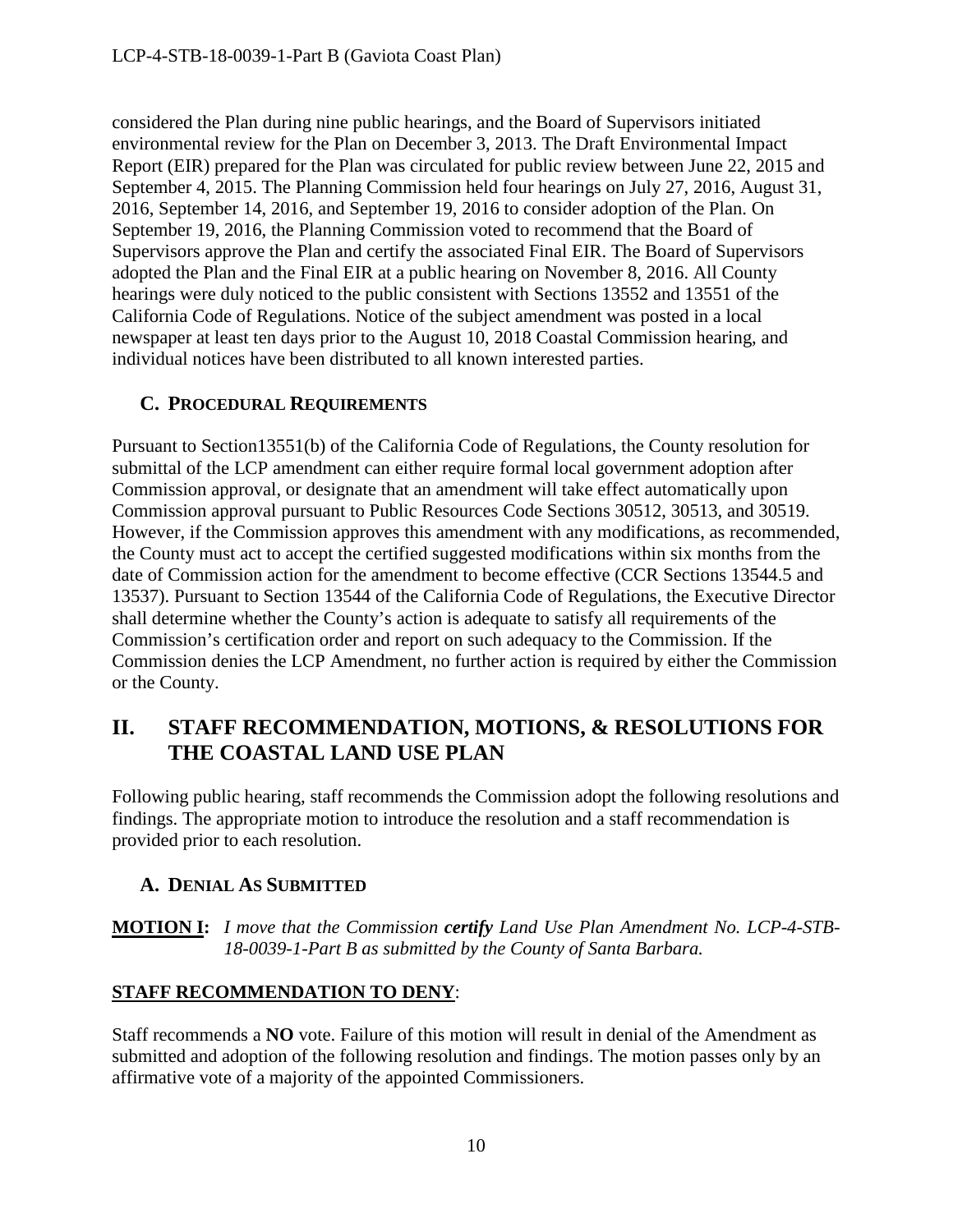considered the Plan during nine public hearings, and the Board of Supervisors initiated environmental review for the Plan on December 3, 2013. The Draft Environmental Impact Report (EIR) prepared for the Plan was circulated for public review between June 22, 2015 and September 4, 2015. The Planning Commission held four hearings on July 27, 2016, August 31, 2016, September 14, 2016, and September 19, 2016 to consider adoption of the Plan. On September 19, 2016, the Planning Commission voted to recommend that the Board of Supervisors approve the Plan and certify the associated Final EIR. The Board of Supervisors adopted the Plan and the Final EIR at a public hearing on November 8, 2016. All County hearings were duly noticed to the public consistent with Sections 13552 and 13551 of the California Code of Regulations. Notice of the subject amendment was posted in a local newspaper at least ten days prior to the August 10, 2018 Coastal Commission hearing, and individual notices have been distributed to all known interested parties.

### C. PROCEDURAL REQUIREMENTS

Pursuant to Section13551(b) of the California Code of Regulations, the County resolution for submittal of the LCP amendment can either require formal local government adoption after Commission approval, or designate that an amendment will take effect automatically upon Commission approval pursuant to Public Resources Code Sections 30512, 30513, and 30519. However, if the Commission approves this amendment with any modifications, as recommended, the County must act to accept the certified suggested modifications within six months from the date of Commission action for the amendment to become effective (CCR Sections 13544.5 and 13537). Pursuant to Section 13544 of the California Code of Regulations, the Executive Director shall determine whether the County's action is adequate to satisfy all requirements of the Commission's certification order and report on such adequacy to the Commission. If the Commission denies the LCP Amendment, no further action is required by either the Commission or the County.

## II. STAFF RECOMMENDATION, MOTIONS, & RESOLUTIONS FOR THE COASTAL LAND USE PLAN

Following public hearing, staff recommends the Commission adopt the following resolutions and findings. The appropriate motion to introduce the resolution and a staff recommendation is provided prior to each resolution.

### A. DENIAL AS SUBMITTED

**MOTION I:** *I move that the Commission **certify** Land Use Plan Amendment No. LCP-4-STB-18-0039-1-Part B as submitted by the County of Santa Barbara.*

**STAFF RECOMMENDATION TO DENY**:

Staff recommends a **NO** vote. Failure of this motion will result in denial of the Amendment as submitted and adoption of the following resolution and findings. The motion passes only by an affirmative vote of a majority of the appointed Commissioners.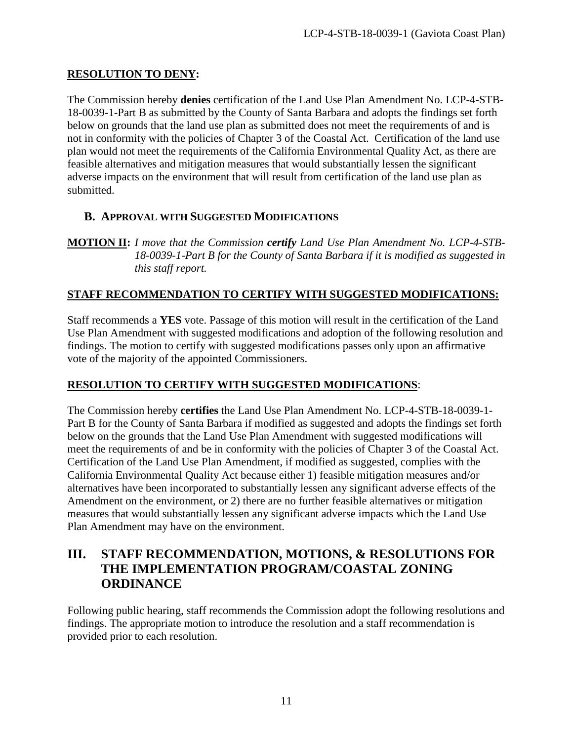**RESOLUTION TO DENY:**

The Commission hereby **denies** certification of the Land Use Plan Amendment No. LCP-4-STB-18-0039-1-Part B as submitted by the County of Santa Barbara and adopts the findings set forth below on grounds that the land use plan as submitted does not meet the requirements of and is not in conformity with the policies of Chapter 3 of the Coastal Act. Certification of the land use plan would not meet the requirements of the California Environmental Quality Act, as there are feasible alternatives and mitigation measures that would substantially lessen the significant adverse impacts on the environment that will result from certification of the land use plan as submitted.

### B. APPROVAL WITH SUGGESTED MODIFICATIONS

**MOTION II:** *I move that the Commission **certify** Land Use Plan Amendment No. LCP-4-STB-18-0039-1-Part B for the County of Santa Barbara if it is modified as suggested in this staff report.*

**STAFF RECOMMENDATION TO CERTIFY WITH SUGGESTED MODIFICATIONS:**

Staff recommends a **YES** vote. Passage of this motion will result in the certification of the Land Use Plan Amendment with suggested modifications and adoption of the following resolution and findings. The motion to certify with suggested modifications passes only upon an affirmative vote of the majority of the appointed Commissioners.

**RESOLUTION TO CERTIFY WITH SUGGESTED MODIFICATIONS**:

The Commission hereby **certifies** the Land Use Plan Amendment No. LCP-4-STB-18-0039-1-Part B for the County of Santa Barbara if modified as suggested and adopts the findings set forth below on the grounds that the Land Use Plan Amendment with suggested modifications will meet the requirements of and be in conformity with the policies of Chapter 3 of the Coastal Act. Certification of the Land Use Plan Amendment, if modified as suggested, complies with the California Environmental Quality Act because either 1) feasible mitigation measures and/or alternatives have been incorporated to substantially lessen any significant adverse effects of the Amendment on the environment, or 2) there are no further feasible alternatives or mitigation measures that would substantially lessen any significant adverse impacts which the Land Use Plan Amendment may have on the environment.

## III. STAFF RECOMMENDATION, MOTIONS, & RESOLUTIONS FOR THE IMPLEMENTATION PROGRAM/COASTAL ZONING ORDINANCE

Following public hearing, staff recommends the Commission adopt the following resolutions and findings. The appropriate motion to introduce the resolution and a staff recommendation is provided prior to each resolution.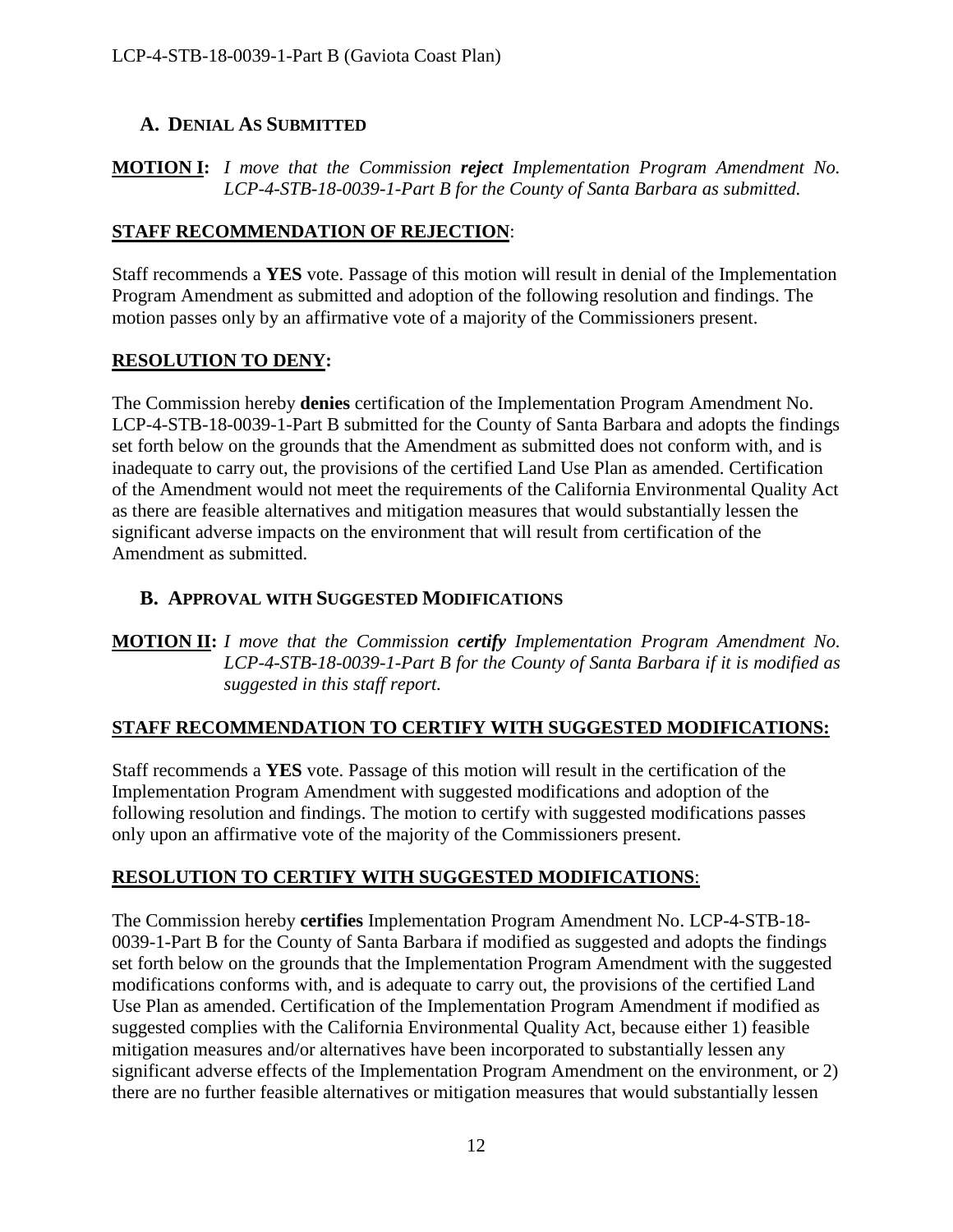## A. Denial As Submitted

**MOTION I:** *I move that the Commission* ***reject*** *Implementation Program Amendment No. LCP-4-STB-18-0039-1-Part B for the County of Santa Barbara as submitted.*

**STAFF RECOMMENDATION OF REJECTION**:

Staff recommends a **YES** vote. Passage of this motion will result in denial of the Implementation Program Amendment as submitted and adoption of the following resolution and findings. The motion passes only by an affirmative vote of a majority of the Commissioners present.

**RESOLUTION TO DENY:**

The Commission hereby **denies** certification of the Implementation Program Amendment No. LCP-4-STB-18-0039-1-Part B submitted for the County of Santa Barbara and adopts the findings set forth below on the grounds that the Amendment as submitted does not conform with, and is inadequate to carry out, the provisions of the certified Land Use Plan as amended. Certification of the Amendment would not meet the requirements of the California Environmental Quality Act as there are feasible alternatives and mitigation measures that would substantially lessen the significant adverse impacts on the environment that will result from certification of the Amendment as submitted.

## B. Approval with Suggested Modifications

**MOTION II:** *I move that the Commission* ***certify*** *Implementation Program Amendment No. LCP-4-STB-18-0039-1-Part B for the County of Santa Barbara if it is modified as suggested in this staff report.*

**STAFF RECOMMENDATION TO CERTIFY WITH SUGGESTED MODIFICATIONS:**

Staff recommends a **YES** vote. Passage of this motion will result in the certification of the Implementation Program Amendment with suggested modifications and adoption of the following resolution and findings. The motion to certify with suggested modifications passes only upon an affirmative vote of the majority of the Commissioners present.

**RESOLUTION TO CERTIFY WITH SUGGESTED MODIFICATIONS**:

The Commission hereby **certifies** Implementation Program Amendment No. LCP-4-STB-18-0039-1-Part B for the County of Santa Barbara if modified as suggested and adopts the findings set forth below on the grounds that the Implementation Program Amendment with the suggested modifications conforms with, and is adequate to carry out, the provisions of the certified Land Use Plan as amended. Certification of the Implementation Program Amendment if modified as suggested complies with the California Environmental Quality Act, because either 1) feasible mitigation measures and/or alternatives have been incorporated to substantially lessen any significant adverse effects of the Implementation Program Amendment on the environment, or 2) there are no further feasible alternatives or mitigation measures that would substantially lessen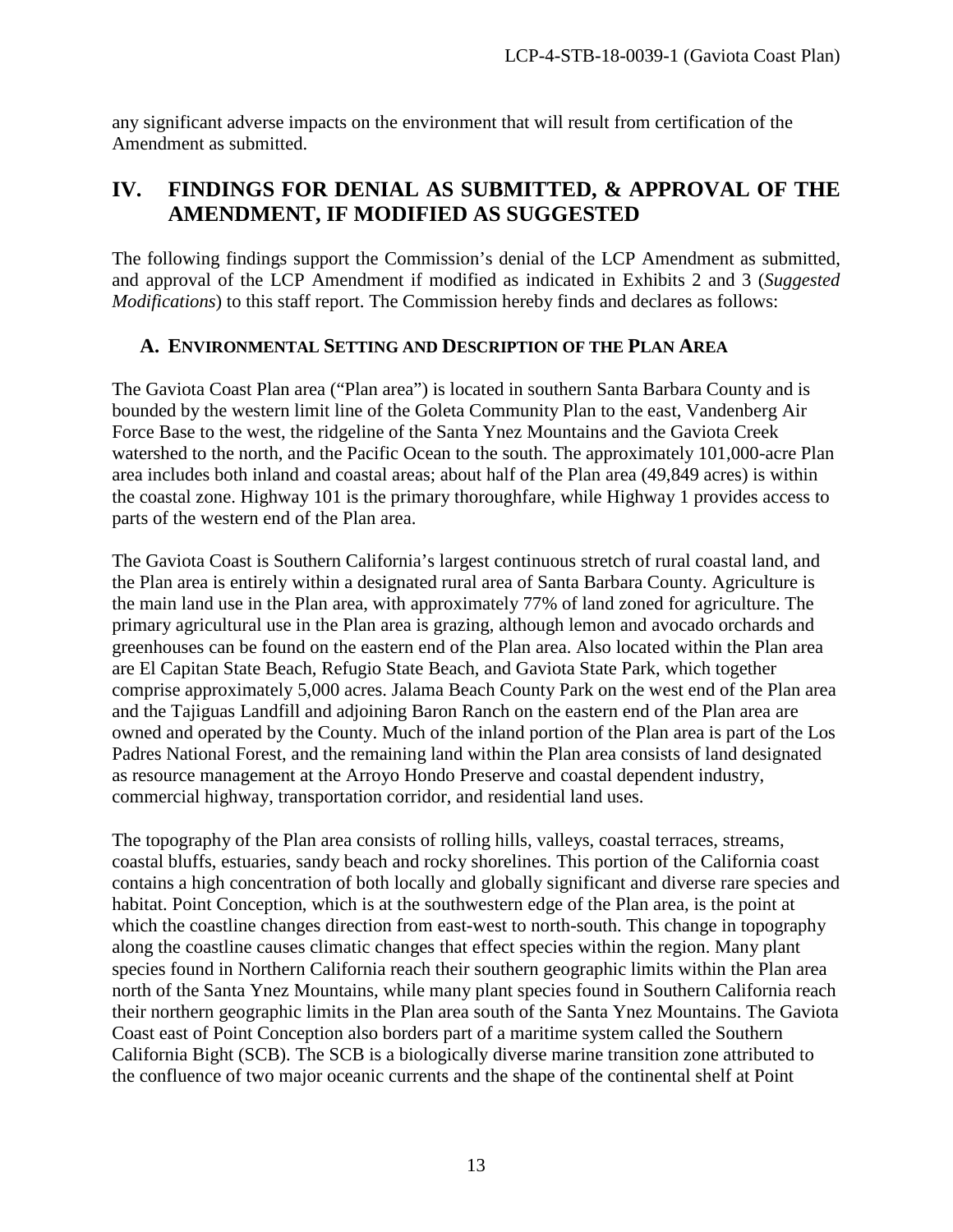any significant adverse impacts on the environment that will result from certification of the Amendment as submitted.

# IV. FINDINGS FOR DENIAL AS SUBMITTED, & APPROVAL OF THE AMENDMENT, IF MODIFIED AS SUGGESTED

The following findings support the Commission's denial of the LCP Amendment as submitted, and approval of the LCP Amendment if modified as indicated in Exhibits 2 and 3 (*Suggested Modifications*) to this staff report. The Commission hereby finds and declares as follows:

## A. ENVIRONMENTAL SETTING AND DESCRIPTION OF THE PLAN AREA

The Gaviota Coast Plan area ("Plan area") is located in southern Santa Barbara County and is bounded by the western limit line of the Goleta Community Plan to the east, Vandenberg Air Force Base to the west, the ridgeline of the Santa Ynez Mountains and the Gaviota Creek watershed to the north, and the Pacific Ocean to the south. The approximately 101,000-acre Plan area includes both inland and coastal areas; about half of the Plan area (49,849 acres) is within the coastal zone. Highway 101 is the primary thoroughfare, while Highway 1 provides access to parts of the western end of the Plan area.

The Gaviota Coast is Southern California's largest continuous stretch of rural coastal land, and the Plan area is entirely within a designated rural area of Santa Barbara County. Agriculture is the main land use in the Plan area, with approximately 77% of land zoned for agriculture. The primary agricultural use in the Plan area is grazing, although lemon and avocado orchards and greenhouses can be found on the eastern end of the Plan area. Also located within the Plan area are El Capitan State Beach, Refugio State Beach, and Gaviota State Park, which together comprise approximately 5,000 acres. Jalama Beach County Park on the west end of the Plan area and the Tajiguas Landfill and adjoining Baron Ranch on the eastern end of the Plan area are owned and operated by the County. Much of the inland portion of the Plan area is part of the Los Padres National Forest, and the remaining land within the Plan area consists of land designated as resource management at the Arroyo Hondo Preserve and coastal dependent industry, commercial highway, transportation corridor, and residential land uses.

The topography of the Plan area consists of rolling hills, valleys, coastal terraces, streams, coastal bluffs, estuaries, sandy beach and rocky shorelines. This portion of the California coast contains a high concentration of both locally and globally significant and diverse rare species and habitat. Point Conception, which is at the southwestern edge of the Plan area, is the point at which the coastline changes direction from east-west to north-south. This change in topography along the coastline causes climatic changes that effect species within the region. Many plant species found in Northern California reach their southern geographic limits within the Plan area north of the Santa Ynez Mountains, while many plant species found in Southern California reach their northern geographic limits in the Plan area south of the Santa Ynez Mountains. The Gaviota Coast east of Point Conception also borders part of a maritime system called the Southern California Bight (SCB). The SCB is a biologically diverse marine transition zone attributed to the confluence of two major oceanic currents and the shape of the continental shelf at Point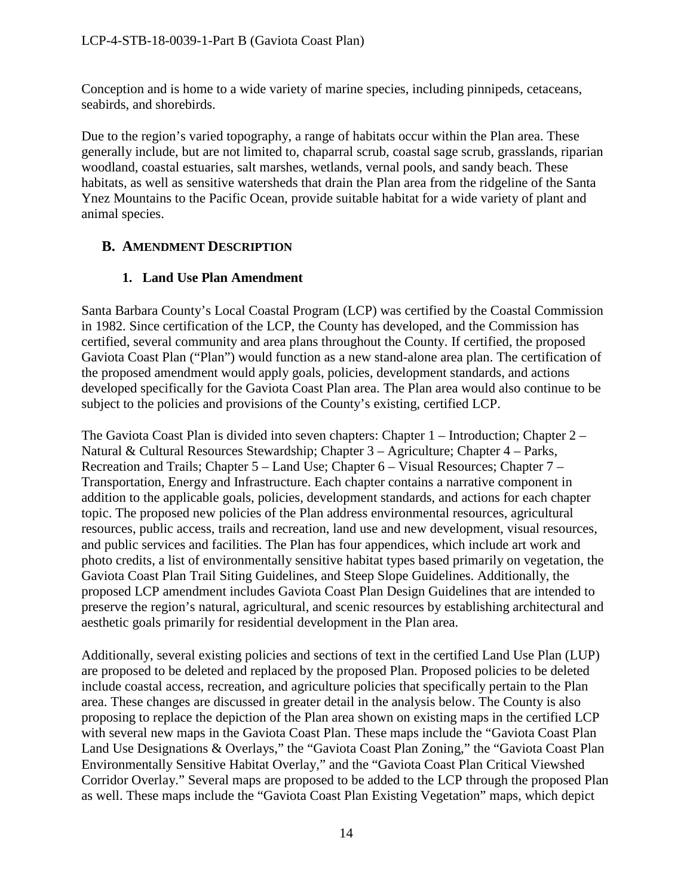Conception and is home to a wide variety of marine species, including pinnipeds, cetaceans, seabirds, and shorebirds.

Due to the region's varied topography, a range of habitats occur within the Plan area. These generally include, but are not limited to, chaparral scrub, coastal sage scrub, grasslands, riparian woodland, coastal estuaries, salt marshes, wetlands, vernal pools, and sandy beach. These habitats, as well as sensitive watersheds that drain the Plan area from the ridgeline of the Santa Ynez Mountains to the Pacific Ocean, provide suitable habitat for a wide variety of plant and animal species.

## B. AMENDMENT DESCRIPTION

### 1. Land Use Plan Amendment

Santa Barbara County's Local Coastal Program (LCP) was certified by the Coastal Commission in 1982. Since certification of the LCP, the County has developed, and the Commission has certified, several community and area plans throughout the County. If certified, the proposed Gaviota Coast Plan ("Plan") would function as a new stand-alone area plan. The certification of the proposed amendment would apply goals, policies, development standards, and actions developed specifically for the Gaviota Coast Plan area. The Plan area would also continue to be subject to the policies and provisions of the County's existing, certified LCP.

The Gaviota Coast Plan is divided into seven chapters: Chapter 1 – Introduction; Chapter 2 – Natural & Cultural Resources Stewardship; Chapter 3 – Agriculture; Chapter 4 – Parks, Recreation and Trails; Chapter 5 – Land Use; Chapter 6 – Visual Resources; Chapter 7 – Transportation, Energy and Infrastructure. Each chapter contains a narrative component in addition to the applicable goals, policies, development standards, and actions for each chapter topic. The proposed new policies of the Plan address environmental resources, agricultural resources, public access, trails and recreation, land use and new development, visual resources, and public services and facilities. The Plan has four appendices, which include art work and photo credits, a list of environmentally sensitive habitat types based primarily on vegetation, the Gaviota Coast Plan Trail Siting Guidelines, and Steep Slope Guidelines. Additionally, the proposed LCP amendment includes Gaviota Coast Plan Design Guidelines that are intended to preserve the region's natural, agricultural, and scenic resources by establishing architectural and aesthetic goals primarily for residential development in the Plan area.

Additionally, several existing policies and sections of text in the certified Land Use Plan (LUP) are proposed to be deleted and replaced by the proposed Plan. Proposed policies to be deleted include coastal access, recreation, and agriculture policies that specifically pertain to the Plan area. These changes are discussed in greater detail in the analysis below. The County is also proposing to replace the depiction of the Plan area shown on existing maps in the certified LCP with several new maps in the Gaviota Coast Plan. These maps include the "Gaviota Coast Plan Land Use Designations & Overlays," the "Gaviota Coast Plan Zoning," the "Gaviota Coast Plan Environmentally Sensitive Habitat Overlay," and the "Gaviota Coast Plan Critical Viewshed Corridor Overlay." Several maps are proposed to be added to the LCP through the proposed Plan as well. These maps include the "Gaviota Coast Plan Existing Vegetation" maps, which depict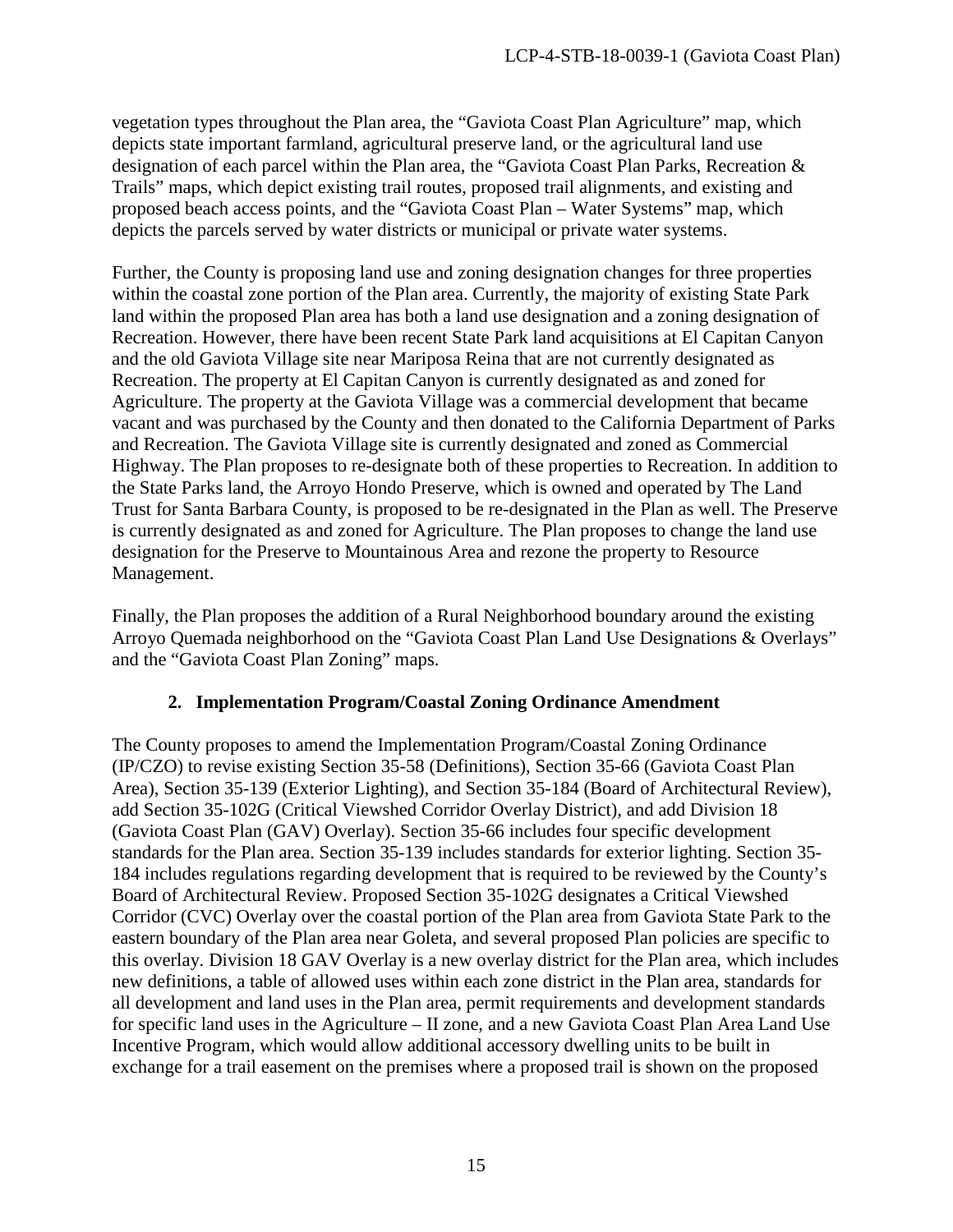vegetation types throughout the Plan area, the "Gaviota Coast Plan Agriculture" map, which depicts state important farmland, agricultural preserve land, or the agricultural land use designation of each parcel within the Plan area, the "Gaviota Coast Plan Parks, Recreation & Trails" maps, which depict existing trail routes, proposed trail alignments, and existing and proposed beach access points, and the "Gaviota Coast Plan – Water Systems" map, which depicts the parcels served by water districts or municipal or private water systems.

Further, the County is proposing land use and zoning designation changes for three properties within the coastal zone portion of the Plan area. Currently, the majority of existing State Park land within the proposed Plan area has both a land use designation and a zoning designation of Recreation. However, there have been recent State Park land acquisitions at El Capitan Canyon and the old Gaviota Village site near Mariposa Reina that are not currently designated as Recreation. The property at El Capitan Canyon is currently designated as and zoned for Agriculture. The property at the Gaviota Village was a commercial development that became vacant and was purchased by the County and then donated to the California Department of Parks and Recreation. The Gaviota Village site is currently designated and zoned as Commercial Highway. The Plan proposes to re-designate both of these properties to Recreation. In addition to the State Parks land, the Arroyo Hondo Preserve, which is owned and operated by The Land Trust for Santa Barbara County, is proposed to be re-designated in the Plan as well. The Preserve is currently designated as and zoned for Agriculture. The Plan proposes to change the land use designation for the Preserve to Mountainous Area and rezone the property to Resource Management.

Finally, the Plan proposes the addition of a Rural Neighborhood boundary around the existing Arroyo Quemada neighborhood on the "Gaviota Coast Plan Land Use Designations & Overlays" and the "Gaviota Coast Plan Zoning" maps.

### 2. Implementation Program/Coastal Zoning Ordinance Amendment

The County proposes to amend the Implementation Program/Coastal Zoning Ordinance (IP/CZO) to revise existing Section 35-58 (Definitions), Section 35-66 (Gaviota Coast Plan Area), Section 35-139 (Exterior Lighting), and Section 35-184 (Board of Architectural Review), add Section 35-102G (Critical Viewshed Corridor Overlay District), and add Division 18 (Gaviota Coast Plan (GAV) Overlay). Section 35-66 includes four specific development standards for the Plan area. Section 35-139 includes standards for exterior lighting. Section 35-184 includes regulations regarding development that is required to be reviewed by the County's Board of Architectural Review. Proposed Section 35-102G designates a Critical Viewshed Corridor (CVC) Overlay over the coastal portion of the Plan area from Gaviota State Park to the eastern boundary of the Plan area near Goleta, and several proposed Plan policies are specific to this overlay. Division 18 GAV Overlay is a new overlay district for the Plan area, which includes new definitions, a table of allowed uses within each zone district in the Plan area, standards for all development and land uses in the Plan area, permit requirements and development standards for specific land uses in the Agriculture – II zone, and a new Gaviota Coast Plan Area Land Use Incentive Program, which would allow additional accessory dwelling units to be built in exchange for a trail easement on the premises where a proposed trail is shown on the proposed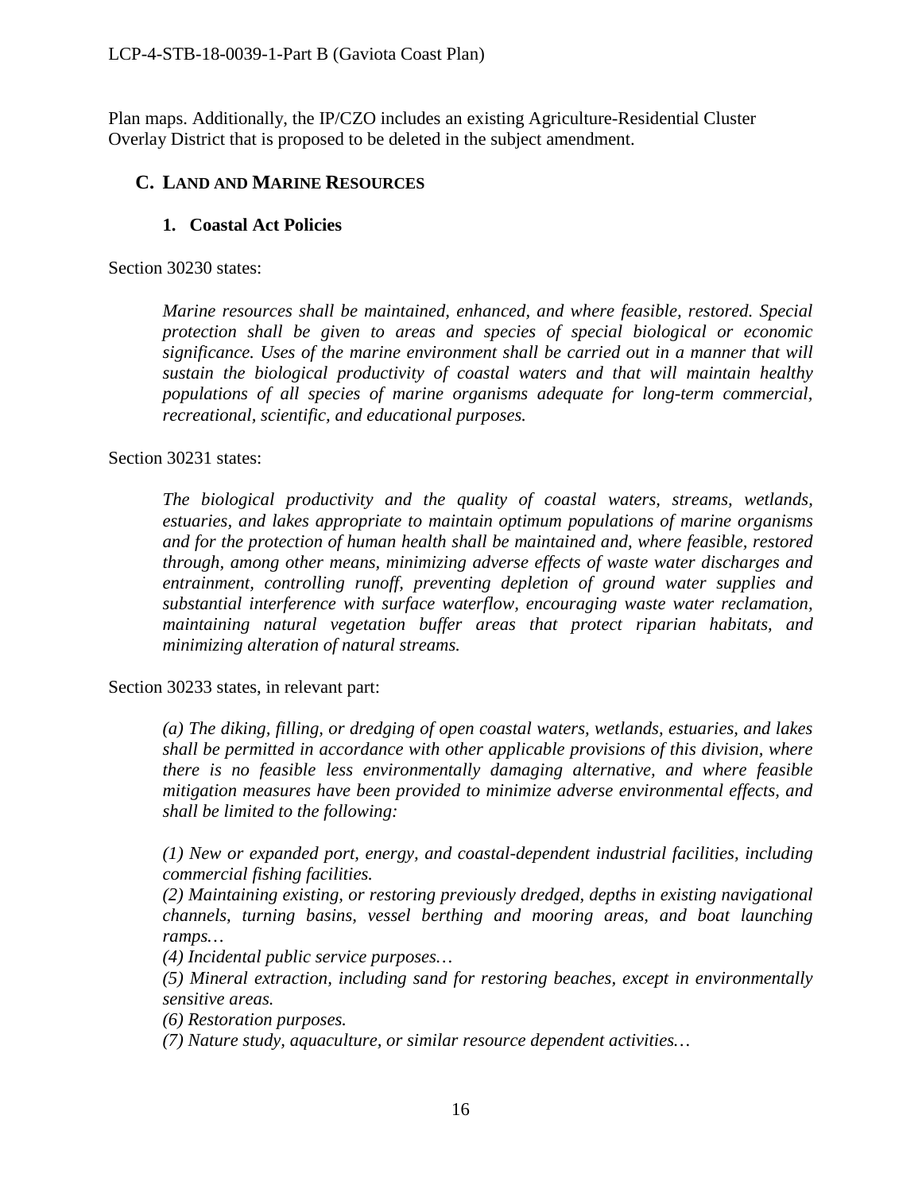Plan maps. Additionally, the IP/CZO includes an existing Agriculture-Residential Cluster Overlay District that is proposed to be deleted in the subject amendment.

## C. LAND AND MARINE RESOURCES

### 1. Coastal Act Policies

Section 30230 states:

> *Marine resources shall be maintained, enhanced, and where feasible, restored. Special protection shall be given to areas and species of special biological or economic significance. Uses of the marine environment shall be carried out in a manner that will sustain the biological productivity of coastal waters and that will maintain healthy populations of all species of marine organisms adequate for long-term commercial, recreational, scientific, and educational purposes.*

Section 30231 states:

> *The biological productivity and the quality of coastal waters, streams, wetlands, estuaries, and lakes appropriate to maintain optimum populations of marine organisms and for the protection of human health shall be maintained and, where feasible, restored through, among other means, minimizing adverse effects of waste water discharges and entrainment, controlling runoff, preventing depletion of ground water supplies and substantial interference with surface waterflow, encouraging waste water reclamation, maintaining natural vegetation buffer areas that protect riparian habitats, and minimizing alteration of natural streams.*

Section 30233 states, in relevant part:

> *(a) The diking, filling, or dredging of open coastal waters, wetlands, estuaries, and lakes shall be permitted in accordance with other applicable provisions of this division, where there is no feasible less environmentally damaging alternative, and where feasible mitigation measures have been provided to minimize adverse environmental effects, and shall be limited to the following:*
>
> *(1) New or expanded port, energy, and coastal-dependent industrial facilities, including commercial fishing facilities.*
> *(2) Maintaining existing, or restoring previously dredged, depths in existing navigational channels, turning basins, vessel berthing and mooring areas, and boat launching ramps…*
> *(4) Incidental public service purposes…*
> *(5) Mineral extraction, including sand for restoring beaches, except in environmentally sensitive areas.*
> *(6) Restoration purposes.*
> *(7) Nature study, aquaculture, or similar resource dependent activities…*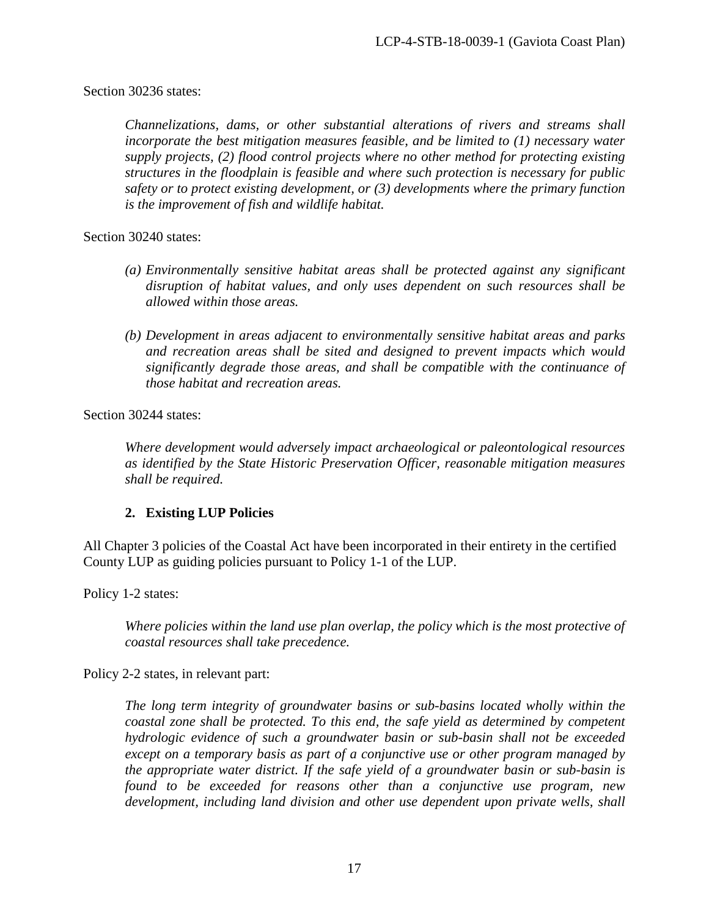Section 30236 states:

> *Channelizations, dams, or other substantial alterations of rivers and streams shall incorporate the best mitigation measures feasible, and be limited to (1) necessary water supply projects, (2) flood control projects where no other method for protecting existing structures in the floodplain is feasible and where such protection is necessary for public safety or to protect existing development, or (3) developments where the primary function is the improvement of fish and wildlife habitat.*

Section 30240 states:

> *(a) Environmentally sensitive habitat areas shall be protected against any significant disruption of habitat values, and only uses dependent on such resources shall be allowed within those areas.*
>
> *(b) Development in areas adjacent to environmentally sensitive habitat areas and parks and recreation areas shall be sited and designed to prevent impacts which would significantly degrade those areas, and shall be compatible with the continuance of those habitat and recreation areas.*

Section 30244 states:

> *Where development would adversely impact archaeological or paleontological resources as identified by the State Historic Preservation Officer, reasonable mitigation measures shall be required.*

### 2. Existing LUP Policies

All Chapter 3 policies of the Coastal Act have been incorporated in their entirety in the certified County LUP as guiding policies pursuant to Policy 1-1 of the LUP.

Policy 1-2 states:

> *Where policies within the land use plan overlap, the policy which is the most protective of coastal resources shall take precedence.*

Policy 2-2 states, in relevant part:

> *The long term integrity of groundwater basins or sub-basins located wholly within the coastal zone shall be protected. To this end, the safe yield as determined by competent hydrologic evidence of such a groundwater basin or sub-basin shall not be exceeded except on a temporary basis as part of a conjunctive use or other program managed by the appropriate water district. If the safe yield of a groundwater basin or sub-basin is found to be exceeded for reasons other than a conjunctive use program, new development, including land division and other use dependent upon private wells, shall*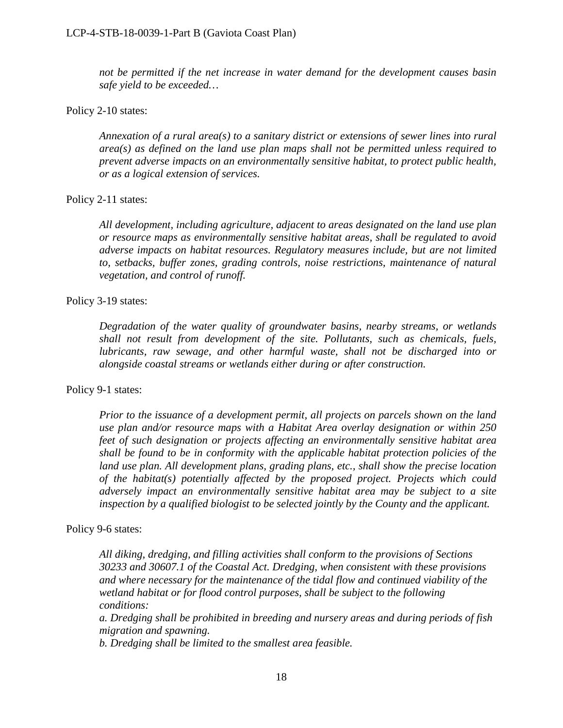*not be permitted if the net increase in water demand for the development causes basin safe yield to be exceeded…*

Policy 2-10 states:

> *Annexation of a rural area(s) to a sanitary district or extensions of sewer lines into rural area(s) as defined on the land use plan maps shall not be permitted unless required to prevent adverse impacts on an environmentally sensitive habitat, to protect public health, or as a logical extension of services.*

Policy 2-11 states:

> *All development, including agriculture, adjacent to areas designated on the land use plan or resource maps as environmentally sensitive habitat areas, shall be regulated to avoid adverse impacts on habitat resources. Regulatory measures include, but are not limited to, setbacks, buffer zones, grading controls, noise restrictions, maintenance of natural vegetation, and control of runoff.*

Policy 3-19 states:

> *Degradation of the water quality of groundwater basins, nearby streams, or wetlands shall not result from development of the site. Pollutants, such as chemicals, fuels, lubricants, raw sewage, and other harmful waste, shall not be discharged into or alongside coastal streams or wetlands either during or after construction.*

Policy 9-1 states:

> *Prior to the issuance of a development permit, all projects on parcels shown on the land use plan and/or resource maps with a Habitat Area overlay designation or within 250 feet of such designation or projects affecting an environmentally sensitive habitat area shall be found to be in conformity with the applicable habitat protection policies of the land use plan. All development plans, grading plans, etc., shall show the precise location of the habitat(s) potentially affected by the proposed project. Projects which could adversely impact an environmentally sensitive habitat area may be subject to a site inspection by a qualified biologist to be selected jointly by the County and the applicant.*

Policy 9-6 states:

> *All diking, dredging, and filling activities shall conform to the provisions of Sections 30233 and 30607.1 of the Coastal Act. Dredging, when consistent with these provisions and where necessary for the maintenance of the tidal flow and continued viability of the wetland habitat or for flood control purposes, shall be subject to the following conditions:*
>
> *a. Dredging shall be prohibited in breeding and nursery areas and during periods of fish migration and spawning.*
>
> *b. Dredging shall be limited to the smallest area feasible.*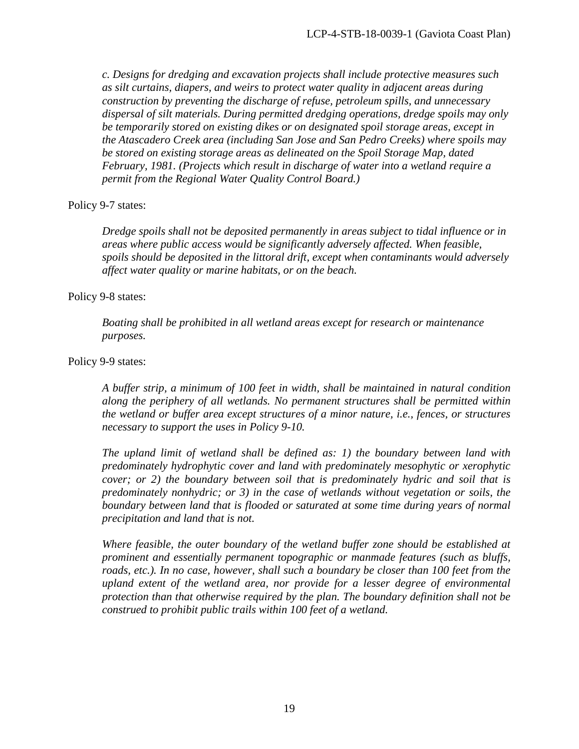*c. Designs for dredging and excavation projects shall include protective measures such as silt curtains, diapers, and weirs to protect water quality in adjacent areas during construction by preventing the discharge of refuse, petroleum spills, and unnecessary dispersal of silt materials. During permitted dredging operations, dredge spoils may only be temporarily stored on existing dikes or on designated spoil storage areas, except in the Atascadero Creek area (including San Jose and San Pedro Creeks) where spoils may be stored on existing storage areas as delineated on the Spoil Storage Map, dated February, 1981. (Projects which result in discharge of water into a wetland require a permit from the Regional Water Quality Control Board.)*

Policy 9-7 states:

*Dredge spoils shall not be deposited permanently in areas subject to tidal influence or in areas where public access would be significantly adversely affected. When feasible, spoils should be deposited in the littoral drift, except when contaminants would adversely affect water quality or marine habitats, or on the beach.*

Policy 9-8 states:

*Boating shall be prohibited in all wetland areas except for research or maintenance purposes.*

Policy 9-9 states:

*A buffer strip, a minimum of 100 feet in width, shall be maintained in natural condition along the periphery of all wetlands. No permanent structures shall be permitted within the wetland or buffer area except structures of a minor nature, i.e., fences, or structures necessary to support the uses in Policy 9-10.*

*The upland limit of wetland shall be defined as: 1) the boundary between land with predominately hydrophytic cover and land with predominately mesophytic or xerophytic cover; or 2) the boundary between soil that is predominately hydric and soil that is predominately nonhydric; or 3) in the case of wetlands without vegetation or soils, the boundary between land that is flooded or saturated at some time during years of normal precipitation and land that is not.*

*Where feasible, the outer boundary of the wetland buffer zone should be established at prominent and essentially permanent topographic or manmade features (such as bluffs, roads, etc.). In no case, however, shall such a boundary be closer than 100 feet from the upland extent of the wetland area, nor provide for a lesser degree of environmental protection than that otherwise required by the plan. The boundary definition shall not be construed to prohibit public trails within 100 feet of a wetland.*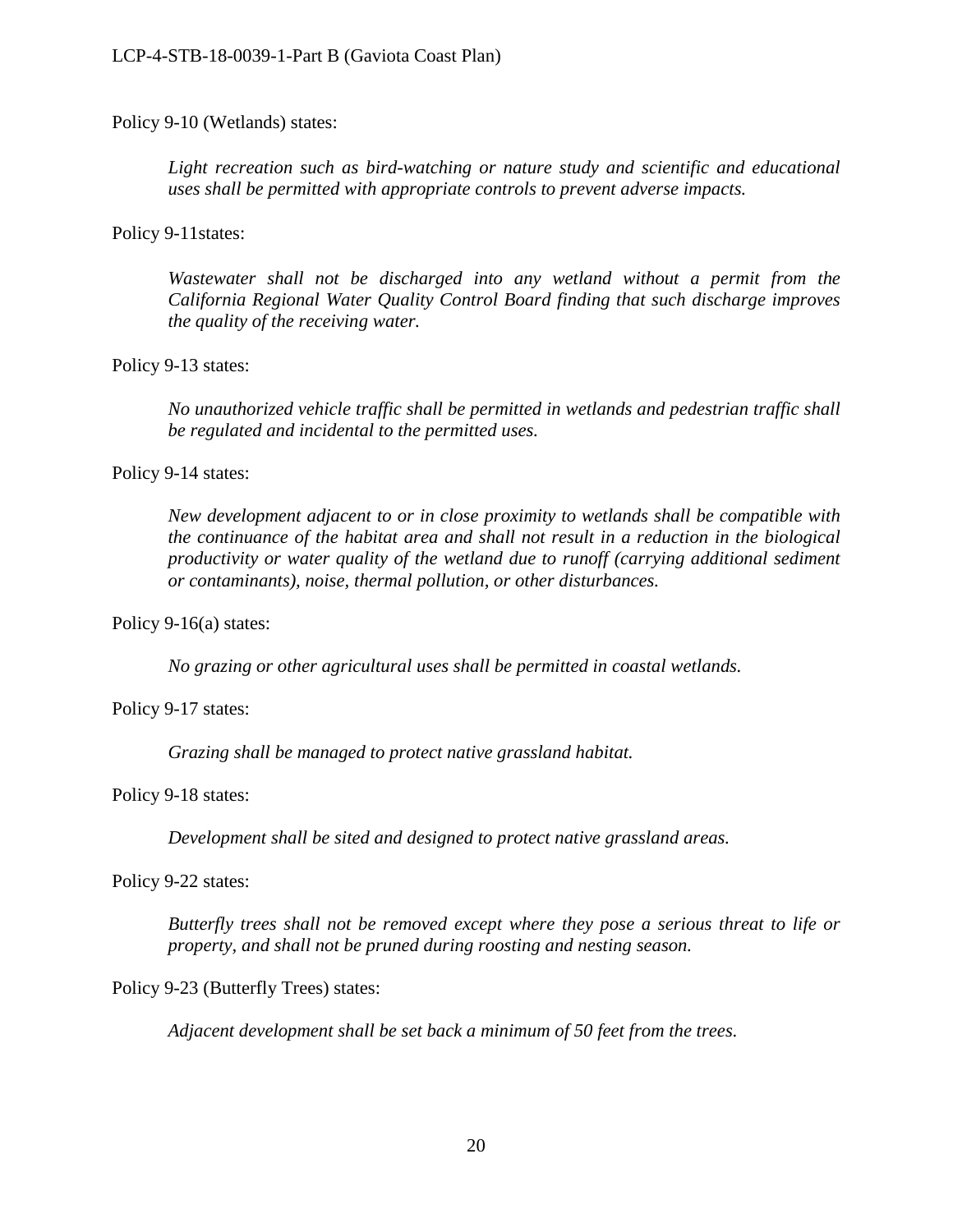Policy 9-10 (Wetlands) states:

> *Light recreation such as bird-watching or nature study and scientific and educational uses shall be permitted with appropriate controls to prevent adverse impacts.*

Policy 9-11states:

> *Wastewater shall not be discharged into any wetland without a permit from the California Regional Water Quality Control Board finding that such discharge improves the quality of the receiving water.*

Policy 9-13 states:

> *No unauthorized vehicle traffic shall be permitted in wetlands and pedestrian traffic shall be regulated and incidental to the permitted uses.*

Policy 9-14 states:

> *New development adjacent to or in close proximity to wetlands shall be compatible with the continuance of the habitat area and shall not result in a reduction in the biological productivity or water quality of the wetland due to runoff (carrying additional sediment or contaminants), noise, thermal pollution, or other disturbances.*

Policy 9-16(a) states:

> *No grazing or other agricultural uses shall be permitted in coastal wetlands.*

Policy 9-17 states:

> *Grazing shall be managed to protect native grassland habitat.*

Policy 9-18 states:

> *Development shall be sited and designed to protect native grassland areas.*

Policy 9-22 states:

> *Butterfly trees shall not be removed except where they pose a serious threat to life or property, and shall not be pruned during roosting and nesting season.*

Policy 9-23 (Butterfly Trees) states:

> *Adjacent development shall be set back a minimum of 50 feet from the trees.*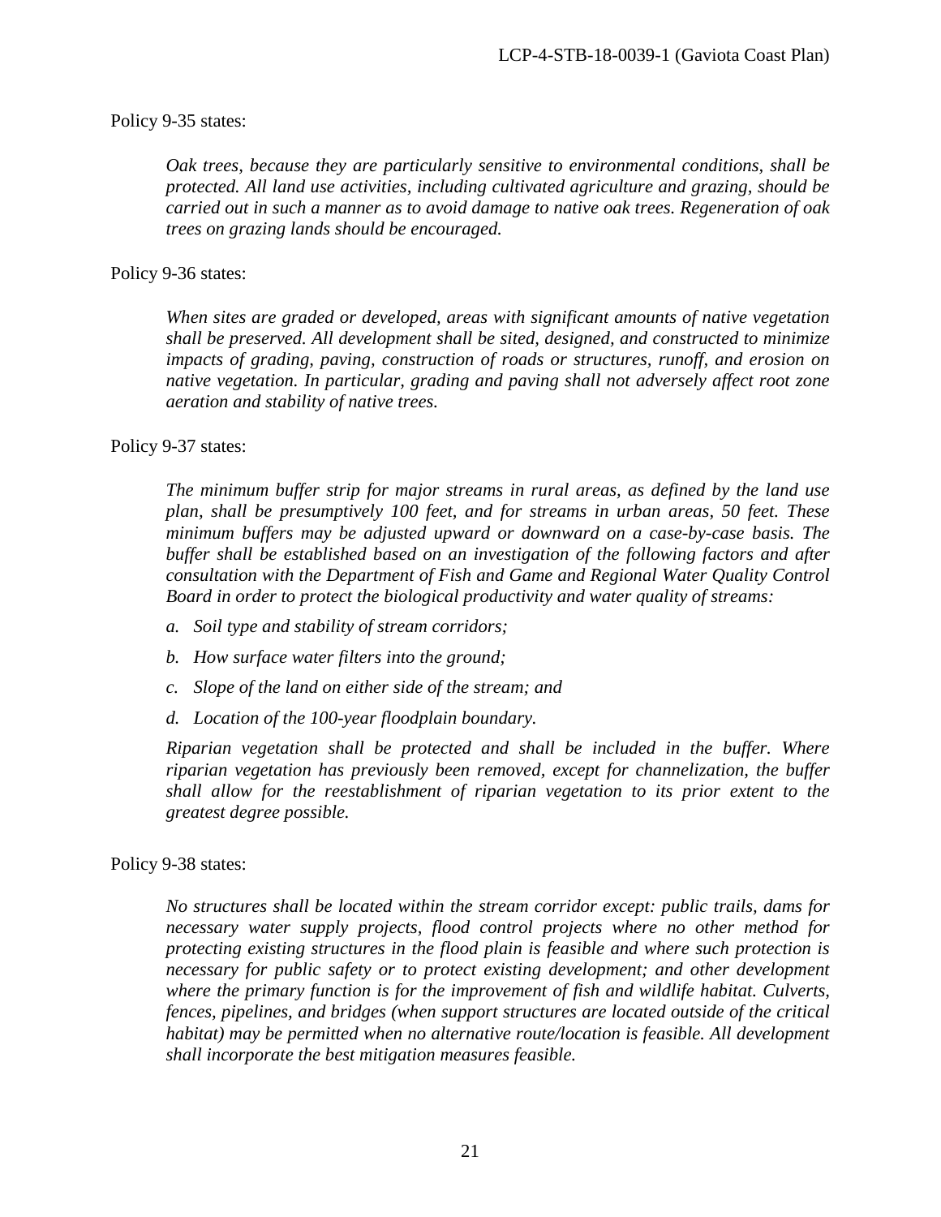Policy 9-35 states:

> *Oak trees, because they are particularly sensitive to environmental conditions, shall be protected. All land use activities, including cultivated agriculture and grazing, should be carried out in such a manner as to avoid damage to native oak trees. Regeneration of oak trees on grazing lands should be encouraged.*

Policy 9-36 states:

> *When sites are graded or developed, areas with significant amounts of native vegetation shall be preserved. All development shall be sited, designed, and constructed to minimize impacts of grading, paving, construction of roads or structures, runoff, and erosion on native vegetation. In particular, grading and paving shall not adversely affect root zone aeration and stability of native trees.*

Policy 9-37 states:

> *The minimum buffer strip for major streams in rural areas, as defined by the land use plan, shall be presumptively 100 feet, and for streams in urban areas, 50 feet. These minimum buffers may be adjusted upward or downward on a case-by-case basis. The buffer shall be established based on an investigation of the following factors and after consultation with the Department of Fish and Game and Regional Water Quality Control Board in order to protect the biological productivity and water quality of streams:*
>
> *a. Soil type and stability of stream corridors;*
>
> *b. How surface water filters into the ground;*
>
> *c. Slope of the land on either side of the stream; and*
>
> *d. Location of the 100-year floodplain boundary.*
>
> *Riparian vegetation shall be protected and shall be included in the buffer. Where riparian vegetation has previously been removed, except for channelization, the buffer shall allow for the reestablishment of riparian vegetation to its prior extent to the greatest degree possible.*

Policy 9-38 states:

> *No structures shall be located within the stream corridor except: public trails, dams for necessary water supply projects, flood control projects where no other method for protecting existing structures in the flood plain is feasible and where such protection is necessary for public safety or to protect existing development; and other development where the primary function is for the improvement of fish and wildlife habitat. Culverts, fences, pipelines, and bridges (when support structures are located outside of the critical habitat) may be permitted when no alternative route/location is feasible. All development shall incorporate the best mitigation measures feasible.*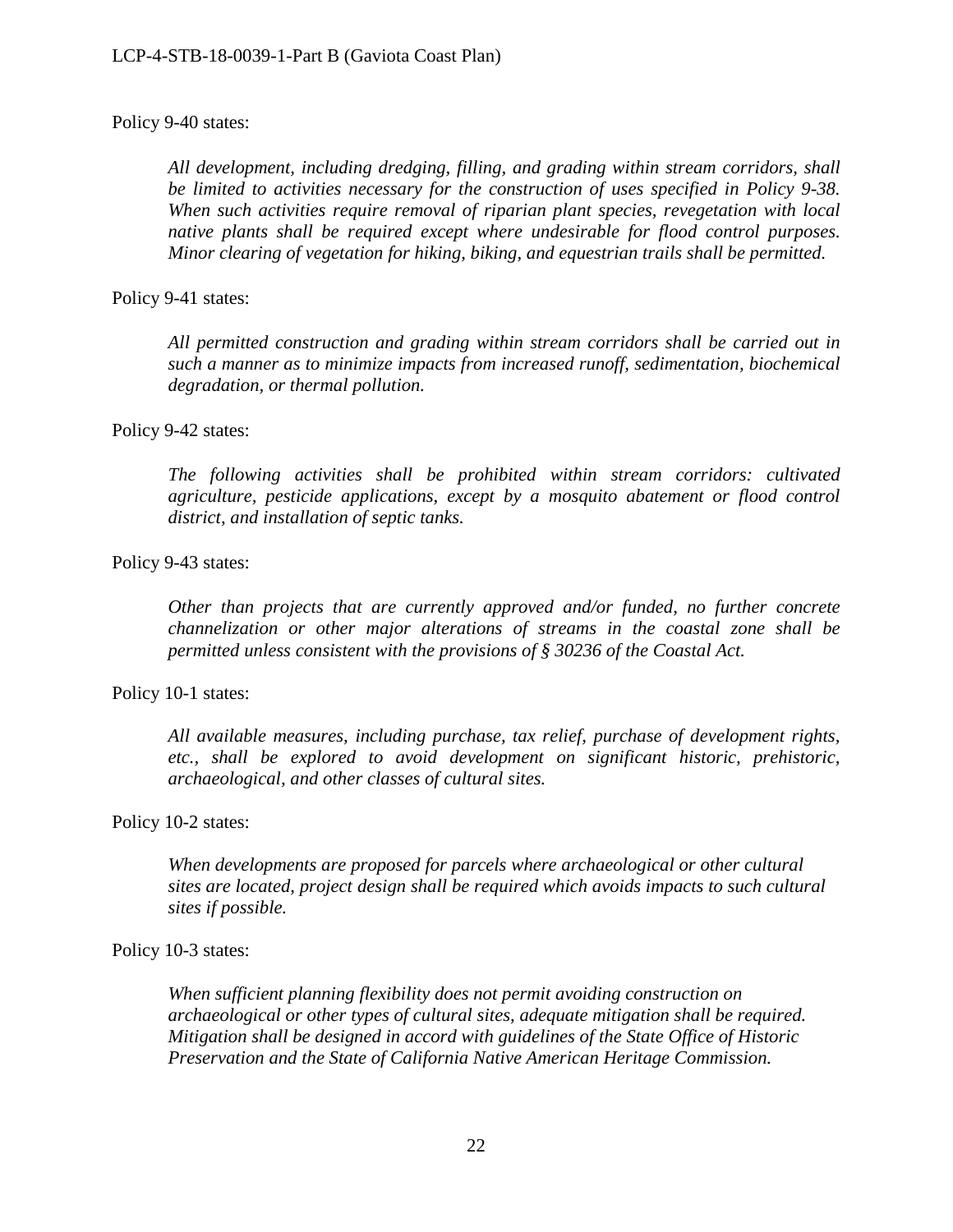Policy 9-40 states:

> *All development, including dredging, filling, and grading within stream corridors, shall be limited to activities necessary for the construction of uses specified in Policy 9-38. When such activities require removal of riparian plant species, revegetation with local native plants shall be required except where undesirable for flood control purposes. Minor clearing of vegetation for hiking, biking, and equestrian trails shall be permitted.*

Policy 9-41 states:

> *All permitted construction and grading within stream corridors shall be carried out in such a manner as to minimize impacts from increased runoff, sedimentation, biochemical degradation, or thermal pollution.*

Policy 9-42 states:

> *The following activities shall be prohibited within stream corridors: cultivated agriculture, pesticide applications, except by a mosquito abatement or flood control district, and installation of septic tanks.*

Policy 9-43 states:

> *Other than projects that are currently approved and/or funded, no further concrete channelization or other major alterations of streams in the coastal zone shall be permitted unless consistent with the provisions of § 30236 of the Coastal Act.*

Policy 10-1 states:

> *All available measures, including purchase, tax relief, purchase of development rights, etc., shall be explored to avoid development on significant historic, prehistoric, archaeological, and other classes of cultural sites.*

Policy 10-2 states:

> *When developments are proposed for parcels where archaeological or other cultural sites are located, project design shall be required which avoids impacts to such cultural sites if possible.*

Policy 10-3 states:

> *When sufficient planning flexibility does not permit avoiding construction on archaeological or other types of cultural sites, adequate mitigation shall be required. Mitigation shall be designed in accord with guidelines of the State Office of Historic Preservation and the State of California Native American Heritage Commission.*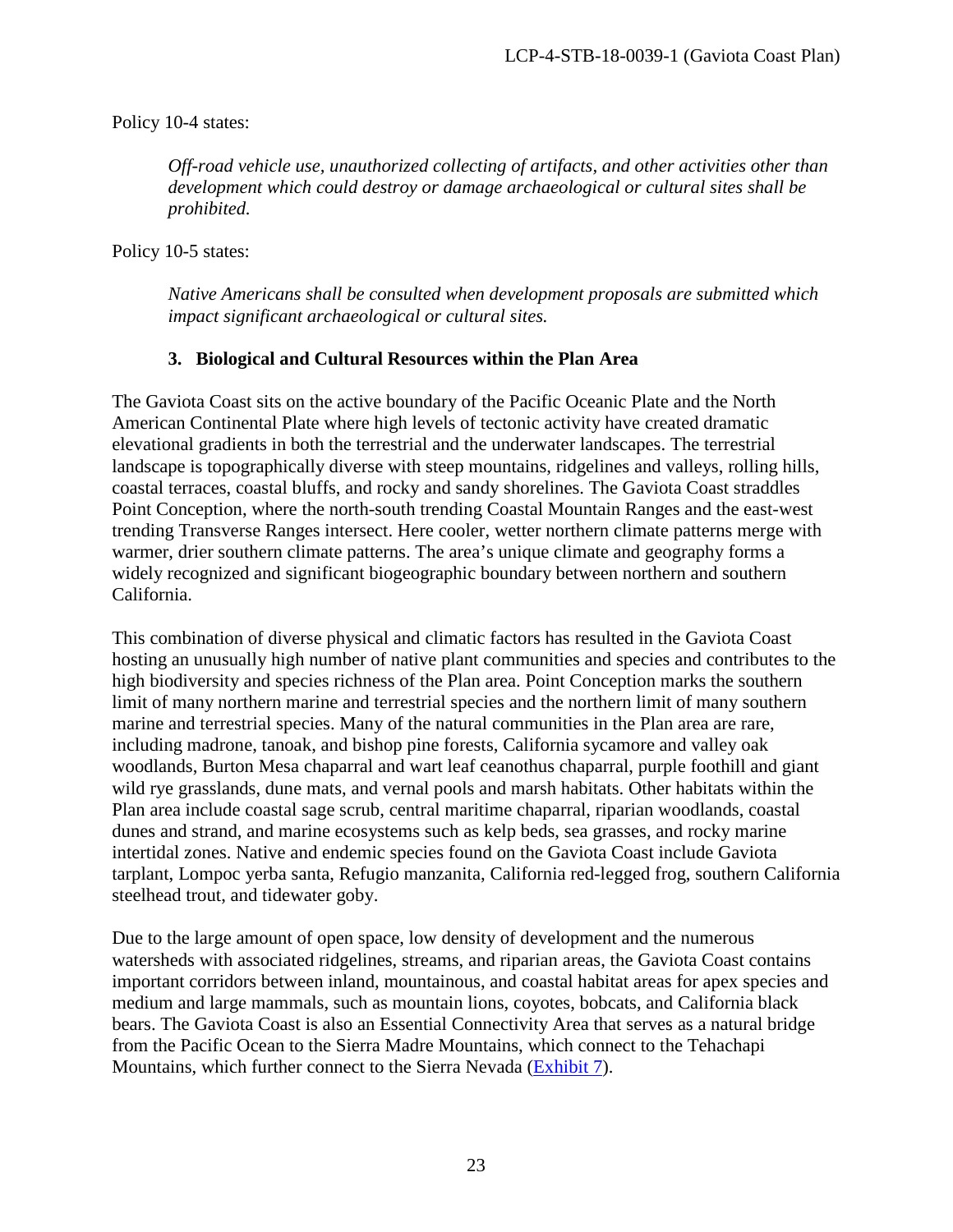Policy 10-4 states:

> *Off-road vehicle use, unauthorized collecting of artifacts, and other activities other than development which could destroy or damage archaeological or cultural sites shall be prohibited.*

Policy 10-5 states:

> *Native Americans shall be consulted when development proposals are submitted which impact significant archaeological or cultural sites.*

### 3. Biological and Cultural Resources within the Plan Area

The Gaviota Coast sits on the active boundary of the Pacific Oceanic Plate and the North American Continental Plate where high levels of tectonic activity have created dramatic elevational gradients in both the terrestrial and the underwater landscapes. The terrestrial landscape is topographically diverse with steep mountains, ridgelines and valleys, rolling hills, coastal terraces, coastal bluffs, and rocky and sandy shorelines. The Gaviota Coast straddles Point Conception, where the north-south trending Coastal Mountain Ranges and the east-west trending Transverse Ranges intersect. Here cooler, wetter northern climate patterns merge with warmer, drier southern climate patterns. The area's unique climate and geography forms a widely recognized and significant biogeographic boundary between northern and southern California.

This combination of diverse physical and climatic factors has resulted in the Gaviota Coast hosting an unusually high number of native plant communities and species and contributes to the high biodiversity and species richness of the Plan area. Point Conception marks the southern limit of many northern marine and terrestrial species and the northern limit of many southern marine and terrestrial species. Many of the natural communities in the Plan area are rare, including madrone, tanoak, and bishop pine forests, California sycamore and valley oak woodlands, Burton Mesa chaparral and wart leaf ceanothus chaparral, purple foothill and giant wild rye grasslands, dune mats, and vernal pools and marsh habitats. Other habitats within the Plan area include coastal sage scrub, central maritime chaparral, riparian woodlands, coastal dunes and strand, and marine ecosystems such as kelp beds, sea grasses, and rocky marine intertidal zones. Native and endemic species found on the Gaviota Coast include Gaviota tarplant, Lompoc yerba santa, Refugio manzanita, California red-legged frog, southern California steelhead trout, and tidewater goby.

Due to the large amount of open space, low density of development and the numerous watersheds with associated ridgelines, streams, and riparian areas, the Gaviota Coast contains important corridors between inland, mountainous, and coastal habitat areas for apex species and medium and large mammals, such as mountain lions, coyotes, bobcats, and California black bears. The Gaviota Coast is also an Essential Connectivity Area that serves as a natural bridge from the Pacific Ocean to the Sierra Madre Mountains, which connect to the Tehachapi Mountains, which further connect to the Sierra Nevada (Exhibit 7).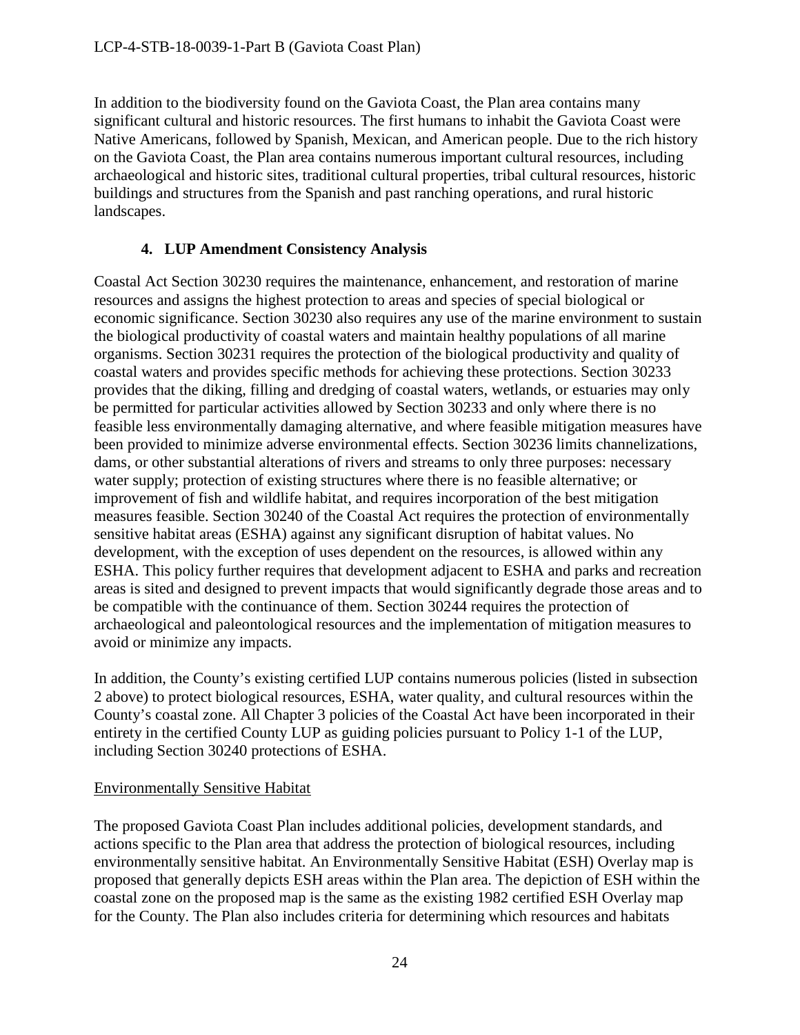In addition to the biodiversity found on the Gaviota Coast, the Plan area contains many significant cultural and historic resources. The first humans to inhabit the Gaviota Coast were Native Americans, followed by Spanish, Mexican, and American people. Due to the rich history on the Gaviota Coast, the Plan area contains numerous important cultural resources, including archaeological and historic sites, traditional cultural properties, tribal cultural resources, historic buildings and structures from the Spanish and past ranching operations, and rural historic landscapes.

### 4. LUP Amendment Consistency Analysis

Coastal Act Section 30230 requires the maintenance, enhancement, and restoration of marine resources and assigns the highest protection to areas and species of special biological or economic significance. Section 30230 also requires any use of the marine environment to sustain the biological productivity of coastal waters and maintain healthy populations of all marine organisms. Section 30231 requires the protection of the biological productivity and quality of coastal waters and provides specific methods for achieving these protections. Section 30233 provides that the diking, filling and dredging of coastal waters, wetlands, or estuaries may only be permitted for particular activities allowed by Section 30233 and only where there is no feasible less environmentally damaging alternative, and where feasible mitigation measures have been provided to minimize adverse environmental effects. Section 30236 limits channelizations, dams, or other substantial alterations of rivers and streams to only three purposes: necessary water supply; protection of existing structures where there is no feasible alternative; or improvement of fish and wildlife habitat, and requires incorporation of the best mitigation measures feasible. Section 30240 of the Coastal Act requires the protection of environmentally sensitive habitat areas (ESHA) against any significant disruption of habitat values. No development, with the exception of uses dependent on the resources, is allowed within any ESHA. This policy further requires that development adjacent to ESHA and parks and recreation areas is sited and designed to prevent impacts that would significantly degrade those areas and to be compatible with the continuance of them. Section 30244 requires the protection of archaeological and paleontological resources and the implementation of mitigation measures to avoid or minimize any impacts.

In addition, the County's existing certified LUP contains numerous policies (listed in subsection 2 above) to protect biological resources, ESHA, water quality, and cultural resources within the County's coastal zone. All Chapter 3 policies of the Coastal Act have been incorporated in their entirety in the certified County LUP as guiding policies pursuant to Policy 1-1 of the LUP, including Section 30240 protections of ESHA.

<u>Environmentally Sensitive Habitat</u>

The proposed Gaviota Coast Plan includes additional policies, development standards, and actions specific to the Plan area that address the protection of biological resources, including environmentally sensitive habitat. An Environmentally Sensitive Habitat (ESH) Overlay map is proposed that generally depicts ESH areas within the Plan area. The depiction of ESH within the coastal zone on the proposed map is the same as the existing 1982 certified ESH Overlay map for the County. The Plan also includes criteria for determining which resources and habitats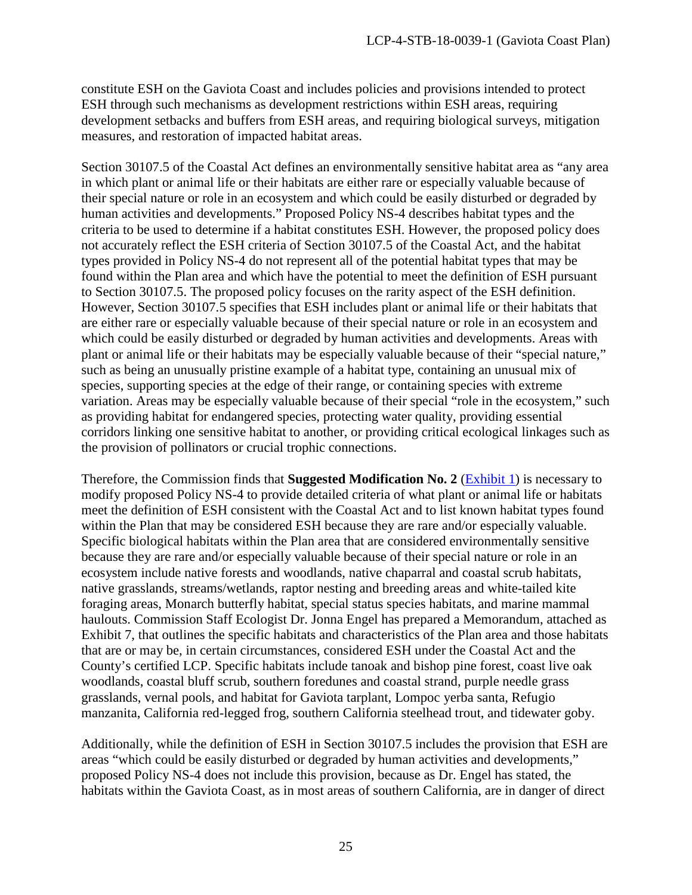constitute ESH on the Gaviota Coast and includes policies and provisions intended to protect ESH through such mechanisms as development restrictions within ESH areas, requiring development setbacks and buffers from ESH areas, and requiring biological surveys, mitigation measures, and restoration of impacted habitat areas.

Section 30107.5 of the Coastal Act defines an environmentally sensitive habitat area as "any area in which plant or animal life or their habitats are either rare or especially valuable because of their special nature or role in an ecosystem and which could be easily disturbed or degraded by human activities and developments." Proposed Policy NS-4 describes habitat types and the criteria to be used to determine if a habitat constitutes ESH. However, the proposed policy does not accurately reflect the ESH criteria of Section 30107.5 of the Coastal Act, and the habitat types provided in Policy NS-4 do not represent all of the potential habitat types that may be found within the Plan area and which have the potential to meet the definition of ESH pursuant to Section 30107.5. The proposed policy focuses on the rarity aspect of the ESH definition. However, Section 30107.5 specifies that ESH includes plant or animal life or their habitats that are either rare or especially valuable because of their special nature or role in an ecosystem and which could be easily disturbed or degraded by human activities and developments. Areas with plant or animal life or their habitats may be especially valuable because of their "special nature," such as being an unusually pristine example of a habitat type, containing an unusual mix of species, supporting species at the edge of their range, or containing species with extreme variation. Areas may be especially valuable because of their special "role in the ecosystem," such as providing habitat for endangered species, protecting water quality, providing essential corridors linking one sensitive habitat to another, or providing critical ecological linkages such as the provision of pollinators or crucial trophic connections.

Therefore, the Commission finds that **Suggested Modification No. 2** (Exhibit 1) is necessary to modify proposed Policy NS-4 to provide detailed criteria of what plant or animal life or habitats meet the definition of ESH consistent with the Coastal Act and to list known habitat types found within the Plan that may be considered ESH because they are rare and/or especially valuable. Specific biological habitats within the Plan area that are considered environmentally sensitive because they are rare and/or especially valuable because of their special nature or role in an ecosystem include native forests and woodlands, native chaparral and coastal scrub habitats, native grasslands, streams/wetlands, raptor nesting and breeding areas and white-tailed kite foraging areas, Monarch butterfly habitat, special status species habitats, and marine mammal haulouts. Commission Staff Ecologist Dr. Jonna Engel has prepared a Memorandum, attached as Exhibit 7, that outlines the specific habitats and characteristics of the Plan area and those habitats that are or may be, in certain circumstances, considered ESH under the Coastal Act and the County's certified LCP. Specific habitats include tanoak and bishop pine forest, coast live oak woodlands, coastal bluff scrub, southern foredunes and coastal strand, purple needle grass grasslands, vernal pools, and habitat for Gaviota tarplant, Lompoc yerba santa, Refugio manzanita, California red-legged frog, southern California steelhead trout, and tidewater goby.

Additionally, while the definition of ESH in Section 30107.5 includes the provision that ESH are areas "which could be easily disturbed or degraded by human activities and developments," proposed Policy NS-4 does not include this provision, because as Dr. Engel has stated, the habitats within the Gaviota Coast, as in most areas of southern California, are in danger of direct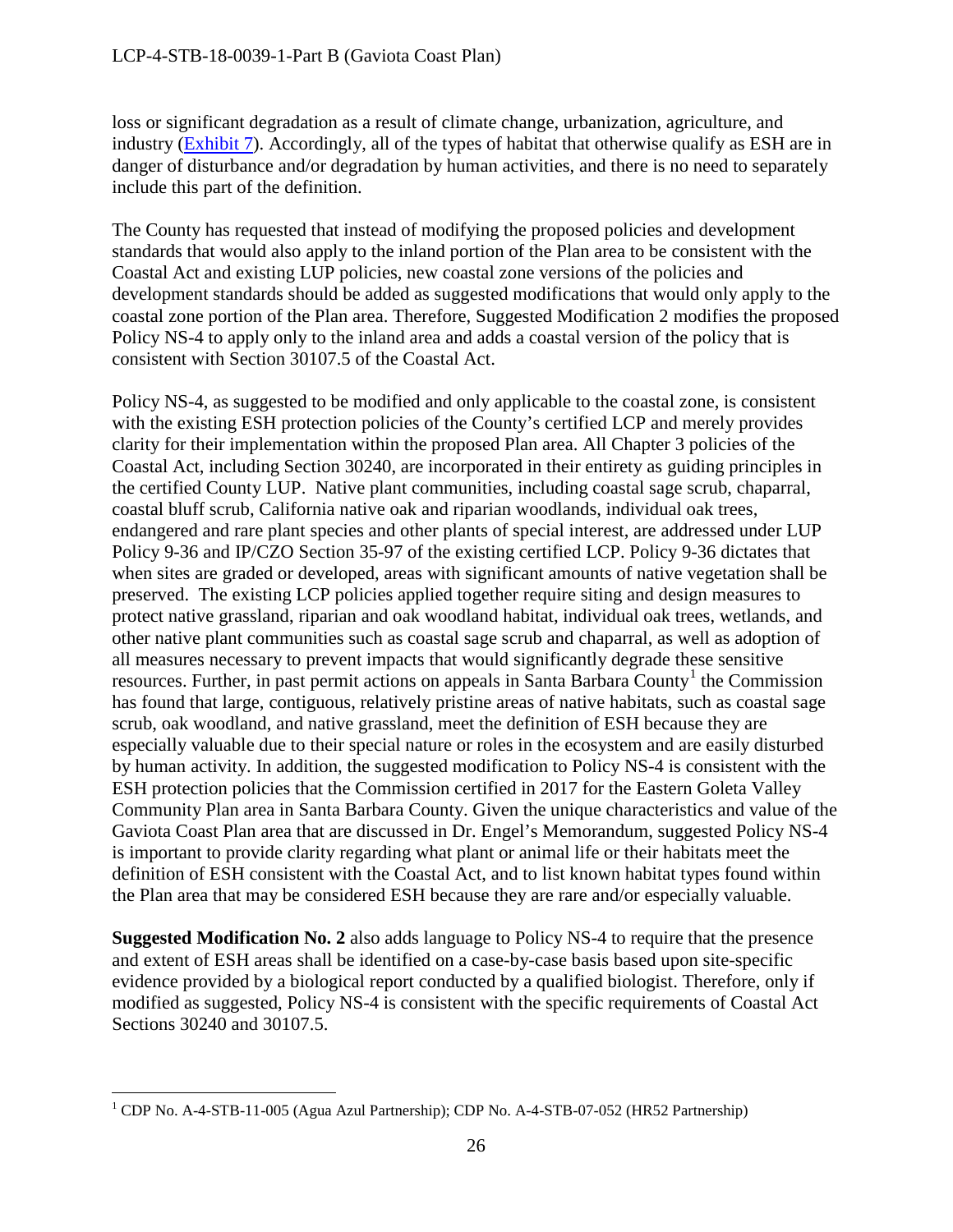loss or significant degradation as a result of climate change, urbanization, agriculture, and industry (Exhibit 7). Accordingly, all of the types of habitat that otherwise qualify as ESH are in danger of disturbance and/or degradation by human activities, and there is no need to separately include this part of the definition.

The County has requested that instead of modifying the proposed policies and development standards that would also apply to the inland portion of the Plan area to be consistent with the Coastal Act and existing LUP policies, new coastal zone versions of the policies and development standards should be added as suggested modifications that would only apply to the coastal zone portion of the Plan area. Therefore, Suggested Modification 2 modifies the proposed Policy NS-4 to apply only to the inland area and adds a coastal version of the policy that is consistent with Section 30107.5 of the Coastal Act.

Policy NS-4, as suggested to be modified and only applicable to the coastal zone, is consistent with the existing ESH protection policies of the County's certified LCP and merely provides clarity for their implementation within the proposed Plan area. All Chapter 3 policies of the Coastal Act, including Section 30240, are incorporated in their entirety as guiding principles in the certified County LUP. Native plant communities, including coastal sage scrub, chaparral, coastal bluff scrub, California native oak and riparian woodlands, individual oak trees, endangered and rare plant species and other plants of special interest, are addressed under LUP Policy 9-36 and IP/CZO Section 35-97 of the existing certified LCP. Policy 9-36 dictates that when sites are graded or developed, areas with significant amounts of native vegetation shall be preserved. The existing LCP policies applied together require siting and design measures to protect native grassland, riparian and oak woodland habitat, individual oak trees, wetlands, and other native plant communities such as coastal sage scrub and chaparral, as well as adoption of all measures necessary to prevent impacts that would significantly degrade these sensitive resources. Further, in past permit actions on appeals in Santa Barbara County[1] the Commission has found that large, contiguous, relatively pristine areas of native habitats, such as coastal sage scrub, oak woodland, and native grassland, meet the definition of ESH because they are especially valuable due to their special nature or roles in the ecosystem and are easily disturbed by human activity. In addition, the suggested modification to Policy NS-4 is consistent with the ESH protection policies that the Commission certified in 2017 for the Eastern Goleta Valley Community Plan area in Santa Barbara County. Given the unique characteristics and value of the Gaviota Coast Plan area that are discussed in Dr. Engel's Memorandum, suggested Policy NS-4 is important to provide clarity regarding what plant or animal life or their habitats meet the definition of ESH consistent with the Coastal Act, and to list known habitat types found within the Plan area that may be considered ESH because they are rare and/or especially valuable.

**Suggested Modification No. 2** also adds language to Policy NS-4 to require that the presence and extent of ESH areas shall be identified on a case-by-case basis based upon site-specific evidence provided by a biological report conducted by a qualified biologist. Therefore, only if modified as suggested, Policy NS-4 is consistent with the specific requirements of Coastal Act Sections 30240 and 30107.5.

---

[1] CDP No. A-4-STB-11-005 (Agua Azul Partnership); CDP No. A-4-STB-07-052 (HR52 Partnership)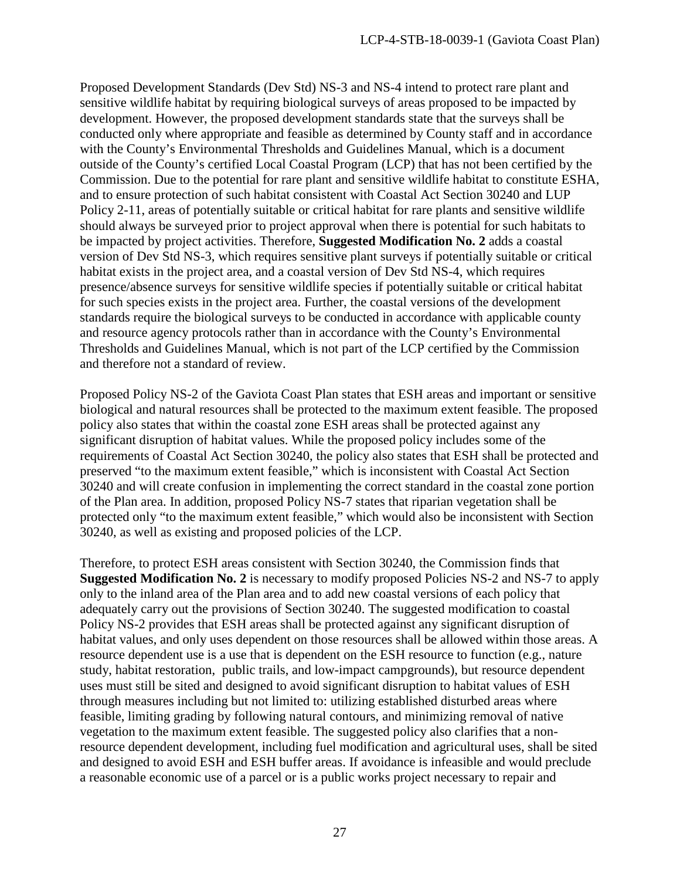Proposed Development Standards (Dev Std) NS-3 and NS-4 intend to protect rare plant and sensitive wildlife habitat by requiring biological surveys of areas proposed to be impacted by development. However, the proposed development standards state that the surveys shall be conducted only where appropriate and feasible as determined by County staff and in accordance with the County's Environmental Thresholds and Guidelines Manual, which is a document outside of the County's certified Local Coastal Program (LCP) that has not been certified by the Commission. Due to the potential for rare plant and sensitive wildlife habitat to constitute ESHA, and to ensure protection of such habitat consistent with Coastal Act Section 30240 and LUP Policy 2-11, areas of potentially suitable or critical habitat for rare plants and sensitive wildlife should always be surveyed prior to project approval when there is potential for such habitats to be impacted by project activities. Therefore, **Suggested Modification No. 2** adds a coastal version of Dev Std NS-3, which requires sensitive plant surveys if potentially suitable or critical habitat exists in the project area, and a coastal version of Dev Std NS-4, which requires presence/absence surveys for sensitive wildlife species if potentially suitable or critical habitat for such species exists in the project area. Further, the coastal versions of the development standards require the biological surveys to be conducted in accordance with applicable county and resource agency protocols rather than in accordance with the County's Environmental Thresholds and Guidelines Manual, which is not part of the LCP certified by the Commission and therefore not a standard of review.

Proposed Policy NS-2 of the Gaviota Coast Plan states that ESH areas and important or sensitive biological and natural resources shall be protected to the maximum extent feasible. The proposed policy also states that within the coastal zone ESH areas shall be protected against any significant disruption of habitat values. While the proposed policy includes some of the requirements of Coastal Act Section 30240, the policy also states that ESH shall be protected and preserved "to the maximum extent feasible," which is inconsistent with Coastal Act Section 30240 and will create confusion in implementing the correct standard in the coastal zone portion of the Plan area. In addition, proposed Policy NS-7 states that riparian vegetation shall be protected only "to the maximum extent feasible," which would also be inconsistent with Section 30240, as well as existing and proposed policies of the LCP.

Therefore, to protect ESH areas consistent with Section 30240, the Commission finds that **Suggested Modification No. 2** is necessary to modify proposed Policies NS-2 and NS-7 to apply only to the inland area of the Plan area and to add new coastal versions of each policy that adequately carry out the provisions of Section 30240. The suggested modification to coastal Policy NS-2 provides that ESH areas shall be protected against any significant disruption of habitat values, and only uses dependent on those resources shall be allowed within those areas. A resource dependent use is a use that is dependent on the ESH resource to function (e.g., nature study, habitat restoration, public trails, and low-impact campgrounds), but resource dependent uses must still be sited and designed to avoid significant disruption to habitat values of ESH through measures including but not limited to: utilizing established disturbed areas where feasible, limiting grading by following natural contours, and minimizing removal of native vegetation to the maximum extent feasible. The suggested policy also clarifies that a non-resource dependent development, including fuel modification and agricultural uses, shall be sited and designed to avoid ESH and ESH buffer areas. If avoidance is infeasible and would preclude a reasonable economic use of a parcel or is a public works project necessary to repair and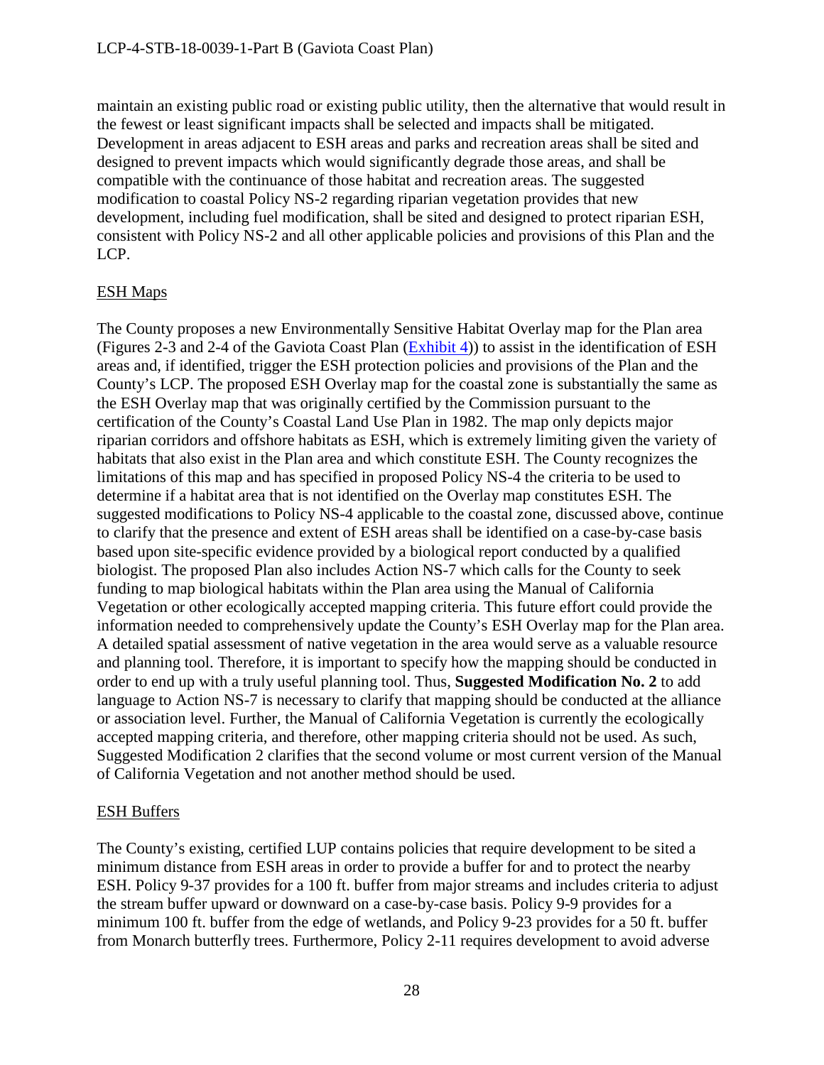maintain an existing public road or existing public utility, then the alternative that would result in the fewest or least significant impacts shall be selected and impacts shall be mitigated. Development in areas adjacent to ESH areas and parks and recreation areas shall be sited and designed to prevent impacts which would significantly degrade those areas, and shall be compatible with the continuance of those habitat and recreation areas. The suggested modification to coastal Policy NS-2 regarding riparian vegetation provides that new development, including fuel modification, shall be sited and designed to protect riparian ESH, consistent with Policy NS-2 and all other applicable policies and provisions of this Plan and the LCP.

ESH Maps

The County proposes a new Environmentally Sensitive Habitat Overlay map for the Plan area (Figures 2-3 and 2-4 of the Gaviota Coast Plan (Exhibit 4)) to assist in the identification of ESH areas and, if identified, trigger the ESH protection policies and provisions of the Plan and the County's LCP. The proposed ESH Overlay map for the coastal zone is substantially the same as the ESH Overlay map that was originally certified by the Commission pursuant to the certification of the County's Coastal Land Use Plan in 1982. The map only depicts major riparian corridors and offshore habitats as ESH, which is extremely limiting given the variety of habitats that also exist in the Plan area and which constitute ESH. The County recognizes the limitations of this map and has specified in proposed Policy NS-4 the criteria to be used to determine if a habitat area that is not identified on the Overlay map constitutes ESH. The suggested modifications to Policy NS-4 applicable to the coastal zone, discussed above, continue to clarify that the presence and extent of ESH areas shall be identified on a case-by-case basis based upon site-specific evidence provided by a biological report conducted by a qualified biologist. The proposed Plan also includes Action NS-7 which calls for the County to seek funding to map biological habitats within the Plan area using the Manual of California Vegetation or other ecologically accepted mapping criteria. This future effort could provide the information needed to comprehensively update the County's ESH Overlay map for the Plan area. A detailed spatial assessment of native vegetation in the area would serve as a valuable resource and planning tool. Therefore, it is important to specify how the mapping should be conducted in order to end up with a truly useful planning tool. Thus, **Suggested Modification No. 2** to add language to Action NS-7 is necessary to clarify that mapping should be conducted at the alliance or association level. Further, the Manual of California Vegetation is currently the ecologically accepted mapping criteria, and therefore, other mapping criteria should not be used. As such, Suggested Modification 2 clarifies that the second volume or most current version of the Manual of California Vegetation and not another method should be used.

ESH Buffers

The County's existing, certified LUP contains policies that require development to be sited a minimum distance from ESH areas in order to provide a buffer for and to protect the nearby ESH. Policy 9-37 provides for a 100 ft. buffer from major streams and includes criteria to adjust the stream buffer upward or downward on a case-by-case basis. Policy 9-9 provides for a minimum 100 ft. buffer from the edge of wetlands, and Policy 9-23 provides for a 50 ft. buffer from Monarch butterfly trees. Furthermore, Policy 2-11 requires development to avoid adverse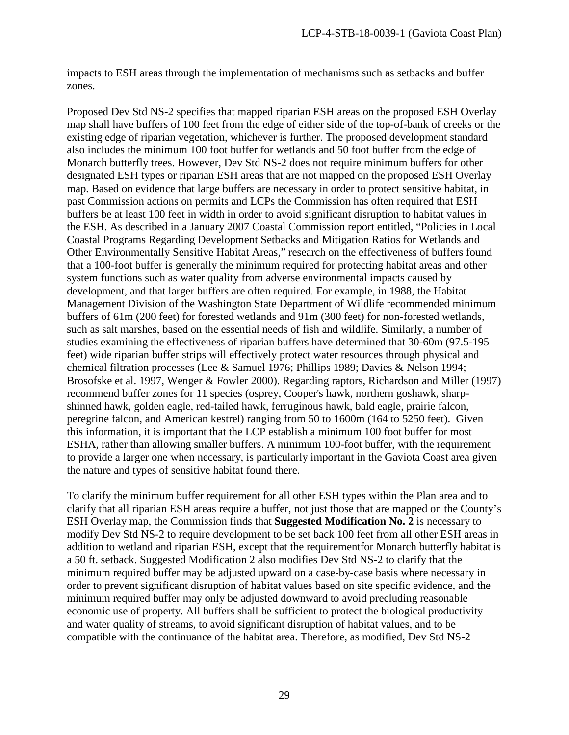impacts to ESH areas through the implementation of mechanisms such as setbacks and buffer zones.

Proposed Dev Std NS-2 specifies that mapped riparian ESH areas on the proposed ESH Overlay map shall have buffers of 100 feet from the edge of either side of the top-of-bank of creeks or the existing edge of riparian vegetation, whichever is further. The proposed development standard also includes the minimum 100 foot buffer for wetlands and 50 foot buffer from the edge of Monarch butterfly trees. However, Dev Std NS-2 does not require minimum buffers for other designated ESH types or riparian ESH areas that are not mapped on the proposed ESH Overlay map. Based on evidence that large buffers are necessary in order to protect sensitive habitat, in past Commission actions on permits and LCPs the Commission has often required that ESH buffers be at least 100 feet in width in order to avoid significant disruption to habitat values in the ESH. As described in a January 2007 Coastal Commission report entitled, "Policies in Local Coastal Programs Regarding Development Setbacks and Mitigation Ratios for Wetlands and Other Environmentally Sensitive Habitat Areas," research on the effectiveness of buffers found that a 100-foot buffer is generally the minimum required for protecting habitat areas and other system functions such as water quality from adverse environmental impacts caused by development, and that larger buffers are often required. For example, in 1988, the Habitat Management Division of the Washington State Department of Wildlife recommended minimum buffers of 61m (200 feet) for forested wetlands and 91m (300 feet) for non-forested wetlands, such as salt marshes, based on the essential needs of fish and wildlife. Similarly, a number of studies examining the effectiveness of riparian buffers have determined that 30-60m (97.5-195 feet) wide riparian buffer strips will effectively protect water resources through physical and chemical filtration processes (Lee & Samuel 1976; Phillips 1989; Davies & Nelson 1994; Brosofske et al. 1997, Wenger & Fowler 2000). Regarding raptors, Richardson and Miller (1997) recommend buffer zones for 11 species (osprey, Cooper's hawk, northern goshawk, sharp-shinned hawk, golden eagle, red-tailed hawk, ferruginous hawk, bald eagle, prairie falcon, peregrine falcon, and American kestrel) ranging from 50 to 1600m (164 to 5250 feet). Given this information, it is important that the LCP establish a minimum 100 foot buffer for most ESHA, rather than allowing smaller buffers. A minimum 100-foot buffer, with the requirement to provide a larger one when necessary, is particularly important in the Gaviota Coast area given the nature and types of sensitive habitat found there.

To clarify the minimum buffer requirement for all other ESH types within the Plan area and to clarify that all riparian ESH areas require a buffer, not just those that are mapped on the County's ESH Overlay map, the Commission finds that **Suggested Modification No. 2** is necessary to modify Dev Std NS-2 to require development to be set back 100 feet from all other ESH areas in addition to wetland and riparian ESH, except that the requirementfor Monarch butterfly habitat is a 50 ft. setback. Suggested Modification 2 also modifies Dev Std NS-2 to clarify that the minimum required buffer may be adjusted upward on a case-by-case basis where necessary in order to prevent significant disruption of habitat values based on site specific evidence, and the minimum required buffer may only be adjusted downward to avoid precluding reasonable economic use of property. All buffers shall be sufficient to protect the biological productivity and water quality of streams, to avoid significant disruption of habitat values, and to be compatible with the continuance of the habitat area. Therefore, as modified, Dev Std NS-2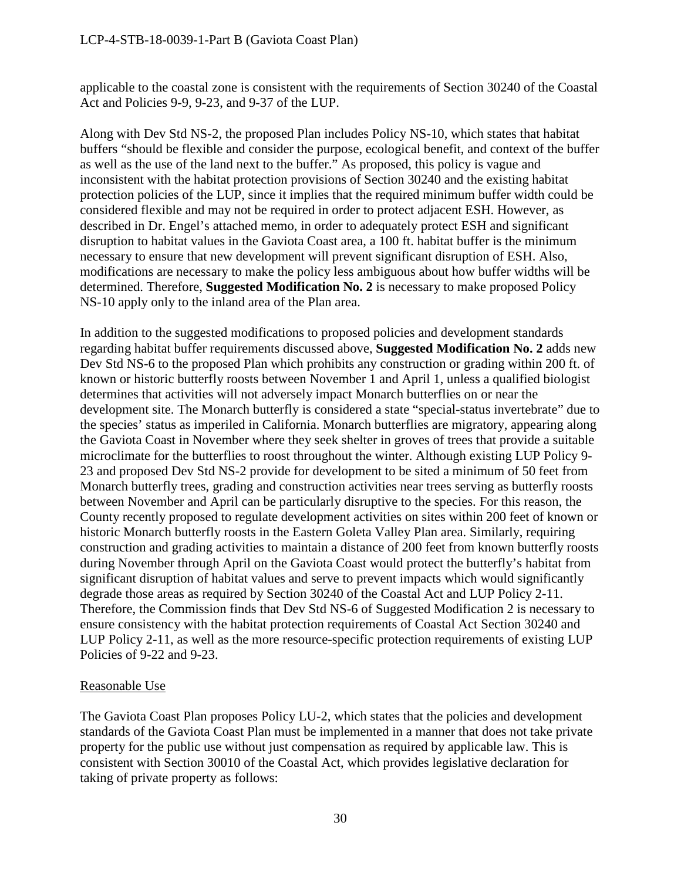applicable to the coastal zone is consistent with the requirements of Section 30240 of the Coastal Act and Policies 9-9, 9-23, and 9-37 of the LUP.

Along with Dev Std NS-2, the proposed Plan includes Policy NS-10, which states that habitat buffers "should be flexible and consider the purpose, ecological benefit, and context of the buffer as well as the use of the land next to the buffer." As proposed, this policy is vague and inconsistent with the habitat protection provisions of Section 30240 and the existing habitat protection policies of the LUP, since it implies that the required minimum buffer width could be considered flexible and may not be required in order to protect adjacent ESH. However, as described in Dr. Engel's attached memo, in order to adequately protect ESH and significant disruption to habitat values in the Gaviota Coast area, a 100 ft. habitat buffer is the minimum necessary to ensure that new development will prevent significant disruption of ESH. Also, modifications are necessary to make the policy less ambiguous about how buffer widths will be determined. Therefore, **Suggested Modification No. 2** is necessary to make proposed Policy NS-10 apply only to the inland area of the Plan area.

In addition to the suggested modifications to proposed policies and development standards regarding habitat buffer requirements discussed above, **Suggested Modification No. 2** adds new Dev Std NS-6 to the proposed Plan which prohibits any construction or grading within 200 ft. of known or historic butterfly roosts between November 1 and April 1, unless a qualified biologist determines that activities will not adversely impact Monarch butterflies on or near the development site. The Monarch butterfly is considered a state "special-status invertebrate" due to the species' status as imperiled in California. Monarch butterflies are migratory, appearing along the Gaviota Coast in November where they seek shelter in groves of trees that provide a suitable microclimate for the butterflies to roost throughout the winter. Although existing LUP Policy 9-23 and proposed Dev Std NS-2 provide for development to be sited a minimum of 50 feet from Monarch butterfly trees, grading and construction activities near trees serving as butterfly roosts between November and April can be particularly disruptive to the species. For this reason, the County recently proposed to regulate development activities on sites within 200 feet of known or historic Monarch butterfly roosts in the Eastern Goleta Valley Plan area. Similarly, requiring construction and grading activities to maintain a distance of 200 feet from known butterfly roosts during November through April on the Gaviota Coast would protect the butterfly's habitat from significant disruption of habitat values and serve to prevent impacts which would significantly degrade those areas as required by Section 30240 of the Coastal Act and LUP Policy 2-11. Therefore, the Commission finds that Dev Std NS-6 of Suggested Modification 2 is necessary to ensure consistency with the habitat protection requirements of Coastal Act Section 30240 and LUP Policy 2-11, as well as the more resource-specific protection requirements of existing LUP Policies of 9-22 and 9-23.

## Reasonable Use

The Gaviota Coast Plan proposes Policy LU-2, which states that the policies and development standards of the Gaviota Coast Plan must be implemented in a manner that does not take private property for the public use without just compensation as required by applicable law. This is consistent with Section 30010 of the Coastal Act, which provides legislative declaration for taking of private property as follows: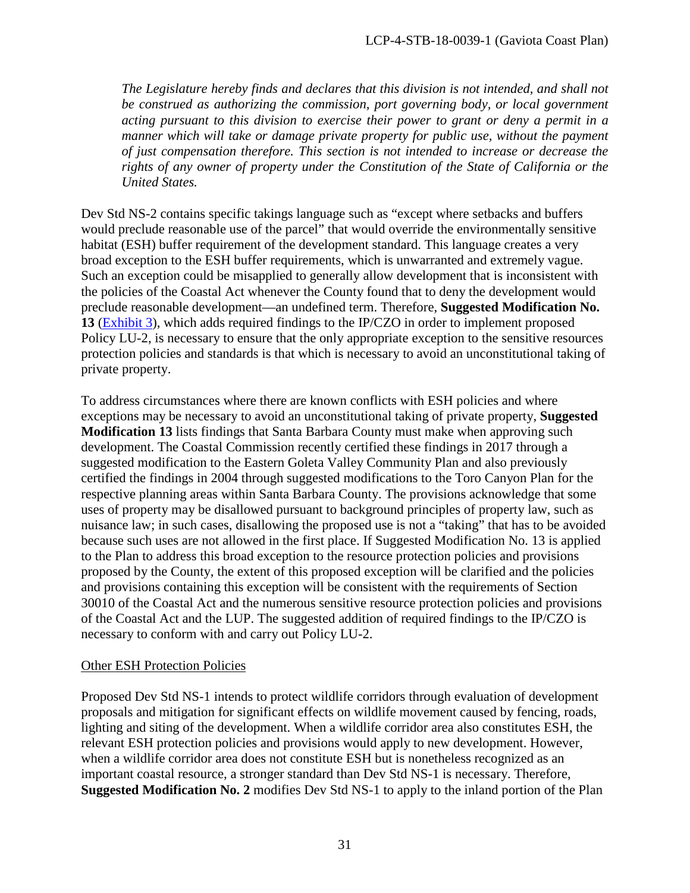*The Legislature hereby finds and declares that this division is not intended, and shall not be construed as authorizing the commission, port governing body, or local government acting pursuant to this division to exercise their power to grant or deny a permit in a manner which will take or damage private property for public use, without the payment of just compensation therefore. This section is not intended to increase or decrease the rights of any owner of property under the Constitution of the State of California or the United States.*

Dev Std NS-2 contains specific takings language such as "except where setbacks and buffers would preclude reasonable use of the parcel" that would override the environmentally sensitive habitat (ESH) buffer requirement of the development standard. This language creates a very broad exception to the ESH buffer requirements, which is unwarranted and extremely vague. Such an exception could be misapplied to generally allow development that is inconsistent with the policies of the Coastal Act whenever the County found that to deny the development would preclude reasonable development—an undefined term. Therefore, **Suggested Modification No. 13** (Exhibit 3), which adds required findings to the IP/CZO in order to implement proposed Policy LU-2, is necessary to ensure that the only appropriate exception to the sensitive resources protection policies and standards is that which is necessary to avoid an unconstitutional taking of private property.

To address circumstances where there are known conflicts with ESH policies and where exceptions may be necessary to avoid an unconstitutional taking of private property, **Suggested Modification 13** lists findings that Santa Barbara County must make when approving such development. The Coastal Commission recently certified these findings in 2017 through a suggested modification to the Eastern Goleta Valley Community Plan and also previously certified the findings in 2004 through suggested modifications to the Toro Canyon Plan for the respective planning areas within Santa Barbara County. The provisions acknowledge that some uses of property may be disallowed pursuant to background principles of property law, such as nuisance law; in such cases, disallowing the proposed use is not a "taking" that has to be avoided because such uses are not allowed in the first place. If Suggested Modification No. 13 is applied to the Plan to address this broad exception to the resource protection policies and provisions proposed by the County, the extent of this proposed exception will be clarified and the policies and provisions containing this exception will be consistent with the requirements of Section 30010 of the Coastal Act and the numerous sensitive resource protection policies and provisions of the Coastal Act and the LUP. The suggested addition of required findings to the IP/CZO is necessary to conform with and carry out Policy LU-2.

Other ESH Protection Policies

Proposed Dev Std NS-1 intends to protect wildlife corridors through evaluation of development proposals and mitigation for significant effects on wildlife movement caused by fencing, roads, lighting and siting of the development. When a wildlife corridor area also constitutes ESH, the relevant ESH protection policies and provisions would apply to new development. However, when a wildlife corridor area does not constitute ESH but is nonetheless recognized as an important coastal resource, a stronger standard than Dev Std NS-1 is necessary. Therefore, **Suggested Modification No. 2** modifies Dev Std NS-1 to apply to the inland portion of the Plan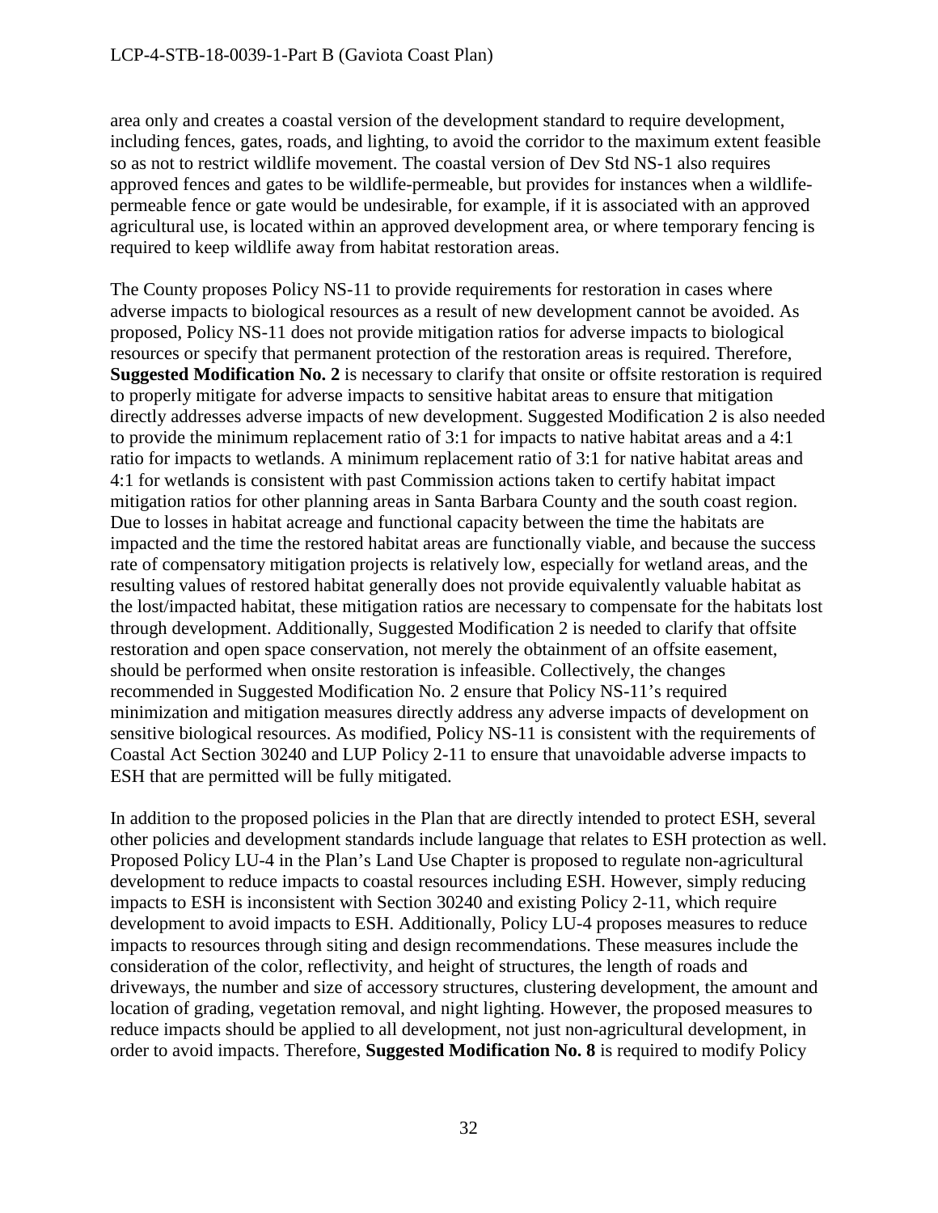area only and creates a coastal version of the development standard to require development, including fences, gates, roads, and lighting, to avoid the corridor to the maximum extent feasible so as not to restrict wildlife movement. The coastal version of Dev Std NS-1 also requires approved fences and gates to be wildlife-permeable, but provides for instances when a wildlife-permeable fence or gate would be undesirable, for example, if it is associated with an approved agricultural use, is located within an approved development area, or where temporary fencing is required to keep wildlife away from habitat restoration areas.

The County proposes Policy NS-11 to provide requirements for restoration in cases where adverse impacts to biological resources as a result of new development cannot be avoided. As proposed, Policy NS-11 does not provide mitigation ratios for adverse impacts to biological resources or specify that permanent protection of the restoration areas is required. Therefore, **Suggested Modification No. 2** is necessary to clarify that onsite or offsite restoration is required to properly mitigate for adverse impacts to sensitive habitat areas to ensure that mitigation directly addresses adverse impacts of new development. Suggested Modification 2 is also needed to provide the minimum replacement ratio of 3:1 for impacts to native habitat areas and a 4:1 ratio for impacts to wetlands. A minimum replacement ratio of 3:1 for native habitat areas and 4:1 for wetlands is consistent with past Commission actions taken to certify habitat impact mitigation ratios for other planning areas in Santa Barbara County and the south coast region. Due to losses in habitat acreage and functional capacity between the time the habitats are impacted and the time the restored habitat areas are functionally viable, and because the success rate of compensatory mitigation projects is relatively low, especially for wetland areas, and the resulting values of restored habitat generally does not provide equivalently valuable habitat as the lost/impacted habitat, these mitigation ratios are necessary to compensate for the habitats lost through development. Additionally, Suggested Modification 2 is needed to clarify that offsite restoration and open space conservation, not merely the obtainment of an offsite easement, should be performed when onsite restoration is infeasible. Collectively, the changes recommended in Suggested Modification No. 2 ensure that Policy NS-11's required minimization and mitigation measures directly address any adverse impacts of development on sensitive biological resources. As modified, Policy NS-11 is consistent with the requirements of Coastal Act Section 30240 and LUP Policy 2-11 to ensure that unavoidable adverse impacts to ESH that are permitted will be fully mitigated.

In addition to the proposed policies in the Plan that are directly intended to protect ESH, several other policies and development standards include language that relates to ESH protection as well. Proposed Policy LU-4 in the Plan's Land Use Chapter is proposed to regulate non-agricultural development to reduce impacts to coastal resources including ESH. However, simply reducing impacts to ESH is inconsistent with Section 30240 and existing Policy 2-11, which require development to avoid impacts to ESH. Additionally, Policy LU-4 proposes measures to reduce impacts to resources through siting and design recommendations. These measures include the consideration of the color, reflectivity, and height of structures, the length of roads and driveways, the number and size of accessory structures, clustering development, the amount and location of grading, vegetation removal, and night lighting. However, the proposed measures to reduce impacts should be applied to all development, not just non-agricultural development, in order to avoid impacts. Therefore, **Suggested Modification No. 8** is required to modify Policy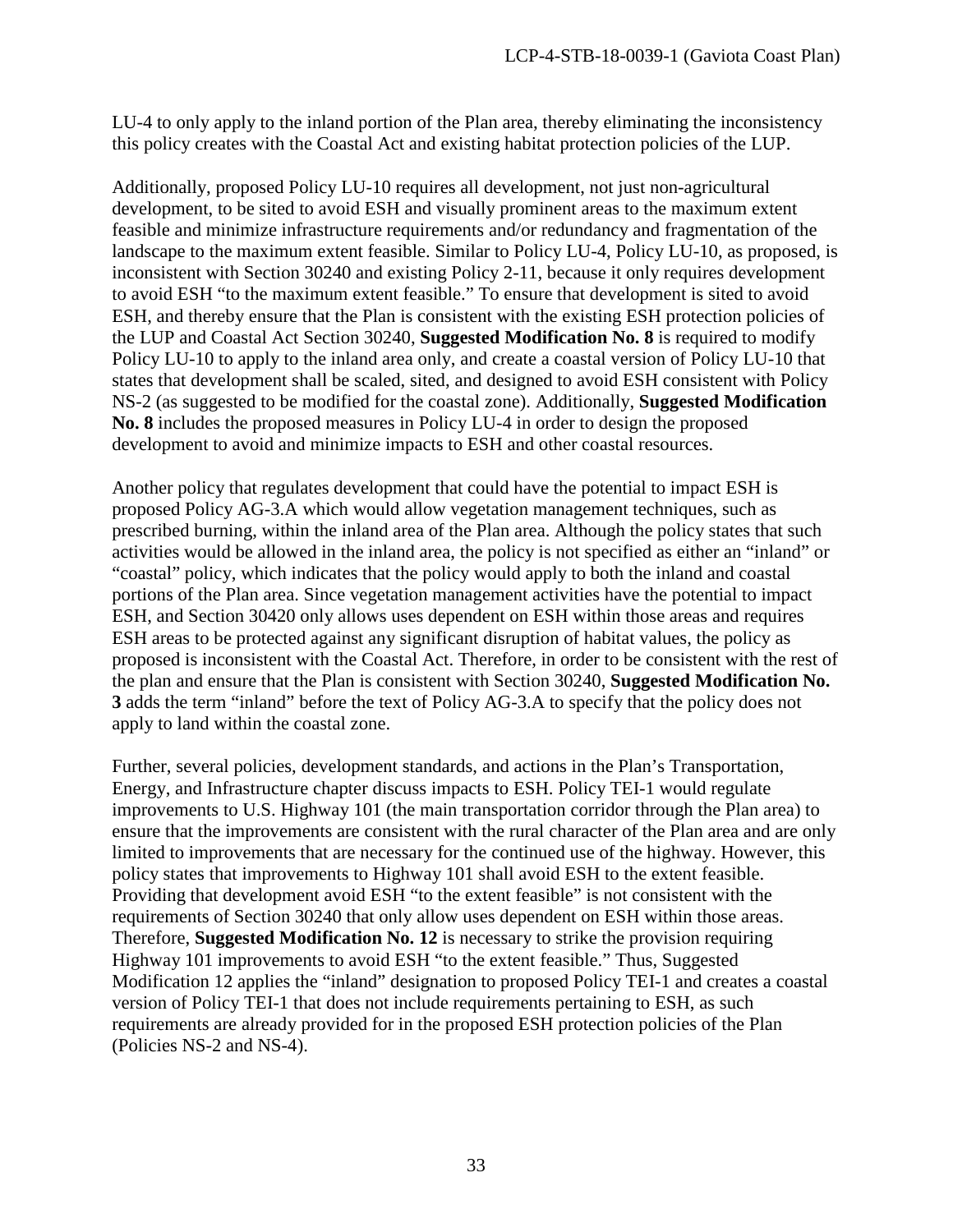LU-4 to only apply to the inland portion of the Plan area, thereby eliminating the inconsistency this policy creates with the Coastal Act and existing habitat protection policies of the LUP.

Additionally, proposed Policy LU-10 requires all development, not just non-agricultural development, to be sited to avoid ESH and visually prominent areas to the maximum extent feasible and minimize infrastructure requirements and/or redundancy and fragmentation of the landscape to the maximum extent feasible. Similar to Policy LU-4, Policy LU-10, as proposed, is inconsistent with Section 30240 and existing Policy 2-11, because it only requires development to avoid ESH "to the maximum extent feasible." To ensure that development is sited to avoid ESH, and thereby ensure that the Plan is consistent with the existing ESH protection policies of the LUP and Coastal Act Section 30240, **Suggested Modification No. 8** is required to modify Policy LU-10 to apply to the inland area only, and create a coastal version of Policy LU-10 that states that development shall be scaled, sited, and designed to avoid ESH consistent with Policy NS-2 (as suggested to be modified for the coastal zone). Additionally, **Suggested Modification No. 8** includes the proposed measures in Policy LU-4 in order to design the proposed development to avoid and minimize impacts to ESH and other coastal resources.

Another policy that regulates development that could have the potential to impact ESH is proposed Policy AG-3.A which would allow vegetation management techniques, such as prescribed burning, within the inland area of the Plan area. Although the policy states that such activities would be allowed in the inland area, the policy is not specified as either an "inland" or "coastal" policy, which indicates that the policy would apply to both the inland and coastal portions of the Plan area. Since vegetation management activities have the potential to impact ESH, and Section 30420 only allows uses dependent on ESH within those areas and requires ESH areas to be protected against any significant disruption of habitat values, the policy as proposed is inconsistent with the Coastal Act. Therefore, in order to be consistent with the rest of the plan and ensure that the Plan is consistent with Section 30240, **Suggested Modification No. 3** adds the term "inland" before the text of Policy AG-3.A to specify that the policy does not apply to land within the coastal zone.

Further, several policies, development standards, and actions in the Plan's Transportation, Energy, and Infrastructure chapter discuss impacts to ESH. Policy TEI-1 would regulate improvements to U.S. Highway 101 (the main transportation corridor through the Plan area) to ensure that the improvements are consistent with the rural character of the Plan area and are only limited to improvements that are necessary for the continued use of the highway. However, this policy states that improvements to Highway 101 shall avoid ESH to the extent feasible. Providing that development avoid ESH "to the extent feasible" is not consistent with the requirements of Section 30240 that only allow uses dependent on ESH within those areas. Therefore, **Suggested Modification No. 12** is necessary to strike the provision requiring Highway 101 improvements to avoid ESH "to the extent feasible." Thus, Suggested Modification 12 applies the "inland" designation to proposed Policy TEI-1 and creates a coastal version of Policy TEI-1 that does not include requirements pertaining to ESH, as such requirements are already provided for in the proposed ESH protection policies of the Plan (Policies NS-2 and NS-4).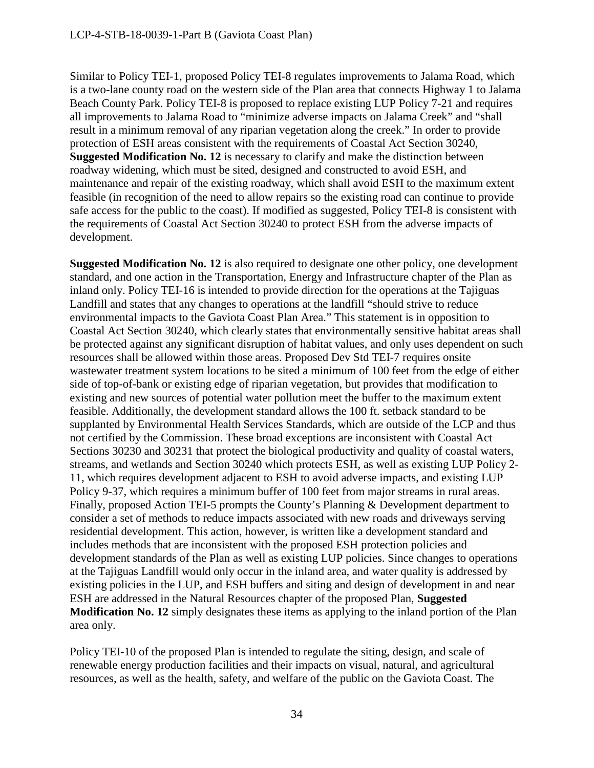Similar to Policy TEI-1, proposed Policy TEI-8 regulates improvements to Jalama Road, which is a two-lane county road on the western side of the Plan area that connects Highway 1 to Jalama Beach County Park. Policy TEI-8 is proposed to replace existing LUP Policy 7-21 and requires all improvements to Jalama Road to "minimize adverse impacts on Jalama Creek" and "shall result in a minimum removal of any riparian vegetation along the creek." In order to provide protection of ESH areas consistent with the requirements of Coastal Act Section 30240, **Suggested Modification No. 12** is necessary to clarify and make the distinction between roadway widening, which must be sited, designed and constructed to avoid ESH, and maintenance and repair of the existing roadway, which shall avoid ESH to the maximum extent feasible (in recognition of the need to allow repairs so the existing road can continue to provide safe access for the public to the coast). If modified as suggested, Policy TEI-8 is consistent with the requirements of Coastal Act Section 30240 to protect ESH from the adverse impacts of development.

**Suggested Modification No. 12** is also required to designate one other policy, one development standard, and one action in the Transportation, Energy and Infrastructure chapter of the Plan as inland only. Policy TEI-16 is intended to provide direction for the operations at the Tajiguas Landfill and states that any changes to operations at the landfill "should strive to reduce environmental impacts to the Gaviota Coast Plan Area." This statement is in opposition to Coastal Act Section 30240, which clearly states that environmentally sensitive habitat areas shall be protected against any significant disruption of habitat values, and only uses dependent on such resources shall be allowed within those areas. Proposed Dev Std TEI-7 requires onsite wastewater treatment system locations to be sited a minimum of 100 feet from the edge of either side of top-of-bank or existing edge of riparian vegetation, but provides that modification to existing and new sources of potential water pollution meet the buffer to the maximum extent feasible. Additionally, the development standard allows the 100 ft. setback standard to be supplanted by Environmental Health Services Standards, which are outside of the LCP and thus not certified by the Commission. These broad exceptions are inconsistent with Coastal Act Sections 30230 and 30231 that protect the biological productivity and quality of coastal waters, streams, and wetlands and Section 30240 which protects ESH, as well as existing LUP Policy 2-11, which requires development adjacent to ESH to avoid adverse impacts, and existing LUP Policy 9-37, which requires a minimum buffer of 100 feet from major streams in rural areas. Finally, proposed Action TEI-5 prompts the County's Planning & Development department to consider a set of methods to reduce impacts associated with new roads and driveways serving residential development. This action, however, is written like a development standard and includes methods that are inconsistent with the proposed ESH protection policies and development standards of the Plan as well as existing LUP policies. Since changes to operations at the Tajiguas Landfill would only occur in the inland area, and water quality is addressed by existing policies in the LUP, and ESH buffers and siting and design of development in and near ESH are addressed in the Natural Resources chapter of the proposed Plan, **Suggested Modification No. 12** simply designates these items as applying to the inland portion of the Plan area only.

Policy TEI-10 of the proposed Plan is intended to regulate the siting, design, and scale of renewable energy production facilities and their impacts on visual, natural, and agricultural resources, as well as the health, safety, and welfare of the public on the Gaviota Coast. The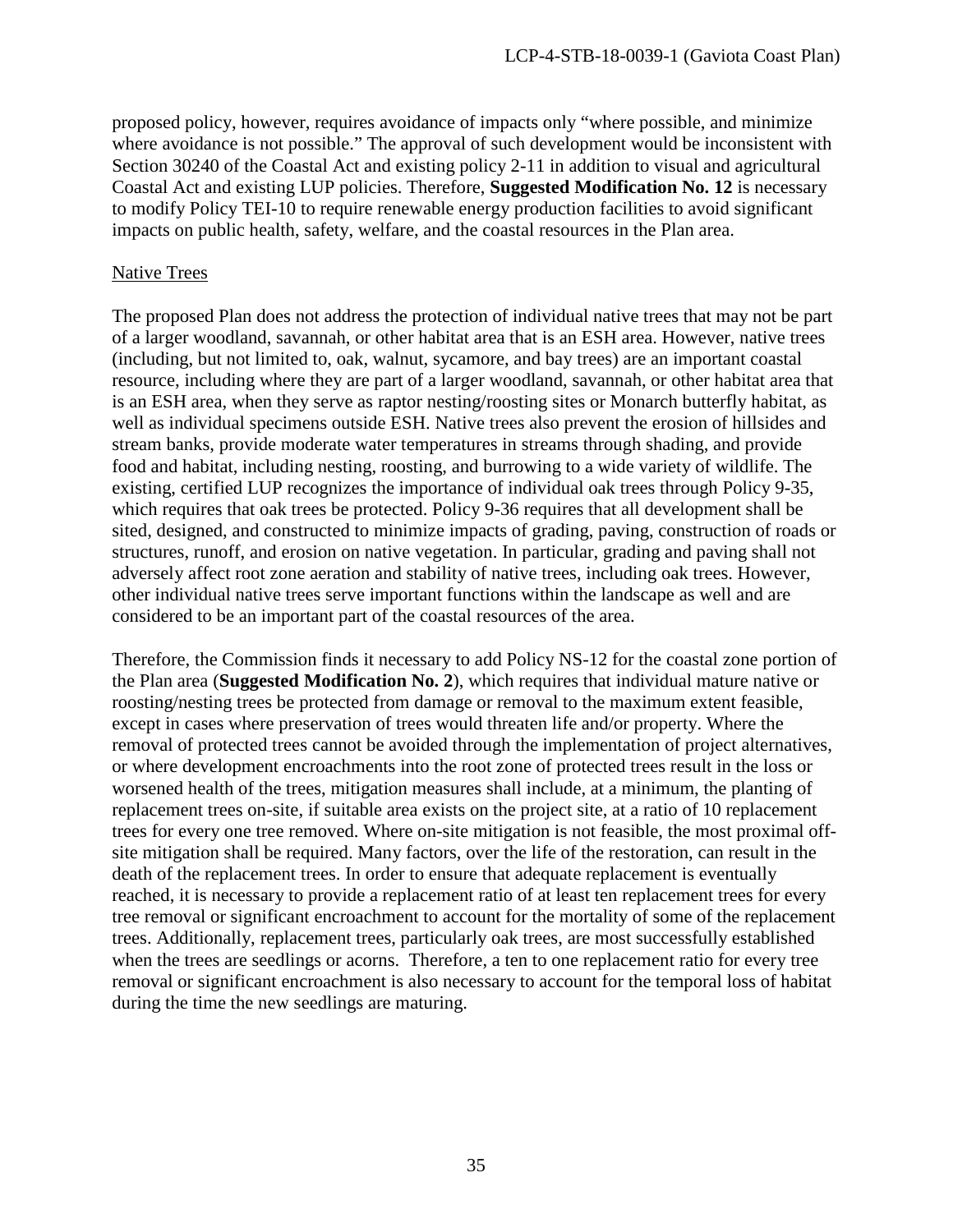proposed policy, however, requires avoidance of impacts only "where possible, and minimize where avoidance is not possible." The approval of such development would be inconsistent with Section 30240 of the Coastal Act and existing policy 2-11 in addition to visual and agricultural Coastal Act and existing LUP policies. Therefore, **Suggested Modification No. 12** is necessary to modify Policy TEI-10 to require renewable energy production facilities to avoid significant impacts on public health, safety, welfare, and the coastal resources in the Plan area.

<u>Native Trees</u>

The proposed Plan does not address the protection of individual native trees that may not be part of a larger woodland, savannah, or other habitat area that is an ESH area. However, native trees (including, but not limited to, oak, walnut, sycamore, and bay trees) are an important coastal resource, including where they are part of a larger woodland, savannah, or other habitat area that is an ESH area, when they serve as raptor nesting/roosting sites or Monarch butterfly habitat, as well as individual specimens outside ESH. Native trees also prevent the erosion of hillsides and stream banks, provide moderate water temperatures in streams through shading, and provide food and habitat, including nesting, roosting, and burrowing to a wide variety of wildlife. The existing, certified LUP recognizes the importance of individual oak trees through Policy 9-35, which requires that oak trees be protected. Policy 9-36 requires that all development shall be sited, designed, and constructed to minimize impacts of grading, paving, construction of roads or structures, runoff, and erosion on native vegetation. In particular, grading and paving shall not adversely affect root zone aeration and stability of native trees, including oak trees. However, other individual native trees serve important functions within the landscape as well and are considered to be an important part of the coastal resources of the area.

Therefore, the Commission finds it necessary to add Policy NS-12 for the coastal zone portion of the Plan area (**Suggested Modification No. 2**), which requires that individual mature native or roosting/nesting trees be protected from damage or removal to the maximum extent feasible, except in cases where preservation of trees would threaten life and/or property. Where the removal of protected trees cannot be avoided through the implementation of project alternatives, or where development encroachments into the root zone of protected trees result in the loss or worsened health of the trees, mitigation measures shall include, at a minimum, the planting of replacement trees on-site, if suitable area exists on the project site, at a ratio of 10 replacement trees for every one tree removed. Where on-site mitigation is not feasible, the most proximal off-site mitigation shall be required. Many factors, over the life of the restoration, can result in the death of the replacement trees. In order to ensure that adequate replacement is eventually reached, it is necessary to provide a replacement ratio of at least ten replacement trees for every tree removal or significant encroachment to account for the mortality of some of the replacement trees. Additionally, replacement trees, particularly oak trees, are most successfully established when the trees are seedlings or acorns. Therefore, a ten to one replacement ratio for every tree removal or significant encroachment is also necessary to account for the temporal loss of habitat during the time the new seedlings are maturing.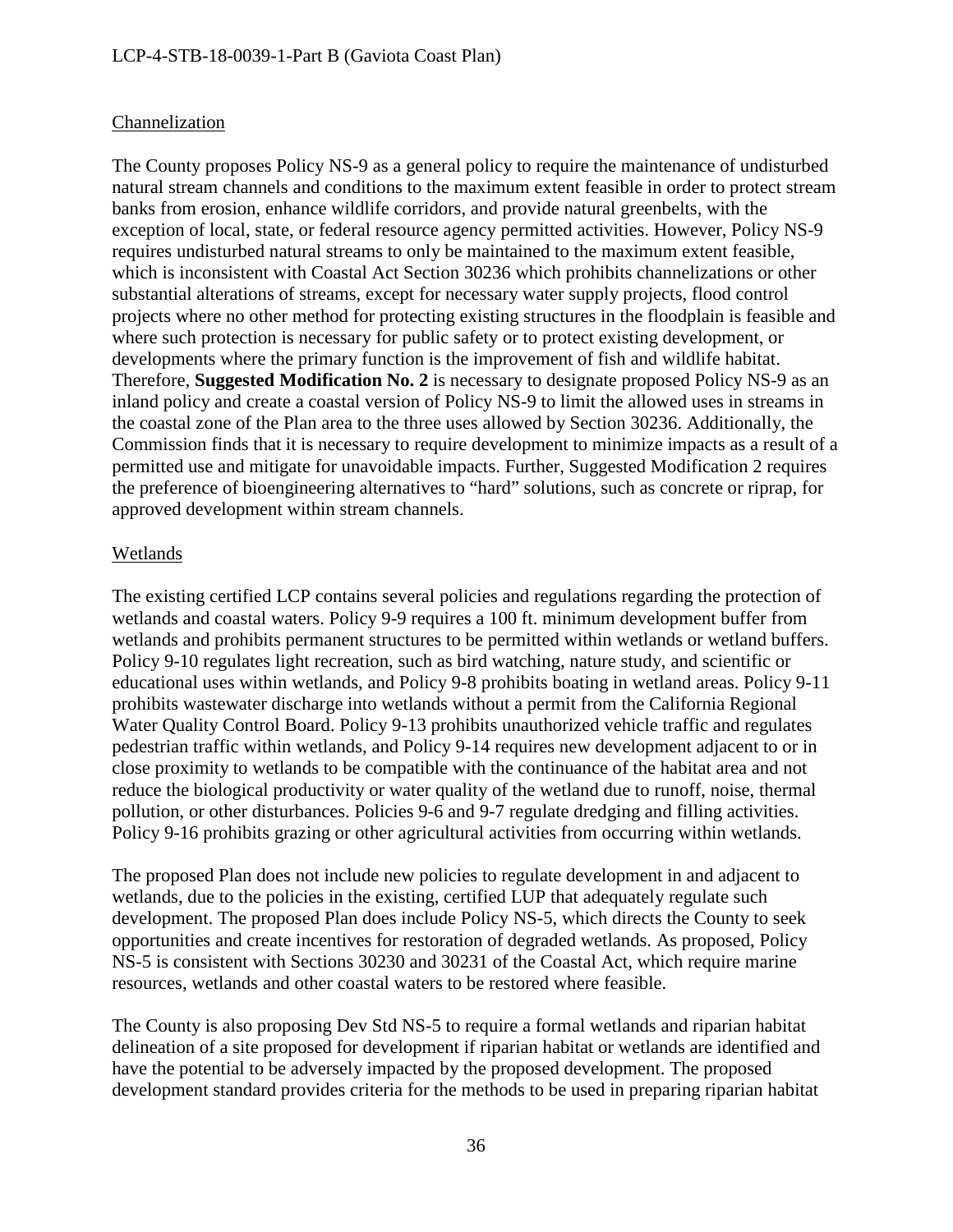Channelization

The County proposes Policy NS-9 as a general policy to require the maintenance of undisturbed natural stream channels and conditions to the maximum extent feasible in order to protect stream banks from erosion, enhance wildlife corridors, and provide natural greenbelts, with the exception of local, state, or federal resource agency permitted activities. However, Policy NS-9 requires undisturbed natural streams to only be maintained to the maximum extent feasible, which is inconsistent with Coastal Act Section 30236 which prohibits channelizations or other substantial alterations of streams, except for necessary water supply projects, flood control projects where no other method for protecting existing structures in the floodplain is feasible and where such protection is necessary for public safety or to protect existing development, or developments where the primary function is the improvement of fish and wildlife habitat. Therefore, **Suggested Modification No. 2** is necessary to designate proposed Policy NS-9 as an inland policy and create a coastal version of Policy NS-9 to limit the allowed uses in streams in the coastal zone of the Plan area to the three uses allowed by Section 30236. Additionally, the Commission finds that it is necessary to require development to minimize impacts as a result of a permitted use and mitigate for unavoidable impacts. Further, Suggested Modification 2 requires the preference of bioengineering alternatives to "hard" solutions, such as concrete or riprap, for approved development within stream channels.

Wetlands

The existing certified LCP contains several policies and regulations regarding the protection of wetlands and coastal waters. Policy 9-9 requires a 100 ft. minimum development buffer from wetlands and prohibits permanent structures to be permitted within wetlands or wetland buffers. Policy 9-10 regulates light recreation, such as bird watching, nature study, and scientific or educational uses within wetlands, and Policy 9-8 prohibits boating in wetland areas. Policy 9-11 prohibits wastewater discharge into wetlands without a permit from the California Regional Water Quality Control Board. Policy 9-13 prohibits unauthorized vehicle traffic and regulates pedestrian traffic within wetlands, and Policy 9-14 requires new development adjacent to or in close proximity to wetlands to be compatible with the continuance of the habitat area and not reduce the biological productivity or water quality of the wetland due to runoff, noise, thermal pollution, or other disturbances. Policies 9-6 and 9-7 regulate dredging and filling activities. Policy 9-16 prohibits grazing or other agricultural activities from occurring within wetlands.

The proposed Plan does not include new policies to regulate development in and adjacent to wetlands, due to the policies in the existing, certified LUP that adequately regulate such development. The proposed Plan does include Policy NS-5, which directs the County to seek opportunities and create incentives for restoration of degraded wetlands. As proposed, Policy NS-5 is consistent with Sections 30230 and 30231 of the Coastal Act, which require marine resources, wetlands and other coastal waters to be restored where feasible.

The County is also proposing Dev Std NS-5 to require a formal wetlands and riparian habitat delineation of a site proposed for development if riparian habitat or wetlands are identified and have the potential to be adversely impacted by the proposed development. The proposed development standard provides criteria for the methods to be used in preparing riparian habitat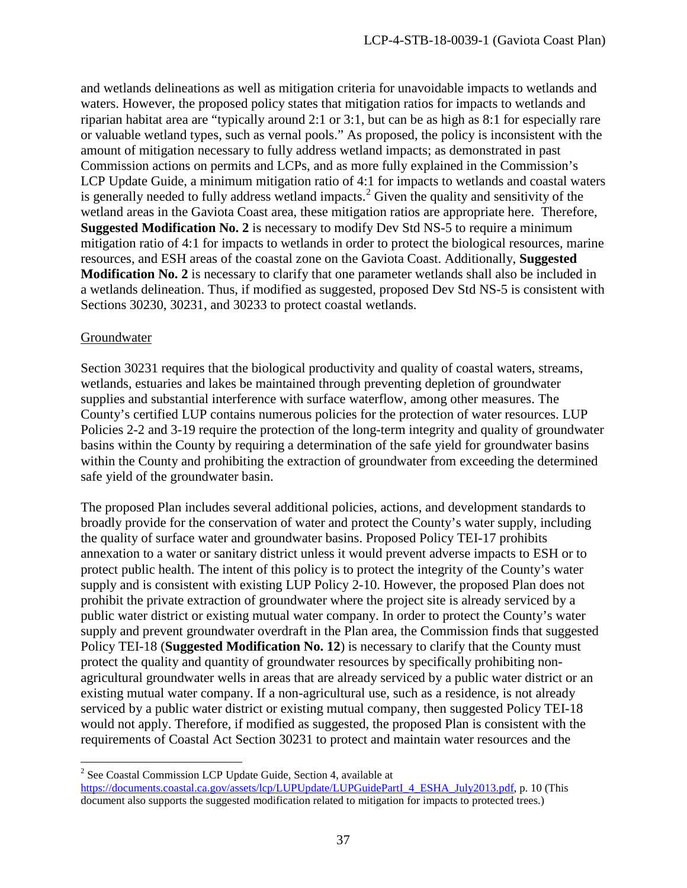and wetlands delineations as well as mitigation criteria for unavoidable impacts to wetlands and waters. However, the proposed policy states that mitigation ratios for impacts to wetlands and riparian habitat area are "typically around 2:1 or 3:1, but can be as high as 8:1 for especially rare or valuable wetland types, such as vernal pools." As proposed, the policy is inconsistent with the amount of mitigation necessary to fully address wetland impacts; as demonstrated in past Commission actions on permits and LCPs, and as more fully explained in the Commission's LCP Update Guide, a minimum mitigation ratio of 4:1 for impacts to wetlands and coastal waters is generally needed to fully address wetland impacts.[2] Given the quality and sensitivity of the wetland areas in the Gaviota Coast area, these mitigation ratios are appropriate here. Therefore, **Suggested Modification No. 2** is necessary to modify Dev Std NS-5 to require a minimum mitigation ratio of 4:1 for impacts to wetlands in order to protect the biological resources, marine resources, and ESH areas of the coastal zone on the Gaviota Coast. Additionally, **Suggested Modification No. 2** is necessary to clarify that one parameter wetlands shall also be included in a wetlands delineation. Thus, if modified as suggested, proposed Dev Std NS-5 is consistent with Sections 30230, 30231, and 30233 to protect coastal wetlands.

Groundwater

Section 30231 requires that the biological productivity and quality of coastal waters, streams, wetlands, estuaries and lakes be maintained through preventing depletion of groundwater supplies and substantial interference with surface waterflow, among other measures. The County's certified LUP contains numerous policies for the protection of water resources. LUP Policies 2-2 and 3-19 require the protection of the long-term integrity and quality of groundwater basins within the County by requiring a determination of the safe yield for groundwater basins within the County and prohibiting the extraction of groundwater from exceeding the determined safe yield of the groundwater basin.

The proposed Plan includes several additional policies, actions, and development standards to broadly provide for the conservation of water and protect the County's water supply, including the quality of surface water and groundwater basins. Proposed Policy TEI-17 prohibits annexation to a water or sanitary district unless it would prevent adverse impacts to ESH or to protect public health. The intent of this policy is to protect the integrity of the County's water supply and is consistent with existing LUP Policy 2-10. However, the proposed Plan does not prohibit the private extraction of groundwater where the project site is already serviced by a public water district or existing mutual water company. In order to protect the County's water supply and prevent groundwater overdraft in the Plan area, the Commission finds that suggested Policy TEI-18 (**Suggested Modification No. 12**) is necessary to clarify that the County must protect the quality and quantity of groundwater resources by specifically prohibiting non-agricultural groundwater wells in areas that are already serviced by a public water district or an existing mutual water company. If a non-agricultural use, such as a residence, is not already serviced by a public water district or existing mutual company, then suggested Policy TEI-18 would not apply. Therefore, if modified as suggested, the proposed Plan is consistent with the requirements of Coastal Act Section 30231 to protect and maintain water resources and the

---

[2] See Coastal Commission LCP Update Guide, Section 4, available at https://documents.coastal.ca.gov/assets/lcp/LUPUpdate/LUPGuidePartI_4_ESHA_July2013.pdf, p. 10 (This document also supports the suggested modification related to mitigation for impacts to protected trees.)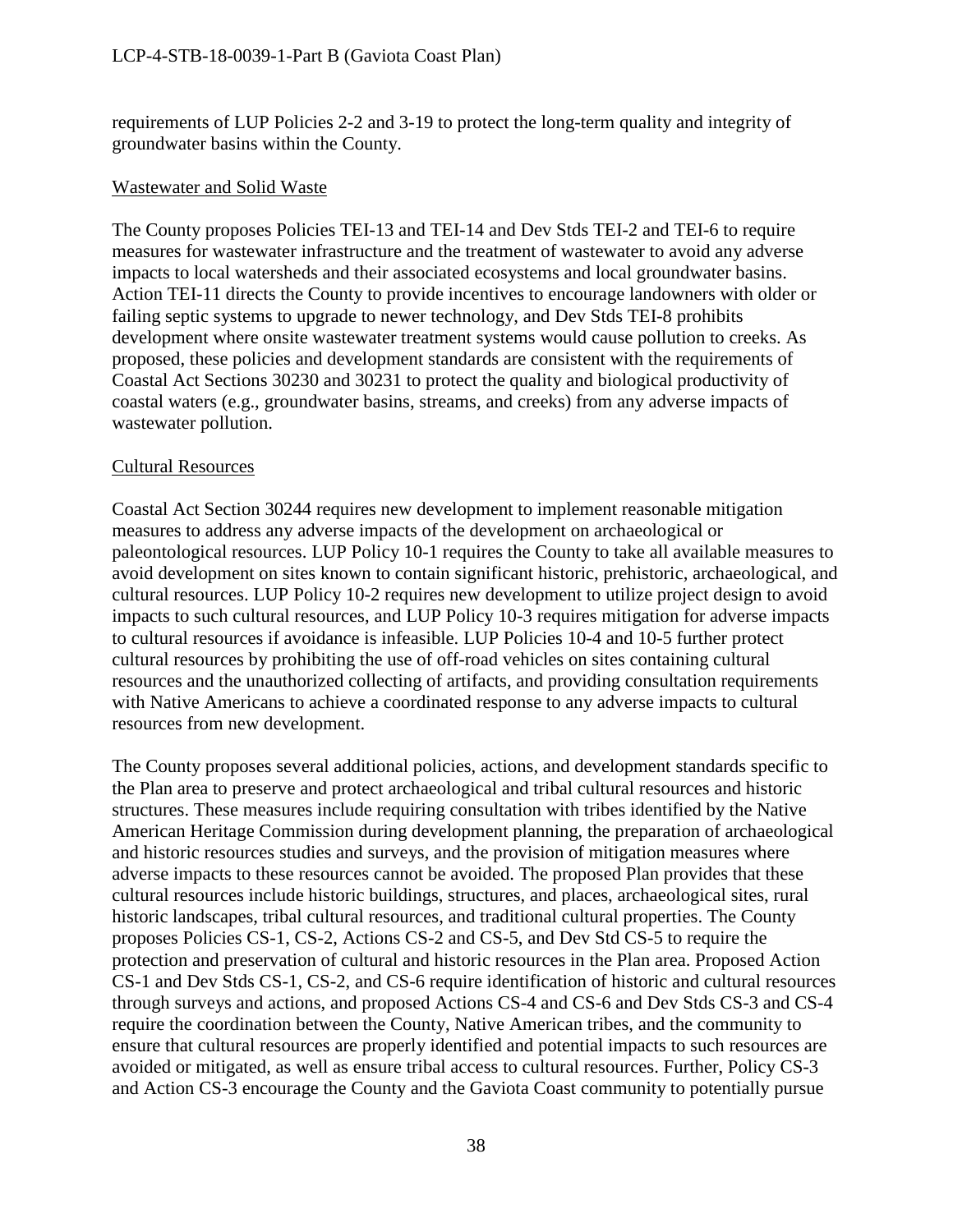requirements of LUP Policies 2-2 and 3-19 to protect the long-term quality and integrity of groundwater basins within the County.

### Wastewater and Solid Waste

The County proposes Policies TEI-13 and TEI-14 and Dev Stds TEI-2 and TEI-6 to require measures for wastewater infrastructure and the treatment of wastewater to avoid any adverse impacts to local watersheds and their associated ecosystems and local groundwater basins. Action TEI-11 directs the County to provide incentives to encourage landowners with older or failing septic systems to upgrade to newer technology, and Dev Stds TEI-8 prohibits development where onsite wastewater treatment systems would cause pollution to creeks. As proposed, these policies and development standards are consistent with the requirements of Coastal Act Sections 30230 and 30231 to protect the quality and biological productivity of coastal waters (e.g., groundwater basins, streams, and creeks) from any adverse impacts of wastewater pollution.

### Cultural Resources

Coastal Act Section 30244 requires new development to implement reasonable mitigation measures to address any adverse impacts of the development on archaeological or paleontological resources. LUP Policy 10-1 requires the County to take all available measures to avoid development on sites known to contain significant historic, prehistoric, archaeological, and cultural resources. LUP Policy 10-2 requires new development to utilize project design to avoid impacts to such cultural resources, and LUP Policy 10-3 requires mitigation for adverse impacts to cultural resources if avoidance is infeasible. LUP Policies 10-4 and 10-5 further protect cultural resources by prohibiting the use of off-road vehicles on sites containing cultural resources and the unauthorized collecting of artifacts, and providing consultation requirements with Native Americans to achieve a coordinated response to any adverse impacts to cultural resources from new development.

The County proposes several additional policies, actions, and development standards specific to the Plan area to preserve and protect archaeological and tribal cultural resources and historic structures. These measures include requiring consultation with tribes identified by the Native American Heritage Commission during development planning, the preparation of archaeological and historic resources studies and surveys, and the provision of mitigation measures where adverse impacts to these resources cannot be avoided. The proposed Plan provides that these cultural resources include historic buildings, structures, and places, archaeological sites, rural historic landscapes, tribal cultural resources, and traditional cultural properties. The County proposes Policies CS-1, CS-2, Actions CS-2 and CS-5, and Dev Std CS-5 to require the protection and preservation of cultural and historic resources in the Plan area. Proposed Action CS-1 and Dev Stds CS-1, CS-2, and CS-6 require identification of historic and cultural resources through surveys and actions, and proposed Actions CS-4 and CS-6 and Dev Stds CS-3 and CS-4 require the coordination between the County, Native American tribes, and the community to ensure that cultural resources are properly identified and potential impacts to such resources are avoided or mitigated, as well as ensure tribal access to cultural resources. Further, Policy CS-3 and Action CS-3 encourage the County and the Gaviota Coast community to potentially pursue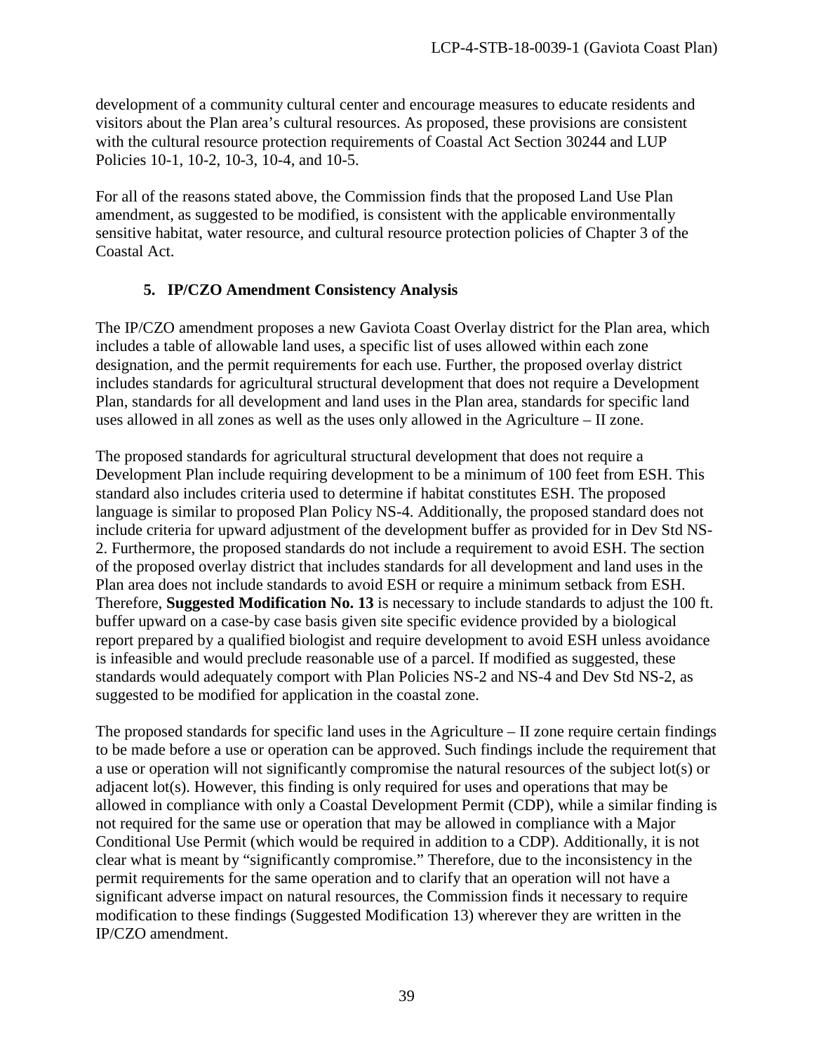development of a community cultural center and encourage measures to educate residents and visitors about the Plan area's cultural resources. As proposed, these provisions are consistent with the cultural resource protection requirements of Coastal Act Section 30244 and LUP Policies 10-1, 10-2, 10-3, 10-4, and 10-5.

For all of the reasons stated above, the Commission finds that the proposed Land Use Plan amendment, as suggested to be modified, is consistent with the applicable environmentally sensitive habitat, water resource, and cultural resource protection policies of Chapter 3 of the Coastal Act.

### 5. IP/CZO Amendment Consistency Analysis

The IP/CZO amendment proposes a new Gaviota Coast Overlay district for the Plan area, which includes a table of allowable land uses, a specific list of uses allowed within each zone designation, and the permit requirements for each use. Further, the proposed overlay district includes standards for agricultural structural development that does not require a Development Plan, standards for all development and land uses in the Plan area, standards for specific land uses allowed in all zones as well as the uses only allowed in the Agriculture – II zone.

The proposed standards for agricultural structural development that does not require a Development Plan include requiring development to be a minimum of 100 feet from ESH. This standard also includes criteria used to determine if habitat constitutes ESH. The proposed language is similar to proposed Plan Policy NS-4. Additionally, the proposed standard does not include criteria for upward adjustment of the development buffer as provided for in Dev Std NS-2. Furthermore, the proposed standards do not include a requirement to avoid ESH. The section of the proposed overlay district that includes standards for all development and land uses in the Plan area does not include standards to avoid ESH or require a minimum setback from ESH. Therefore, **Suggested Modification No. 13** is necessary to include standards to adjust the 100 ft. buffer upward on a case-by case basis given site specific evidence provided by a biological report prepared by a qualified biologist and require development to avoid ESH unless avoidance is infeasible and would preclude reasonable use of a parcel. If modified as suggested, these standards would adequately comport with Plan Policies NS-2 and NS-4 and Dev Std NS-2, as suggested to be modified for application in the coastal zone.

The proposed standards for specific land uses in the Agriculture – II zone require certain findings to be made before a use or operation can be approved. Such findings include the requirement that a use or operation will not significantly compromise the natural resources of the subject lot(s) or adjacent lot(s). However, this finding is only required for uses and operations that may be allowed in compliance with only a Coastal Development Permit (CDP), while a similar finding is not required for the same use or operation that may be allowed in compliance with a Major Conditional Use Permit (which would be required in addition to a CDP). Additionally, it is not clear what is meant by "significantly compromise." Therefore, due to the inconsistency in the permit requirements for the same operation and to clarify that an operation will not have a significant adverse impact on natural resources, the Commission finds it necessary to require modification to these findings (Suggested Modification 13) wherever they are written in the IP/CZO amendment.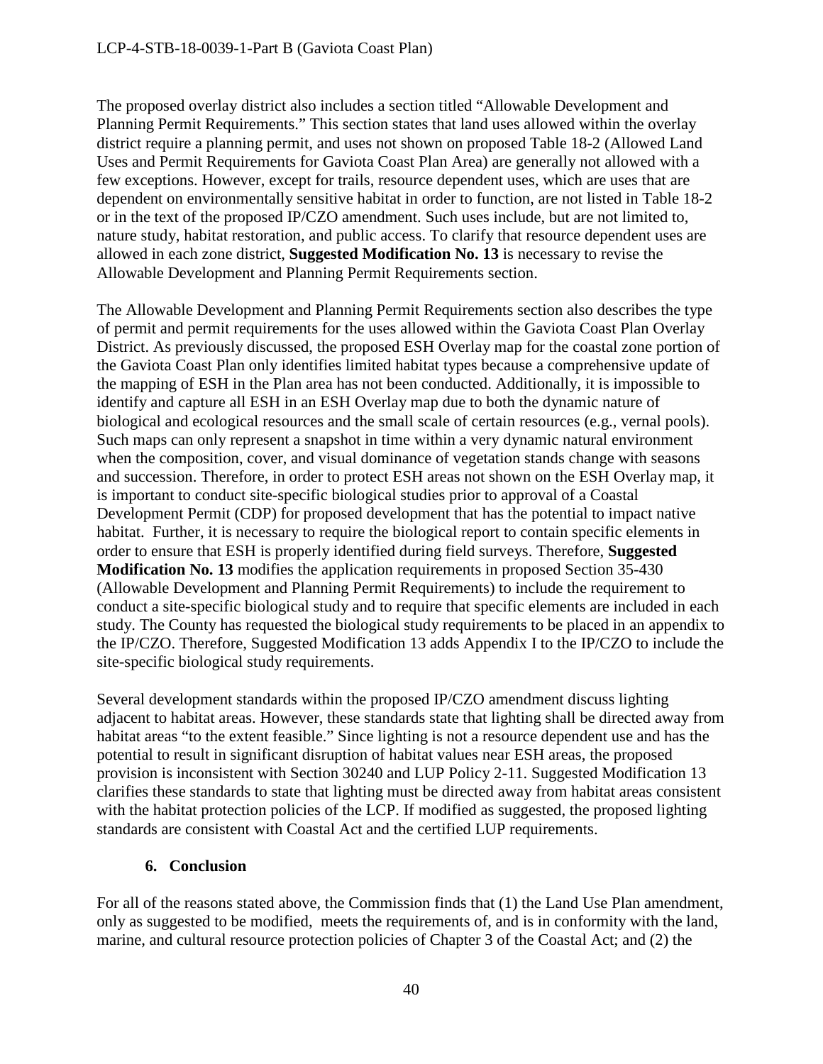The proposed overlay district also includes a section titled "Allowable Development and Planning Permit Requirements." This section states that land uses allowed within the overlay district require a planning permit, and uses not shown on proposed Table 18-2 (Allowed Land Uses and Permit Requirements for Gaviota Coast Plan Area) are generally not allowed with a few exceptions. However, except for trails, resource dependent uses, which are uses that are dependent on environmentally sensitive habitat in order to function, are not listed in Table 18-2 or in the text of the proposed IP/CZO amendment. Such uses include, but are not limited to, nature study, habitat restoration, and public access. To clarify that resource dependent uses are allowed in each zone district, **Suggested Modification No. 13** is necessary to revise the Allowable Development and Planning Permit Requirements section.

The Allowable Development and Planning Permit Requirements section also describes the type of permit and permit requirements for the uses allowed within the Gaviota Coast Plan Overlay District. As previously discussed, the proposed ESH Overlay map for the coastal zone portion of the Gaviota Coast Plan only identifies limited habitat types because a comprehensive update of the mapping of ESH in the Plan area has not been conducted. Additionally, it is impossible to identify and capture all ESH in an ESH Overlay map due to both the dynamic nature of biological and ecological resources and the small scale of certain resources (e.g., vernal pools). Such maps can only represent a snapshot in time within a very dynamic natural environment when the composition, cover, and visual dominance of vegetation stands change with seasons and succession. Therefore, in order to protect ESH areas not shown on the ESH Overlay map, it is important to conduct site-specific biological studies prior to approval of a Coastal Development Permit (CDP) for proposed development that has the potential to impact native habitat. Further, it is necessary to require the biological report to contain specific elements in order to ensure that ESH is properly identified during field surveys. Therefore, **Suggested Modification No. 13** modifies the application requirements in proposed Section 35-430 (Allowable Development and Planning Permit Requirements) to include the requirement to conduct a site-specific biological study and to require that specific elements are included in each study. The County has requested the biological study requirements to be placed in an appendix to the IP/CZO. Therefore, Suggested Modification 13 adds Appendix I to the IP/CZO to include the site-specific biological study requirements.

Several development standards within the proposed IP/CZO amendment discuss lighting adjacent to habitat areas. However, these standards state that lighting shall be directed away from habitat areas "to the extent feasible." Since lighting is not a resource dependent use and has the potential to result in significant disruption of habitat values near ESH areas, the proposed provision is inconsistent with Section 30240 and LUP Policy 2-11. Suggested Modification 13 clarifies these standards to state that lighting must be directed away from habitat areas consistent with the habitat protection policies of the LCP. If modified as suggested, the proposed lighting standards are consistent with Coastal Act and the certified LUP requirements.

### 6. Conclusion

For all of the reasons stated above, the Commission finds that (1) the Land Use Plan amendment, only as suggested to be modified, meets the requirements of, and is in conformity with the land, marine, and cultural resource protection policies of Chapter 3 of the Coastal Act; and (2) the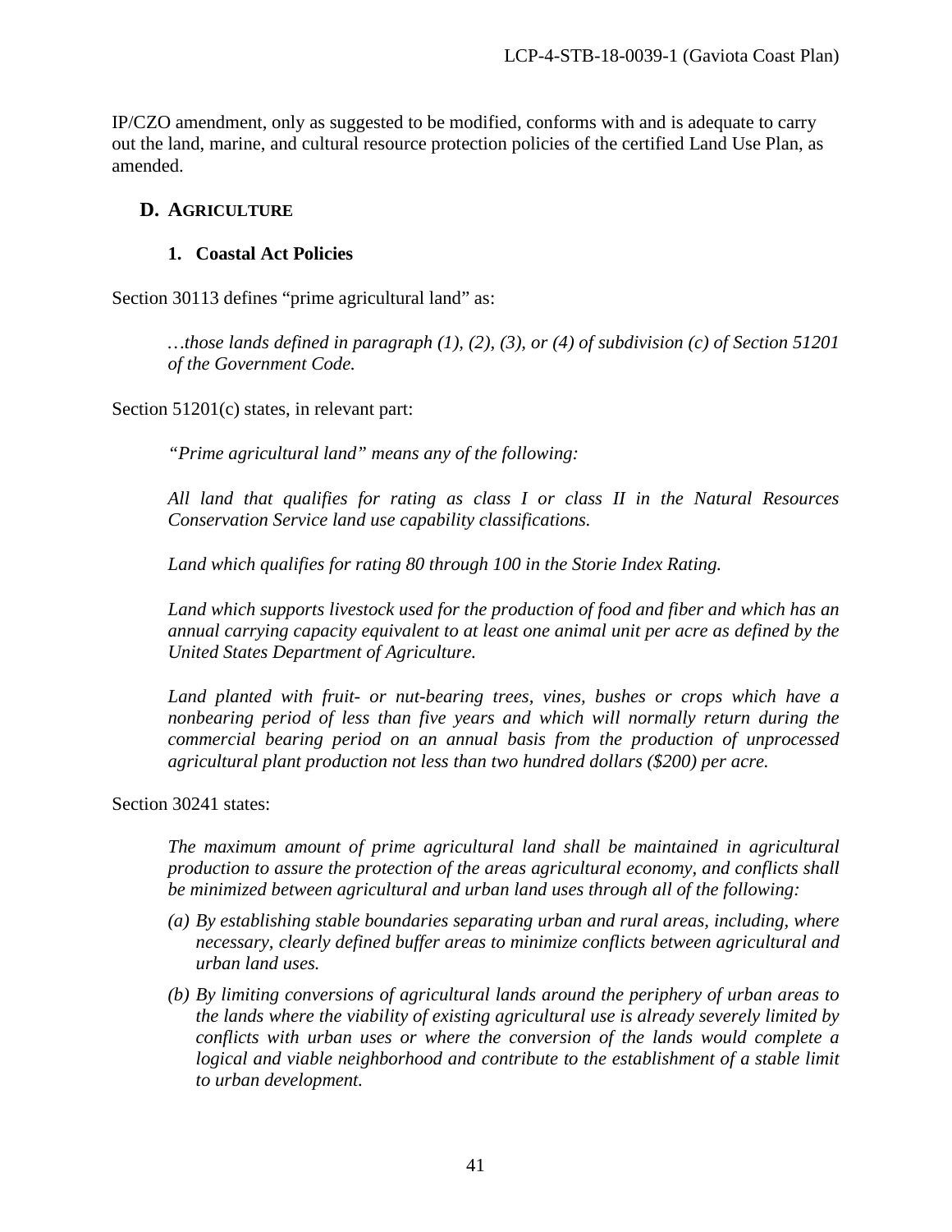IP/CZO amendment, only as suggested to be modified, conforms with and is adequate to carry out the land, marine, and cultural resource protection policies of the certified Land Use Plan, as amended.

## D. Agriculture

### 1. Coastal Act Policies

Section 30113 defines "prime agricultural land" as:

> *…those lands defined in paragraph (1), (2), (3), or (4) of subdivision (c) of Section 51201 of the Government Code.*

Section 51201(c) states, in relevant part:

> *"Prime agricultural land" means any of the following:*
>
> *All land that qualifies for rating as class I or class II in the Natural Resources Conservation Service land use capability classifications.*
>
> *Land which qualifies for rating 80 through 100 in the Storie Index Rating.*
>
> *Land which supports livestock used for the production of food and fiber and which has an annual carrying capacity equivalent to at least one animal unit per acre as defined by the United States Department of Agriculture.*
>
> *Land planted with fruit- or nut-bearing trees, vines, bushes or crops which have a nonbearing period of less than five years and which will normally return during the commercial bearing period on an annual basis from the production of unprocessed agricultural plant production not less than two hundred dollars ($200) per acre.*

Section 30241 states:

> *The maximum amount of prime agricultural land shall be maintained in agricultural production to assure the protection of the areas agricultural economy, and conflicts shall be minimized between agricultural and urban land uses through all of the following:*
>
> *(a) By establishing stable boundaries separating urban and rural areas, including, where necessary, clearly defined buffer areas to minimize conflicts between agricultural and urban land uses.*
>
> *(b) By limiting conversions of agricultural lands around the periphery of urban areas to the lands where the viability of existing agricultural use is already severely limited by conflicts with urban uses or where the conversion of the lands would complete a logical and viable neighborhood and contribute to the establishment of a stable limit to urban development.*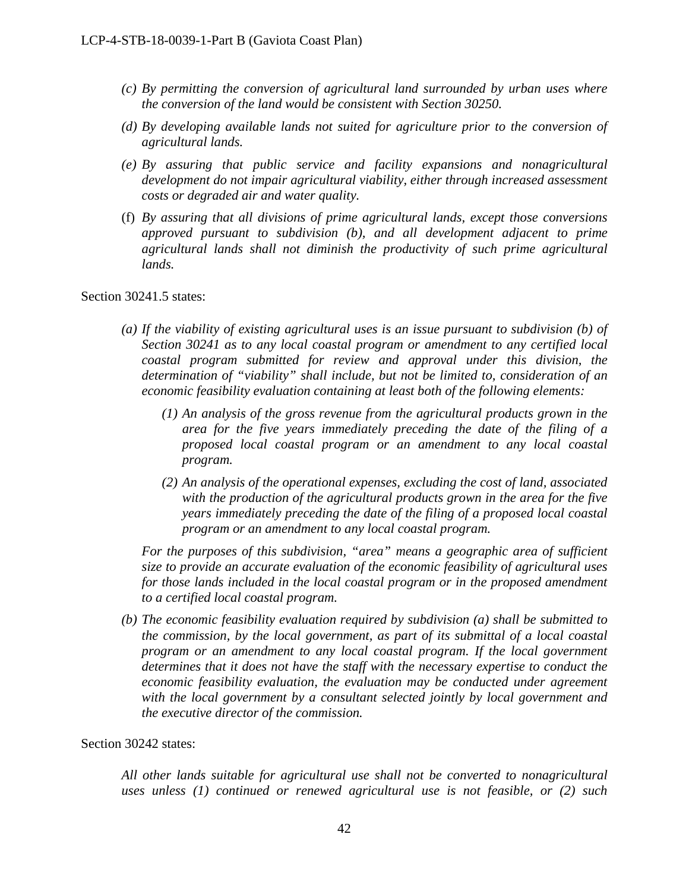*(c) By permitting the conversion of agricultural land surrounded by urban uses where the conversion of the land would be consistent with Section 30250.*

*(d) By developing available lands not suited for agriculture prior to the conversion of agricultural lands.*

*(e) By assuring that public service and facility expansions and nonagricultural development do not impair agricultural viability, either through increased assessment costs or degraded air and water quality.*

(f) *By assuring that all divisions of prime agricultural lands, except those conversions approved pursuant to subdivision (b), and all development adjacent to prime agricultural lands shall not diminish the productivity of such prime agricultural lands.*

Section 30241.5 states:

*(a) If the viability of existing agricultural uses is an issue pursuant to subdivision (b) of Section 30241 as to any local coastal program or amendment to any certified local coastal program submitted for review and approval under this division, the determination of "viability" shall include, but not be limited to, consideration of an economic feasibility evaluation containing at least both of the following elements:*

*(1) An analysis of the gross revenue from the agricultural products grown in the area for the five years immediately preceding the date of the filing of a proposed local coastal program or an amendment to any local coastal program.*

*(2) An analysis of the operational expenses, excluding the cost of land, associated with the production of the agricultural products grown in the area for the five years immediately preceding the date of the filing of a proposed local coastal program or an amendment to any local coastal program.*

*For the purposes of this subdivision, "area" means a geographic area of sufficient size to provide an accurate evaluation of the economic feasibility of agricultural uses for those lands included in the local coastal program or in the proposed amendment to a certified local coastal program.*

*(b) The economic feasibility evaluation required by subdivision (a) shall be submitted to the commission, by the local government, as part of its submittal of a local coastal program or an amendment to any local coastal program. If the local government determines that it does not have the staff with the necessary expertise to conduct the economic feasibility evaluation, the evaluation may be conducted under agreement with the local government by a consultant selected jointly by local government and the executive director of the commission.*

Section 30242 states:

*All other lands suitable for agricultural use shall not be converted to nonagricultural uses unless (1) continued or renewed agricultural use is not feasible, or (2) such*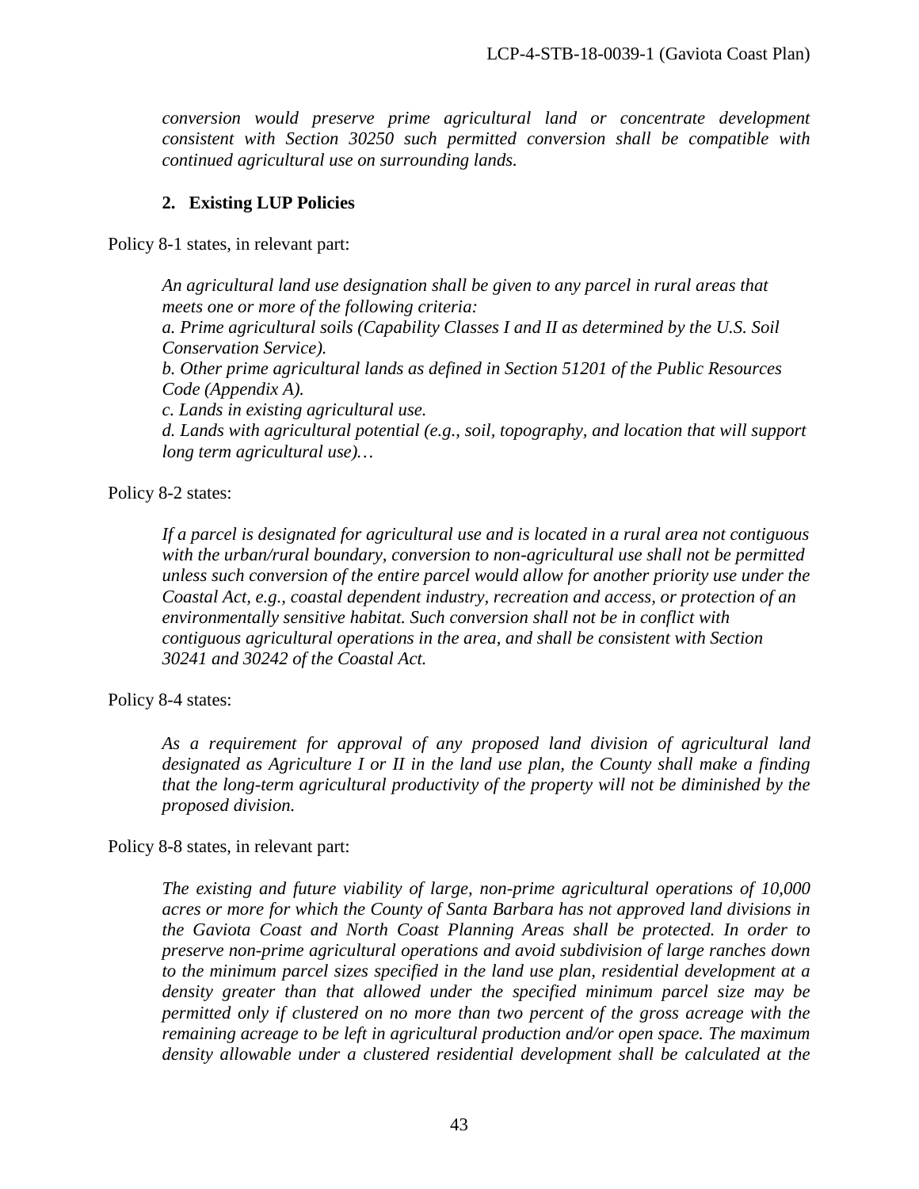*conversion would preserve prime agricultural land or concentrate development consistent with Section 30250 such permitted conversion shall be compatible with continued agricultural use on surrounding lands.*

### 2. Existing LUP Policies

Policy 8-1 states, in relevant part:

*An agricultural land use designation shall be given to any parcel in rural areas that meets one or more of the following criteria:*
*a. Prime agricultural soils (Capability Classes I and II as determined by the U.S. Soil Conservation Service).*
*b. Other prime agricultural lands as defined in Section 51201 of the Public Resources Code (Appendix A).*
*c. Lands in existing agricultural use.*
*d. Lands with agricultural potential (e.g., soil, topography, and location that will support long term agricultural use)…*

Policy 8-2 states:

*If a parcel is designated for agricultural use and is located in a rural area not contiguous with the urban/rural boundary, conversion to non-agricultural use shall not be permitted unless such conversion of the entire parcel would allow for another priority use under the Coastal Act, e.g., coastal dependent industry, recreation and access, or protection of an environmentally sensitive habitat. Such conversion shall not be in conflict with contiguous agricultural operations in the area, and shall be consistent with Section 30241 and 30242 of the Coastal Act.*

Policy 8-4 states:

*As a requirement for approval of any proposed land division of agricultural land designated as Agriculture I or II in the land use plan, the County shall make a finding that the long-term agricultural productivity of the property will not be diminished by the proposed division.*

Policy 8-8 states, in relevant part:

*The existing and future viability of large, non-prime agricultural operations of 10,000 acres or more for which the County of Santa Barbara has not approved land divisions in the Gaviota Coast and North Coast Planning Areas shall be protected. In order to preserve non-prime agricultural operations and avoid subdivision of large ranches down to the minimum parcel sizes specified in the land use plan, residential development at a density greater than that allowed under the specified minimum parcel size may be permitted only if clustered on no more than two percent of the gross acreage with the remaining acreage to be left in agricultural production and/or open space. The maximum density allowable under a clustered residential development shall be calculated at the*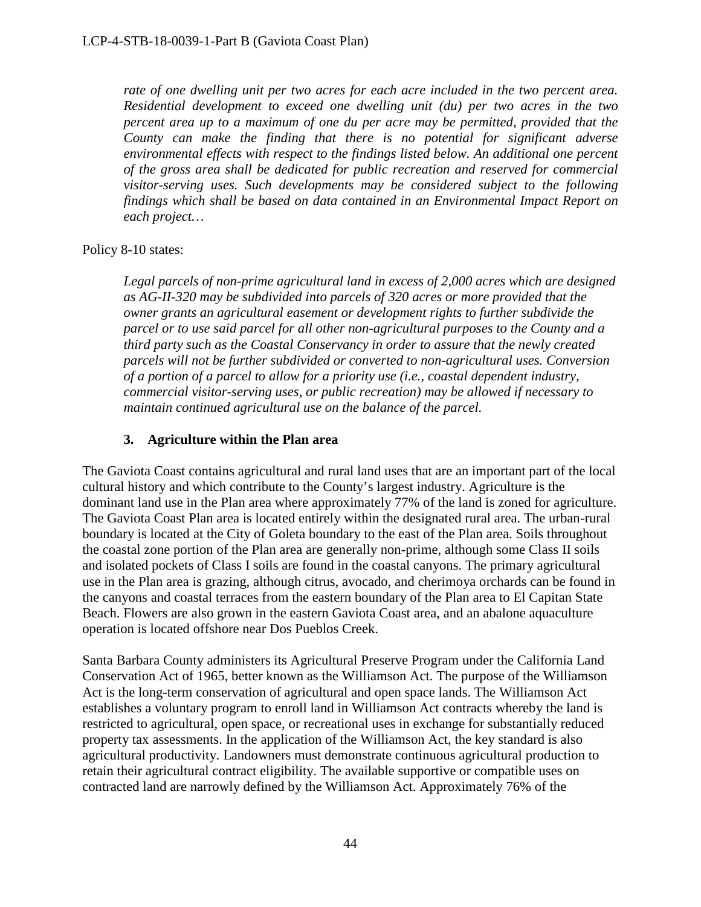*rate of one dwelling unit per two acres for each acre included in the two percent area. Residential development to exceed one dwelling unit (du) per two acres in the two percent area up to a maximum of one du per acre may be permitted, provided that the County can make the finding that there is no potential for significant adverse environmental effects with respect to the findings listed below. An additional one percent of the gross area shall be dedicated for public recreation and reserved for commercial visitor-serving uses. Such developments may be considered subject to the following findings which shall be based on data contained in an Environmental Impact Report on each project…*

Policy 8-10 states:

*Legal parcels of non-prime agricultural land in excess of 2,000 acres which are designed as AG-II-320 may be subdivided into parcels of 320 acres or more provided that the owner grants an agricultural easement or development rights to further subdivide the parcel or to use said parcel for all other non-agricultural purposes to the County and a third party such as the Coastal Conservancy in order to assure that the newly created parcels will not be further subdivided or converted to non-agricultural uses. Conversion of a portion of a parcel to allow for a priority use (i.e., coastal dependent industry, commercial visitor-serving uses, or public recreation) may be allowed if necessary to maintain continued agricultural use on the balance of the parcel.*

### 3. Agriculture within the Plan area

The Gaviota Coast contains agricultural and rural land uses that are an important part of the local cultural history and which contribute to the County's largest industry. Agriculture is the dominant land use in the Plan area where approximately 77% of the land is zoned for agriculture. The Gaviota Coast Plan area is located entirely within the designated rural area. The urban-rural boundary is located at the City of Goleta boundary to the east of the Plan area. Soils throughout the coastal zone portion of the Plan area are generally non-prime, although some Class II soils and isolated pockets of Class I soils are found in the coastal canyons. The primary agricultural use in the Plan area is grazing, although citrus, avocado, and cherimoya orchards can be found in the canyons and coastal terraces from the eastern boundary of the Plan area to El Capitan State Beach. Flowers are also grown in the eastern Gaviota Coast area, and an abalone aquaculture operation is located offshore near Dos Pueblos Creek.

Santa Barbara County administers its Agricultural Preserve Program under the California Land Conservation Act of 1965, better known as the Williamson Act. The purpose of the Williamson Act is the long-term conservation of agricultural and open space lands. The Williamson Act establishes a voluntary program to enroll land in Williamson Act contracts whereby the land is restricted to agricultural, open space, or recreational uses in exchange for substantially reduced property tax assessments. In the application of the Williamson Act, the key standard is also agricultural productivity. Landowners must demonstrate continuous agricultural production to retain their agricultural contract eligibility. The available supportive or compatible uses on contracted land are narrowly defined by the Williamson Act. Approximately 76% of the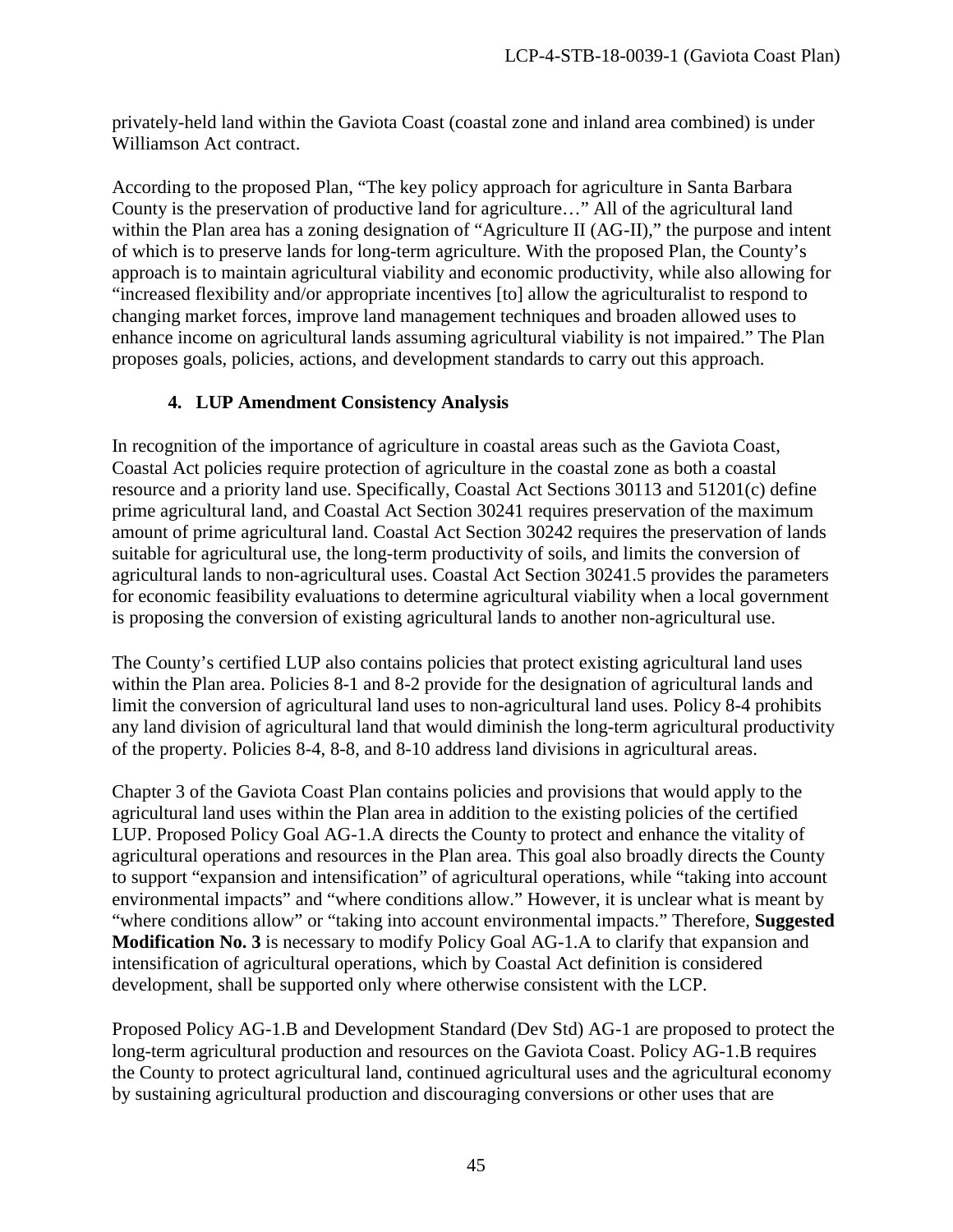privately-held land within the Gaviota Coast (coastal zone and inland area combined) is under Williamson Act contract.

According to the proposed Plan, "The key policy approach for agriculture in Santa Barbara County is the preservation of productive land for agriculture…" All of the agricultural land within the Plan area has a zoning designation of "Agriculture II (AG-II)," the purpose and intent of which is to preserve lands for long-term agriculture. With the proposed Plan, the County's approach is to maintain agricultural viability and economic productivity, while also allowing for "increased flexibility and/or appropriate incentives [to] allow the agriculturalist to respond to changing market forces, improve land management techniques and broaden allowed uses to enhance income on agricultural lands assuming agricultural viability is not impaired." The Plan proposes goals, policies, actions, and development standards to carry out this approach.

### 4. LUP Amendment Consistency Analysis

In recognition of the importance of agriculture in coastal areas such as the Gaviota Coast, Coastal Act policies require protection of agriculture in the coastal zone as both a coastal resource and a priority land use. Specifically, Coastal Act Sections 30113 and 51201(c) define prime agricultural land, and Coastal Act Section 30241 requires preservation of the maximum amount of prime agricultural land. Coastal Act Section 30242 requires the preservation of lands suitable for agricultural use, the long-term productivity of soils, and limits the conversion of agricultural lands to non-agricultural uses. Coastal Act Section 30241.5 provides the parameters for economic feasibility evaluations to determine agricultural viability when a local government is proposing the conversion of existing agricultural lands to another non-agricultural use.

The County's certified LUP also contains policies that protect existing agricultural land uses within the Plan area. Policies 8-1 and 8-2 provide for the designation of agricultural lands and limit the conversion of agricultural land uses to non-agricultural land uses. Policy 8-4 prohibits any land division of agricultural land that would diminish the long-term agricultural productivity of the property. Policies 8-4, 8-8, and 8-10 address land divisions in agricultural areas.

Chapter 3 of the Gaviota Coast Plan contains policies and provisions that would apply to the agricultural land uses within the Plan area in addition to the existing policies of the certified LUP. Proposed Policy Goal AG-1.A directs the County to protect and enhance the vitality of agricultural operations and resources in the Plan area. This goal also broadly directs the County to support "expansion and intensification" of agricultural operations, while "taking into account environmental impacts" and "where conditions allow." However, it is unclear what is meant by "where conditions allow" or "taking into account environmental impacts." Therefore, **Suggested Modification No. 3** is necessary to modify Policy Goal AG-1.A to clarify that expansion and intensification of agricultural operations, which by Coastal Act definition is considered development, shall be supported only where otherwise consistent with the LCP.

Proposed Policy AG-1.B and Development Standard (Dev Std) AG-1 are proposed to protect the long-term agricultural production and resources on the Gaviota Coast. Policy AG-1.B requires the County to protect agricultural land, continued agricultural uses and the agricultural economy by sustaining agricultural production and discouraging conversions or other uses that are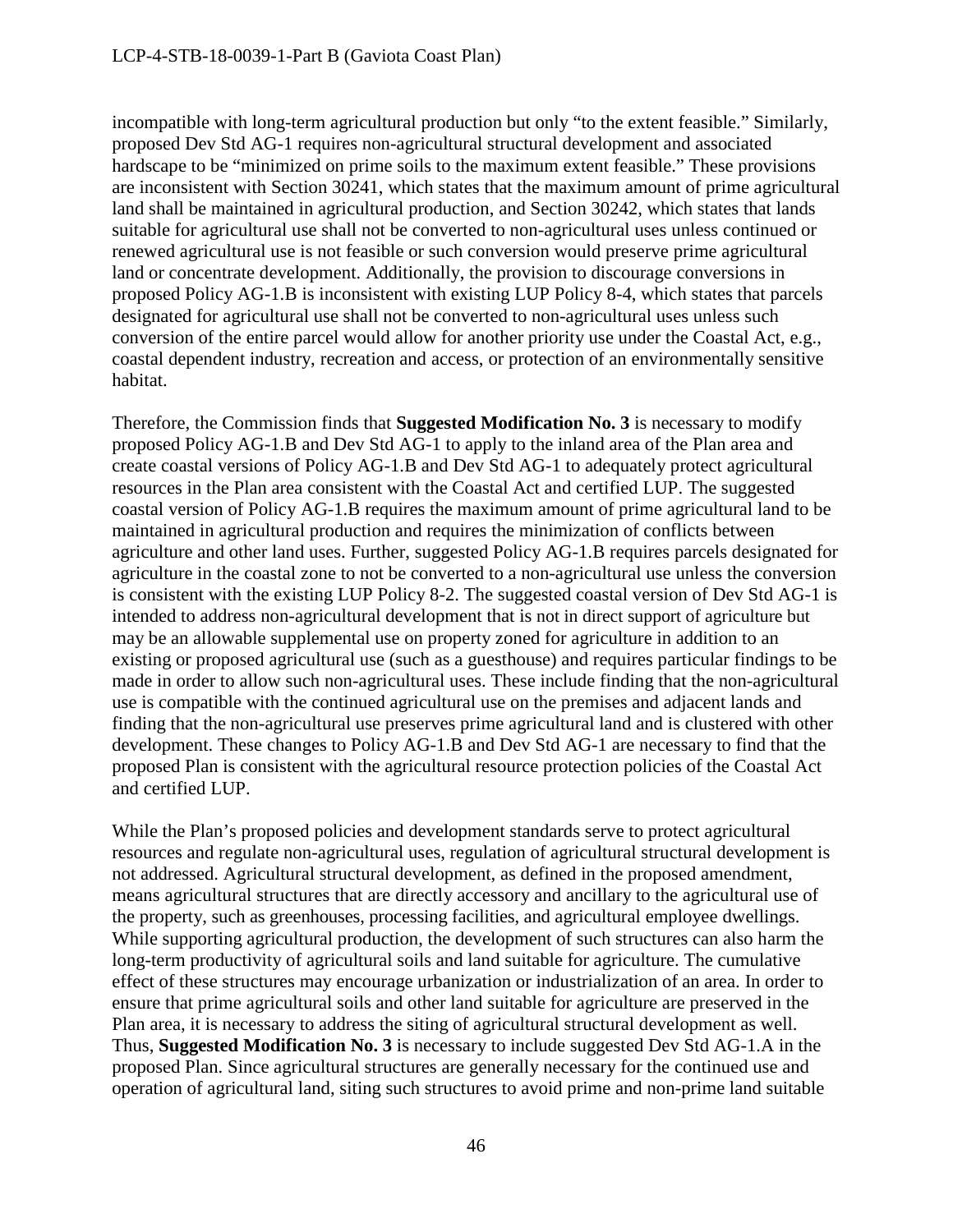incompatible with long-term agricultural production but only "to the extent feasible." Similarly, proposed Dev Std AG-1 requires non-agricultural structural development and associated hardscape to be "minimized on prime soils to the maximum extent feasible." These provisions are inconsistent with Section 30241, which states that the maximum amount of prime agricultural land shall be maintained in agricultural production, and Section 30242, which states that lands suitable for agricultural use shall not be converted to non-agricultural uses unless continued or renewed agricultural use is not feasible or such conversion would preserve prime agricultural land or concentrate development. Additionally, the provision to discourage conversions in proposed Policy AG-1.B is inconsistent with existing LUP Policy 8-4, which states that parcels designated for agricultural use shall not be converted to non-agricultural uses unless such conversion of the entire parcel would allow for another priority use under the Coastal Act, e.g., coastal dependent industry, recreation and access, or protection of an environmentally sensitive habitat.

Therefore, the Commission finds that **Suggested Modification No. 3** is necessary to modify proposed Policy AG-1.B and Dev Std AG-1 to apply to the inland area of the Plan area and create coastal versions of Policy AG-1.B and Dev Std AG-1 to adequately protect agricultural resources in the Plan area consistent with the Coastal Act and certified LUP. The suggested coastal version of Policy AG-1.B requires the maximum amount of prime agricultural land to be maintained in agricultural production and requires the minimization of conflicts between agriculture and other land uses. Further, suggested Policy AG-1.B requires parcels designated for agriculture in the coastal zone to not be converted to a non-agricultural use unless the conversion is consistent with the existing LUP Policy 8-2. The suggested coastal version of Dev Std AG-1 is intended to address non-agricultural development that is not in direct support of agriculture but may be an allowable supplemental use on property zoned for agriculture in addition to an existing or proposed agricultural use (such as a guesthouse) and requires particular findings to be made in order to allow such non-agricultural uses. These include finding that the non-agricultural use is compatible with the continued agricultural use on the premises and adjacent lands and finding that the non-agricultural use preserves prime agricultural land and is clustered with other development. These changes to Policy AG-1.B and Dev Std AG-1 are necessary to find that the proposed Plan is consistent with the agricultural resource protection policies of the Coastal Act and certified LUP.

While the Plan's proposed policies and development standards serve to protect agricultural resources and regulate non-agricultural uses, regulation of agricultural structural development is not addressed. Agricultural structural development, as defined in the proposed amendment, means agricultural structures that are directly accessory and ancillary to the agricultural use of the property, such as greenhouses, processing facilities, and agricultural employee dwellings. While supporting agricultural production, the development of such structures can also harm the long-term productivity of agricultural soils and land suitable for agriculture. The cumulative effect of these structures may encourage urbanization or industrialization of an area. In order to ensure that prime agricultural soils and other land suitable for agriculture are preserved in the Plan area, it is necessary to address the siting of agricultural structural development as well. Thus, **Suggested Modification No. 3** is necessary to include suggested Dev Std AG-1.A in the proposed Plan. Since agricultural structures are generally necessary for the continued use and operation of agricultural land, siting such structures to avoid prime and non-prime land suitable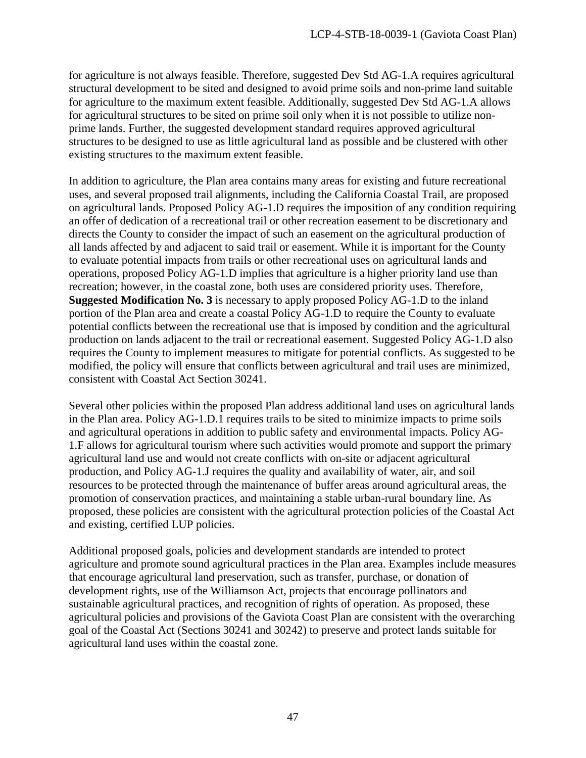for agriculture is not always feasible. Therefore, suggested Dev Std AG-1.A requires agricultural structural development to be sited and designed to avoid prime soils and non-prime land suitable for agriculture to the maximum extent feasible. Additionally, suggested Dev Std AG-1.A allows for agricultural structures to be sited on prime soil only when it is not possible to utilize non-prime lands. Further, the suggested development standard requires approved agricultural structures to be designed to use as little agricultural land as possible and be clustered with other existing structures to the maximum extent feasible.

In addition to agriculture, the Plan area contains many areas for existing and future recreational uses, and several proposed trail alignments, including the California Coastal Trail, are proposed on agricultural lands. Proposed Policy AG-1.D requires the imposition of any condition requiring an offer of dedication of a recreational trail or other recreation easement to be discretionary and directs the County to consider the impact of such an easement on the agricultural production of all lands affected by and adjacent to said trail or easement. While it is important for the County to evaluate potential impacts from trails or other recreational uses on agricultural lands and operations, proposed Policy AG-1.D implies that agriculture is a higher priority land use than recreation; however, in the coastal zone, both uses are considered priority uses. Therefore, **Suggested Modification No. 3** is necessary to apply proposed Policy AG-1.D to the inland portion of the Plan area and create a coastal Policy AG-1.D to require the County to evaluate potential conflicts between the recreational use that is imposed by condition and the agricultural production on lands adjacent to the trail or recreational easement. Suggested Policy AG-1.D also requires the County to implement measures to mitigate for potential conflicts. As suggested to be modified, the policy will ensure that conflicts between agricultural and trail uses are minimized, consistent with Coastal Act Section 30241.

Several other policies within the proposed Plan address additional land uses on agricultural lands in the Plan area. Policy AG-1.D.1 requires trails to be sited to minimize impacts to prime soils and agricultural operations in addition to public safety and environmental impacts. Policy AG-1.F allows for agricultural tourism where such activities would promote and support the primary agricultural land use and would not create conflicts with on-site or adjacent agricultural production, and Policy AG-1.J requires the quality and availability of water, air, and soil resources to be protected through the maintenance of buffer areas around agricultural areas, the promotion of conservation practices, and maintaining a stable urban-rural boundary line. As proposed, these policies are consistent with the agricultural protection policies of the Coastal Act and existing, certified LUP policies.

Additional proposed goals, policies and development standards are intended to protect agriculture and promote sound agricultural practices in the Plan area. Examples include measures that encourage agricultural land preservation, such as transfer, purchase, or donation of development rights, use of the Williamson Act, projects that encourage pollinators and sustainable agricultural practices, and recognition of rights of operation. As proposed, these agricultural policies and provisions of the Gaviota Coast Plan are consistent with the overarching goal of the Coastal Act (Sections 30241 and 30242) to preserve and protect lands suitable for agricultural land uses within the coastal zone.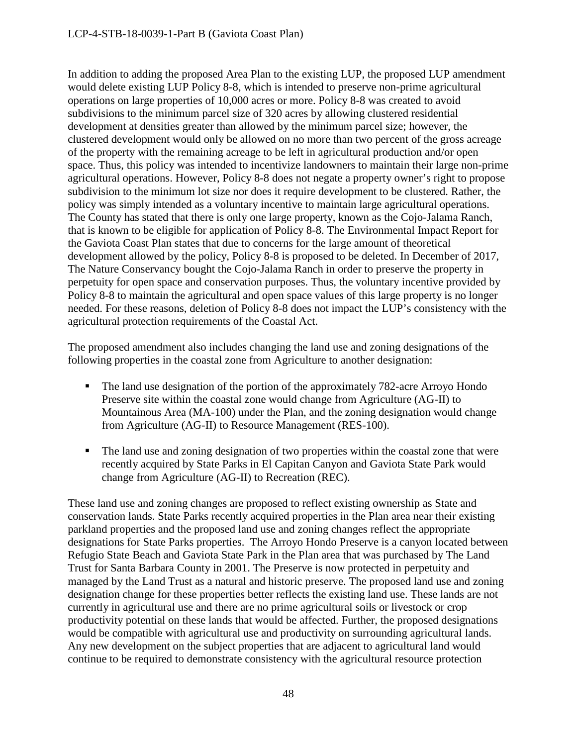In addition to adding the proposed Area Plan to the existing LUP, the proposed LUP amendment would delete existing LUP Policy 8-8, which is intended to preserve non-prime agricultural operations on large properties of 10,000 acres or more. Policy 8-8 was created to avoid subdivisions to the minimum parcel size of 320 acres by allowing clustered residential development at densities greater than allowed by the minimum parcel size; however, the clustered development would only be allowed on no more than two percent of the gross acreage of the property with the remaining acreage to be left in agricultural production and/or open space. Thus, this policy was intended to incentivize landowners to maintain their large non-prime agricultural operations. However, Policy 8-8 does not negate a property owner's right to propose subdivision to the minimum lot size nor does it require development to be clustered. Rather, the policy was simply intended as a voluntary incentive to maintain large agricultural operations. The County has stated that there is only one large property, known as the Cojo-Jalama Ranch, that is known to be eligible for application of Policy 8-8. The Environmental Impact Report for the Gaviota Coast Plan states that due to concerns for the large amount of theoretical development allowed by the policy, Policy 8-8 is proposed to be deleted. In December of 2017, The Nature Conservancy bought the Cojo-Jalama Ranch in order to preserve the property in perpetuity for open space and conservation purposes. Thus, the voluntary incentive provided by Policy 8-8 to maintain the agricultural and open space values of this large property is no longer needed. For these reasons, deletion of Policy 8-8 does not impact the LUP's consistency with the agricultural protection requirements of the Coastal Act.

The proposed amendment also includes changing the land use and zoning designations of the following properties in the coastal zone from Agriculture to another designation:

- The land use designation of the portion of the approximately 782-acre Arroyo Hondo Preserve site within the coastal zone would change from Agriculture (AG-II) to Mountainous Area (MA-100) under the Plan, and the zoning designation would change from Agriculture (AG-II) to Resource Management (RES-100).
- The land use and zoning designation of two properties within the coastal zone that were recently acquired by State Parks in El Capitan Canyon and Gaviota State Park would change from Agriculture (AG-II) to Recreation (REC).

These land use and zoning changes are proposed to reflect existing ownership as State and conservation lands. State Parks recently acquired properties in the Plan area near their existing parkland properties and the proposed land use and zoning changes reflect the appropriate designations for State Parks properties. The Arroyo Hondo Preserve is a canyon located between Refugio State Beach and Gaviota State Park in the Plan area that was purchased by The Land Trust for Santa Barbara County in 2001. The Preserve is now protected in perpetuity and managed by the Land Trust as a natural and historic preserve. The proposed land use and zoning designation change for these properties better reflects the existing land use. These lands are not currently in agricultural use and there are no prime agricultural soils or livestock or crop productivity potential on these lands that would be affected. Further, the proposed designations would be compatible with agricultural use and productivity on surrounding agricultural lands. Any new development on the subject properties that are adjacent to agricultural land would continue to be required to demonstrate consistency with the agricultural resource protection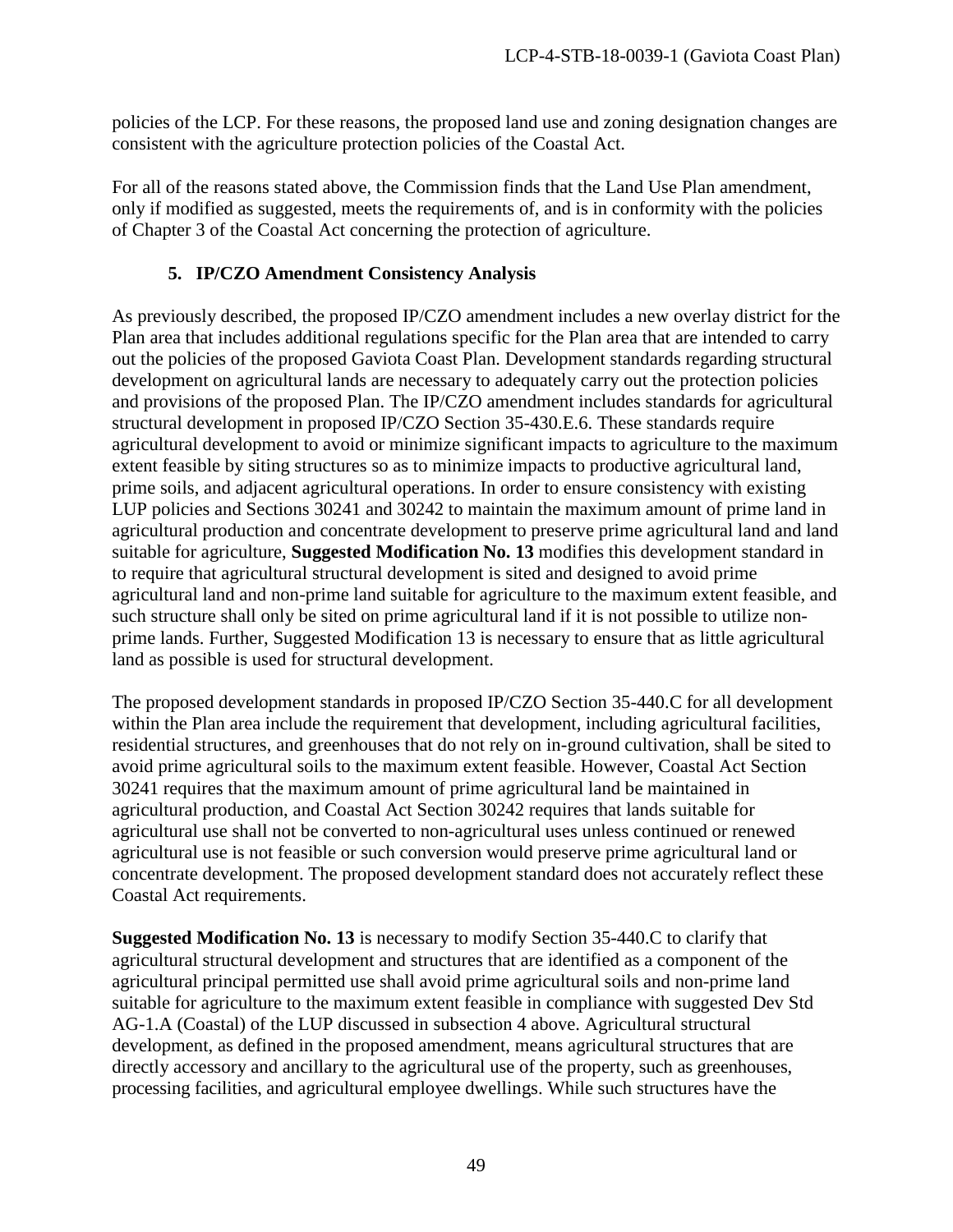policies of the LCP. For these reasons, the proposed land use and zoning designation changes are consistent with the agriculture protection policies of the Coastal Act.

For all of the reasons stated above, the Commission finds that the Land Use Plan amendment, only if modified as suggested, meets the requirements of, and is in conformity with the policies of Chapter 3 of the Coastal Act concerning the protection of agriculture.

### 5. IP/CZO Amendment Consistency Analysis

As previously described, the proposed IP/CZO amendment includes a new overlay district for the Plan area that includes additional regulations specific for the Plan area that are intended to carry out the policies of the proposed Gaviota Coast Plan. Development standards regarding structural development on agricultural lands are necessary to adequately carry out the protection policies and provisions of the proposed Plan. The IP/CZO amendment includes standards for agricultural structural development in proposed IP/CZO Section 35-430.E.6. These standards require agricultural development to avoid or minimize significant impacts to agriculture to the maximum extent feasible by siting structures so as to minimize impacts to productive agricultural land, prime soils, and adjacent agricultural operations. In order to ensure consistency with existing LUP policies and Sections 30241 and 30242 to maintain the maximum amount of prime land in agricultural production and concentrate development to preserve prime agricultural land and land suitable for agriculture, **Suggested Modification No. 13** modifies this development standard in to require that agricultural structural development is sited and designed to avoid prime agricultural land and non-prime land suitable for agriculture to the maximum extent feasible, and such structure shall only be sited on prime agricultural land if it is not possible to utilize non-prime lands. Further, Suggested Modification 13 is necessary to ensure that as little agricultural land as possible is used for structural development.

The proposed development standards in proposed IP/CZO Section 35-440.C for all development within the Plan area include the requirement that development, including agricultural facilities, residential structures, and greenhouses that do not rely on in-ground cultivation, shall be sited to avoid prime agricultural soils to the maximum extent feasible. However, Coastal Act Section 30241 requires that the maximum amount of prime agricultural land be maintained in agricultural production, and Coastal Act Section 30242 requires that lands suitable for agricultural use shall not be converted to non-agricultural uses unless continued or renewed agricultural use is not feasible or such conversion would preserve prime agricultural land or concentrate development. The proposed development standard does not accurately reflect these Coastal Act requirements.

**Suggested Modification No. 13** is necessary to modify Section 35-440.C to clarify that agricultural structural development and structures that are identified as a component of the agricultural principal permitted use shall avoid prime agricultural soils and non-prime land suitable for agriculture to the maximum extent feasible in compliance with suggested Dev Std AG-1.A (Coastal) of the LUP discussed in subsection 4 above. Agricultural structural development, as defined in the proposed amendment, means agricultural structures that are directly accessory and ancillary to the agricultural use of the property, such as greenhouses, processing facilities, and agricultural employee dwellings. While such structures have the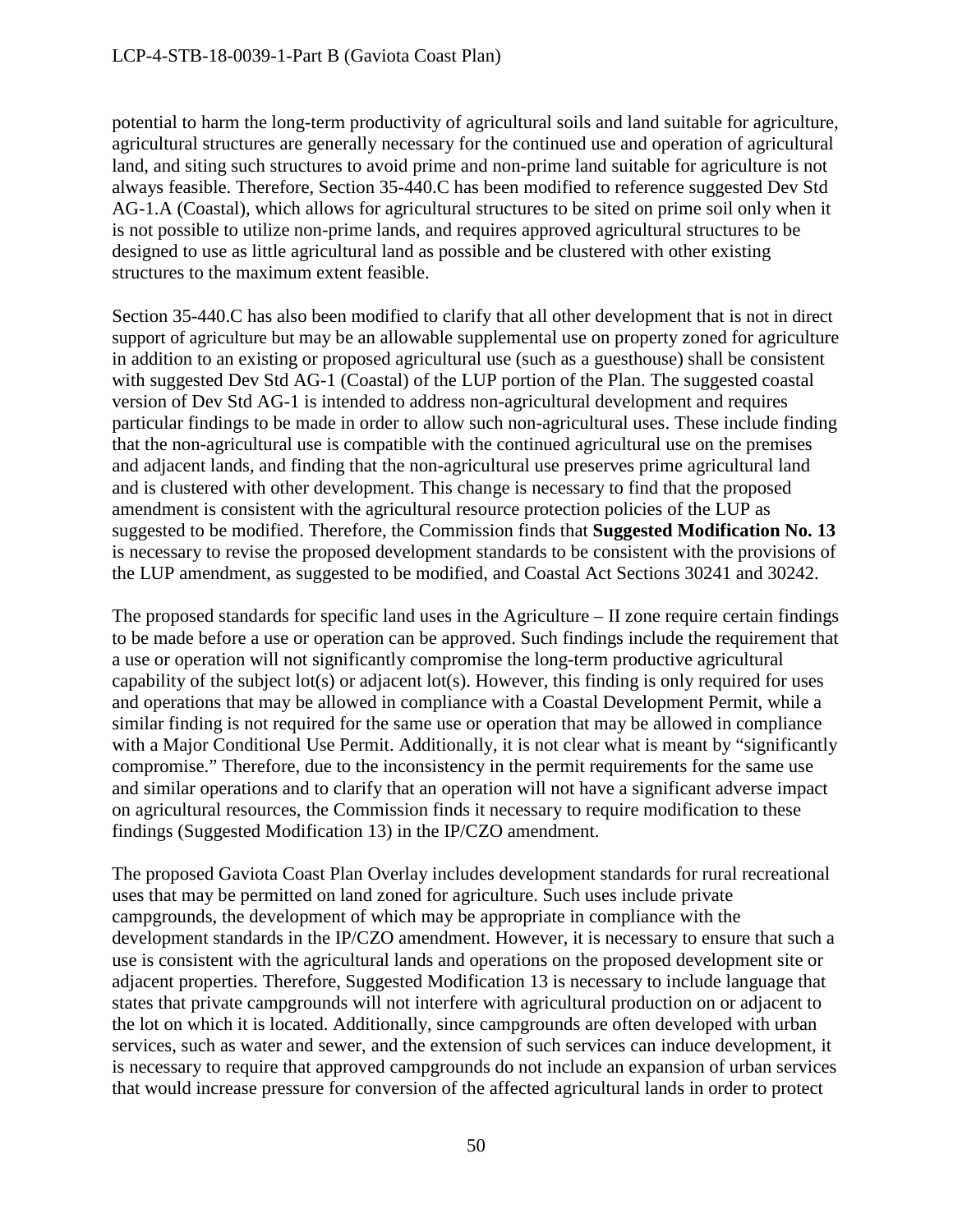potential to harm the long-term productivity of agricultural soils and land suitable for agriculture, agricultural structures are generally necessary for the continued use and operation of agricultural land, and siting such structures to avoid prime and non-prime land suitable for agriculture is not always feasible. Therefore, Section 35-440.C has been modified to reference suggested Dev Std AG-1.A (Coastal), which allows for agricultural structures to be sited on prime soil only when it is not possible to utilize non-prime lands, and requires approved agricultural structures to be designed to use as little agricultural land as possible and be clustered with other existing structures to the maximum extent feasible.

Section 35-440.C has also been modified to clarify that all other development that is not in direct support of agriculture but may be an allowable supplemental use on property zoned for agriculture in addition to an existing or proposed agricultural use (such as a guesthouse) shall be consistent with suggested Dev Std AG-1 (Coastal) of the LUP portion of the Plan. The suggested coastal version of Dev Std AG-1 is intended to address non-agricultural development and requires particular findings to be made in order to allow such non-agricultural uses. These include finding that the non-agricultural use is compatible with the continued agricultural use on the premises and adjacent lands, and finding that the non-agricultural use preserves prime agricultural land and is clustered with other development. This change is necessary to find that the proposed amendment is consistent with the agricultural resource protection policies of the LUP as suggested to be modified. Therefore, the Commission finds that **Suggested Modification No. 13** is necessary to revise the proposed development standards to be consistent with the provisions of the LUP amendment, as suggested to be modified, and Coastal Act Sections 30241 and 30242.

The proposed standards for specific land uses in the Agriculture – II zone require certain findings to be made before a use or operation can be approved. Such findings include the requirement that a use or operation will not significantly compromise the long-term productive agricultural capability of the subject lot(s) or adjacent lot(s). However, this finding is only required for uses and operations that may be allowed in compliance with a Coastal Development Permit, while a similar finding is not required for the same use or operation that may be allowed in compliance with a Major Conditional Use Permit. Additionally, it is not clear what is meant by "significantly compromise." Therefore, due to the inconsistency in the permit requirements for the same use and similar operations and to clarify that an operation will not have a significant adverse impact on agricultural resources, the Commission finds it necessary to require modification to these findings (Suggested Modification 13) in the IP/CZO amendment.

The proposed Gaviota Coast Plan Overlay includes development standards for rural recreational uses that may be permitted on land zoned for agriculture. Such uses include private campgrounds, the development of which may be appropriate in compliance with the development standards in the IP/CZO amendment. However, it is necessary to ensure that such a use is consistent with the agricultural lands and operations on the proposed development site or adjacent properties. Therefore, Suggested Modification 13 is necessary to include language that states that private campgrounds will not interfere with agricultural production on or adjacent to the lot on which it is located. Additionally, since campgrounds are often developed with urban services, such as water and sewer, and the extension of such services can induce development, it is necessary to require that approved campgrounds do not include an expansion of urban services that would increase pressure for conversion of the affected agricultural lands in order to protect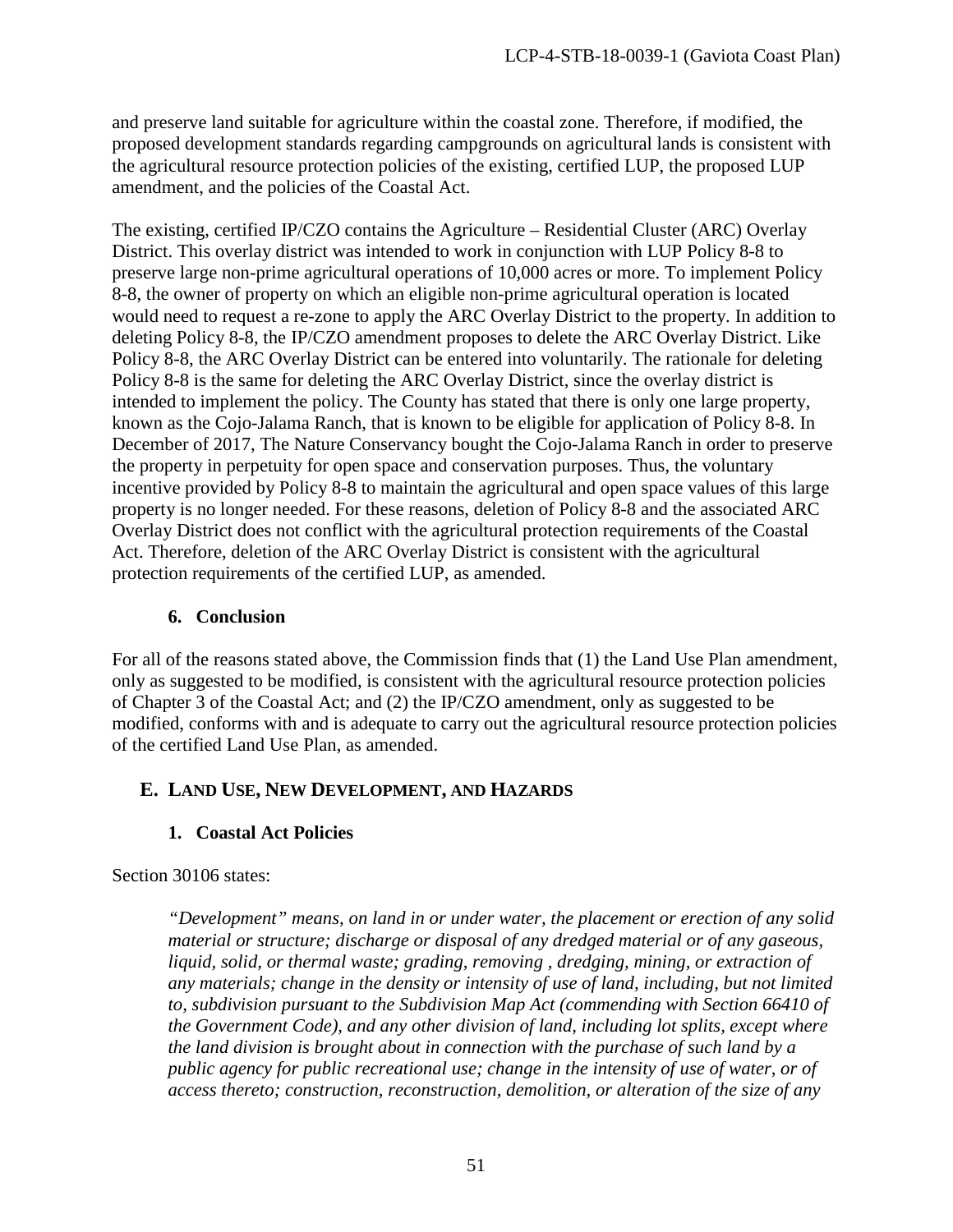and preserve land suitable for agriculture within the coastal zone. Therefore, if modified, the proposed development standards regarding campgrounds on agricultural lands is consistent with the agricultural resource protection policies of the existing, certified LUP, the proposed LUP amendment, and the policies of the Coastal Act.

The existing, certified IP/CZO contains the Agriculture – Residential Cluster (ARC) Overlay District. This overlay district was intended to work in conjunction with LUP Policy 8-8 to preserve large non-prime agricultural operations of 10,000 acres or more. To implement Policy 8-8, the owner of property on which an eligible non-prime agricultural operation is located would need to request a re-zone to apply the ARC Overlay District to the property. In addition to deleting Policy 8-8, the IP/CZO amendment proposes to delete the ARC Overlay District. Like Policy 8-8, the ARC Overlay District can be entered into voluntarily. The rationale for deleting Policy 8-8 is the same for deleting the ARC Overlay District, since the overlay district is intended to implement the policy. The County has stated that there is only one large property, known as the Cojo-Jalama Ranch, that is known to be eligible for application of Policy 8-8. In December of 2017, The Nature Conservancy bought the Cojo-Jalama Ranch in order to preserve the property in perpetuity for open space and conservation purposes. Thus, the voluntary incentive provided by Policy 8-8 to maintain the agricultural and open space values of this large property is no longer needed. For these reasons, deletion of Policy 8-8 and the associated ARC Overlay District does not conflict with the agricultural protection requirements of the Coastal Act. Therefore, deletion of the ARC Overlay District is consistent with the agricultural protection requirements of the certified LUP, as amended.

### 6. Conclusion

For all of the reasons stated above, the Commission finds that (1) the Land Use Plan amendment, only as suggested to be modified, is consistent with the agricultural resource protection policies of Chapter 3 of the Coastal Act; and (2) the IP/CZO amendment, only as suggested to be modified, conforms with and is adequate to carry out the agricultural resource protection policies of the certified Land Use Plan, as amended.

## E. Land Use, New Development, and Hazards

### 1. Coastal Act Policies

Section 30106 states:

> *"Development" means, on land in or under water, the placement or erection of any solid material or structure; discharge or disposal of any dredged material or of any gaseous, liquid, solid, or thermal waste; grading, removing , dredging, mining, or extraction of any materials; change in the density or intensity of use of land, including, but not limited to, subdivision pursuant to the Subdivision Map Act (commending with Section 66410 of the Government Code), and any other division of land, including lot splits, except where the land division is brought about in connection with the purchase of such land by a public agency for public recreational use; change in the intensity of use of water, or of access thereto; construction, reconstruction, demolition, or alteration of the size of any*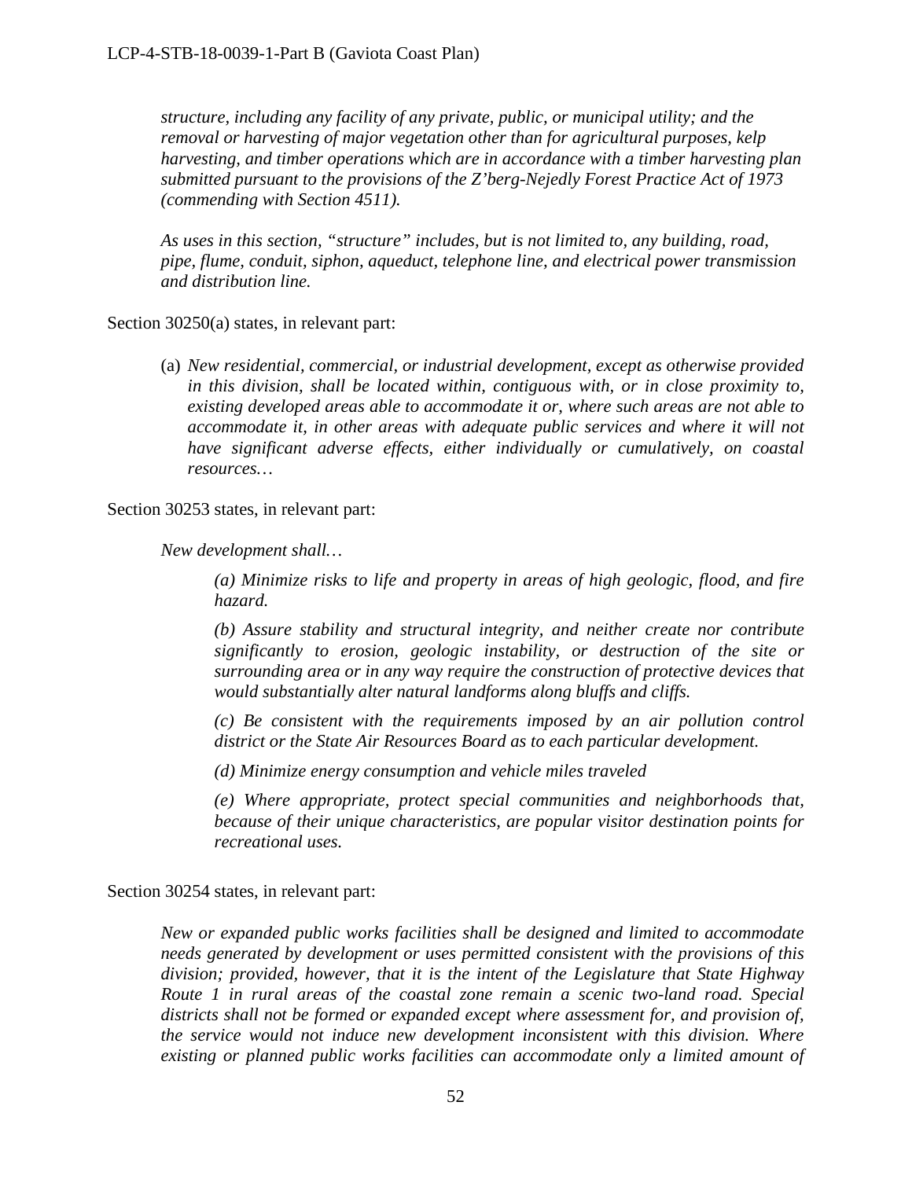*structure, including any facility of any private, public, or municipal utility; and the removal or harvesting of major vegetation other than for agricultural purposes, kelp harvesting, and timber operations which are in accordance with a timber harvesting plan submitted pursuant to the provisions of the Z'berg-Nejedly Forest Practice Act of 1973 (commending with Section 4511).*

*As uses in this section, "structure" includes, but is not limited to, any building, road, pipe, flume, conduit, siphon, aqueduct, telephone line, and electrical power transmission and distribution line.*

Section 30250(a) states, in relevant part:

(a) *New residential, commercial, or industrial development, except as otherwise provided in this division, shall be located within, contiguous with, or in close proximity to, existing developed areas able to accommodate it or, where such areas are not able to accommodate it, in other areas with adequate public services and where it will not have significant adverse effects, either individually or cumulatively, on coastal resources…*

Section 30253 states, in relevant part:

*New development shall…*

> *(a) Minimize risks to life and property in areas of high geologic, flood, and fire hazard.*
>
> *(b) Assure stability and structural integrity, and neither create nor contribute significantly to erosion, geologic instability, or destruction of the site or surrounding area or in any way require the construction of protective devices that would substantially alter natural landforms along bluffs and cliffs.*
>
> *(c) Be consistent with the requirements imposed by an air pollution control district or the State Air Resources Board as to each particular development.*
>
> *(d) Minimize energy consumption and vehicle miles traveled*
>
> *(e) Where appropriate, protect special communities and neighborhoods that, because of their unique characteristics, are popular visitor destination points for recreational uses.*

Section 30254 states, in relevant part:

*New or expanded public works facilities shall be designed and limited to accommodate needs generated by development or uses permitted consistent with the provisions of this division; provided, however, that it is the intent of the Legislature that State Highway Route 1 in rural areas of the coastal zone remain a scenic two-land road. Special districts shall not be formed or expanded except where assessment for, and provision of, the service would not induce new development inconsistent with this division. Where existing or planned public works facilities can accommodate only a limited amount of*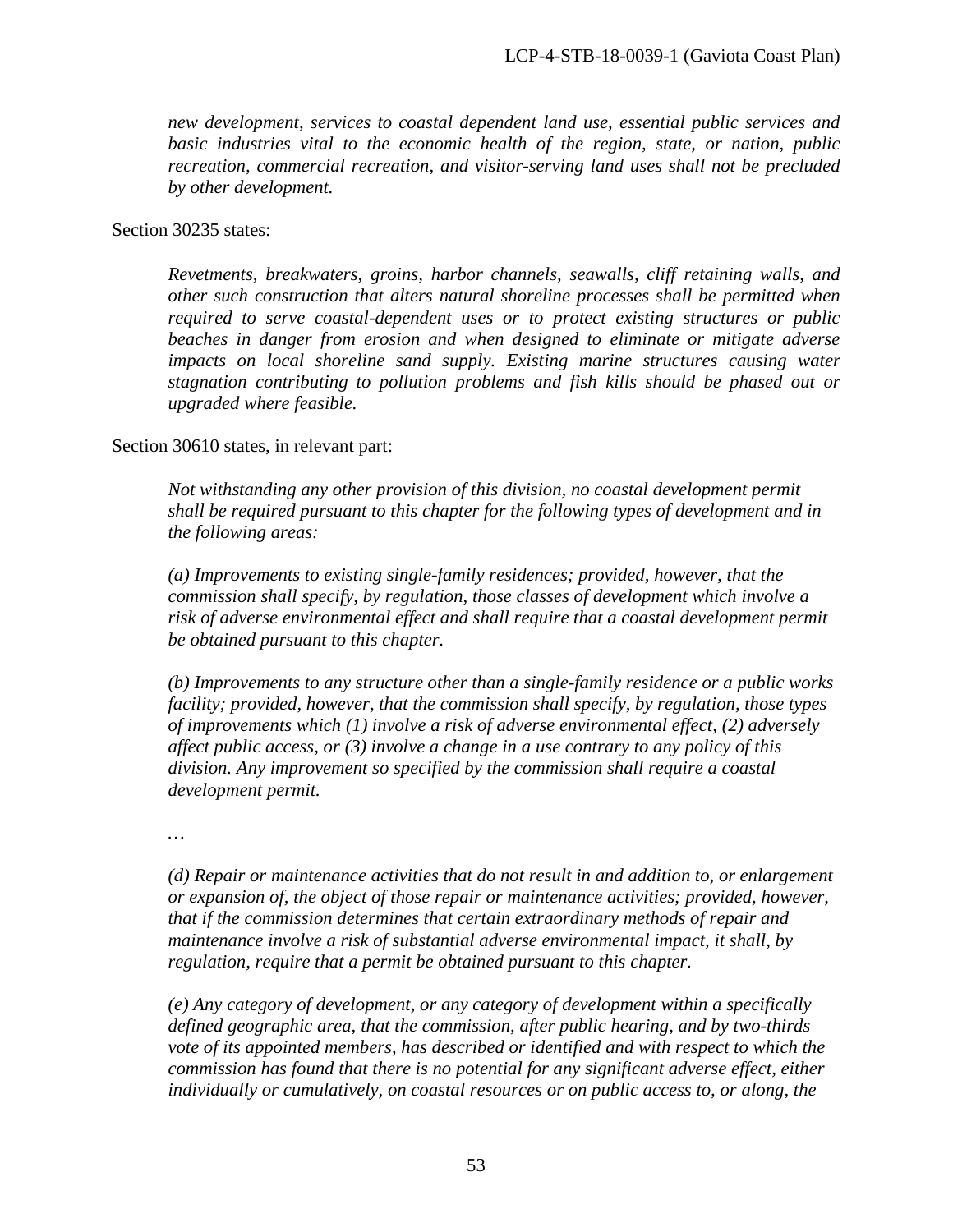*new development, services to coastal dependent land use, essential public services and basic industries vital to the economic health of the region, state, or nation, public recreation, commercial recreation, and visitor-serving land uses shall not be precluded by other development.*

Section 30235 states:

> *Revetments, breakwaters, groins, harbor channels, seawalls, cliff retaining walls, and other such construction that alters natural shoreline processes shall be permitted when required to serve coastal-dependent uses or to protect existing structures or public beaches in danger from erosion and when designed to eliminate or mitigate adverse impacts on local shoreline sand supply. Existing marine structures causing water stagnation contributing to pollution problems and fish kills should be phased out or upgraded where feasible.*

Section 30610 states, in relevant part:

> *Not withstanding any other provision of this division, no coastal development permit shall be required pursuant to this chapter for the following types of development and in the following areas:*
>
> *(a) Improvements to existing single-family residences; provided, however, that the commission shall specify, by regulation, those classes of development which involve a risk of adverse environmental effect and shall require that a coastal development permit be obtained pursuant to this chapter.*
>
> *(b) Improvements to any structure other than a single-family residence or a public works facility; provided, however, that the commission shall specify, by regulation, those types of improvements which (1) involve a risk of adverse environmental effect, (2) adversely affect public access, or (3) involve a change in a use contrary to any policy of this division. Any improvement so specified by the commission shall require a coastal development permit.*
>
> *…*
>
> *(d) Repair or maintenance activities that do not result in and addition to, or enlargement or expansion of, the object of those repair or maintenance activities; provided, however, that if the commission determines that certain extraordinary methods of repair and maintenance involve a risk of substantial adverse environmental impact, it shall, by regulation, require that a permit be obtained pursuant to this chapter.*
>
> *(e) Any category of development, or any category of development within a specifically defined geographic area, that the commission, after public hearing, and by two-thirds vote of its appointed members, has described or identified and with respect to which the commission has found that there is no potential for any significant adverse effect, either individually or cumulatively, on coastal resources or on public access to, or along, the*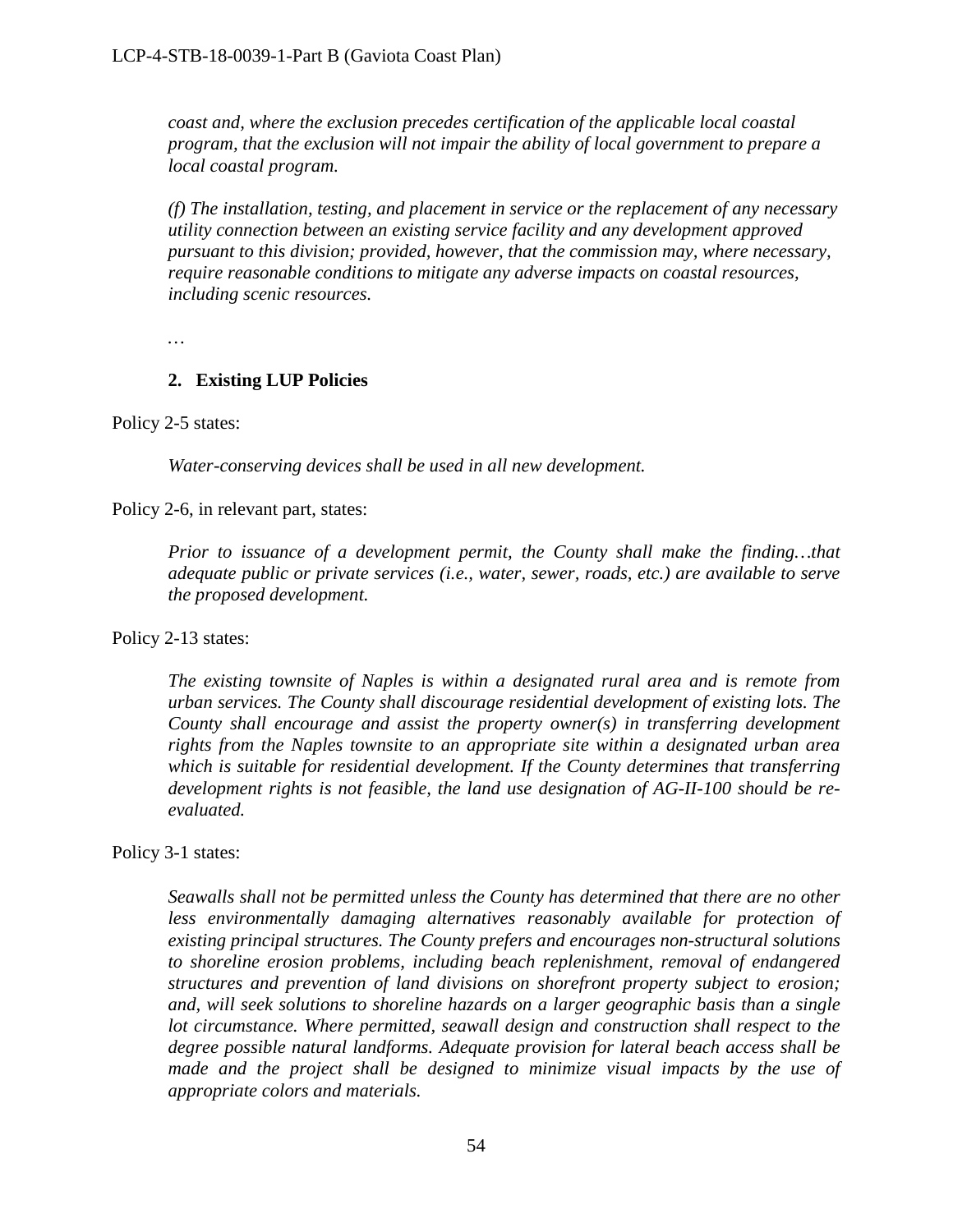*coast and, where the exclusion precedes certification of the applicable local coastal program, that the exclusion will not impair the ability of local government to prepare a local coastal program.*

*(f) The installation, testing, and placement in service or the replacement of any necessary utility connection between an existing service facility and any development approved pursuant to this division; provided, however, that the commission may, where necessary, require reasonable conditions to mitigate any adverse impacts on coastal resources, including scenic resources.*

*…*

### 2. Existing LUP Policies

Policy 2-5 states:

*Water-conserving devices shall be used in all new development.*

Policy 2-6, in relevant part, states:

*Prior to issuance of a development permit, the County shall make the finding…that adequate public or private services (i.e., water, sewer, roads, etc.) are available to serve the proposed development.*

Policy 2-13 states:

*The existing townsite of Naples is within a designated rural area and is remote from urban services. The County shall discourage residential development of existing lots. The County shall encourage and assist the property owner(s) in transferring development rights from the Naples townsite to an appropriate site within a designated urban area which is suitable for residential development. If the County determines that transferring development rights is not feasible, the land use designation of AG-II-100 should be re-evaluated.*

Policy 3-1 states:

*Seawalls shall not be permitted unless the County has determined that there are no other less environmentally damaging alternatives reasonably available for protection of existing principal structures. The County prefers and encourages non-structural solutions to shoreline erosion problems, including beach replenishment, removal of endangered structures and prevention of land divisions on shorefront property subject to erosion; and, will seek solutions to shoreline hazards on a larger geographic basis than a single lot circumstance. Where permitted, seawall design and construction shall respect to the degree possible natural landforms. Adequate provision for lateral beach access shall be made and the project shall be designed to minimize visual impacts by the use of appropriate colors and materials.*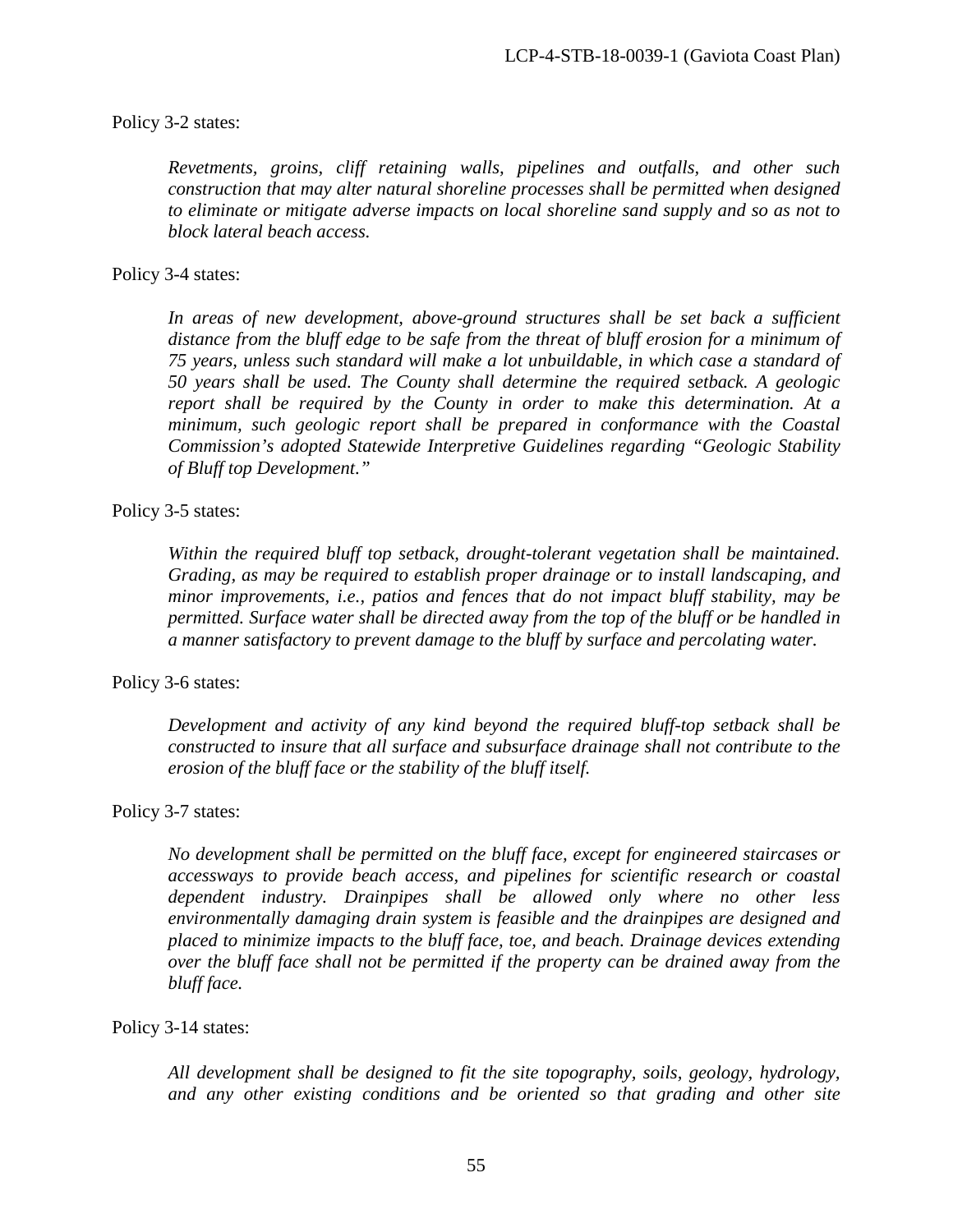Policy 3-2 states:

> *Revetments, groins, cliff retaining walls, pipelines and outfalls, and other such construction that may alter natural shoreline processes shall be permitted when designed to eliminate or mitigate adverse impacts on local shoreline sand supply and so as not to block lateral beach access.*

Policy 3-4 states:

> *In areas of new development, above-ground structures shall be set back a sufficient distance from the bluff edge to be safe from the threat of bluff erosion for a minimum of 75 years, unless such standard will make a lot unbuildable, in which case a standard of 50 years shall be used. The County shall determine the required setback. A geologic report shall be required by the County in order to make this determination. At a minimum, such geologic report shall be prepared in conformance with the Coastal Commission's adopted Statewide Interpretive Guidelines regarding "Geologic Stability of Bluff top Development."*

Policy 3-5 states:

> *Within the required bluff top setback, drought-tolerant vegetation shall be maintained. Grading, as may be required to establish proper drainage or to install landscaping, and minor improvements, i.e., patios and fences that do not impact bluff stability, may be permitted. Surface water shall be directed away from the top of the bluff or be handled in a manner satisfactory to prevent damage to the bluff by surface and percolating water.*

Policy 3-6 states:

> *Development and activity of any kind beyond the required bluff-top setback shall be constructed to insure that all surface and subsurface drainage shall not contribute to the erosion of the bluff face or the stability of the bluff itself.*

Policy 3-7 states:

> *No development shall be permitted on the bluff face, except for engineered staircases or accessways to provide beach access, and pipelines for scientific research or coastal dependent industry. Drainpipes shall be allowed only where no other less environmentally damaging drain system is feasible and the drainpipes are designed and placed to minimize impacts to the bluff face, toe, and beach. Drainage devices extending over the bluff face shall not be permitted if the property can be drained away from the bluff face.*

Policy 3-14 states:

> *All development shall be designed to fit the site topography, soils, geology, hydrology, and any other existing conditions and be oriented so that grading and other site*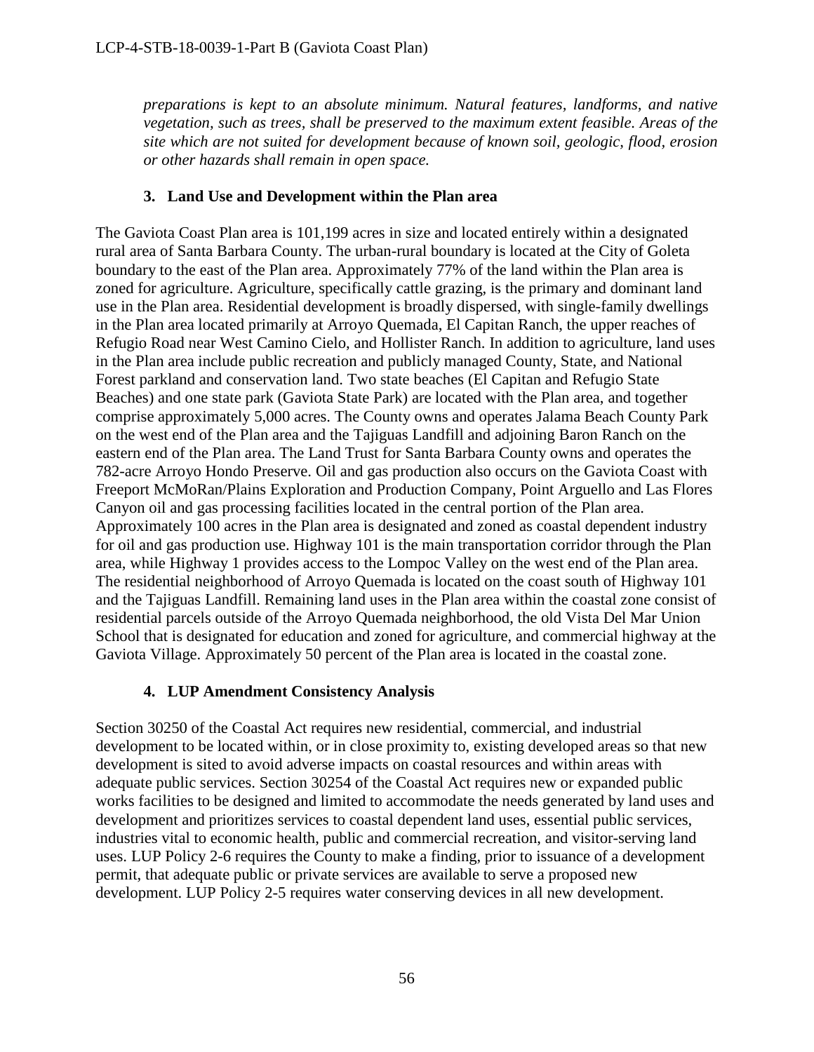*preparations is kept to an absolute minimum. Natural features, landforms, and native vegetation, such as trees, shall be preserved to the maximum extent feasible. Areas of the site which are not suited for development because of known soil, geologic, flood, erosion or other hazards shall remain in open space.*

### 3. Land Use and Development within the Plan area

The Gaviota Coast Plan area is 101,199 acres in size and located entirely within a designated rural area of Santa Barbara County. The urban-rural boundary is located at the City of Goleta boundary to the east of the Plan area. Approximately 77% of the land within the Plan area is zoned for agriculture. Agriculture, specifically cattle grazing, is the primary and dominant land use in the Plan area. Residential development is broadly dispersed, with single-family dwellings in the Plan area located primarily at Arroyo Quemada, El Capitan Ranch, the upper reaches of Refugio Road near West Camino Cielo, and Hollister Ranch. In addition to agriculture, land uses in the Plan area include public recreation and publicly managed County, State, and National Forest parkland and conservation land. Two state beaches (El Capitan and Refugio State Beaches) and one state park (Gaviota State Park) are located with the Plan area, and together comprise approximately 5,000 acres. The County owns and operates Jalama Beach County Park on the west end of the Plan area and the Tajiguas Landfill and adjoining Baron Ranch on the eastern end of the Plan area. The Land Trust for Santa Barbara County owns and operates the 782-acre Arroyo Hondo Preserve. Oil and gas production also occurs on the Gaviota Coast with Freeport McMoRan/Plains Exploration and Production Company, Point Arguello and Las Flores Canyon oil and gas processing facilities located in the central portion of the Plan area. Approximately 100 acres in the Plan area is designated and zoned as coastal dependent industry for oil and gas production use. Highway 101 is the main transportation corridor through the Plan area, while Highway 1 provides access to the Lompoc Valley on the west end of the Plan area. The residential neighborhood of Arroyo Quemada is located on the coast south of Highway 101 and the Tajiguas Landfill. Remaining land uses in the Plan area within the coastal zone consist of residential parcels outside of the Arroyo Quemada neighborhood, the old Vista Del Mar Union School that is designated for education and zoned for agriculture, and commercial highway at the Gaviota Village. Approximately 50 percent of the Plan area is located in the coastal zone.

### 4. LUP Amendment Consistency Analysis

Section 30250 of the Coastal Act requires new residential, commercial, and industrial development to be located within, or in close proximity to, existing developed areas so that new development is sited to avoid adverse impacts on coastal resources and within areas with adequate public services. Section 30254 of the Coastal Act requires new or expanded public works facilities to be designed and limited to accommodate the needs generated by land uses and development and prioritizes services to coastal dependent land uses, essential public services, industries vital to economic health, public and commercial recreation, and visitor-serving land uses. LUP Policy 2-6 requires the County to make a finding, prior to issuance of a development permit, that adequate public or private services are available to serve a proposed new development. LUP Policy 2-5 requires water conserving devices in all new development.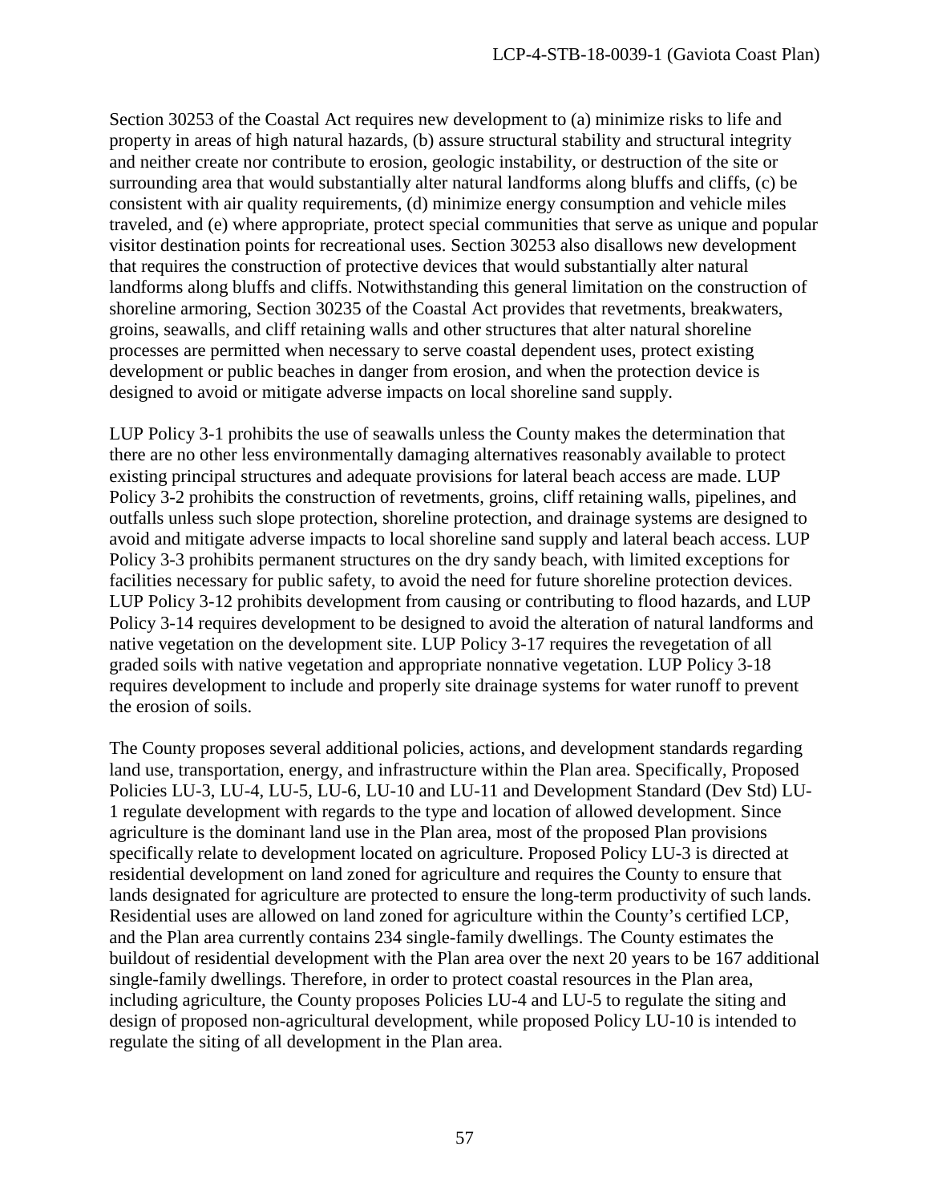Section 30253 of the Coastal Act requires new development to (a) minimize risks to life and property in areas of high natural hazards, (b) assure structural stability and structural integrity and neither create nor contribute to erosion, geologic instability, or destruction of the site or surrounding area that would substantially alter natural landforms along bluffs and cliffs, (c) be consistent with air quality requirements, (d) minimize energy consumption and vehicle miles traveled, and (e) where appropriate, protect special communities that serve as unique and popular visitor destination points for recreational uses. Section 30253 also disallows new development that requires the construction of protective devices that would substantially alter natural landforms along bluffs and cliffs. Notwithstanding this general limitation on the construction of shoreline armoring, Section 30235 of the Coastal Act provides that revetments, breakwaters, groins, seawalls, and cliff retaining walls and other structures that alter natural shoreline processes are permitted when necessary to serve coastal dependent uses, protect existing development or public beaches in danger from erosion, and when the protection device is designed to avoid or mitigate adverse impacts on local shoreline sand supply.

LUP Policy 3-1 prohibits the use of seawalls unless the County makes the determination that there are no other less environmentally damaging alternatives reasonably available to protect existing principal structures and adequate provisions for lateral beach access are made. LUP Policy 3-2 prohibits the construction of revetments, groins, cliff retaining walls, pipelines, and outfalls unless such slope protection, shoreline protection, and drainage systems are designed to avoid and mitigate adverse impacts to local shoreline sand supply and lateral beach access. LUP Policy 3-3 prohibits permanent structures on the dry sandy beach, with limited exceptions for facilities necessary for public safety, to avoid the need for future shoreline protection devices. LUP Policy 3-12 prohibits development from causing or contributing to flood hazards, and LUP Policy 3-14 requires development to be designed to avoid the alteration of natural landforms and native vegetation on the development site. LUP Policy 3-17 requires the revegetation of all graded soils with native vegetation and appropriate nonnative vegetation. LUP Policy 3-18 requires development to include and properly site drainage systems for water runoff to prevent the erosion of soils.

The County proposes several additional policies, actions, and development standards regarding land use, transportation, energy, and infrastructure within the Plan area. Specifically, Proposed Policies LU-3, LU-4, LU-5, LU-6, LU-10 and LU-11 and Development Standard (Dev Std) LU-1 regulate development with regards to the type and location of allowed development. Since agriculture is the dominant land use in the Plan area, most of the proposed Plan provisions specifically relate to development located on agriculture. Proposed Policy LU-3 is directed at residential development on land zoned for agriculture and requires the County to ensure that lands designated for agriculture are protected to ensure the long-term productivity of such lands. Residential uses are allowed on land zoned for agriculture within the County's certified LCP, and the Plan area currently contains 234 single-family dwellings. The County estimates the buildout of residential development with the Plan area over the next 20 years to be 167 additional single-family dwellings. Therefore, in order to protect coastal resources in the Plan area, including agriculture, the County proposes Policies LU-4 and LU-5 to regulate the siting and design of proposed non-agricultural development, while proposed Policy LU-10 is intended to regulate the siting of all development in the Plan area.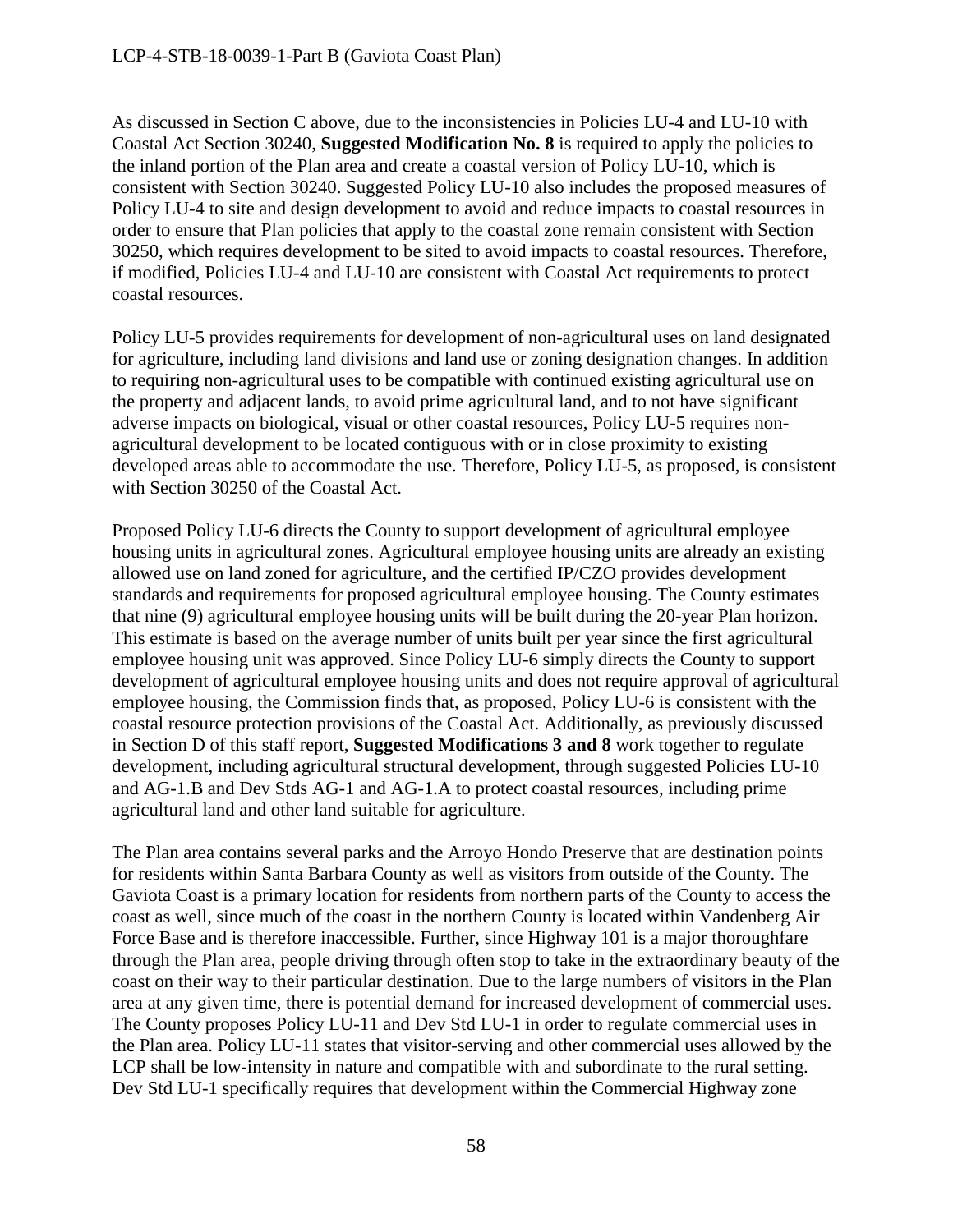As discussed in Section C above, due to the inconsistencies in Policies LU-4 and LU-10 with Coastal Act Section 30240, **Suggested Modification No. 8** is required to apply the policies to the inland portion of the Plan area and create a coastal version of Policy LU-10, which is consistent with Section 30240. Suggested Policy LU-10 also includes the proposed measures of Policy LU-4 to site and design development to avoid and reduce impacts to coastal resources in order to ensure that Plan policies that apply to the coastal zone remain consistent with Section 30250, which requires development to be sited to avoid impacts to coastal resources. Therefore, if modified, Policies LU-4 and LU-10 are consistent with Coastal Act requirements to protect coastal resources.

Policy LU-5 provides requirements for development of non-agricultural uses on land designated for agriculture, including land divisions and land use or zoning designation changes. In addition to requiring non-agricultural uses to be compatible with continued existing agricultural use on the property and adjacent lands, to avoid prime agricultural land, and to not have significant adverse impacts on biological, visual or other coastal resources, Policy LU-5 requires non-agricultural development to be located contiguous with or in close proximity to existing developed areas able to accommodate the use. Therefore, Policy LU-5, as proposed, is consistent with Section 30250 of the Coastal Act.

Proposed Policy LU-6 directs the County to support development of agricultural employee housing units in agricultural zones. Agricultural employee housing units are already an existing allowed use on land zoned for agriculture, and the certified IP/CZO provides development standards and requirements for proposed agricultural employee housing. The County estimates that nine (9) agricultural employee housing units will be built during the 20-year Plan horizon. This estimate is based on the average number of units built per year since the first agricultural employee housing unit was approved. Since Policy LU-6 simply directs the County to support development of agricultural employee housing units and does not require approval of agricultural employee housing, the Commission finds that, as proposed, Policy LU-6 is consistent with the coastal resource protection provisions of the Coastal Act. Additionally, as previously discussed in Section D of this staff report, **Suggested Modifications 3 and 8** work together to regulate development, including agricultural structural development, through suggested Policies LU-10 and AG-1.B and Dev Stds AG-1 and AG-1.A to protect coastal resources, including prime agricultural land and other land suitable for agriculture.

The Plan area contains several parks and the Arroyo Hondo Preserve that are destination points for residents within Santa Barbara County as well as visitors from outside of the County. The Gaviota Coast is a primary location for residents from northern parts of the County to access the coast as well, since much of the coast in the northern County is located within Vandenberg Air Force Base and is therefore inaccessible. Further, since Highway 101 is a major thoroughfare through the Plan area, people driving through often stop to take in the extraordinary beauty of the coast on their way to their particular destination. Due to the large numbers of visitors in the Plan area at any given time, there is potential demand for increased development of commercial uses. The County proposes Policy LU-11 and Dev Std LU-1 in order to regulate commercial uses in the Plan area. Policy LU-11 states that visitor-serving and other commercial uses allowed by the LCP shall be low-intensity in nature and compatible with and subordinate to the rural setting. Dev Std LU-1 specifically requires that development within the Commercial Highway zone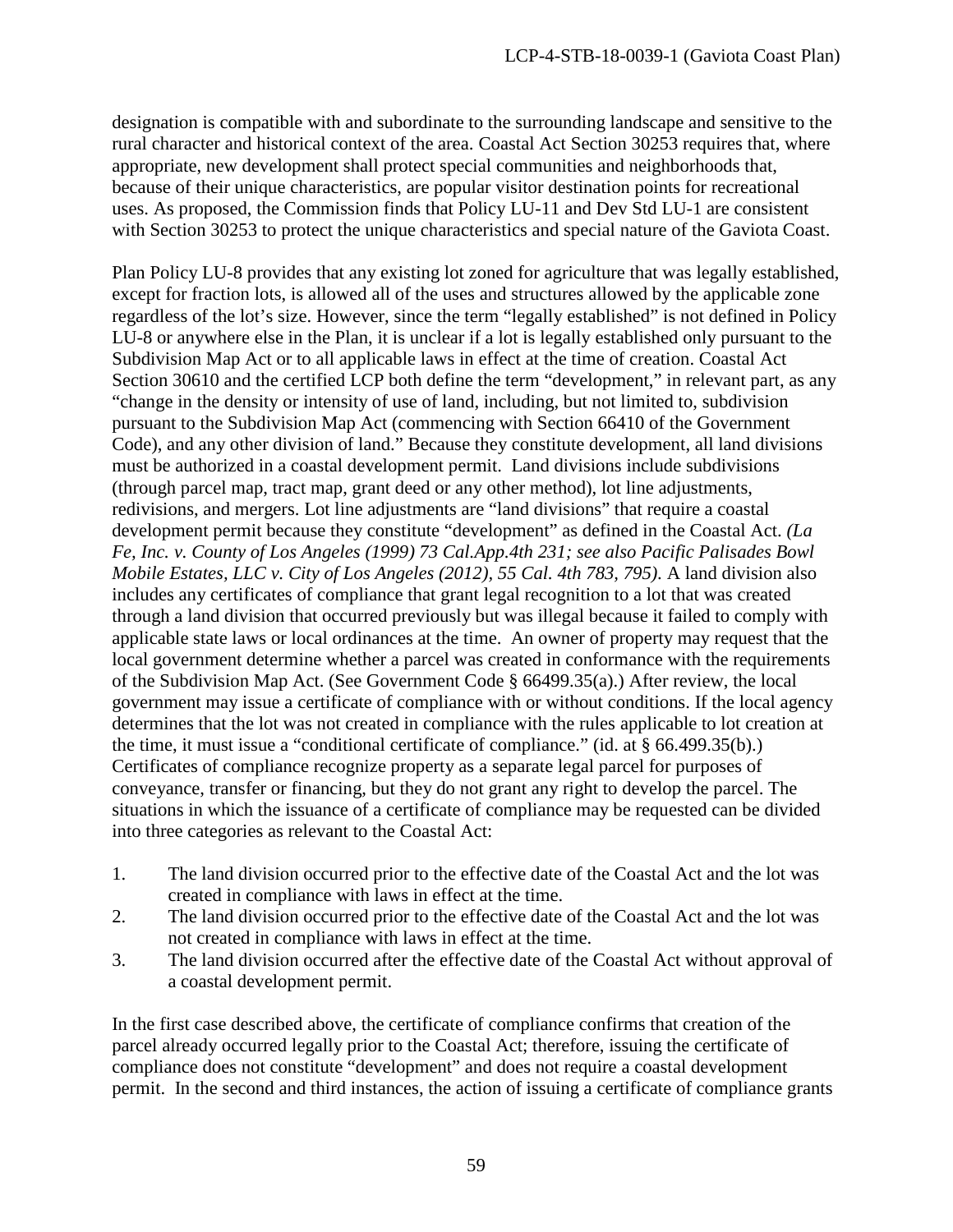designation is compatible with and subordinate to the surrounding landscape and sensitive to the rural character and historical context of the area. Coastal Act Section 30253 requires that, where appropriate, new development shall protect special communities and neighborhoods that, because of their unique characteristics, are popular visitor destination points for recreational uses. As proposed, the Commission finds that Policy LU-11 and Dev Std LU-1 are consistent with Section 30253 to protect the unique characteristics and special nature of the Gaviota Coast.

Plan Policy LU-8 provides that any existing lot zoned for agriculture that was legally established, except for fraction lots, is allowed all of the uses and structures allowed by the applicable zone regardless of the lot's size. However, since the term "legally established" is not defined in Policy LU-8 or anywhere else in the Plan, it is unclear if a lot is legally established only pursuant to the Subdivision Map Act or to all applicable laws in effect at the time of creation. Coastal Act Section 30610 and the certified LCP both define the term "development," in relevant part, as any "change in the density or intensity of use of land, including, but not limited to, subdivision pursuant to the Subdivision Map Act (commencing with Section 66410 of the Government Code), and any other division of land." Because they constitute development, all land divisions must be authorized in a coastal development permit. Land divisions include subdivisions (through parcel map, tract map, grant deed or any other method), lot line adjustments, redivisions, and mergers. Lot line adjustments are "land divisions" that require a coastal development permit because they constitute "development" as defined in the Coastal Act. *(La Fe, Inc. v. County of Los Angeles (1999) 73 Cal.App.4th 231; see also Pacific Palisades Bowl Mobile Estates, LLC v. City of Los Angeles (2012), 55 Cal. 4th 783, 795).* A land division also includes any certificates of compliance that grant legal recognition to a lot that was created through a land division that occurred previously but was illegal because it failed to comply with applicable state laws or local ordinances at the time. An owner of property may request that the local government determine whether a parcel was created in conformance with the requirements of the Subdivision Map Act. (See Government Code § 66499.35(a).) After review, the local government may issue a certificate of compliance with or without conditions. If the local agency determines that the lot was not created in compliance with the rules applicable to lot creation at the time, it must issue a "conditional certificate of compliance." (id. at § 66.499.35(b).) Certificates of compliance recognize property as a separate legal parcel for purposes of conveyance, transfer or financing, but they do not grant any right to develop the parcel. The situations in which the issuance of a certificate of compliance may be requested can be divided into three categories as relevant to the Coastal Act:

1. The land division occurred prior to the effective date of the Coastal Act and the lot was created in compliance with laws in effect at the time.
2. The land division occurred prior to the effective date of the Coastal Act and the lot was not created in compliance with laws in effect at the time.
3. The land division occurred after the effective date of the Coastal Act without approval of a coastal development permit.

In the first case described above, the certificate of compliance confirms that creation of the parcel already occurred legally prior to the Coastal Act; therefore, issuing the certificate of compliance does not constitute "development" and does not require a coastal development permit. In the second and third instances, the action of issuing a certificate of compliance grants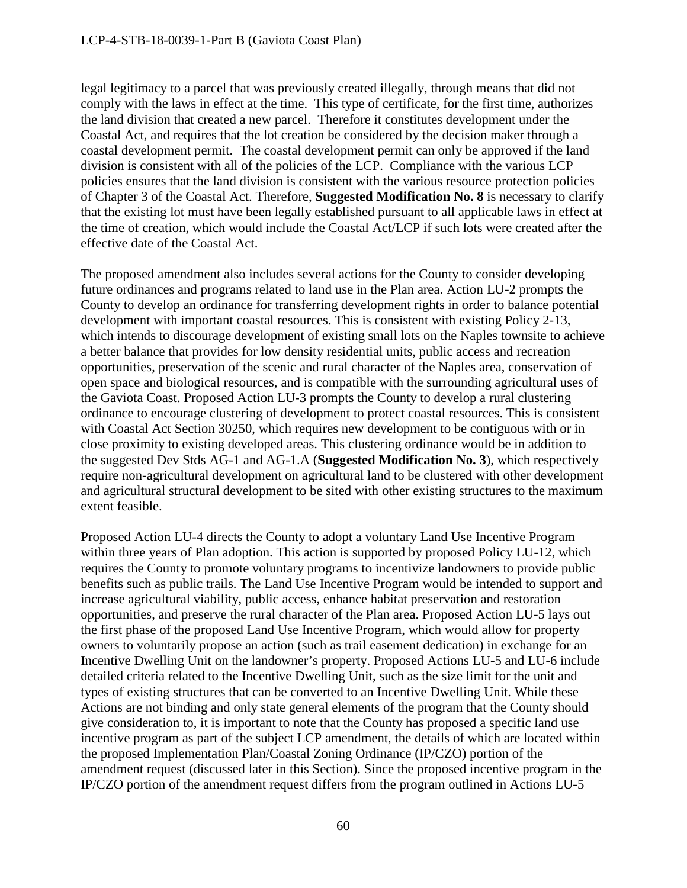legal legitimacy to a parcel that was previously created illegally, through means that did not comply with the laws in effect at the time. This type of certificate, for the first time, authorizes the land division that created a new parcel. Therefore it constitutes development under the Coastal Act, and requires that the lot creation be considered by the decision maker through a coastal development permit. The coastal development permit can only be approved if the land division is consistent with all of the policies of the LCP. Compliance with the various LCP policies ensures that the land division is consistent with the various resource protection policies of Chapter 3 of the Coastal Act. Therefore, **Suggested Modification No. 8** is necessary to clarify that the existing lot must have been legally established pursuant to all applicable laws in effect at the time of creation, which would include the Coastal Act/LCP if such lots were created after the effective date of the Coastal Act.

The proposed amendment also includes several actions for the County to consider developing future ordinances and programs related to land use in the Plan area. Action LU-2 prompts the County to develop an ordinance for transferring development rights in order to balance potential development with important coastal resources. This is consistent with existing Policy 2-13, which intends to discourage development of existing small lots on the Naples townsite to achieve a better balance that provides for low density residential units, public access and recreation opportunities, preservation of the scenic and rural character of the Naples area, conservation of open space and biological resources, and is compatible with the surrounding agricultural uses of the Gaviota Coast. Proposed Action LU-3 prompts the County to develop a rural clustering ordinance to encourage clustering of development to protect coastal resources. This is consistent with Coastal Act Section 30250, which requires new development to be contiguous with or in close proximity to existing developed areas. This clustering ordinance would be in addition to the suggested Dev Stds AG-1 and AG-1.A (**Suggested Modification No. 3**), which respectively require non-agricultural development on agricultural land to be clustered with other development and agricultural structural development to be sited with other existing structures to the maximum extent feasible.

Proposed Action LU-4 directs the County to adopt a voluntary Land Use Incentive Program within three years of Plan adoption. This action is supported by proposed Policy LU-12, which requires the County to promote voluntary programs to incentivize landowners to provide public benefits such as public trails. The Land Use Incentive Program would be intended to support and increase agricultural viability, public access, enhance habitat preservation and restoration opportunities, and preserve the rural character of the Plan area. Proposed Action LU-5 lays out the first phase of the proposed Land Use Incentive Program, which would allow for property owners to voluntarily propose an action (such as trail easement dedication) in exchange for an Incentive Dwelling Unit on the landowner's property. Proposed Actions LU-5 and LU-6 include detailed criteria related to the Incentive Dwelling Unit, such as the size limit for the unit and types of existing structures that can be converted to an Incentive Dwelling Unit. While these Actions are not binding and only state general elements of the program that the County should give consideration to, it is important to note that the County has proposed a specific land use incentive program as part of the subject LCP amendment, the details of which are located within the proposed Implementation Plan/Coastal Zoning Ordinance (IP/CZO) portion of the amendment request (discussed later in this Section). Since the proposed incentive program in the IP/CZO portion of the amendment request differs from the program outlined in Actions LU-5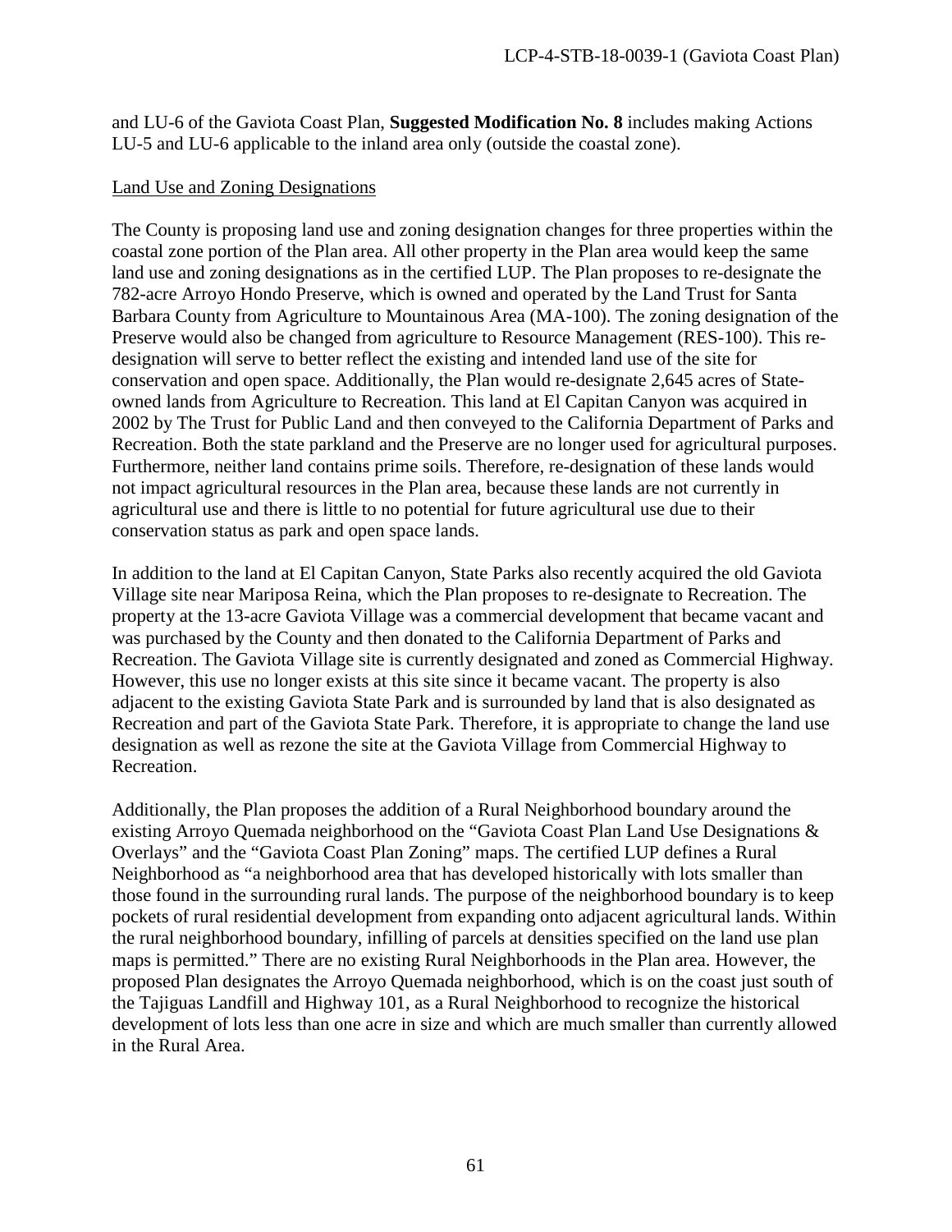and LU-6 of the Gaviota Coast Plan, **Suggested Modification No. 8** includes making Actions LU-5 and LU-6 applicable to the inland area only (outside the coastal zone).

<u>Land Use and Zoning Designations</u>

The County is proposing land use and zoning designation changes for three properties within the coastal zone portion of the Plan area. All other property in the Plan area would keep the same land use and zoning designations as in the certified LUP. The Plan proposes to re-designate the 782-acre Arroyo Hondo Preserve, which is owned and operated by the Land Trust for Santa Barbara County from Agriculture to Mountainous Area (MA-100). The zoning designation of the Preserve would also be changed from agriculture to Resource Management (RES-100). This re-designation will serve to better reflect the existing and intended land use of the site for conservation and open space. Additionally, the Plan would re-designate 2,645 acres of State-owned lands from Agriculture to Recreation. This land at El Capitan Canyon was acquired in 2002 by The Trust for Public Land and then conveyed to the California Department of Parks and Recreation. Both the state parkland and the Preserve are no longer used for agricultural purposes. Furthermore, neither land contains prime soils. Therefore, re-designation of these lands would not impact agricultural resources in the Plan area, because these lands are not currently in agricultural use and there is little to no potential for future agricultural use due to their conservation status as park and open space lands.

In addition to the land at El Capitan Canyon, State Parks also recently acquired the old Gaviota Village site near Mariposa Reina, which the Plan proposes to re-designate to Recreation. The property at the 13-acre Gaviota Village was a commercial development that became vacant and was purchased by the County and then donated to the California Department of Parks and Recreation. The Gaviota Village site is currently designated and zoned as Commercial Highway. However, this use no longer exists at this site since it became vacant. The property is also adjacent to the existing Gaviota State Park and is surrounded by land that is also designated as Recreation and part of the Gaviota State Park. Therefore, it is appropriate to change the land use designation as well as rezone the site at the Gaviota Village from Commercial Highway to Recreation.

Additionally, the Plan proposes the addition of a Rural Neighborhood boundary around the existing Arroyo Quemada neighborhood on the "Gaviota Coast Plan Land Use Designations & Overlays" and the "Gaviota Coast Plan Zoning" maps. The certified LUP defines a Rural Neighborhood as "a neighborhood area that has developed historically with lots smaller than those found in the surrounding rural lands. The purpose of the neighborhood boundary is to keep pockets of rural residential development from expanding onto adjacent agricultural lands. Within the rural neighborhood boundary, infilling of parcels at densities specified on the land use plan maps is permitted." There are no existing Rural Neighborhoods in the Plan area. However, the proposed Plan designates the Arroyo Quemada neighborhood, which is on the coast just south of the Tajiguas Landfill and Highway 101, as a Rural Neighborhood to recognize the historical development of lots less than one acre in size and which are much smaller than currently allowed in the Rural Area.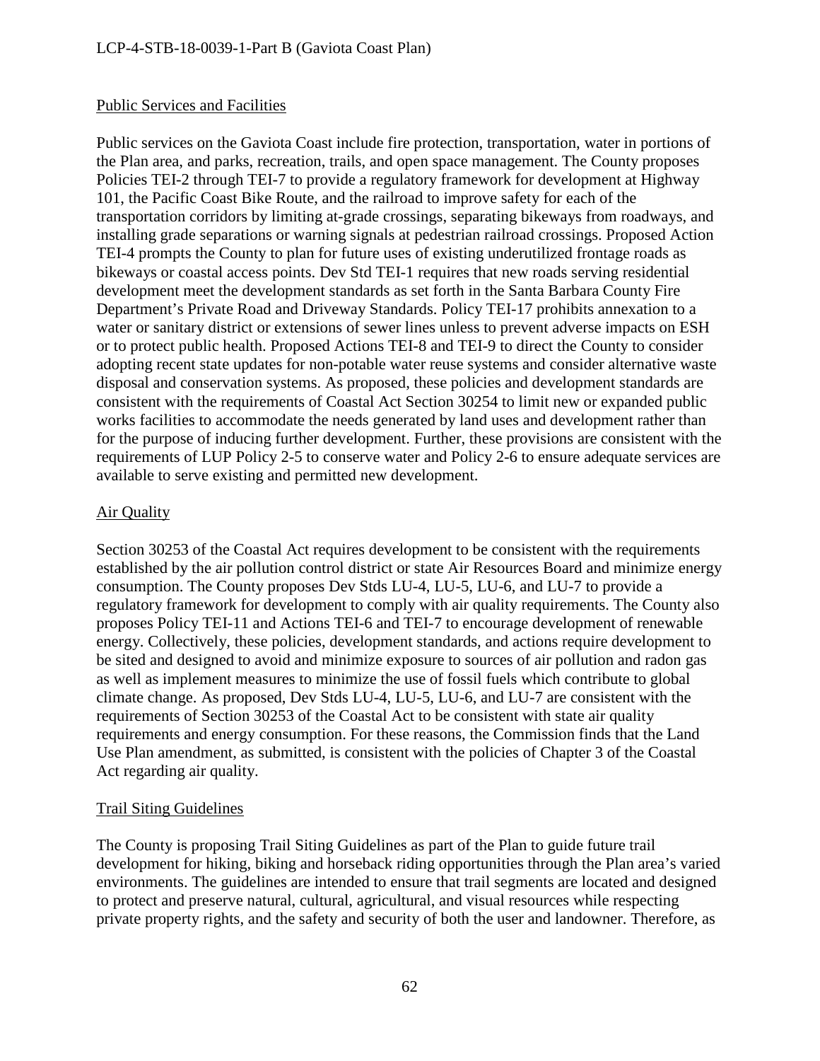Public Services and Facilities

Public services on the Gaviota Coast include fire protection, transportation, water in portions of the Plan area, and parks, recreation, trails, and open space management. The County proposes Policies TEI-2 through TEI-7 to provide a regulatory framework for development at Highway 101, the Pacific Coast Bike Route, and the railroad to improve safety for each of the transportation corridors by limiting at-grade crossings, separating bikeways from roadways, and installing grade separations or warning signals at pedestrian railroad crossings. Proposed Action TEI-4 prompts the County to plan for future uses of existing underutilized frontage roads as bikeways or coastal access points. Dev Std TEI-1 requires that new roads serving residential development meet the development standards as set forth in the Santa Barbara County Fire Department's Private Road and Driveway Standards. Policy TEI-17 prohibits annexation to a water or sanitary district or extensions of sewer lines unless to prevent adverse impacts on ESH or to protect public health. Proposed Actions TEI-8 and TEI-9 to direct the County to consider adopting recent state updates for non-potable water reuse systems and consider alternative waste disposal and conservation systems. As proposed, these policies and development standards are consistent with the requirements of Coastal Act Section 30254 to limit new or expanded public works facilities to accommodate the needs generated by land uses and development rather than for the purpose of inducing further development. Further, these provisions are consistent with the requirements of LUP Policy 2-5 to conserve water and Policy 2-6 to ensure adequate services are available to serve existing and permitted new development.

Air Quality

Section 30253 of the Coastal Act requires development to be consistent with the requirements established by the air pollution control district or state Air Resources Board and minimize energy consumption. The County proposes Dev Stds LU-4, LU-5, LU-6, and LU-7 to provide a regulatory framework for development to comply with air quality requirements. The County also proposes Policy TEI-11 and Actions TEI-6 and TEI-7 to encourage development of renewable energy. Collectively, these policies, development standards, and actions require development to be sited and designed to avoid and minimize exposure to sources of air pollution and radon gas as well as implement measures to minimize the use of fossil fuels which contribute to global climate change. As proposed, Dev Stds LU-4, LU-5, LU-6, and LU-7 are consistent with the requirements of Section 30253 of the Coastal Act to be consistent with state air quality requirements and energy consumption. For these reasons, the Commission finds that the Land Use Plan amendment, as submitted, is consistent with the policies of Chapter 3 of the Coastal Act regarding air quality.

Trail Siting Guidelines

The County is proposing Trail Siting Guidelines as part of the Plan to guide future trail development for hiking, biking and horseback riding opportunities through the Plan area's varied environments. The guidelines are intended to ensure that trail segments are located and designed to protect and preserve natural, cultural, agricultural, and visual resources while respecting private property rights, and the safety and security of both the user and landowner. Therefore, as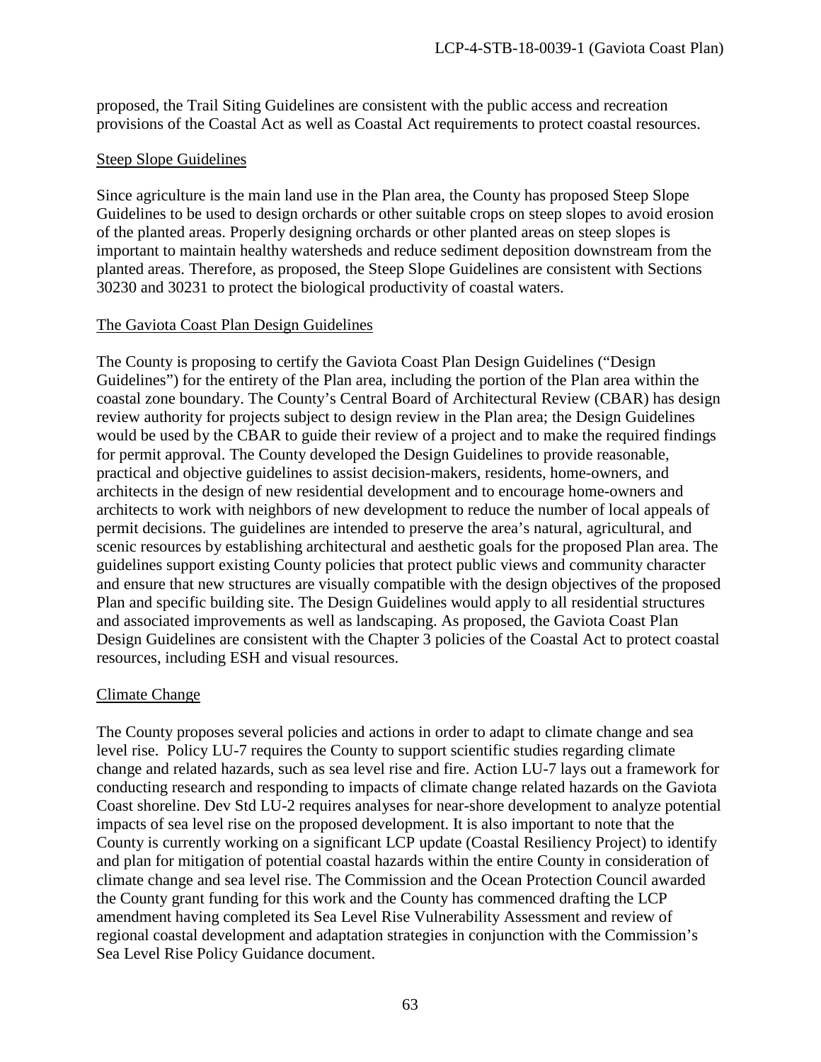proposed, the Trail Siting Guidelines are consistent with the public access and recreation provisions of the Coastal Act as well as Coastal Act requirements to protect coastal resources.

<u>Steep Slope Guidelines</u>

Since agriculture is the main land use in the Plan area, the County has proposed Steep Slope Guidelines to be used to design orchards or other suitable crops on steep slopes to avoid erosion of the planted areas. Properly designing orchards or other planted areas on steep slopes is important to maintain healthy watersheds and reduce sediment deposition downstream from the planted areas. Therefore, as proposed, the Steep Slope Guidelines are consistent with Sections 30230 and 30231 to protect the biological productivity of coastal waters.

<u>The Gaviota Coast Plan Design Guidelines</u>

The County is proposing to certify the Gaviota Coast Plan Design Guidelines ("Design Guidelines") for the entirety of the Plan area, including the portion of the Plan area within the coastal zone boundary. The County's Central Board of Architectural Review (CBAR) has design review authority for projects subject to design review in the Plan area; the Design Guidelines would be used by the CBAR to guide their review of a project and to make the required findings for permit approval. The County developed the Design Guidelines to provide reasonable, practical and objective guidelines to assist decision-makers, residents, home-owners, and architects in the design of new residential development and to encourage home-owners and architects to work with neighbors of new development to reduce the number of local appeals of permit decisions. The guidelines are intended to preserve the area's natural, agricultural, and scenic resources by establishing architectural and aesthetic goals for the proposed Plan area. The guidelines support existing County policies that protect public views and community character and ensure that new structures are visually compatible with the design objectives of the proposed Plan and specific building site. The Design Guidelines would apply to all residential structures and associated improvements as well as landscaping. As proposed, the Gaviota Coast Plan Design Guidelines are consistent with the Chapter 3 policies of the Coastal Act to protect coastal resources, including ESH and visual resources.

<u>Climate Change</u>

The County proposes several policies and actions in order to adapt to climate change and sea level rise. Policy LU-7 requires the County to support scientific studies regarding climate change and related hazards, such as sea level rise and fire. Action LU-7 lays out a framework for conducting research and responding to impacts of climate change related hazards on the Gaviota Coast shoreline. Dev Std LU-2 requires analyses for near-shore development to analyze potential impacts of sea level rise on the proposed development. It is also important to note that the County is currently working on a significant LCP update (Coastal Resiliency Project) to identify and plan for mitigation of potential coastal hazards within the entire County in consideration of climate change and sea level rise. The Commission and the Ocean Protection Council awarded the County grant funding for this work and the County has commenced drafting the LCP amendment having completed its Sea Level Rise Vulnerability Assessment and review of regional coastal development and adaptation strategies in conjunction with the Commission's Sea Level Rise Policy Guidance document.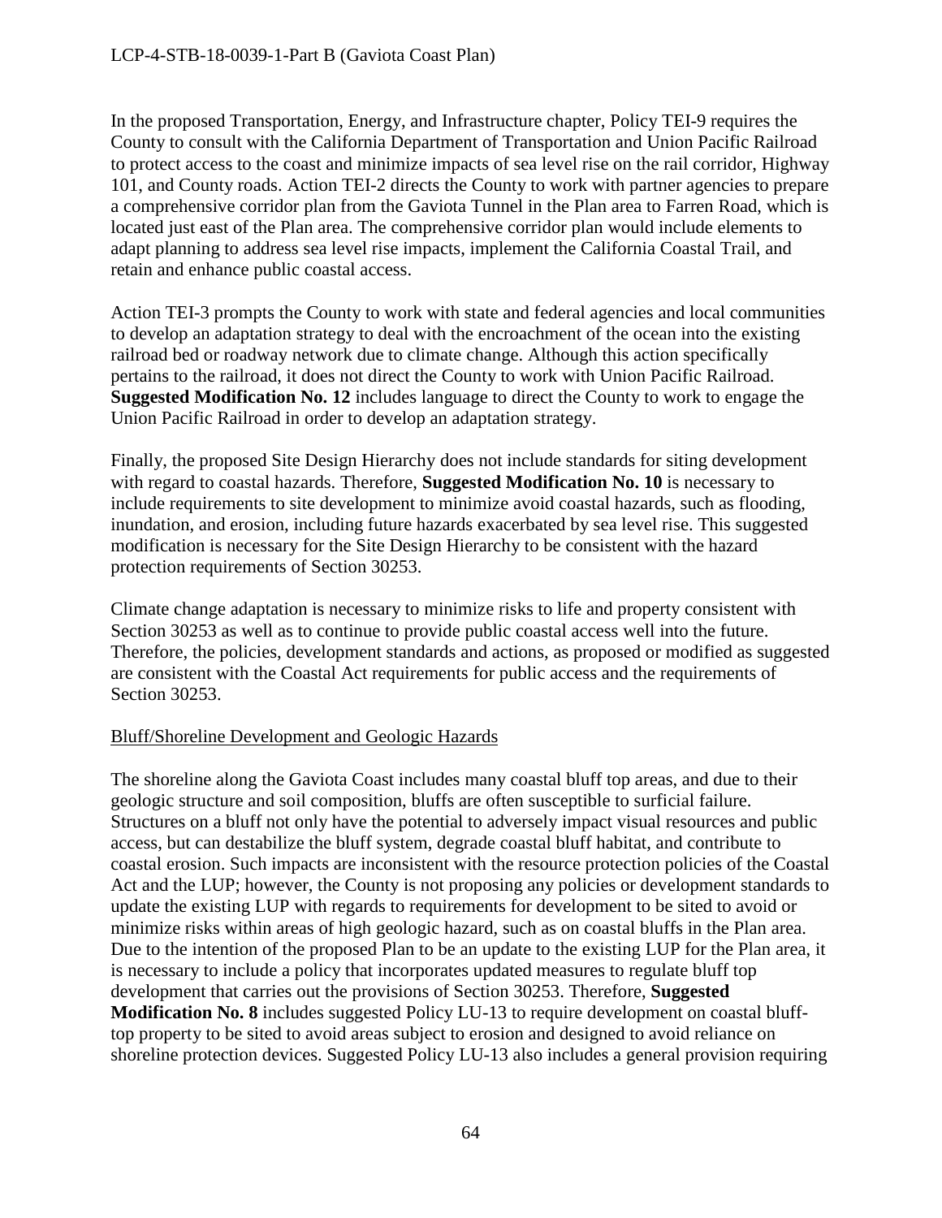In the proposed Transportation, Energy, and Infrastructure chapter, Policy TEI-9 requires the County to consult with the California Department of Transportation and Union Pacific Railroad to protect access to the coast and minimize impacts of sea level rise on the rail corridor, Highway 101, and County roads. Action TEI-2 directs the County to work with partner agencies to prepare a comprehensive corridor plan from the Gaviota Tunnel in the Plan area to Farren Road, which is located just east of the Plan area. The comprehensive corridor plan would include elements to adapt planning to address sea level rise impacts, implement the California Coastal Trail, and retain and enhance public coastal access.

Action TEI-3 prompts the County to work with state and federal agencies and local communities to develop an adaptation strategy to deal with the encroachment of the ocean into the existing railroad bed or roadway network due to climate change. Although this action specifically pertains to the railroad, it does not direct the County to work with Union Pacific Railroad. **Suggested Modification No. 12** includes language to direct the County to work to engage the Union Pacific Railroad in order to develop an adaptation strategy.

Finally, the proposed Site Design Hierarchy does not include standards for siting development with regard to coastal hazards. Therefore, **Suggested Modification No. 10** is necessary to include requirements to site development to minimize avoid coastal hazards, such as flooding, inundation, and erosion, including future hazards exacerbated by sea level rise. This suggested modification is necessary for the Site Design Hierarchy to be consistent with the hazard protection requirements of Section 30253.

Climate change adaptation is necessary to minimize risks to life and property consistent with Section 30253 as well as to continue to provide public coastal access well into the future. Therefore, the policies, development standards and actions, as proposed or modified as suggested are consistent with the Coastal Act requirements for public access and the requirements of Section 30253.

Bluff/Shoreline Development and Geologic Hazards

The shoreline along the Gaviota Coast includes many coastal bluff top areas, and due to their geologic structure and soil composition, bluffs are often susceptible to surficial failure. Structures on a bluff not only have the potential to adversely impact visual resources and public access, but can destabilize the bluff system, degrade coastal bluff habitat, and contribute to coastal erosion. Such impacts are inconsistent with the resource protection policies of the Coastal Act and the LUP; however, the County is not proposing any policies or development standards to update the existing LUP with regards to requirements for development to be sited to avoid or minimize risks within areas of high geologic hazard, such as on coastal bluffs in the Plan area. Due to the intention of the proposed Plan to be an update to the existing LUP for the Plan area, it is necessary to include a policy that incorporates updated measures to regulate bluff top development that carries out the provisions of Section 30253. Therefore, **Suggested Modification No. 8** includes suggested Policy LU-13 to require development on coastal bluff-top property to be sited to avoid areas subject to erosion and designed to avoid reliance on shoreline protection devices. Suggested Policy LU-13 also includes a general provision requiring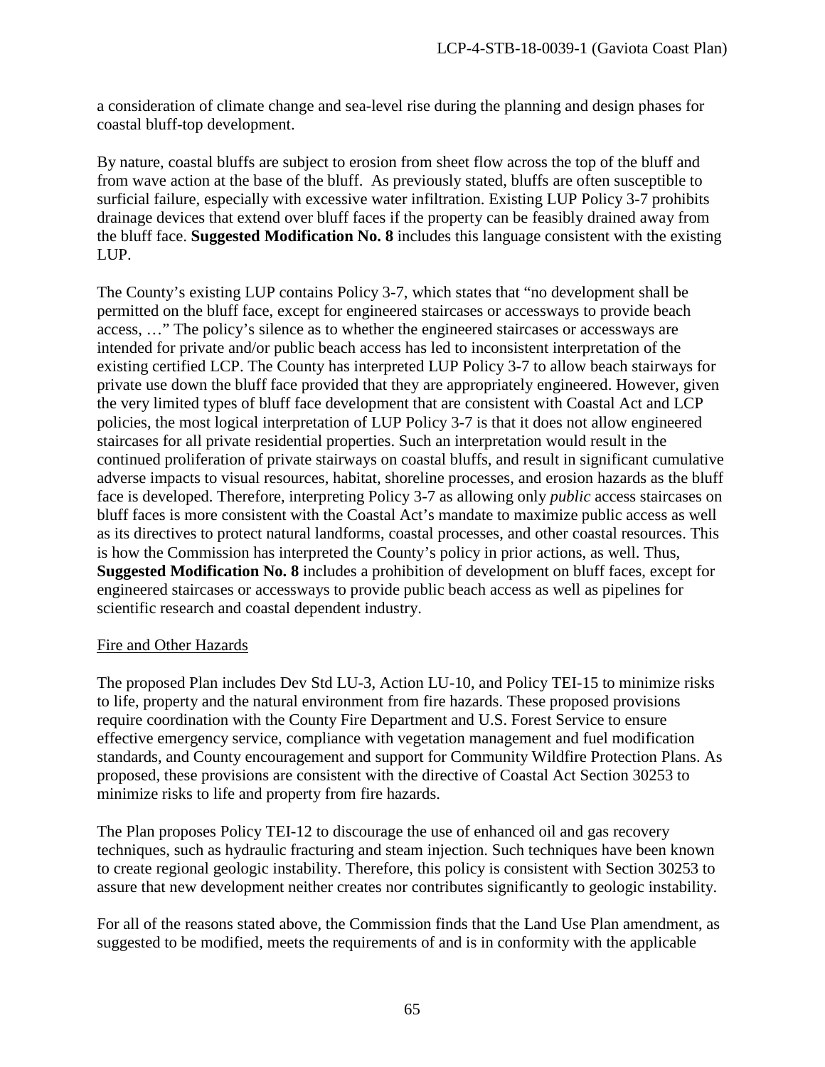a consideration of climate change and sea-level rise during the planning and design phases for coastal bluff-top development.

By nature, coastal bluffs are subject to erosion from sheet flow across the top of the bluff and from wave action at the base of the bluff. As previously stated, bluffs are often susceptible to surficial failure, especially with excessive water infiltration. Existing LUP Policy 3-7 prohibits drainage devices that extend over bluff faces if the property can be feasibly drained away from the bluff face. **Suggested Modification No. 8** includes this language consistent with the existing LUP.

The County's existing LUP contains Policy 3-7, which states that "no development shall be permitted on the bluff face, except for engineered staircases or accessways to provide beach access, …" The policy's silence as to whether the engineered staircases or accessways are intended for private and/or public beach access has led to inconsistent interpretation of the existing certified LCP. The County has interpreted LUP Policy 3-7 to allow beach stairways for private use down the bluff face provided that they are appropriately engineered. However, given the very limited types of bluff face development that are consistent with Coastal Act and LCP policies, the most logical interpretation of LUP Policy 3-7 is that it does not allow engineered staircases for all private residential properties. Such an interpretation would result in the continued proliferation of private stairways on coastal bluffs, and result in significant cumulative adverse impacts to visual resources, habitat, shoreline processes, and erosion hazards as the bluff face is developed. Therefore, interpreting Policy 3-7 as allowing only *public* access staircases on bluff faces is more consistent with the Coastal Act's mandate to maximize public access as well as its directives to protect natural landforms, coastal processes, and other coastal resources. This is how the Commission has interpreted the County's policy in prior actions, as well. Thus, **Suggested Modification No. 8** includes a prohibition of development on bluff faces, except for engineered staircases or accessways to provide public beach access as well as pipelines for scientific research and coastal dependent industry.

<u>Fire and Other Hazards</u>

The proposed Plan includes Dev Std LU-3, Action LU-10, and Policy TEI-15 to minimize risks to life, property and the natural environment from fire hazards. These proposed provisions require coordination with the County Fire Department and U.S. Forest Service to ensure effective emergency service, compliance with vegetation management and fuel modification standards, and County encouragement and support for Community Wildfire Protection Plans. As proposed, these provisions are consistent with the directive of Coastal Act Section 30253 to minimize risks to life and property from fire hazards.

The Plan proposes Policy TEI-12 to discourage the use of enhanced oil and gas recovery techniques, such as hydraulic fracturing and steam injection. Such techniques have been known to create regional geologic instability. Therefore, this policy is consistent with Section 30253 to assure that new development neither creates nor contributes significantly to geologic instability.

For all of the reasons stated above, the Commission finds that the Land Use Plan amendment, as suggested to be modified, meets the requirements of and is in conformity with the applicable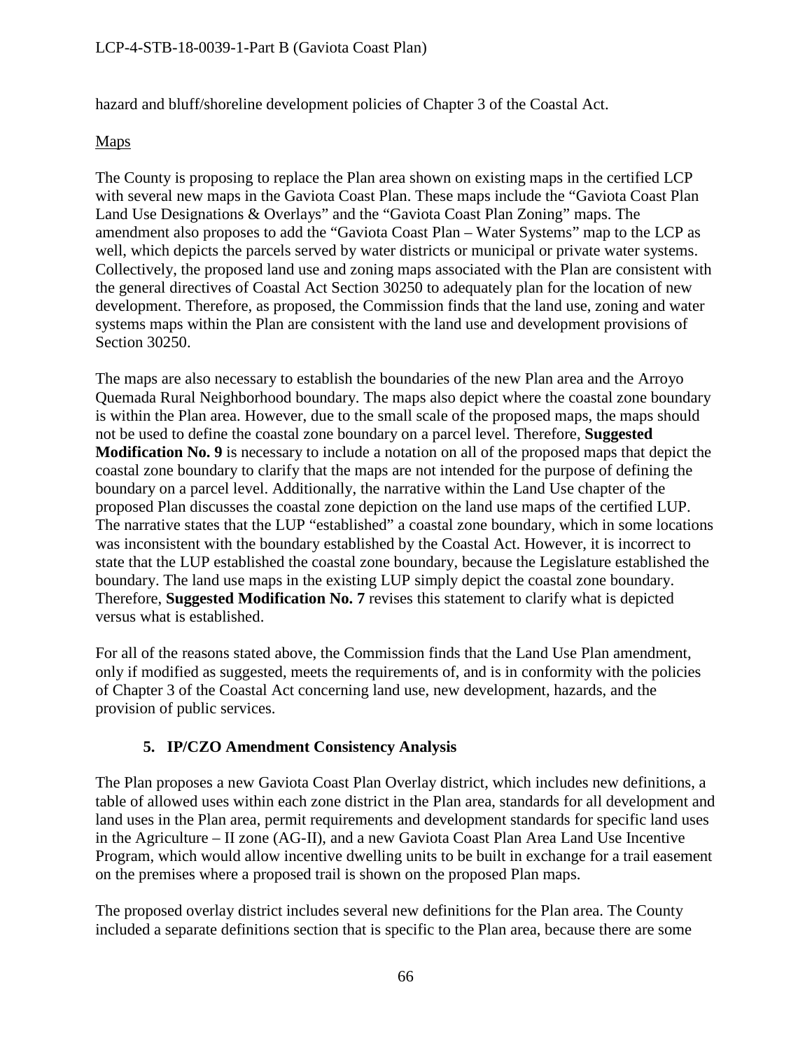hazard and bluff/shoreline development policies of Chapter 3 of the Coastal Act.

Maps

The County is proposing to replace the Plan area shown on existing maps in the certified LCP with several new maps in the Gaviota Coast Plan. These maps include the "Gaviota Coast Plan Land Use Designations & Overlays" and the "Gaviota Coast Plan Zoning" maps. The amendment also proposes to add the "Gaviota Coast Plan – Water Systems" map to the LCP as well, which depicts the parcels served by water districts or municipal or private water systems. Collectively, the proposed land use and zoning maps associated with the Plan are consistent with the general directives of Coastal Act Section 30250 to adequately plan for the location of new development. Therefore, as proposed, the Commission finds that the land use, zoning and water systems maps within the Plan are consistent with the land use and development provisions of Section 30250.

The maps are also necessary to establish the boundaries of the new Plan area and the Arroyo Quemada Rural Neighborhood boundary. The maps also depict where the coastal zone boundary is within the Plan area. However, due to the small scale of the proposed maps, the maps should not be used to define the coastal zone boundary on a parcel level. Therefore, **Suggested Modification No. 9** is necessary to include a notation on all of the proposed maps that depict the coastal zone boundary to clarify that the maps are not intended for the purpose of defining the boundary on a parcel level. Additionally, the narrative within the Land Use chapter of the proposed Plan discusses the coastal zone depiction on the land use maps of the certified LUP. The narrative states that the LUP "established" a coastal zone boundary, which in some locations was inconsistent with the boundary established by the Coastal Act. However, it is incorrect to state that the LUP established the coastal zone boundary, because the Legislature established the boundary. The land use maps in the existing LUP simply depict the coastal zone boundary. Therefore, **Suggested Modification No. 7** revises this statement to clarify what is depicted versus what is established.

For all of the reasons stated above, the Commission finds that the Land Use Plan amendment, only if modified as suggested, meets the requirements of, and is in conformity with the policies of Chapter 3 of the Coastal Act concerning land use, new development, hazards, and the provision of public services.

### 5. IP/CZO Amendment Consistency Analysis

The Plan proposes a new Gaviota Coast Plan Overlay district, which includes new definitions, a table of allowed uses within each zone district in the Plan area, standards for all development and land uses in the Plan area, permit requirements and development standards for specific land uses in the Agriculture – II zone (AG-II), and a new Gaviota Coast Plan Area Land Use Incentive Program, which would allow incentive dwelling units to be built in exchange for a trail easement on the premises where a proposed trail is shown on the proposed Plan maps.

The proposed overlay district includes several new definitions for the Plan area. The County included a separate definitions section that is specific to the Plan area, because there are some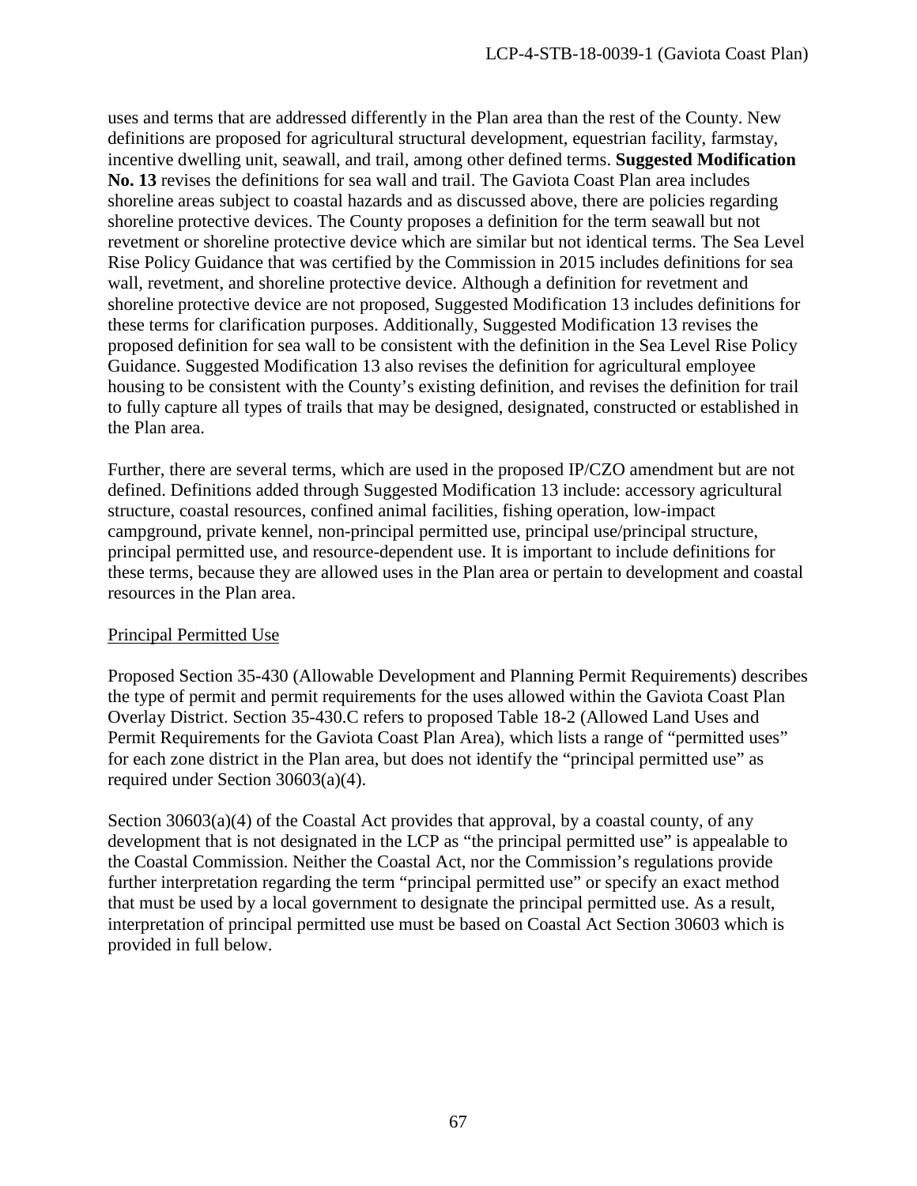uses and terms that are addressed differently in the Plan area than the rest of the County. New definitions are proposed for agricultural structural development, equestrian facility, farmstay, incentive dwelling unit, seawall, and trail, among other defined terms. **Suggested Modification No. 13** revises the definitions for sea wall and trail. The Gaviota Coast Plan area includes shoreline areas subject to coastal hazards and as discussed above, there are policies regarding shoreline protective devices. The County proposes a definition for the term seawall but not revetment or shoreline protective device which are similar but not identical terms. The Sea Level Rise Policy Guidance that was certified by the Commission in 2015 includes definitions for sea wall, revetment, and shoreline protective device. Although a definition for revetment and shoreline protective device are not proposed, Suggested Modification 13 includes definitions for these terms for clarification purposes. Additionally, Suggested Modification 13 revises the proposed definition for sea wall to be consistent with the definition in the Sea Level Rise Policy Guidance. Suggested Modification 13 also revises the definition for agricultural employee housing to be consistent with the County's existing definition, and revises the definition for trail to fully capture all types of trails that may be designed, designated, constructed or established in the Plan area.

Further, there are several terms, which are used in the proposed IP/CZO amendment but are not defined. Definitions added through Suggested Modification 13 include: accessory agricultural structure, coastal resources, confined animal facilities, fishing operation, low-impact campground, private kennel, non-principal permitted use, principal use/principal structure, principal permitted use, and resource-dependent use. It is important to include definitions for these terms, because they are allowed uses in the Plan area or pertain to development and coastal resources in the Plan area.

<u>Principal Permitted Use</u>

Proposed Section 35-430 (Allowable Development and Planning Permit Requirements) describes the type of permit and permit requirements for the uses allowed within the Gaviota Coast Plan Overlay District. Section 35-430.C refers to proposed Table 18-2 (Allowed Land Uses and Permit Requirements for the Gaviota Coast Plan Area), which lists a range of "permitted uses" for each zone district in the Plan area, but does not identify the "principal permitted use" as required under Section 30603(a)(4).

Section 30603(a)(4) of the Coastal Act provides that approval, by a coastal county, of any development that is not designated in the LCP as "the principal permitted use" is appealable to the Coastal Commission. Neither the Coastal Act, nor the Commission's regulations provide further interpretation regarding the term "principal permitted use" or specify an exact method that must be used by a local government to designate the principal permitted use. As a result, interpretation of principal permitted use must be based on Coastal Act Section 30603 which is provided in full below.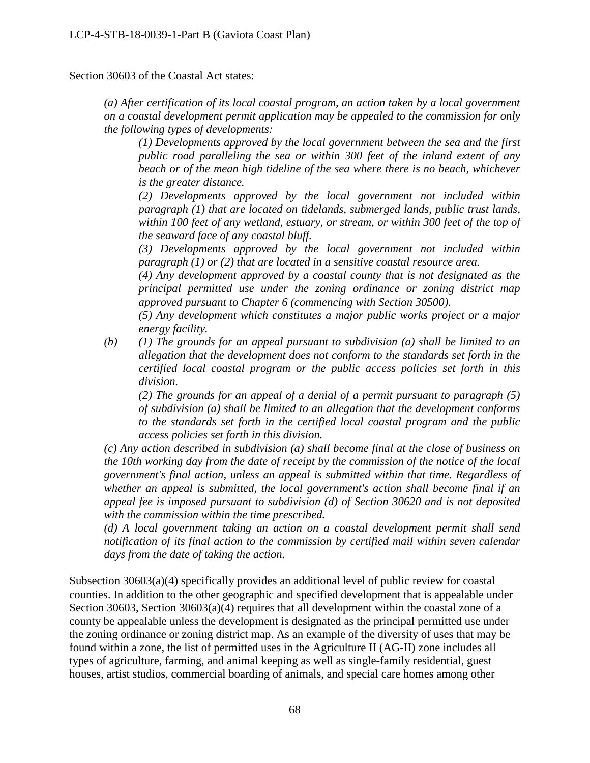Section 30603 of the Coastal Act states:

> *(a) After certification of its local coastal program, an action taken by a local government on a coastal development permit application may be appealed to the commission for only the following types of developments:*
>
> > *(1) Developments approved by the local government between the sea and the first public road paralleling the sea or within 300 feet of the inland extent of any beach or of the mean high tideline of the sea where there is no beach, whichever is the greater distance.*
> >
> > *(2) Developments approved by the local government not included within paragraph (1) that are located on tidelands, submerged lands, public trust lands, within 100 feet of any wetland, estuary, or stream, or within 300 feet of the top of the seaward face of any coastal bluff.*
> >
> > *(3) Developments approved by the local government not included within paragraph (1) or (2) that are located in a sensitive coastal resource area.*
> >
> > *(4) Any development approved by a coastal county that is not designated as the principal permitted use under the zoning ordinance or zoning district map approved pursuant to Chapter 6 (commencing with Section 30500).*
> >
> > *(5) Any development which constitutes a major public works project or a major energy facility.*
>
> *(b) (1) The grounds for an appeal pursuant to subdivision (a) shall be limited to an allegation that the development does not conform to the standards set forth in the certified local coastal program or the public access policies set forth in this division.*
>
> > *(2) The grounds for an appeal of a denial of a permit pursuant to paragraph (5) of subdivision (a) shall be limited to an allegation that the development conforms to the standards set forth in the certified local coastal program and the public access policies set forth in this division.*
>
> *(c) Any action described in subdivision (a) shall become final at the close of business on the 10th working day from the date of receipt by the commission of the notice of the local government's final action, unless an appeal is submitted within that time. Regardless of whether an appeal is submitted, the local government's action shall become final if an appeal fee is imposed pursuant to subdivision (d) of Section 30620 and is not deposited with the commission within the time prescribed.*
>
> *(d) A local government taking an action on a coastal development permit shall send notification of its final action to the commission by certified mail within seven calendar days from the date of taking the action.*

Subsection 30603(a)(4) specifically provides an additional level of public review for coastal counties. In addition to the other geographic and specified development that is appealable under Section 30603, Section 30603(a)(4) requires that all development within the coastal zone of a county be appealable unless the development is designated as the principal permitted use under the zoning ordinance or zoning district map. As an example of the diversity of uses that may be found within a zone, the list of permitted uses in the Agriculture II (AG-II) zone includes all types of agriculture, farming, and animal keeping as well as single-family residential, guest houses, artist studios, commercial boarding of animals, and special care homes among other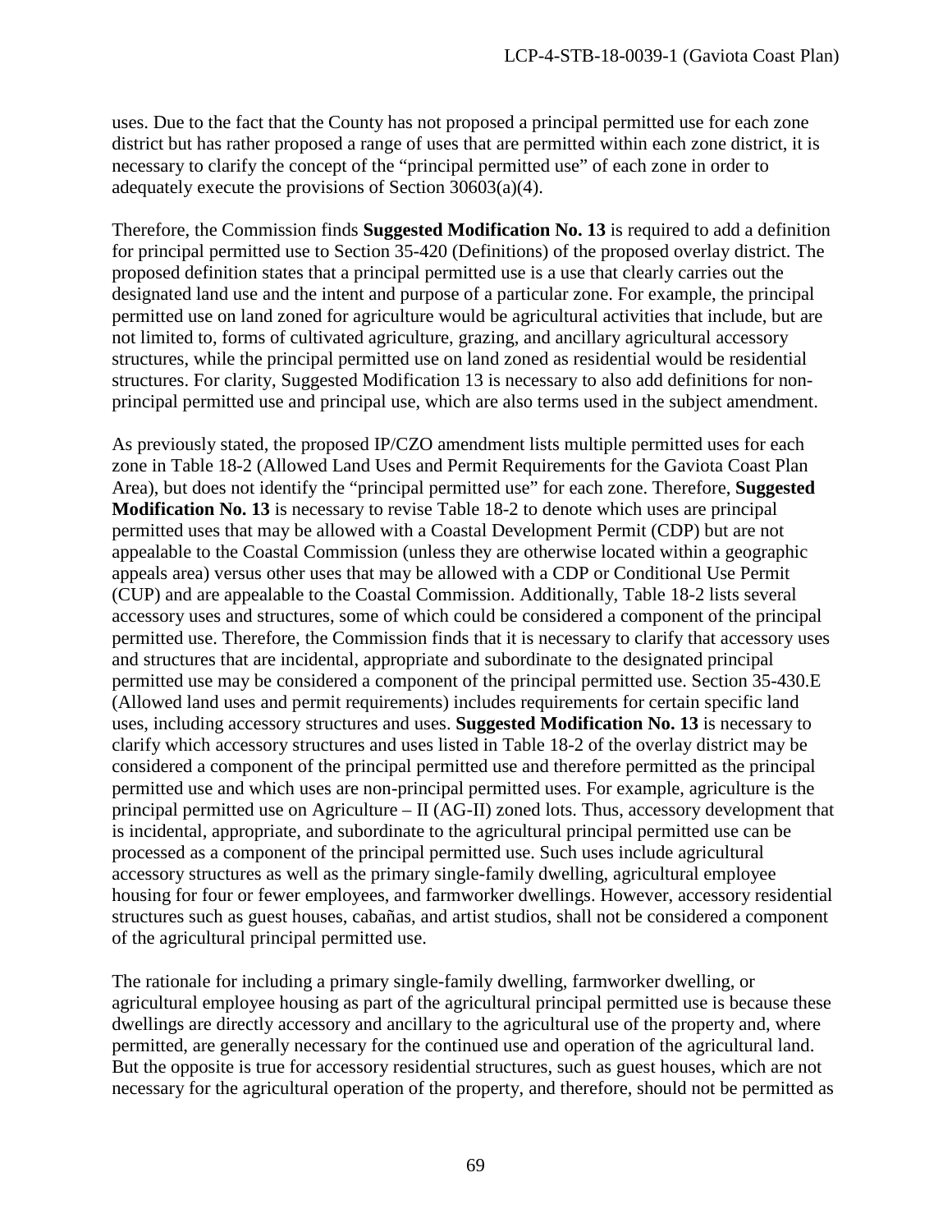uses. Due to the fact that the County has not proposed a principal permitted use for each zone district but has rather proposed a range of uses that are permitted within each zone district, it is necessary to clarify the concept of the "principal permitted use" of each zone in order to adequately execute the provisions of Section 30603(a)(4).

Therefore, the Commission finds **Suggested Modification No. 13** is required to add a definition for principal permitted use to Section 35-420 (Definitions) of the proposed overlay district. The proposed definition states that a principal permitted use is a use that clearly carries out the designated land use and the intent and purpose of a particular zone. For example, the principal permitted use on land zoned for agriculture would be agricultural activities that include, but are not limited to, forms of cultivated agriculture, grazing, and ancillary agricultural accessory structures, while the principal permitted use on land zoned as residential would be residential structures. For clarity, Suggested Modification 13 is necessary to also add definitions for non-principal permitted use and principal use, which are also terms used in the subject amendment.

As previously stated, the proposed IP/CZO amendment lists multiple permitted uses for each zone in Table 18-2 (Allowed Land Uses and Permit Requirements for the Gaviota Coast Plan Area), but does not identify the "principal permitted use" for each zone. Therefore, **Suggested Modification No. 13** is necessary to revise Table 18-2 to denote which uses are principal permitted uses that may be allowed with a Coastal Development Permit (CDP) but are not appealable to the Coastal Commission (unless they are otherwise located within a geographic appeals area) versus other uses that may be allowed with a CDP or Conditional Use Permit (CUP) and are appealable to the Coastal Commission. Additionally, Table 18-2 lists several accessory uses and structures, some of which could be considered a component of the principal permitted use. Therefore, the Commission finds that it is necessary to clarify that accessory uses and structures that are incidental, appropriate and subordinate to the designated principal permitted use may be considered a component of the principal permitted use. Section 35-430.E (Allowed land uses and permit requirements) includes requirements for certain specific land uses, including accessory structures and uses. **Suggested Modification No. 13** is necessary to clarify which accessory structures and uses listed in Table 18-2 of the overlay district may be considered a component of the principal permitted use and therefore permitted as the principal permitted use and which uses are non-principal permitted uses. For example, agriculture is the principal permitted use on Agriculture – II (AG-II) zoned lots. Thus, accessory development that is incidental, appropriate, and subordinate to the agricultural principal permitted use can be processed as a component of the principal permitted use. Such uses include agricultural accessory structures as well as the primary single-family dwelling, agricultural employee housing for four or fewer employees, and farmworker dwellings. However, accessory residential structures such as guest houses, cabañas, and artist studios, shall not be considered a component of the agricultural principal permitted use.

The rationale for including a primary single-family dwelling, farmworker dwelling, or agricultural employee housing as part of the agricultural principal permitted use is because these dwellings are directly accessory and ancillary to the agricultural use of the property and, where permitted, are generally necessary for the continued use and operation of the agricultural land. But the opposite is true for accessory residential structures, such as guest houses, which are not necessary for the agricultural operation of the property, and therefore, should not be permitted as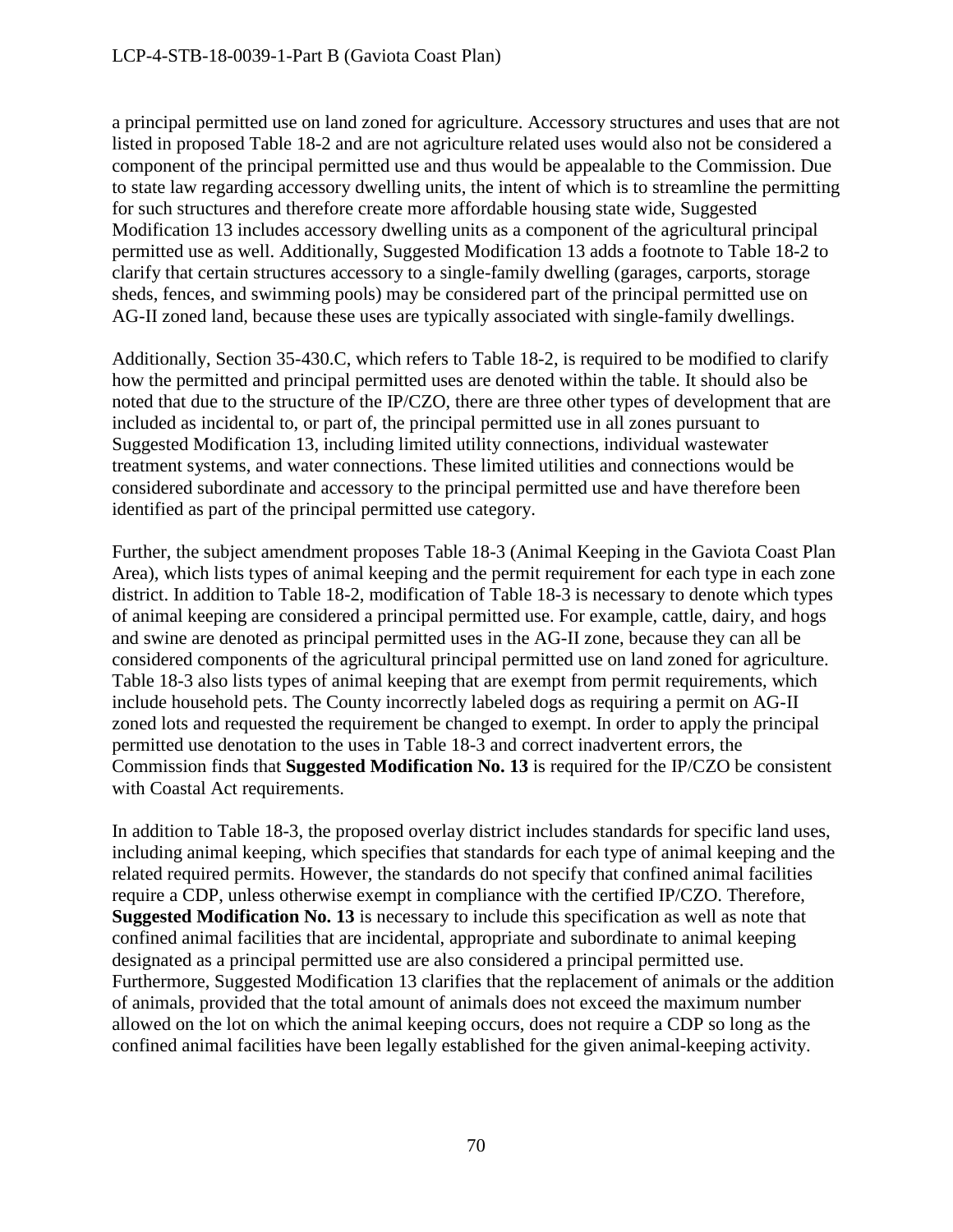a principal permitted use on land zoned for agriculture. Accessory structures and uses that are not listed in proposed Table 18-2 and are not agriculture related uses would also not be considered a component of the principal permitted use and thus would be appealable to the Commission. Due to state law regarding accessory dwelling units, the intent of which is to streamline the permitting for such structures and therefore create more affordable housing state wide, Suggested Modification 13 includes accessory dwelling units as a component of the agricultural principal permitted use as well. Additionally, Suggested Modification 13 adds a footnote to Table 18-2 to clarify that certain structures accessory to a single-family dwelling (garages, carports, storage sheds, fences, and swimming pools) may be considered part of the principal permitted use on AG-II zoned land, because these uses are typically associated with single-family dwellings.

Additionally, Section 35-430.C, which refers to Table 18-2, is required to be modified to clarify how the permitted and principal permitted uses are denoted within the table. It should also be noted that due to the structure of the IP/CZO, there are three other types of development that are included as incidental to, or part of, the principal permitted use in all zones pursuant to Suggested Modification 13, including limited utility connections, individual wastewater treatment systems, and water connections. These limited utilities and connections would be considered subordinate and accessory to the principal permitted use and have therefore been identified as part of the principal permitted use category.

Further, the subject amendment proposes Table 18-3 (Animal Keeping in the Gaviota Coast Plan Area), which lists types of animal keeping and the permit requirement for each type in each zone district. In addition to Table 18-2, modification of Table 18-3 is necessary to denote which types of animal keeping are considered a principal permitted use. For example, cattle, dairy, and hogs and swine are denoted as principal permitted uses in the AG-II zone, because they can all be considered components of the agricultural principal permitted use on land zoned for agriculture. Table 18-3 also lists types of animal keeping that are exempt from permit requirements, which include household pets. The County incorrectly labeled dogs as requiring a permit on AG-II zoned lots and requested the requirement be changed to exempt. In order to apply the principal permitted use denotation to the uses in Table 18-3 and correct inadvertent errors, the Commission finds that **Suggested Modification No. 13** is required for the IP/CZO be consistent with Coastal Act requirements.

In addition to Table 18-3, the proposed overlay district includes standards for specific land uses, including animal keeping, which specifies that standards for each type of animal keeping and the related required permits. However, the standards do not specify that confined animal facilities require a CDP, unless otherwise exempt in compliance with the certified IP/CZO. Therefore, **Suggested Modification No. 13** is necessary to include this specification as well as note that confined animal facilities that are incidental, appropriate and subordinate to animal keeping designated as a principal permitted use are also considered a principal permitted use. Furthermore, Suggested Modification 13 clarifies that the replacement of animals or the addition of animals, provided that the total amount of animals does not exceed the maximum number allowed on the lot on which the animal keeping occurs, does not require a CDP so long as the confined animal facilities have been legally established for the given animal-keeping activity.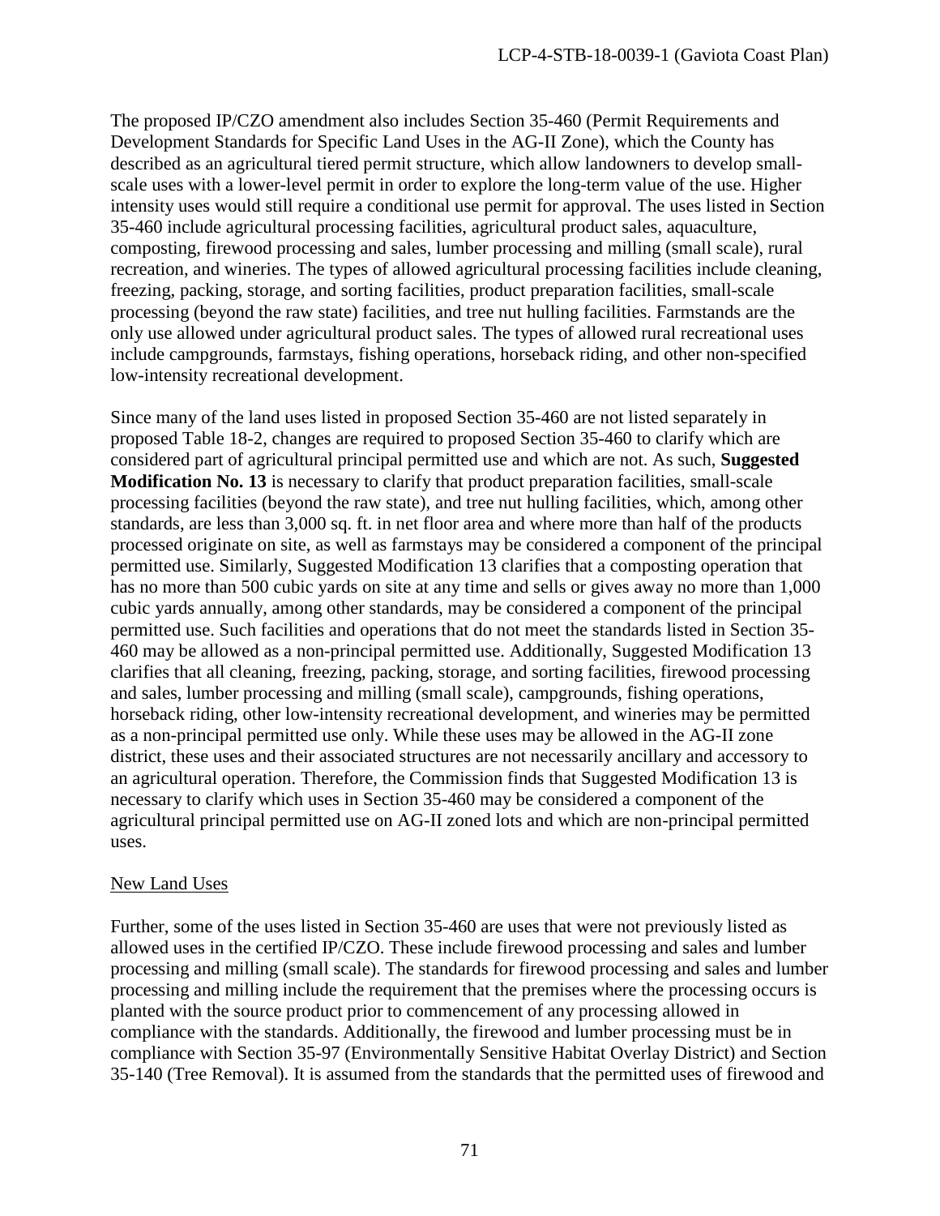The proposed IP/CZO amendment also includes Section 35-460 (Permit Requirements and Development Standards for Specific Land Uses in the AG-II Zone), which the County has described as an agricultural tiered permit structure, which allow landowners to develop small-scale uses with a lower-level permit in order to explore the long-term value of the use. Higher intensity uses would still require a conditional use permit for approval. The uses listed in Section 35-460 include agricultural processing facilities, agricultural product sales, aquaculture, composting, firewood processing and sales, lumber processing and milling (small scale), rural recreation, and wineries. The types of allowed agricultural processing facilities include cleaning, freezing, packing, storage, and sorting facilities, product preparation facilities, small-scale processing (beyond the raw state) facilities, and tree nut hulling facilities. Farmstands are the only use allowed under agricultural product sales. The types of allowed rural recreational uses include campgrounds, farmstays, fishing operations, horseback riding, and other non-specified low-intensity recreational development.

Since many of the land uses listed in proposed Section 35-460 are not listed separately in proposed Table 18-2, changes are required to proposed Section 35-460 to clarify which are considered part of agricultural principal permitted use and which are not. As such, **Suggested Modification No. 13** is necessary to clarify that product preparation facilities, small-scale processing facilities (beyond the raw state), and tree nut hulling facilities, which, among other standards, are less than 3,000 sq. ft. in net floor area and where more than half of the products processed originate on site, as well as farmstays may be considered a component of the principal permitted use. Similarly, Suggested Modification 13 clarifies that a composting operation that has no more than 500 cubic yards on site at any time and sells or gives away no more than 1,000 cubic yards annually, among other standards, may be considered a component of the principal permitted use. Such facilities and operations that do not meet the standards listed in Section 35-460 may be allowed as a non-principal permitted use. Additionally, Suggested Modification 13 clarifies that all cleaning, freezing, packing, storage, and sorting facilities, firewood processing and sales, lumber processing and milling (small scale), campgrounds, fishing operations, horseback riding, other low-intensity recreational development, and wineries may be permitted as a non-principal permitted use only. While these uses may be allowed in the AG-II zone district, these uses and their associated structures are not necessarily ancillary and accessory to an agricultural operation. Therefore, the Commission finds that Suggested Modification 13 is necessary to clarify which uses in Section 35-460 may be considered a component of the agricultural principal permitted use on AG-II zoned lots and which are non-principal permitted uses.

New Land Uses

Further, some of the uses listed in Section 35-460 are uses that were not previously listed as allowed uses in the certified IP/CZO. These include firewood processing and sales and lumber processing and milling (small scale). The standards for firewood processing and sales and lumber processing and milling include the requirement that the premises where the processing occurs is planted with the source product prior to commencement of any processing allowed in compliance with the standards. Additionally, the firewood and lumber processing must be in compliance with Section 35-97 (Environmentally Sensitive Habitat Overlay District) and Section 35-140 (Tree Removal). It is assumed from the standards that the permitted uses of firewood and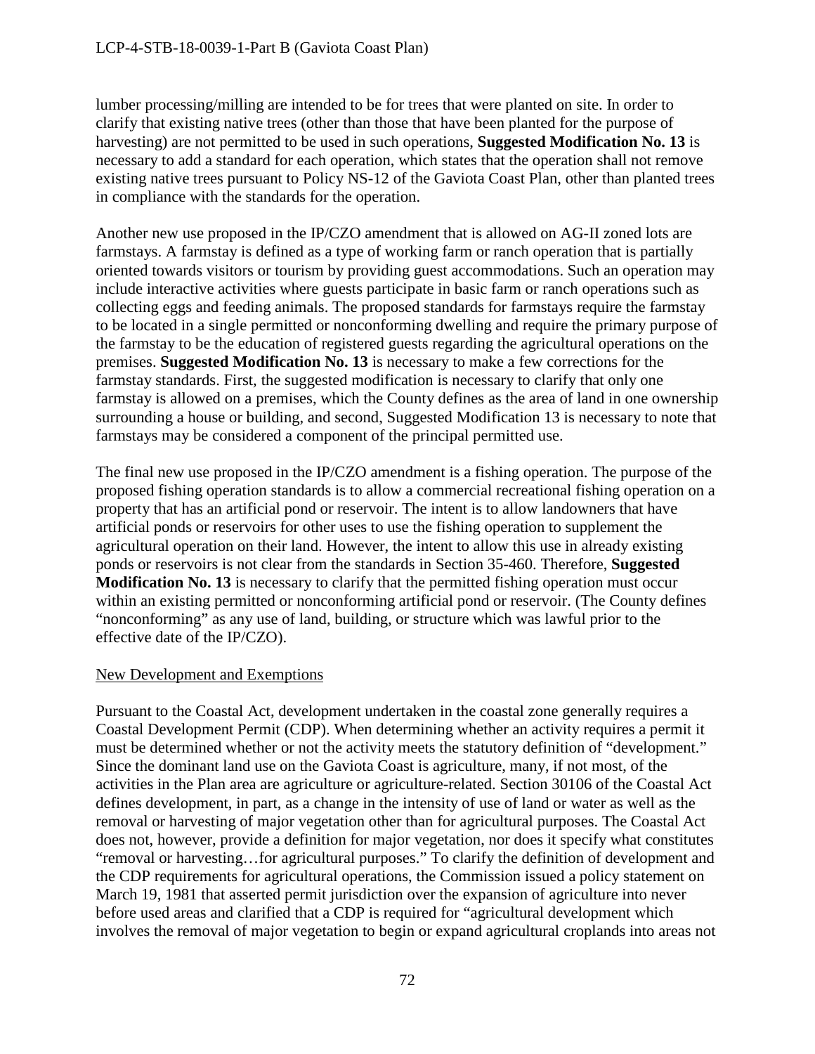lumber processing/milling are intended to be for trees that were planted on site. In order to clarify that existing native trees (other than those that have been planted for the purpose of harvesting) are not permitted to be used in such operations, **Suggested Modification No. 13** is necessary to add a standard for each operation, which states that the operation shall not remove existing native trees pursuant to Policy NS-12 of the Gaviota Coast Plan, other than planted trees in compliance with the standards for the operation.

Another new use proposed in the IP/CZO amendment that is allowed on AG-II zoned lots are farmstays. A farmstay is defined as a type of working farm or ranch operation that is partially oriented towards visitors or tourism by providing guest accommodations. Such an operation may include interactive activities where guests participate in basic farm or ranch operations such as collecting eggs and feeding animals. The proposed standards for farmstays require the farmstay to be located in a single permitted or nonconforming dwelling and require the primary purpose of the farmstay to be the education of registered guests regarding the agricultural operations on the premises. **Suggested Modification No. 13** is necessary to make a few corrections for the farmstay standards. First, the suggested modification is necessary to clarify that only one farmstay is allowed on a premises, which the County defines as the area of land in one ownership surrounding a house or building, and second, Suggested Modification 13 is necessary to note that farmstays may be considered a component of the principal permitted use.

The final new use proposed in the IP/CZO amendment is a fishing operation. The purpose of the proposed fishing operation standards is to allow a commercial recreational fishing operation on a property that has an artificial pond or reservoir. The intent is to allow landowners that have artificial ponds or reservoirs for other uses to use the fishing operation to supplement the agricultural operation on their land. However, the intent to allow this use in already existing ponds or reservoirs is not clear from the standards in Section 35-460. Therefore, **Suggested Modification No. 13** is necessary to clarify that the permitted fishing operation must occur within an existing permitted or nonconforming artificial pond or reservoir. (The County defines "nonconforming" as any use of land, building, or structure which was lawful prior to the effective date of the IP/CZO).

<u>New Development and Exemptions</u>

Pursuant to the Coastal Act, development undertaken in the coastal zone generally requires a Coastal Development Permit (CDP). When determining whether an activity requires a permit it must be determined whether or not the activity meets the statutory definition of "development." Since the dominant land use on the Gaviota Coast is agriculture, many, if not most, of the activities in the Plan area are agriculture or agriculture-related. Section 30106 of the Coastal Act defines development, in part, as a change in the intensity of use of land or water as well as the removal or harvesting of major vegetation other than for agricultural purposes. The Coastal Act does not, however, provide a definition for major vegetation, nor does it specify what constitutes "removal or harvesting…for agricultural purposes." To clarify the definition of development and the CDP requirements for agricultural operations, the Commission issued a policy statement on March 19, 1981 that asserted permit jurisdiction over the expansion of agriculture into never before used areas and clarified that a CDP is required for "agricultural development which involves the removal of major vegetation to begin or expand agricultural croplands into areas not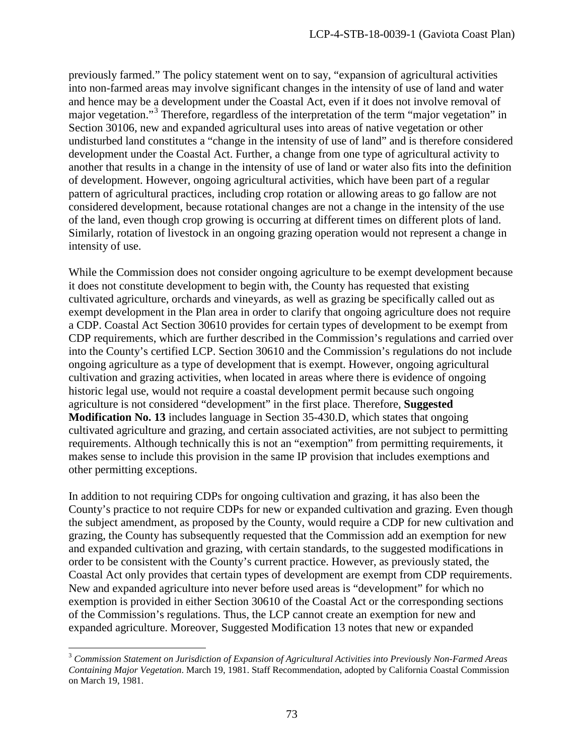previously farmed." The policy statement went on to say, "expansion of agricultural activities into non-farmed areas may involve significant changes in the intensity of use of land and water and hence may be a development under the Coastal Act, even if it does not involve removal of major vegetation."[3] Therefore, regardless of the interpretation of the term "major vegetation" in Section 30106, new and expanded agricultural uses into areas of native vegetation or other undisturbed land constitutes a "change in the intensity of use of land" and is therefore considered development under the Coastal Act. Further, a change from one type of agricultural activity to another that results in a change in the intensity of use of land or water also fits into the definition of development. However, ongoing agricultural activities, which have been part of a regular pattern of agricultural practices, including crop rotation or allowing areas to go fallow are not considered development, because rotational changes are not a change in the intensity of the use of the land, even though crop growing is occurring at different times on different plots of land. Similarly, rotation of livestock in an ongoing grazing operation would not represent a change in intensity of use.

While the Commission does not consider ongoing agriculture to be exempt development because it does not constitute development to begin with, the County has requested that existing cultivated agriculture, orchards and vineyards, as well as grazing be specifically called out as exempt development in the Plan area in order to clarify that ongoing agriculture does not require a CDP. Coastal Act Section 30610 provides for certain types of development to be exempt from CDP requirements, which are further described in the Commission's regulations and carried over into the County's certified LCP. Section 30610 and the Commission's regulations do not include ongoing agriculture as a type of development that is exempt. However, ongoing agricultural cultivation and grazing activities, when located in areas where there is evidence of ongoing historic legal use, would not require a coastal development permit because such ongoing agriculture is not considered "development" in the first place. Therefore, **Suggested Modification No. 13** includes language in Section 35-430.D, which states that ongoing cultivated agriculture and grazing, and certain associated activities, are not subject to permitting requirements. Although technically this is not an "exemption" from permitting requirements, it makes sense to include this provision in the same IP provision that includes exemptions and other permitting exceptions.

In addition to not requiring CDPs for ongoing cultivation and grazing, it has also been the County's practice to not require CDPs for new or expanded cultivation and grazing. Even though the subject amendment, as proposed by the County, would require a CDP for new cultivation and grazing, the County has subsequently requested that the Commission add an exemption for new and expanded cultivation and grazing, with certain standards, to the suggested modifications in order to be consistent with the County's current practice. However, as previously stated, the Coastal Act only provides that certain types of development are exempt from CDP requirements. New and expanded agriculture into never before used areas is "development" for which no exemption is provided in either Section 30610 of the Coastal Act or the corresponding sections of the Commission's regulations. Thus, the LCP cannot create an exemption for new and expanded agriculture. Moreover, Suggested Modification 13 notes that new or expanded

[3] *Commission Statement on Jurisdiction of Expansion of Agricultural Activities into Previously Non-Farmed Areas Containing Major Vegetation*. March 19, 1981. Staff Recommendation, adopted by California Coastal Commission on March 19, 1981.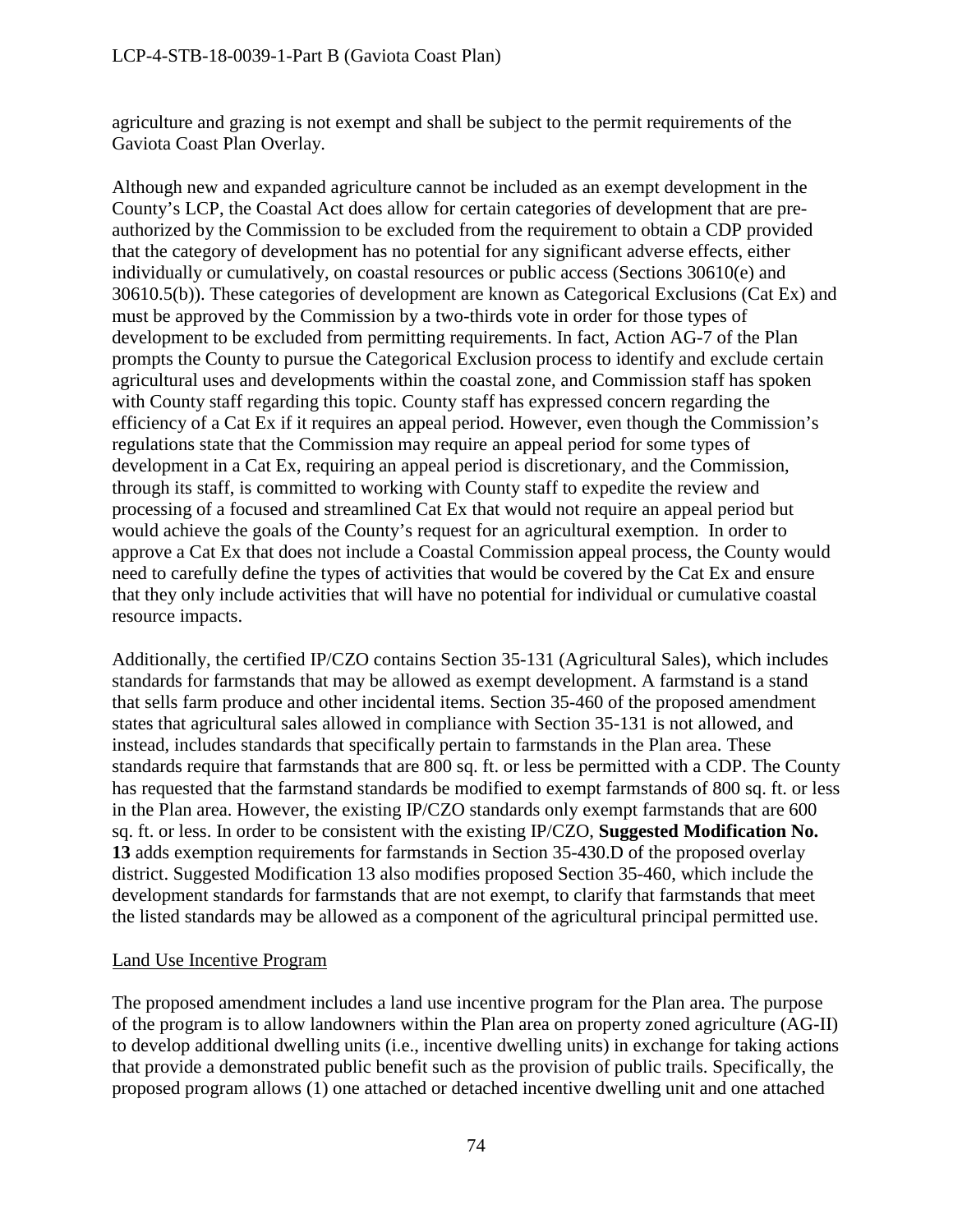agriculture and grazing is not exempt and shall be subject to the permit requirements of the Gaviota Coast Plan Overlay.

Although new and expanded agriculture cannot be included as an exempt development in the County's LCP, the Coastal Act does allow for certain categories of development that are pre-authorized by the Commission to be excluded from the requirement to obtain a CDP provided that the category of development has no potential for any significant adverse effects, either individually or cumulatively, on coastal resources or public access (Sections 30610(e) and 30610.5(b)). These categories of development are known as Categorical Exclusions (Cat Ex) and must be approved by the Commission by a two-thirds vote in order for those types of development to be excluded from permitting requirements. In fact, Action AG-7 of the Plan prompts the County to pursue the Categorical Exclusion process to identify and exclude certain agricultural uses and developments within the coastal zone, and Commission staff has spoken with County staff regarding this topic. County staff has expressed concern regarding the efficiency of a Cat Ex if it requires an appeal period. However, even though the Commission's regulations state that the Commission may require an appeal period for some types of development in a Cat Ex, requiring an appeal period is discretionary, and the Commission, through its staff, is committed to working with County staff to expedite the review and processing of a focused and streamlined Cat Ex that would not require an appeal period but would achieve the goals of the County's request for an agricultural exemption. In order to approve a Cat Ex that does not include a Coastal Commission appeal process, the County would need to carefully define the types of activities that would be covered by the Cat Ex and ensure that they only include activities that will have no potential for individual or cumulative coastal resource impacts.

Additionally, the certified IP/CZO contains Section 35-131 (Agricultural Sales), which includes standards for farmstands that may be allowed as exempt development. A farmstand is a stand that sells farm produce and other incidental items. Section 35-460 of the proposed amendment states that agricultural sales allowed in compliance with Section 35-131 is not allowed, and instead, includes standards that specifically pertain to farmstands in the Plan area. These standards require that farmstands that are 800 sq. ft. or less be permitted with a CDP. The County has requested that the farmstand standards be modified to exempt farmstands of 800 sq. ft. or less in the Plan area. However, the existing IP/CZO standards only exempt farmstands that are 600 sq. ft. or less. In order to be consistent with the existing IP/CZO, **Suggested Modification No. 13** adds exemption requirements for farmstands in Section 35-430.D of the proposed overlay district. Suggested Modification 13 also modifies proposed Section 35-460, which include the development standards for farmstands that are not exempt, to clarify that farmstands that meet the listed standards may be allowed as a component of the agricultural principal permitted use.

<u>Land Use Incentive Program</u>

The proposed amendment includes a land use incentive program for the Plan area. The purpose of the program is to allow landowners within the Plan area on property zoned agriculture (AG-II) to develop additional dwelling units (i.e., incentive dwelling units) in exchange for taking actions that provide a demonstrated public benefit such as the provision of public trails. Specifically, the proposed program allows (1) one attached or detached incentive dwelling unit and one attached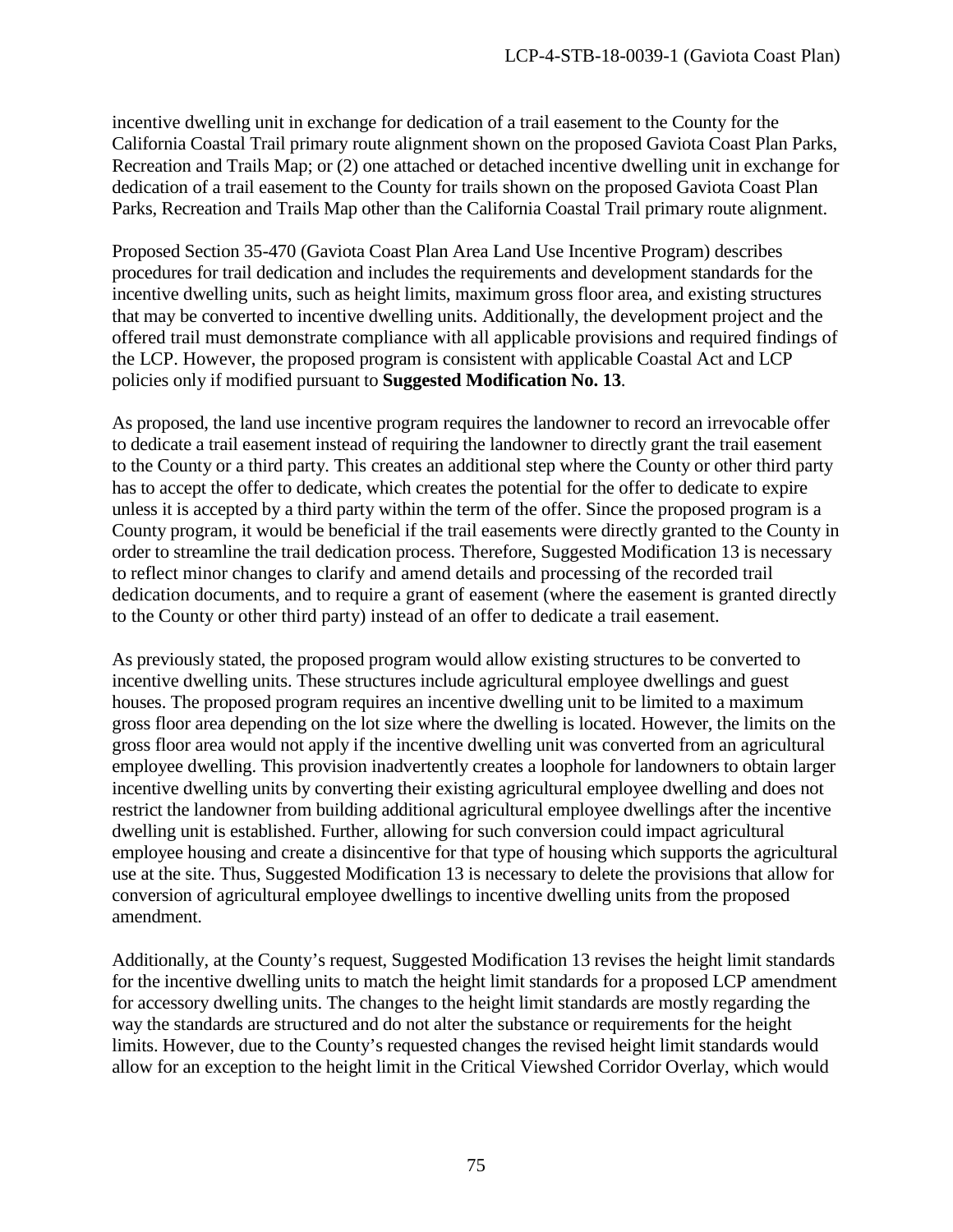incentive dwelling unit in exchange for dedication of a trail easement to the County for the California Coastal Trail primary route alignment shown on the proposed Gaviota Coast Plan Parks, Recreation and Trails Map; or (2) one attached or detached incentive dwelling unit in exchange for dedication of a trail easement to the County for trails shown on the proposed Gaviota Coast Plan Parks, Recreation and Trails Map other than the California Coastal Trail primary route alignment.

Proposed Section 35-470 (Gaviota Coast Plan Area Land Use Incentive Program) describes procedures for trail dedication and includes the requirements and development standards for the incentive dwelling units, such as height limits, maximum gross floor area, and existing structures that may be converted to incentive dwelling units. Additionally, the development project and the offered trail must demonstrate compliance with all applicable provisions and required findings of the LCP. However, the proposed program is consistent with applicable Coastal Act and LCP policies only if modified pursuant to **Suggested Modification No. 13**.

As proposed, the land use incentive program requires the landowner to record an irrevocable offer to dedicate a trail easement instead of requiring the landowner to directly grant the trail easement to the County or a third party. This creates an additional step where the County or other third party has to accept the offer to dedicate, which creates the potential for the offer to dedicate to expire unless it is accepted by a third party within the term of the offer. Since the proposed program is a County program, it would be beneficial if the trail easements were directly granted to the County in order to streamline the trail dedication process. Therefore, Suggested Modification 13 is necessary to reflect minor changes to clarify and amend details and processing of the recorded trail dedication documents, and to require a grant of easement (where the easement is granted directly to the County or other third party) instead of an offer to dedicate a trail easement.

As previously stated, the proposed program would allow existing structures to be converted to incentive dwelling units. These structures include agricultural employee dwellings and guest houses. The proposed program requires an incentive dwelling unit to be limited to a maximum gross floor area depending on the lot size where the dwelling is located. However, the limits on the gross floor area would not apply if the incentive dwelling unit was converted from an agricultural employee dwelling. This provision inadvertently creates a loophole for landowners to obtain larger incentive dwelling units by converting their existing agricultural employee dwelling and does not restrict the landowner from building additional agricultural employee dwellings after the incentive dwelling unit is established. Further, allowing for such conversion could impact agricultural employee housing and create a disincentive for that type of housing which supports the agricultural use at the site. Thus, Suggested Modification 13 is necessary to delete the provisions that allow for conversion of agricultural employee dwellings to incentive dwelling units from the proposed amendment.

Additionally, at the County's request, Suggested Modification 13 revises the height limit standards for the incentive dwelling units to match the height limit standards for a proposed LCP amendment for accessory dwelling units. The changes to the height limit standards are mostly regarding the way the standards are structured and do not alter the substance or requirements for the height limits. However, due to the County's requested changes the revised height limit standards would allow for an exception to the height limit in the Critical Viewshed Corridor Overlay, which would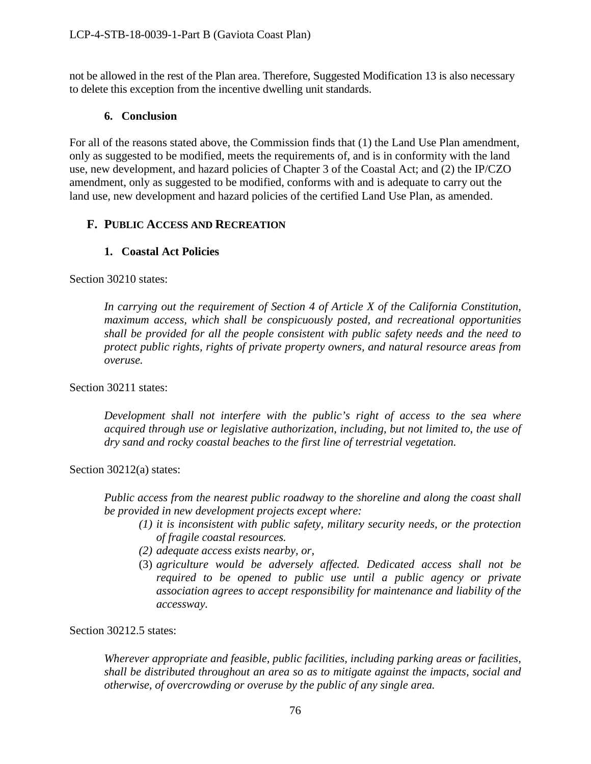not be allowed in the rest of the Plan area. Therefore, Suggested Modification 13 is also necessary to delete this exception from the incentive dwelling unit standards.

### 6. Conclusion

For all of the reasons stated above, the Commission finds that (1) the Land Use Plan amendment, only as suggested to be modified, meets the requirements of, and is in conformity with the land use, new development, and hazard policies of Chapter 3 of the Coastal Act; and (2) the IP/CZO amendment, only as suggested to be modified, conforms with and is adequate to carry out the land use, new development and hazard policies of the certified Land Use Plan, as amended.

## F. PUBLIC ACCESS AND RECREATION

### 1. Coastal Act Policies

Section 30210 states:

> *In carrying out the requirement of Section 4 of Article X of the California Constitution, maximum access, which shall be conspicuously posted, and recreational opportunities shall be provided for all the people consistent with public safety needs and the need to protect public rights, rights of private property owners, and natural resource areas from overuse.*

Section 30211 states:

> *Development shall not interfere with the public's right of access to the sea where acquired through use or legislative authorization, including, but not limited to, the use of dry sand and rocky coastal beaches to the first line of terrestrial vegetation.*

Section 30212(a) states:

> *Public access from the nearest public roadway to the shoreline and along the coast shall be provided in new development projects except where:*
>
> *(1) it is inconsistent with public safety, military security needs, or the protection of fragile coastal resources.*
>
> *(2) adequate access exists nearby, or,*
>
> (3) *agriculture would be adversely affected. Dedicated access shall not be required to be opened to public use until a public agency or private association agrees to accept responsibility for maintenance and liability of the accessway.*

Section 30212.5 states:

> *Wherever appropriate and feasible, public facilities, including parking areas or facilities, shall be distributed throughout an area so as to mitigate against the impacts, social and otherwise, of overcrowding or overuse by the public of any single area.*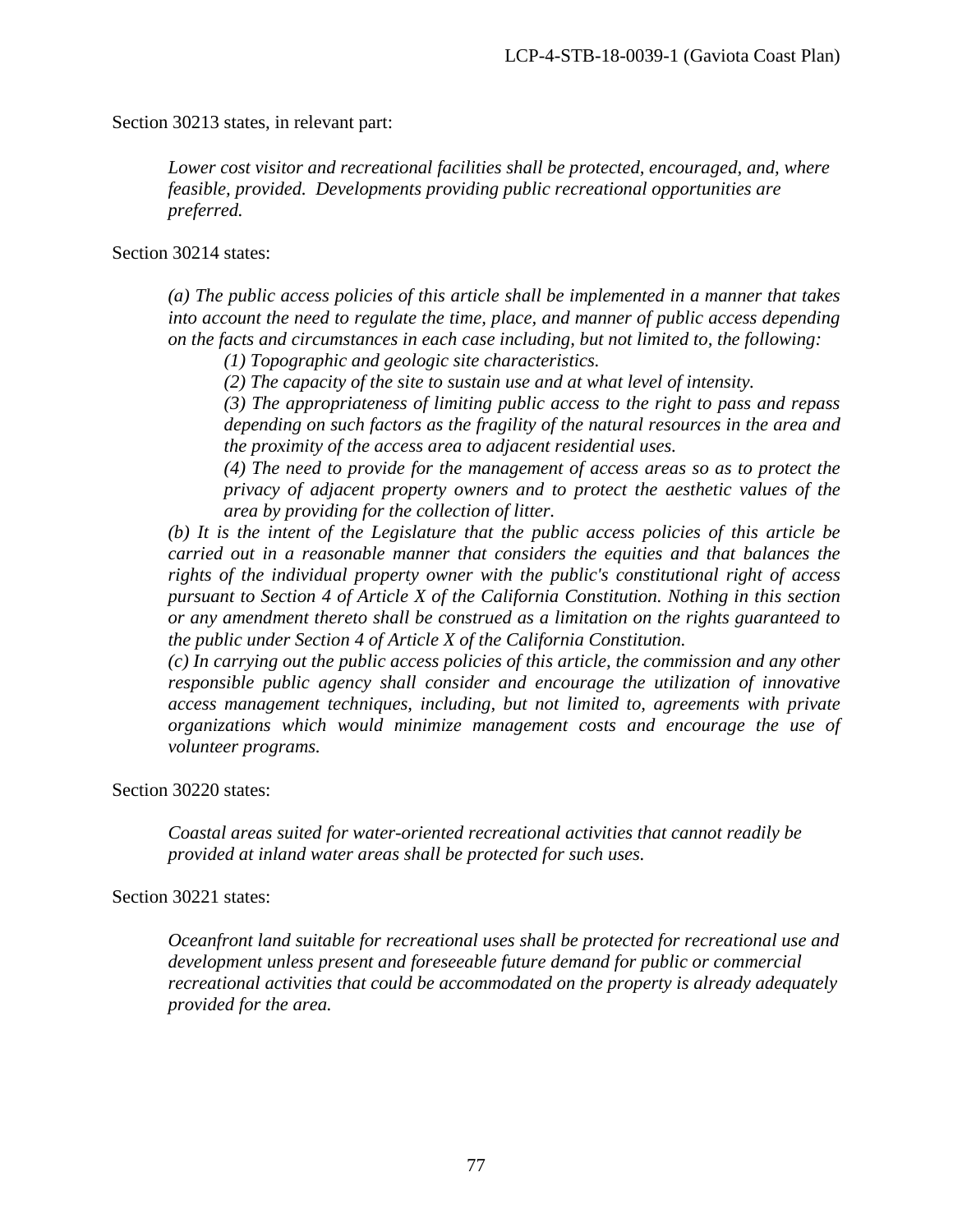Section 30213 states, in relevant part:

> *Lower cost visitor and recreational facilities shall be protected, encouraged, and, where feasible, provided. Developments providing public recreational opportunities are preferred.*

Section 30214 states:

> *(a) The public access policies of this article shall be implemented in a manner that takes into account the need to regulate the time, place, and manner of public access depending on the facts and circumstances in each case including, but not limited to, the following:*
>
> *(1) Topographic and geologic site characteristics.*
>
> *(2) The capacity of the site to sustain use and at what level of intensity.*
>
> *(3) The appropriateness of limiting public access to the right to pass and repass depending on such factors as the fragility of the natural resources in the area and the proximity of the access area to adjacent residential uses.*
>
> *(4) The need to provide for the management of access areas so as to protect the privacy of adjacent property owners and to protect the aesthetic values of the area by providing for the collection of litter.*
>
> *(b) It is the intent of the Legislature that the public access policies of this article be carried out in a reasonable manner that considers the equities and that balances the rights of the individual property owner with the public's constitutional right of access pursuant to Section 4 of Article X of the California Constitution. Nothing in this section or any amendment thereto shall be construed as a limitation on the rights guaranteed to the public under Section 4 of Article X of the California Constitution.*
>
> *(c) In carrying out the public access policies of this article, the commission and any other responsible public agency shall consider and encourage the utilization of innovative access management techniques, including, but not limited to, agreements with private organizations which would minimize management costs and encourage the use of volunteer programs.*

Section 30220 states:

> *Coastal areas suited for water-oriented recreational activities that cannot readily be provided at inland water areas shall be protected for such uses.*

Section 30221 states:

> *Oceanfront land suitable for recreational uses shall be protected for recreational use and development unless present and foreseeable future demand for public or commercial recreational activities that could be accommodated on the property is already adequately provided for the area.*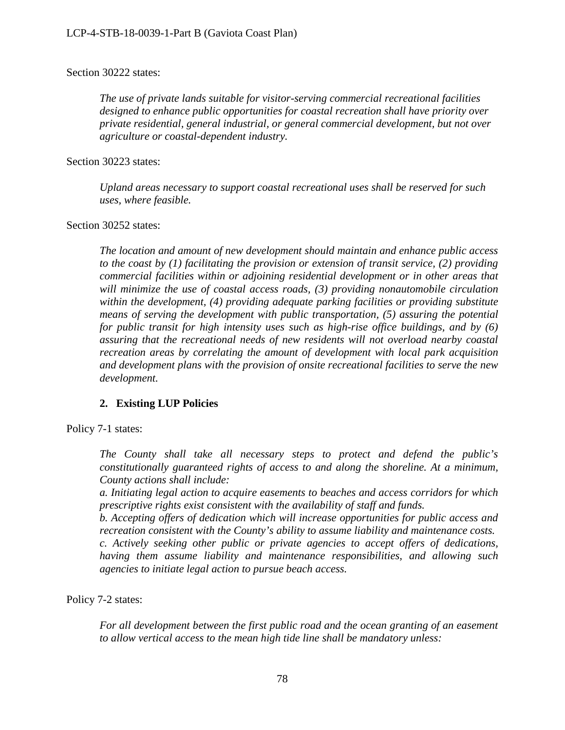Section 30222 states:

> *The use of private lands suitable for visitor-serving commercial recreational facilities designed to enhance public opportunities for coastal recreation shall have priority over private residential, general industrial, or general commercial development, but not over agriculture or coastal-dependent industry.*

Section 30223 states:

> *Upland areas necessary to support coastal recreational uses shall be reserved for such uses, where feasible.*

Section 30252 states:

> *The location and amount of new development should maintain and enhance public access to the coast by (1) facilitating the provision or extension of transit service, (2) providing commercial facilities within or adjoining residential development or in other areas that will minimize the use of coastal access roads, (3) providing nonautomobile circulation within the development, (4) providing adequate parking facilities or providing substitute means of serving the development with public transportation, (5) assuring the potential for public transit for high intensity uses such as high-rise office buildings, and by (6) assuring that the recreational needs of new residents will not overload nearby coastal recreation areas by correlating the amount of development with local park acquisition and development plans with the provision of onsite recreational facilities to serve the new development.*

### 2. Existing LUP Policies

Policy 7-1 states:

> *The County shall take all necessary steps to protect and defend the public's constitutionally guaranteed rights of access to and along the shoreline. At a minimum, County actions shall include:*
>
> *a. Initiating legal action to acquire easements to beaches and access corridors for which prescriptive rights exist consistent with the availability of staff and funds.*
>
> *b. Accepting offers of dedication which will increase opportunities for public access and recreation consistent with the County's ability to assume liability and maintenance costs.*
>
> *c. Actively seeking other public or private agencies to accept offers of dedications, having them assume liability and maintenance responsibilities, and allowing such agencies to initiate legal action to pursue beach access.*

Policy 7-2 states:

> *For all development between the first public road and the ocean granting of an easement to allow vertical access to the mean high tide line shall be mandatory unless:*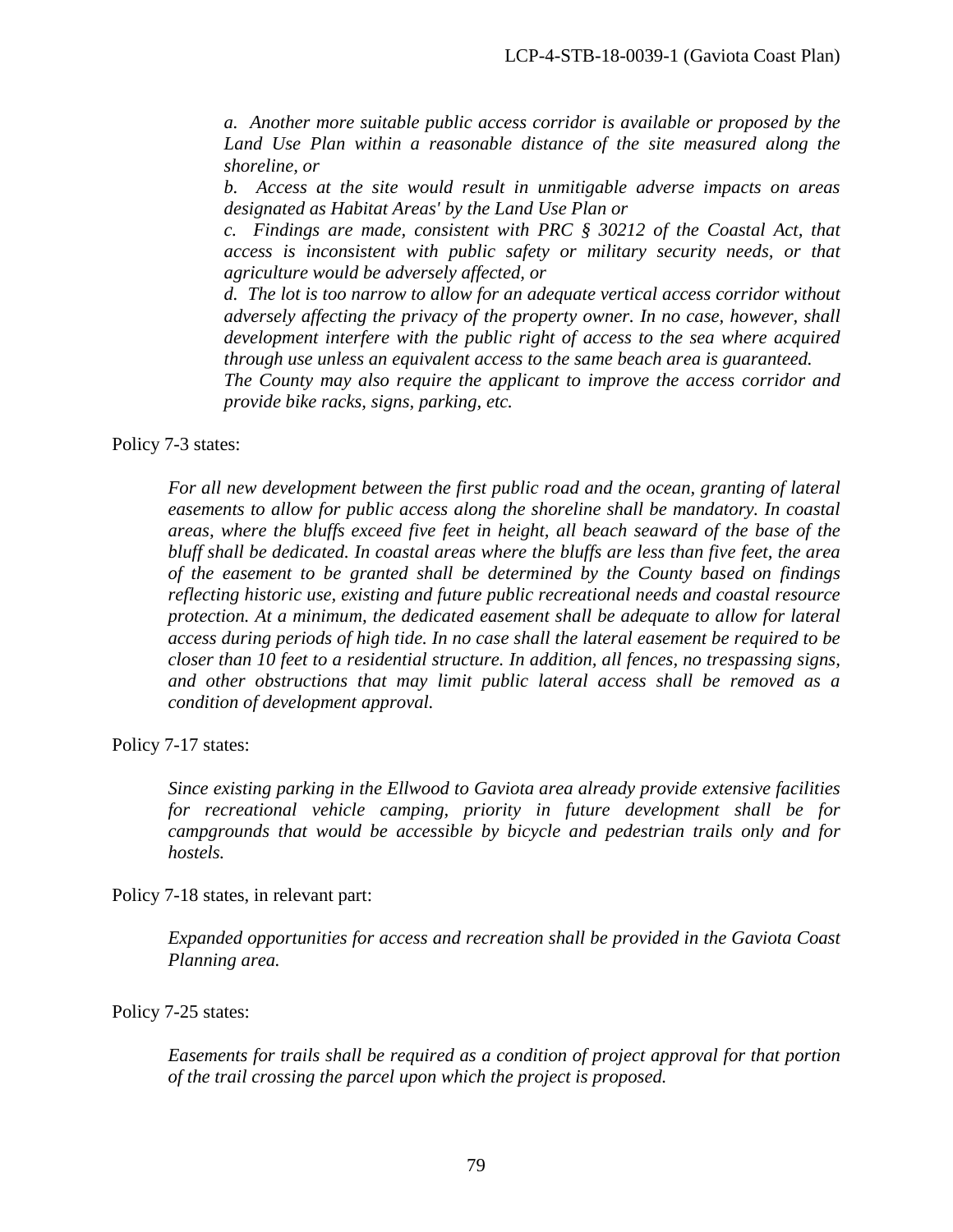*a. Another more suitable public access corridor is available or proposed by the Land Use Plan within a reasonable distance of the site measured along the shoreline, or*

*b. Access at the site would result in unmitigable adverse impacts on areas designated as Habitat Areas' by the Land Use Plan or*

*c. Findings are made, consistent with PRC § 30212 of the Coastal Act, that access is inconsistent with public safety or military security needs, or that agriculture would be adversely affected, or*

*d. The lot is too narrow to allow for an adequate vertical access corridor without adversely affecting the privacy of the property owner. In no case, however, shall development interfere with the public right of access to the sea where acquired through use unless an equivalent access to the same beach area is guaranteed.*

*The County may also require the applicant to improve the access corridor and provide bike racks, signs, parking, etc.*

Policy 7-3 states:

> *For all new development between the first public road and the ocean, granting of lateral easements to allow for public access along the shoreline shall be mandatory. In coastal areas, where the bluffs exceed five feet in height, all beach seaward of the base of the bluff shall be dedicated. In coastal areas where the bluffs are less than five feet, the area of the easement to be granted shall be determined by the County based on findings reflecting historic use, existing and future public recreational needs and coastal resource protection. At a minimum, the dedicated easement shall be adequate to allow for lateral access during periods of high tide. In no case shall the lateral easement be required to be closer than 10 feet to a residential structure. In addition, all fences, no trespassing signs, and other obstructions that may limit public lateral access shall be removed as a condition of development approval.*

Policy 7-17 states:

> *Since existing parking in the Ellwood to Gaviota area already provide extensive facilities for recreational vehicle camping, priority in future development shall be for campgrounds that would be accessible by bicycle and pedestrian trails only and for hostels.*

Policy 7-18 states, in relevant part:

> *Expanded opportunities for access and recreation shall be provided in the Gaviota Coast Planning area.*

Policy 7-25 states:

> *Easements for trails shall be required as a condition of project approval for that portion of the trail crossing the parcel upon which the project is proposed.*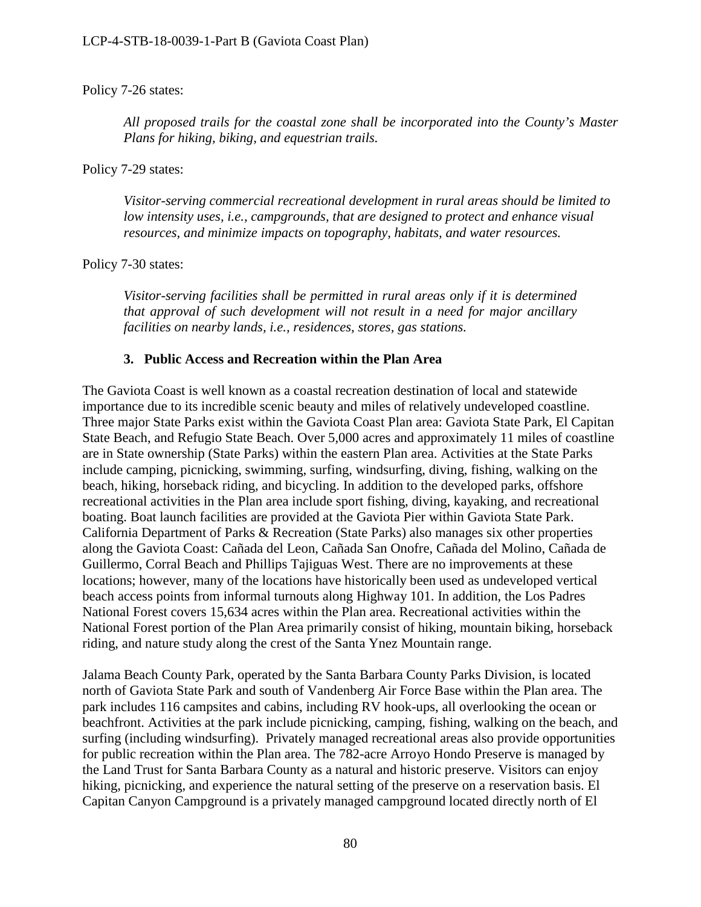Policy 7-26 states:

> *All proposed trails for the coastal zone shall be incorporated into the County's Master Plans for hiking, biking, and equestrian trails.*

Policy 7-29 states:

> *Visitor-serving commercial recreational development in rural areas should be limited to low intensity uses, i.e., campgrounds, that are designed to protect and enhance visual resources, and minimize impacts on topography, habitats, and water resources.*

Policy 7-30 states:

> *Visitor-serving facilities shall be permitted in rural areas only if it is determined that approval of such development will not result in a need for major ancillary facilities on nearby lands, i.e., residences, stores, gas stations.*

### 3. Public Access and Recreation within the Plan Area

The Gaviota Coast is well known as a coastal recreation destination of local and statewide importance due to its incredible scenic beauty and miles of relatively undeveloped coastline. Three major State Parks exist within the Gaviota Coast Plan area: Gaviota State Park, El Capitan State Beach, and Refugio State Beach. Over 5,000 acres and approximately 11 miles of coastline are in State ownership (State Parks) within the eastern Plan area. Activities at the State Parks include camping, picnicking, swimming, surfing, windsurfing, diving, fishing, walking on the beach, hiking, horseback riding, and bicycling. In addition to the developed parks, offshore recreational activities in the Plan area include sport fishing, diving, kayaking, and recreational boating. Boat launch facilities are provided at the Gaviota Pier within Gaviota State Park. California Department of Parks & Recreation (State Parks) also manages six other properties along the Gaviota Coast: Cañada del Leon, Cañada San Onofre, Cañada del Molino, Cañada de Guillermo, Corral Beach and Phillips Tajiguas West. There are no improvements at these locations; however, many of the locations have historically been used as undeveloped vertical beach access points from informal turnouts along Highway 101. In addition, the Los Padres National Forest covers 15,634 acres within the Plan area. Recreational activities within the National Forest portion of the Plan Area primarily consist of hiking, mountain biking, horseback riding, and nature study along the crest of the Santa Ynez Mountain range.

Jalama Beach County Park, operated by the Santa Barbara County Parks Division, is located north of Gaviota State Park and south of Vandenberg Air Force Base within the Plan area. The park includes 116 campsites and cabins, including RV hook-ups, all overlooking the ocean or beachfront. Activities at the park include picnicking, camping, fishing, walking on the beach, and surfing (including windsurfing). Privately managed recreational areas also provide opportunities for public recreation within the Plan area. The 782-acre Arroyo Hondo Preserve is managed by the Land Trust for Santa Barbara County as a natural and historic preserve. Visitors can enjoy hiking, picnicking, and experience the natural setting of the preserve on a reservation basis. El Capitan Canyon Campground is a privately managed campground located directly north of El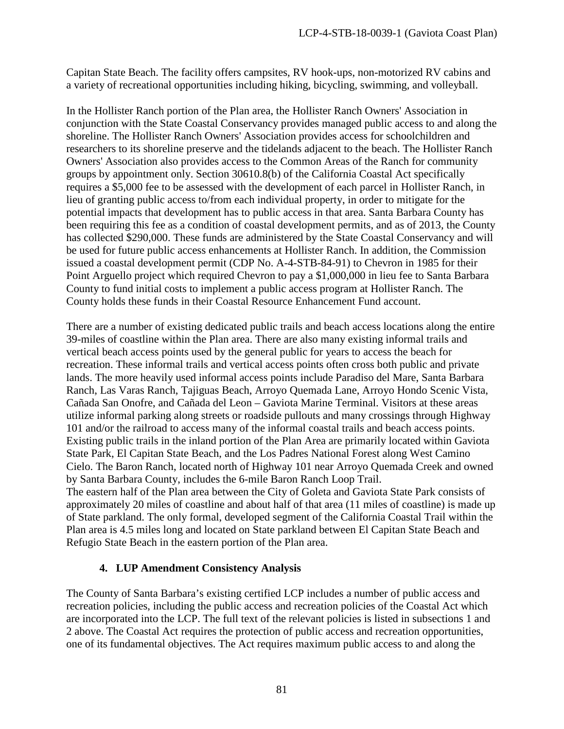Capitan State Beach. The facility offers campsites, RV hook-ups, non-motorized RV cabins and a variety of recreational opportunities including hiking, bicycling, swimming, and volleyball.

In the Hollister Ranch portion of the Plan area, the Hollister Ranch Owners' Association in conjunction with the State Coastal Conservancy provides managed public access to and along the shoreline. The Hollister Ranch Owners' Association provides access for schoolchildren and researchers to its shoreline preserve and the tidelands adjacent to the beach. The Hollister Ranch Owners' Association also provides access to the Common Areas of the Ranch for community groups by appointment only. Section 30610.8(b) of the California Coastal Act specifically requires a $5,000 fee to be assessed with the development of each parcel in Hollister Ranch, in lieu of granting public access to/from each individual property, in order to mitigate for the potential impacts that development has to public access in that area. Santa Barbara County has been requiring this fee as a condition of coastal development permits, and as of 2013, the County has collected $290,000. These funds are administered by the State Coastal Conservancy and will be used for future public access enhancements at Hollister Ranch. In addition, the Commission issued a coastal development permit (CDP No. A-4-STB-84-91) to Chevron in 1985 for their Point Arguello project which required Chevron to pay a $1,000,000 in lieu fee to Santa Barbara County to fund initial costs to implement a public access program at Hollister Ranch. The County holds these funds in their Coastal Resource Enhancement Fund account.

There are a number of existing dedicated public trails and beach access locations along the entire 39-miles of coastline within the Plan area. There are also many existing informal trails and vertical beach access points used by the general public for years to access the beach for recreation. These informal trails and vertical access points often cross both public and private lands. The more heavily used informal access points include Paradiso del Mare, Santa Barbara Ranch, Las Varas Ranch, Tajiguas Beach, Arroyo Quemada Lane, Arroyo Hondo Scenic Vista, Cañada San Onofre, and Cañada del Leon – Gaviota Marine Terminal. Visitors at these areas utilize informal parking along streets or roadside pullouts and many crossings through Highway 101 and/or the railroad to access many of the informal coastal trails and beach access points. Existing public trails in the inland portion of the Plan Area are primarily located within Gaviota State Park, El Capitan State Beach, and the Los Padres National Forest along West Camino Cielo. The Baron Ranch, located north of Highway 101 near Arroyo Quemada Creek and owned by Santa Barbara County, includes the 6-mile Baron Ranch Loop Trail.

The eastern half of the Plan area between the City of Goleta and Gaviota State Park consists of approximately 20 miles of coastline and about half of that area (11 miles of coastline) is made up of State parkland. The only formal, developed segment of the California Coastal Trail within the Plan area is 4.5 miles long and located on State parkland between El Capitan State Beach and Refugio State Beach in the eastern portion of the Plan area.

### 4. LUP Amendment Consistency Analysis

The County of Santa Barbara's existing certified LCP includes a number of public access and recreation policies, including the public access and recreation policies of the Coastal Act which are incorporated into the LCP. The full text of the relevant policies is listed in subsections 1 and 2 above. The Coastal Act requires the protection of public access and recreation opportunities, one of its fundamental objectives. The Act requires maximum public access to and along the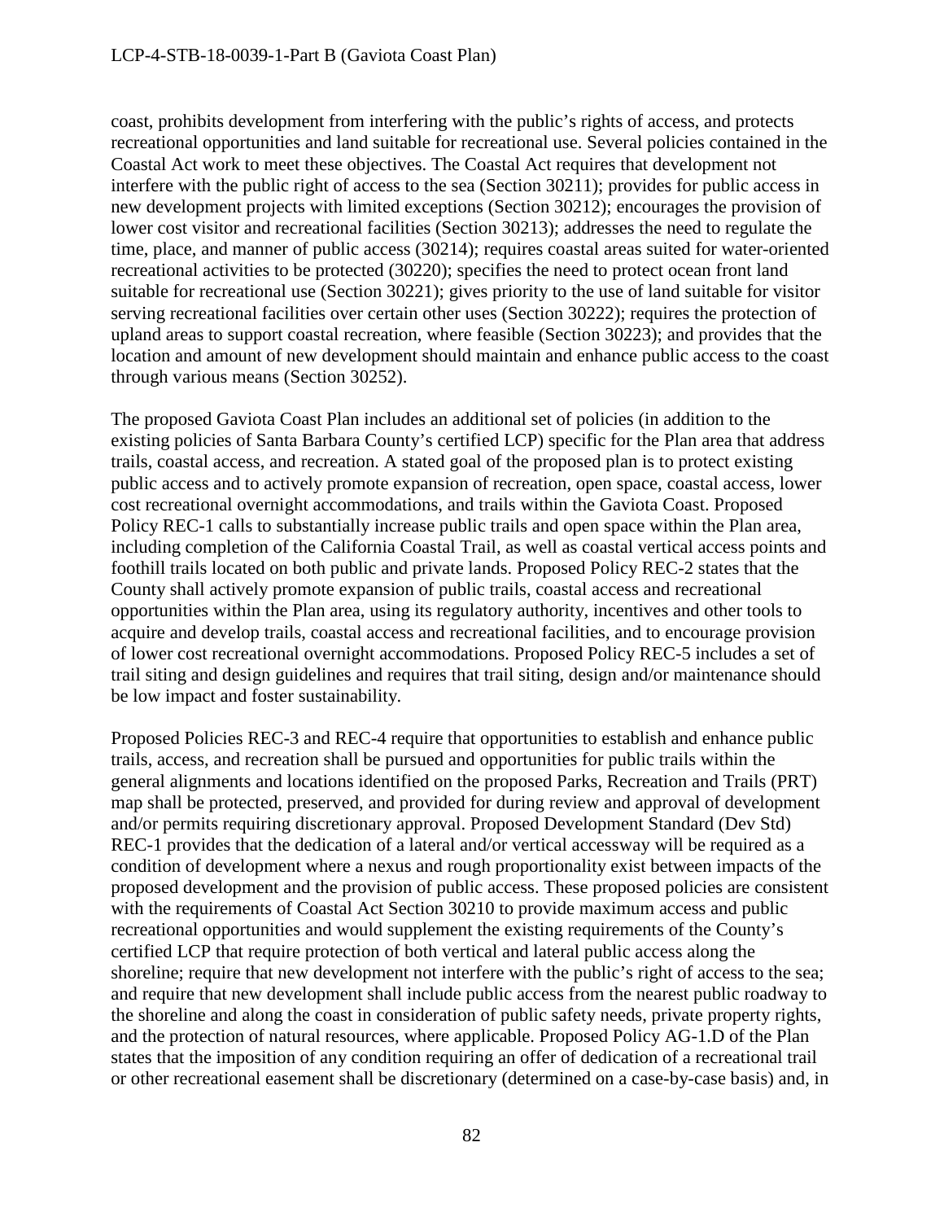coast, prohibits development from interfering with the public's rights of access, and protects recreational opportunities and land suitable for recreational use. Several policies contained in the Coastal Act work to meet these objectives. The Coastal Act requires that development not interfere with the public right of access to the sea (Section 30211); provides for public access in new development projects with limited exceptions (Section 30212); encourages the provision of lower cost visitor and recreational facilities (Section 30213); addresses the need to regulate the time, place, and manner of public access (30214); requires coastal areas suited for water-oriented recreational activities to be protected (30220); specifies the need to protect ocean front land suitable for recreational use (Section 30221); gives priority to the use of land suitable for visitor serving recreational facilities over certain other uses (Section 30222); requires the protection of upland areas to support coastal recreation, where feasible (Section 30223); and provides that the location and amount of new development should maintain and enhance public access to the coast through various means (Section 30252).

The proposed Gaviota Coast Plan includes an additional set of policies (in addition to the existing policies of Santa Barbara County's certified LCP) specific for the Plan area that address trails, coastal access, and recreation. A stated goal of the proposed plan is to protect existing public access and to actively promote expansion of recreation, open space, coastal access, lower cost recreational overnight accommodations, and trails within the Gaviota Coast. Proposed Policy REC-1 calls to substantially increase public trails and open space within the Plan area, including completion of the California Coastal Trail, as well as coastal vertical access points and foothill trails located on both public and private lands. Proposed Policy REC-2 states that the County shall actively promote expansion of public trails, coastal access and recreational opportunities within the Plan area, using its regulatory authority, incentives and other tools to acquire and develop trails, coastal access and recreational facilities, and to encourage provision of lower cost recreational overnight accommodations. Proposed Policy REC-5 includes a set of trail siting and design guidelines and requires that trail siting, design and/or maintenance should be low impact and foster sustainability.

Proposed Policies REC-3 and REC-4 require that opportunities to establish and enhance public trails, access, and recreation shall be pursued and opportunities for public trails within the general alignments and locations identified on the proposed Parks, Recreation and Trails (PRT) map shall be protected, preserved, and provided for during review and approval of development and/or permits requiring discretionary approval. Proposed Development Standard (Dev Std) REC-1 provides that the dedication of a lateral and/or vertical accessway will be required as a condition of development where a nexus and rough proportionality exist between impacts of the proposed development and the provision of public access. These proposed policies are consistent with the requirements of Coastal Act Section 30210 to provide maximum access and public recreational opportunities and would supplement the existing requirements of the County's certified LCP that require protection of both vertical and lateral public access along the shoreline; require that new development not interfere with the public's right of access to the sea; and require that new development shall include public access from the nearest public roadway to the shoreline and along the coast in consideration of public safety needs, private property rights, and the protection of natural resources, where applicable. Proposed Policy AG-1.D of the Plan states that the imposition of any condition requiring an offer of dedication of a recreational trail or other recreational easement shall be discretionary (determined on a case-by-case basis) and, in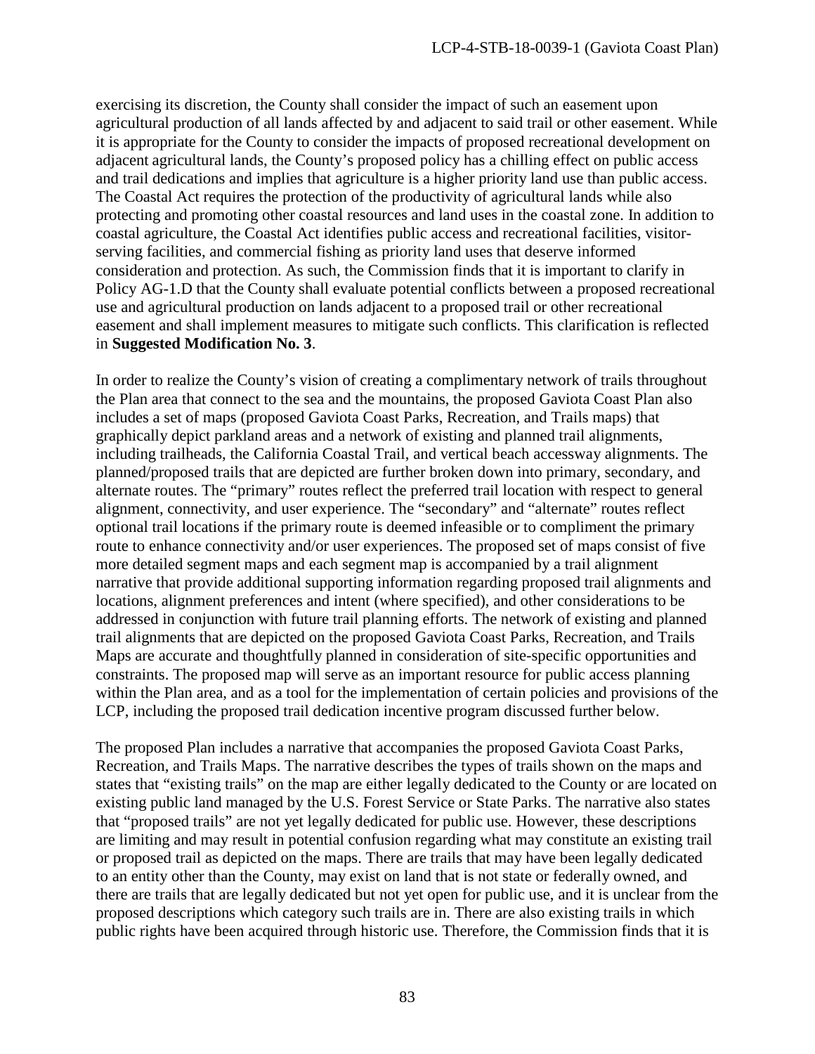exercising its discretion, the County shall consider the impact of such an easement upon agricultural production of all lands affected by and adjacent to said trail or other easement. While it is appropriate for the County to consider the impacts of proposed recreational development on adjacent agricultural lands, the County's proposed policy has a chilling effect on public access and trail dedications and implies that agriculture is a higher priority land use than public access. The Coastal Act requires the protection of the productivity of agricultural lands while also protecting and promoting other coastal resources and land uses in the coastal zone. In addition to coastal agriculture, the Coastal Act identifies public access and recreational facilities, visitor-serving facilities, and commercial fishing as priority land uses that deserve informed consideration and protection. As such, the Commission finds that it is important to clarify in Policy AG-1.D that the County shall evaluate potential conflicts between a proposed recreational use and agricultural production on lands adjacent to a proposed trail or other recreational easement and shall implement measures to mitigate such conflicts. This clarification is reflected in **Suggested Modification No. 3**.

In order to realize the County's vision of creating a complimentary network of trails throughout the Plan area that connect to the sea and the mountains, the proposed Gaviota Coast Plan also includes a set of maps (proposed Gaviota Coast Parks, Recreation, and Trails maps) that graphically depict parkland areas and a network of existing and planned trail alignments, including trailheads, the California Coastal Trail, and vertical beach accessway alignments. The planned/proposed trails that are depicted are further broken down into primary, secondary, and alternate routes. The "primary" routes reflect the preferred trail location with respect to general alignment, connectivity, and user experience. The "secondary" and "alternate" routes reflect optional trail locations if the primary route is deemed infeasible or to compliment the primary route to enhance connectivity and/or user experiences. The proposed set of maps consist of five more detailed segment maps and each segment map is accompanied by a trail alignment narrative that provide additional supporting information regarding proposed trail alignments and locations, alignment preferences and intent (where specified), and other considerations to be addressed in conjunction with future trail planning efforts. The network of existing and planned trail alignments that are depicted on the proposed Gaviota Coast Parks, Recreation, and Trails Maps are accurate and thoughtfully planned in consideration of site-specific opportunities and constraints. The proposed map will serve as an important resource for public access planning within the Plan area, and as a tool for the implementation of certain policies and provisions of the LCP, including the proposed trail dedication incentive program discussed further below.

The proposed Plan includes a narrative that accompanies the proposed Gaviota Coast Parks, Recreation, and Trails Maps. The narrative describes the types of trails shown on the maps and states that "existing trails" on the map are either legally dedicated to the County or are located on existing public land managed by the U.S. Forest Service or State Parks. The narrative also states that "proposed trails" are not yet legally dedicated for public use. However, these descriptions are limiting and may result in potential confusion regarding what may constitute an existing trail or proposed trail as depicted on the maps. There are trails that may have been legally dedicated to an entity other than the County, may exist on land that is not state or federally owned, and there are trails that are legally dedicated but not yet open for public use, and it is unclear from the proposed descriptions which category such trails are in. There are also existing trails in which public rights have been acquired through historic use. Therefore, the Commission finds that it is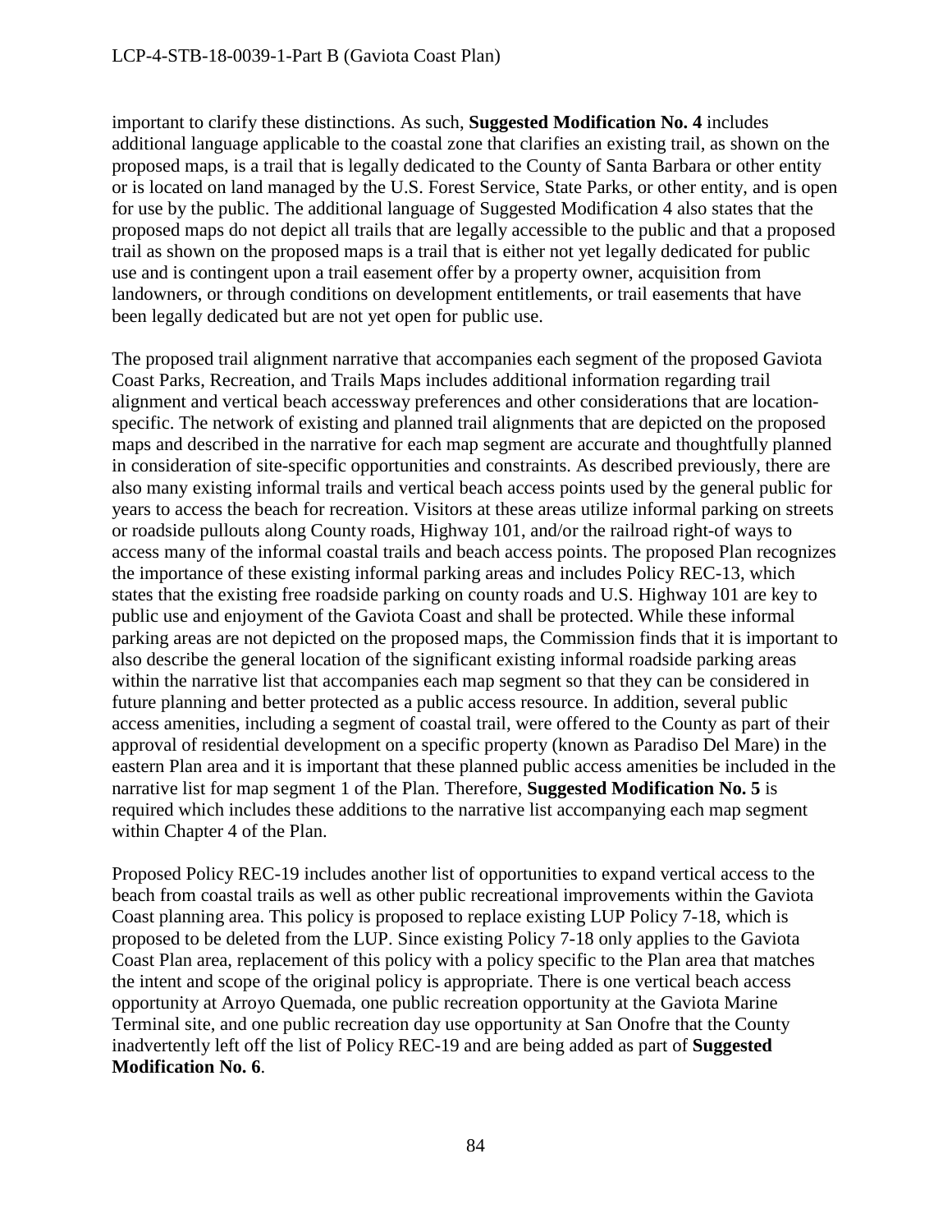important to clarify these distinctions. As such, **Suggested Modification No. 4** includes additional language applicable to the coastal zone that clarifies an existing trail, as shown on the proposed maps, is a trail that is legally dedicated to the County of Santa Barbara or other entity or is located on land managed by the U.S. Forest Service, State Parks, or other entity, and is open for use by the public. The additional language of Suggested Modification 4 also states that the proposed maps do not depict all trails that are legally accessible to the public and that a proposed trail as shown on the proposed maps is a trail that is either not yet legally dedicated for public use and is contingent upon a trail easement offer by a property owner, acquisition from landowners, or through conditions on development entitlements, or trail easements that have been legally dedicated but are not yet open for public use.

The proposed trail alignment narrative that accompanies each segment of the proposed Gaviota Coast Parks, Recreation, and Trails Maps includes additional information regarding trail alignment and vertical beach accessway preferences and other considerations that are location-specific. The network of existing and planned trail alignments that are depicted on the proposed maps and described in the narrative for each map segment are accurate and thoughtfully planned in consideration of site-specific opportunities and constraints. As described previously, there are also many existing informal trails and vertical beach access points used by the general public for years to access the beach for recreation. Visitors at these areas utilize informal parking on streets or roadside pullouts along County roads, Highway 101, and/or the railroad right-of ways to access many of the informal coastal trails and beach access points. The proposed Plan recognizes the importance of these existing informal parking areas and includes Policy REC-13, which states that the existing free roadside parking on county roads and U.S. Highway 101 are key to public use and enjoyment of the Gaviota Coast and shall be protected. While these informal parking areas are not depicted on the proposed maps, the Commission finds that it is important to also describe the general location of the significant existing informal roadside parking areas within the narrative list that accompanies each map segment so that they can be considered in future planning and better protected as a public access resource. In addition, several public access amenities, including a segment of coastal trail, were offered to the County as part of their approval of residential development on a specific property (known as Paradiso Del Mare) in the eastern Plan area and it is important that these planned public access amenities be included in the narrative list for map segment 1 of the Plan. Therefore, **Suggested Modification No. 5** is required which includes these additions to the narrative list accompanying each map segment within Chapter 4 of the Plan.

Proposed Policy REC-19 includes another list of opportunities to expand vertical access to the beach from coastal trails as well as other public recreational improvements within the Gaviota Coast planning area. This policy is proposed to replace existing LUP Policy 7-18, which is proposed to be deleted from the LUP. Since existing Policy 7-18 only applies to the Gaviota Coast Plan area, replacement of this policy with a policy specific to the Plan area that matches the intent and scope of the original policy is appropriate. There is one vertical beach access opportunity at Arroyo Quemada, one public recreation opportunity at the Gaviota Marine Terminal site, and one public recreation day use opportunity at San Onofre that the County inadvertently left off the list of Policy REC-19 and are being added as part of **Suggested Modification No. 6**.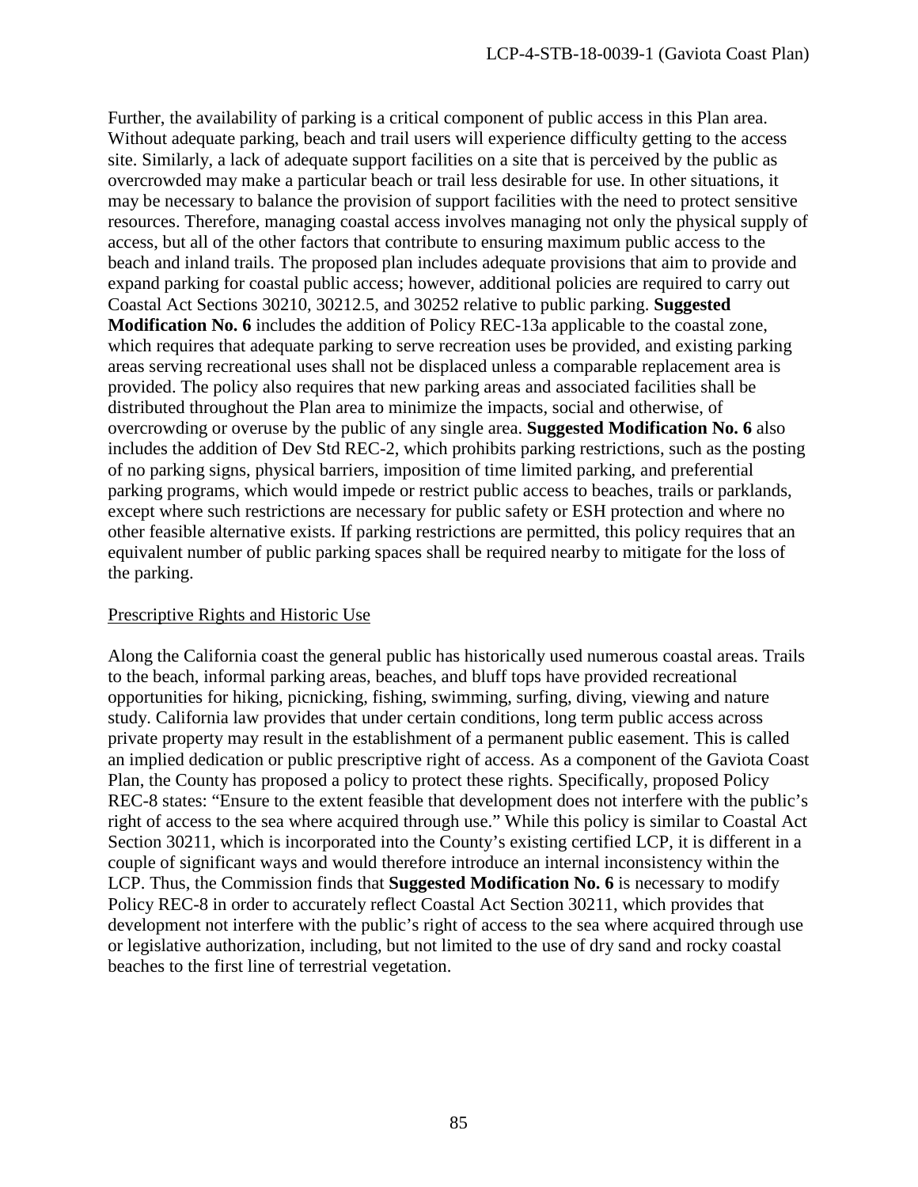Further, the availability of parking is a critical component of public access in this Plan area. Without adequate parking, beach and trail users will experience difficulty getting to the access site. Similarly, a lack of adequate support facilities on a site that is perceived by the public as overcrowded may make a particular beach or trail less desirable for use. In other situations, it may be necessary to balance the provision of support facilities with the need to protect sensitive resources. Therefore, managing coastal access involves managing not only the physical supply of access, but all of the other factors that contribute to ensuring maximum public access to the beach and inland trails. The proposed plan includes adequate provisions that aim to provide and expand parking for coastal public access; however, additional policies are required to carry out Coastal Act Sections 30210, 30212.5, and 30252 relative to public parking. **Suggested Modification No. 6** includes the addition of Policy REC-13a applicable to the coastal zone, which requires that adequate parking to serve recreation uses be provided, and existing parking areas serving recreational uses shall not be displaced unless a comparable replacement area is provided. The policy also requires that new parking areas and associated facilities shall be distributed throughout the Plan area to minimize the impacts, social and otherwise, of overcrowding or overuse by the public of any single area. **Suggested Modification No. 6** also includes the addition of Dev Std REC-2, which prohibits parking restrictions, such as the posting of no parking signs, physical barriers, imposition of time limited parking, and preferential parking programs, which would impede or restrict public access to beaches, trails or parklands, except where such restrictions are necessary for public safety or ESH protection and where no other feasible alternative exists. If parking restrictions are permitted, this policy requires that an equivalent number of public parking spaces shall be required nearby to mitigate for the loss of the parking.

<u>Prescriptive Rights and Historic Use</u>

Along the California coast the general public has historically used numerous coastal areas. Trails to the beach, informal parking areas, beaches, and bluff tops have provided recreational opportunities for hiking, picnicking, fishing, swimming, surfing, diving, viewing and nature study. California law provides that under certain conditions, long term public access across private property may result in the establishment of a permanent public easement. This is called an implied dedication or public prescriptive right of access. As a component of the Gaviota Coast Plan, the County has proposed a policy to protect these rights. Specifically, proposed Policy REC-8 states: "Ensure to the extent feasible that development does not interfere with the public's right of access to the sea where acquired through use." While this policy is similar to Coastal Act Section 30211, which is incorporated into the County's existing certified LCP, it is different in a couple of significant ways and would therefore introduce an internal inconsistency within the LCP. Thus, the Commission finds that **Suggested Modification No. 6** is necessary to modify Policy REC-8 in order to accurately reflect Coastal Act Section 30211, which provides that development not interfere with the public's right of access to the sea where acquired through use or legislative authorization, including, but not limited to the use of dry sand and rocky coastal beaches to the first line of terrestrial vegetation.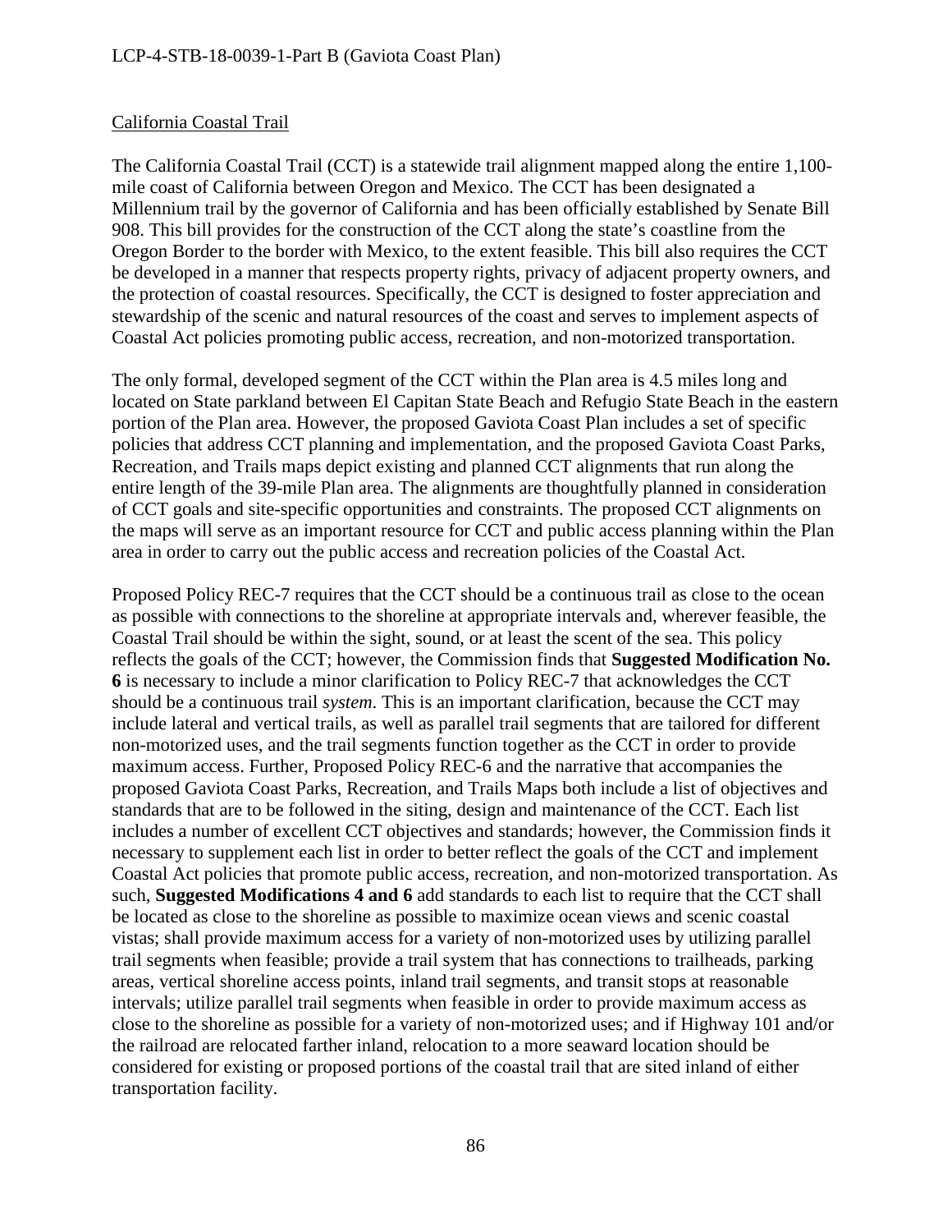California Coastal Trail

The California Coastal Trail (CCT) is a statewide trail alignment mapped along the entire 1,100-mile coast of California between Oregon and Mexico. The CCT has been designated a Millennium trail by the governor of California and has been officially established by Senate Bill 908. This bill provides for the construction of the CCT along the state's coastline from the Oregon Border to the border with Mexico, to the extent feasible. This bill also requires the CCT be developed in a manner that respects property rights, privacy of adjacent property owners, and the protection of coastal resources. Specifically, the CCT is designed to foster appreciation and stewardship of the scenic and natural resources of the coast and serves to implement aspects of Coastal Act policies promoting public access, recreation, and non-motorized transportation.

The only formal, developed segment of the CCT within the Plan area is 4.5 miles long and located on State parkland between El Capitan State Beach and Refugio State Beach in the eastern portion of the Plan area. However, the proposed Gaviota Coast Plan includes a set of specific policies that address CCT planning and implementation, and the proposed Gaviota Coast Parks, Recreation, and Trails maps depict existing and planned CCT alignments that run along the entire length of the 39-mile Plan area. The alignments are thoughtfully planned in consideration of CCT goals and site-specific opportunities and constraints. The proposed CCT alignments on the maps will serve as an important resource for CCT and public access planning within the Plan area in order to carry out the public access and recreation policies of the Coastal Act.

Proposed Policy REC-7 requires that the CCT should be a continuous trail as close to the ocean as possible with connections to the shoreline at appropriate intervals and, wherever feasible, the Coastal Trail should be within the sight, sound, or at least the scent of the sea. This policy reflects the goals of the CCT; however, the Commission finds that **Suggested Modification No. 6** is necessary to include a minor clarification to Policy REC-7 that acknowledges the CCT should be a continuous trail *system*. This is an important clarification, because the CCT may include lateral and vertical trails, as well as parallel trail segments that are tailored for different non-motorized uses, and the trail segments function together as the CCT in order to provide maximum access. Further, Proposed Policy REC-6 and the narrative that accompanies the proposed Gaviota Coast Parks, Recreation, and Trails Maps both include a list of objectives and standards that are to be followed in the siting, design and maintenance of the CCT. Each list includes a number of excellent CCT objectives and standards; however, the Commission finds it necessary to supplement each list in order to better reflect the goals of the CCT and implement Coastal Act policies that promote public access, recreation, and non-motorized transportation. As such, **Suggested Modifications 4 and 6** add standards to each list to require that the CCT shall be located as close to the shoreline as possible to maximize ocean views and scenic coastal vistas; shall provide maximum access for a variety of non-motorized uses by utilizing parallel trail segments when feasible; provide a trail system that has connections to trailheads, parking areas, vertical shoreline access points, inland trail segments, and transit stops at reasonable intervals; utilize parallel trail segments when feasible in order to provide maximum access as close to the shoreline as possible for a variety of non-motorized uses; and if Highway 101 and/or the railroad are relocated farther inland, relocation to a more seaward location should be considered for existing or proposed portions of the coastal trail that are sited inland of either transportation facility.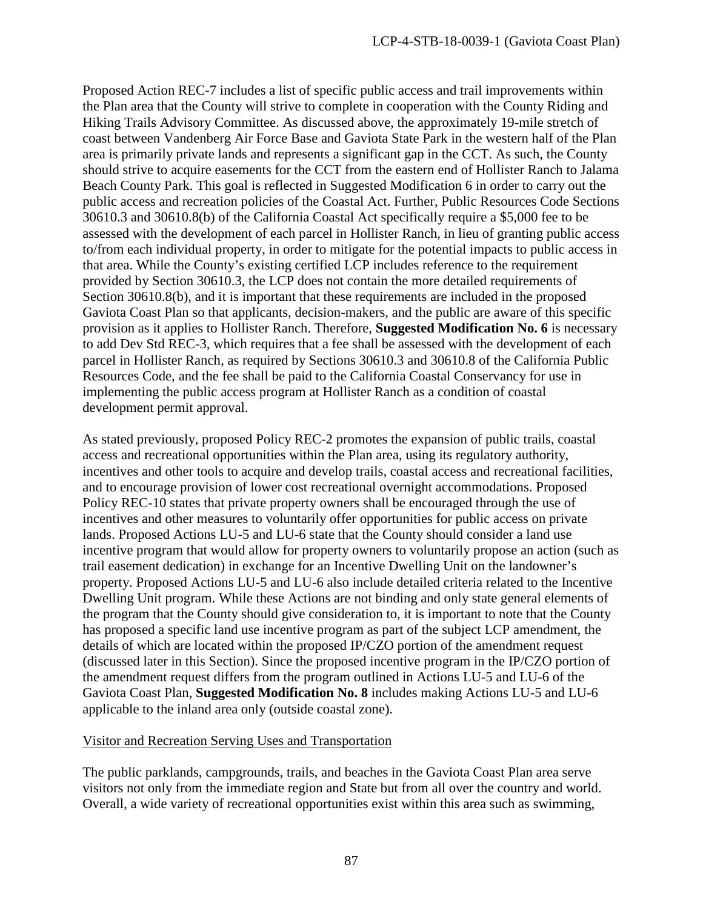Proposed Action REC-7 includes a list of specific public access and trail improvements within the Plan area that the County will strive to complete in cooperation with the County Riding and Hiking Trails Advisory Committee. As discussed above, the approximately 19-mile stretch of coast between Vandenberg Air Force Base and Gaviota State Park in the western half of the Plan area is primarily private lands and represents a significant gap in the CCT. As such, the County should strive to acquire easements for the CCT from the eastern end of Hollister Ranch to Jalama Beach County Park. This goal is reflected in Suggested Modification 6 in order to carry out the public access and recreation policies of the Coastal Act. Further, Public Resources Code Sections 30610.3 and 30610.8(b) of the California Coastal Act specifically require a $5,000 fee to be assessed with the development of each parcel in Hollister Ranch, in lieu of granting public access to/from each individual property, in order to mitigate for the potential impacts to public access in that area. While the County's existing certified LCP includes reference to the requirement provided by Section 30610.3, the LCP does not contain the more detailed requirements of Section 30610.8(b), and it is important that these requirements are included in the proposed Gaviota Coast Plan so that applicants, decision-makers, and the public are aware of this specific provision as it applies to Hollister Ranch. Therefore, **Suggested Modification No. 6** is necessary to add Dev Std REC-3, which requires that a fee shall be assessed with the development of each parcel in Hollister Ranch, as required by Sections 30610.3 and 30610.8 of the California Public Resources Code, and the fee shall be paid to the California Coastal Conservancy for use in implementing the public access program at Hollister Ranch as a condition of coastal development permit approval.

As stated previously, proposed Policy REC-2 promotes the expansion of public trails, coastal access and recreational opportunities within the Plan area, using its regulatory authority, incentives and other tools to acquire and develop trails, coastal access and recreational facilities, and to encourage provision of lower cost recreational overnight accommodations. Proposed Policy REC-10 states that private property owners shall be encouraged through the use of incentives and other measures to voluntarily offer opportunities for public access on private lands. Proposed Actions LU-5 and LU-6 state that the County should consider a land use incentive program that would allow for property owners to voluntarily propose an action (such as trail easement dedication) in exchange for an Incentive Dwelling Unit on the landowner's property. Proposed Actions LU-5 and LU-6 also include detailed criteria related to the Incentive Dwelling Unit program. While these Actions are not binding and only state general elements of the program that the County should give consideration to, it is important to note that the County has proposed a specific land use incentive program as part of the subject LCP amendment, the details of which are located within the proposed IP/CZO portion of the amendment request (discussed later in this Section). Since the proposed incentive program in the IP/CZO portion of the amendment request differs from the program outlined in Actions LU-5 and LU-6 of the Gaviota Coast Plan, **Suggested Modification No. 8** includes making Actions LU-5 and LU-6 applicable to the inland area only (outside coastal zone).

Visitor and Recreation Serving Uses and Transportation

The public parklands, campgrounds, trails, and beaches in the Gaviota Coast Plan area serve visitors not only from the immediate region and State but from all over the country and world. Overall, a wide variety of recreational opportunities exist within this area such as swimming,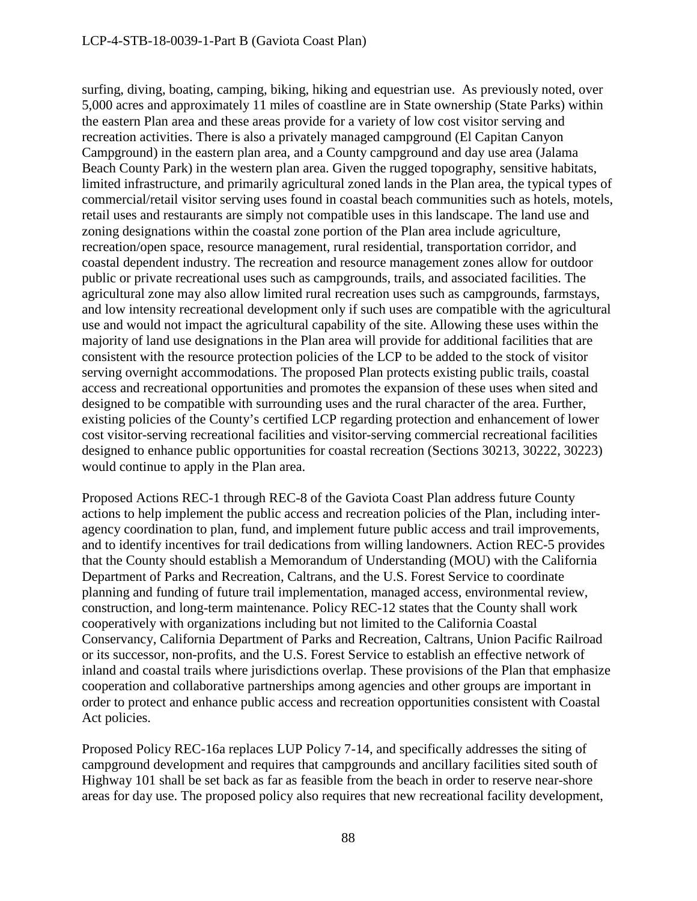surfing, diving, boating, camping, biking, hiking and equestrian use. As previously noted, over 5,000 acres and approximately 11 miles of coastline are in State ownership (State Parks) within the eastern Plan area and these areas provide for a variety of low cost visitor serving and recreation activities. There is also a privately managed campground (El Capitan Canyon Campground) in the eastern plan area, and a County campground and day use area (Jalama Beach County Park) in the western plan area. Given the rugged topography, sensitive habitats, limited infrastructure, and primarily agricultural zoned lands in the Plan area, the typical types of commercial/retail visitor serving uses found in coastal beach communities such as hotels, motels, retail uses and restaurants are simply not compatible uses in this landscape. The land use and zoning designations within the coastal zone portion of the Plan area include agriculture, recreation/open space, resource management, rural residential, transportation corridor, and coastal dependent industry. The recreation and resource management zones allow for outdoor public or private recreational uses such as campgrounds, trails, and associated facilities. The agricultural zone may also allow limited rural recreation uses such as campgrounds, farmstays, and low intensity recreational development only if such uses are compatible with the agricultural use and would not impact the agricultural capability of the site. Allowing these uses within the majority of land use designations in the Plan area will provide for additional facilities that are consistent with the resource protection policies of the LCP to be added to the stock of visitor serving overnight accommodations. The proposed Plan protects existing public trails, coastal access and recreational opportunities and promotes the expansion of these uses when sited and designed to be compatible with surrounding uses and the rural character of the area. Further, existing policies of the County's certified LCP regarding protection and enhancement of lower cost visitor-serving recreational facilities and visitor-serving commercial recreational facilities designed to enhance public opportunities for coastal recreation (Sections 30213, 30222, 30223) would continue to apply in the Plan area.

Proposed Actions REC-1 through REC-8 of the Gaviota Coast Plan address future County actions to help implement the public access and recreation policies of the Plan, including inter-agency coordination to plan, fund, and implement future public access and trail improvements, and to identify incentives for trail dedications from willing landowners. Action REC-5 provides that the County should establish a Memorandum of Understanding (MOU) with the California Department of Parks and Recreation, Caltrans, and the U.S. Forest Service to coordinate planning and funding of future trail implementation, managed access, environmental review, construction, and long-term maintenance. Policy REC-12 states that the County shall work cooperatively with organizations including but not limited to the California Coastal Conservancy, California Department of Parks and Recreation, Caltrans, Union Pacific Railroad or its successor, non-profits, and the U.S. Forest Service to establish an effective network of inland and coastal trails where jurisdictions overlap. These provisions of the Plan that emphasize cooperation and collaborative partnerships among agencies and other groups are important in order to protect and enhance public access and recreation opportunities consistent with Coastal Act policies.

Proposed Policy REC-16a replaces LUP Policy 7-14, and specifically addresses the siting of campground development and requires that campgrounds and ancillary facilities sited south of Highway 101 shall be set back as far as feasible from the beach in order to reserve near-shore areas for day use. The proposed policy also requires that new recreational facility development,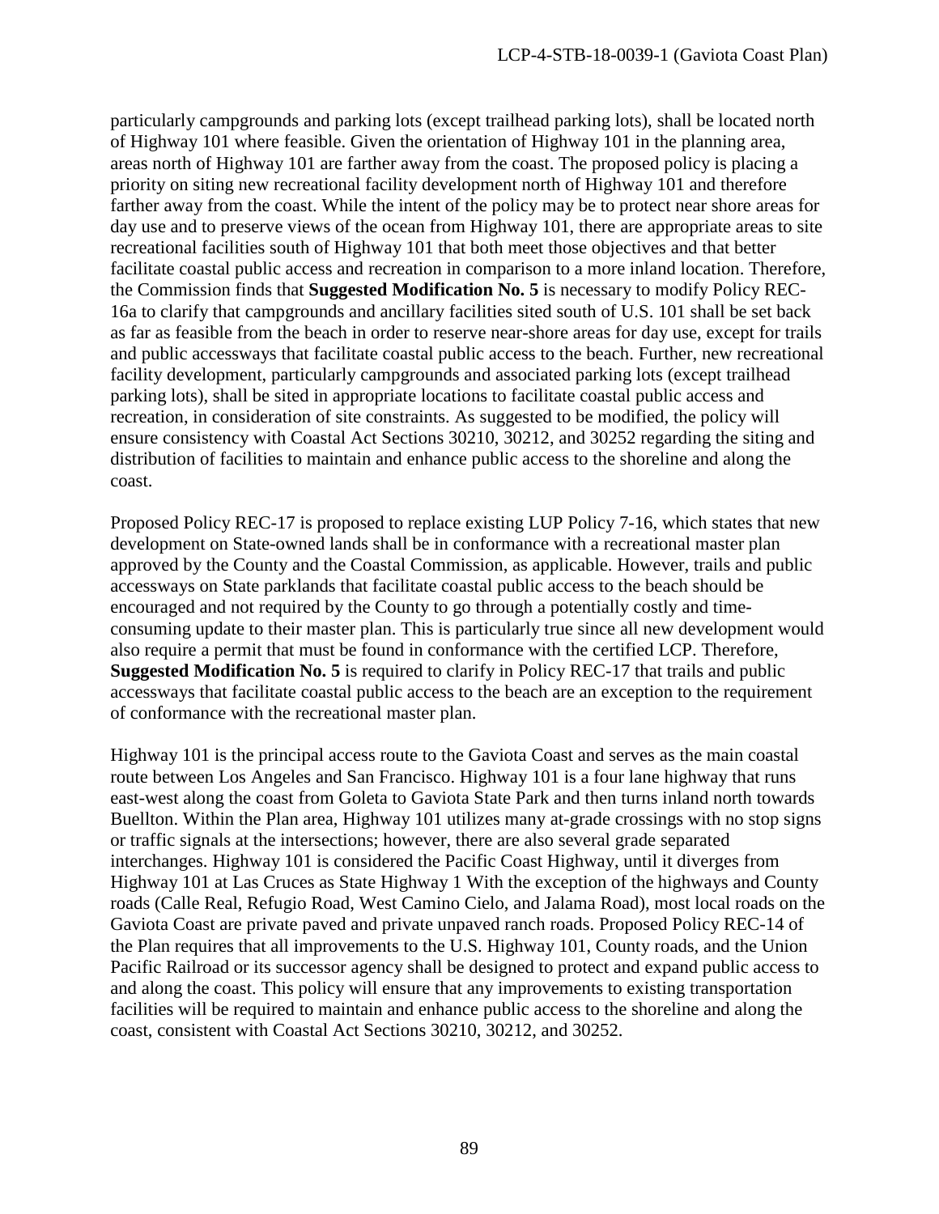particularly campgrounds and parking lots (except trailhead parking lots), shall be located north of Highway 101 where feasible. Given the orientation of Highway 101 in the planning area, areas north of Highway 101 are farther away from the coast. The proposed policy is placing a priority on siting new recreational facility development north of Highway 101 and therefore farther away from the coast. While the intent of the policy may be to protect near shore areas for day use and to preserve views of the ocean from Highway 101, there are appropriate areas to site recreational facilities south of Highway 101 that both meet those objectives and that better facilitate coastal public access and recreation in comparison to a more inland location. Therefore, the Commission finds that **Suggested Modification No. 5** is necessary to modify Policy REC-16a to clarify that campgrounds and ancillary facilities sited south of U.S. 101 shall be set back as far as feasible from the beach in order to reserve near-shore areas for day use, except for trails and public accessways that facilitate coastal public access to the beach. Further, new recreational facility development, particularly campgrounds and associated parking lots (except trailhead parking lots), shall be sited in appropriate locations to facilitate coastal public access and recreation, in consideration of site constraints. As suggested to be modified, the policy will ensure consistency with Coastal Act Sections 30210, 30212, and 30252 regarding the siting and distribution of facilities to maintain and enhance public access to the shoreline and along the coast.

Proposed Policy REC-17 is proposed to replace existing LUP Policy 7-16, which states that new development on State-owned lands shall be in conformance with a recreational master plan approved by the County and the Coastal Commission, as applicable. However, trails and public accessways on State parklands that facilitate coastal public access to the beach should be encouraged and not required by the County to go through a potentially costly and time-consuming update to their master plan. This is particularly true since all new development would also require a permit that must be found in conformance with the certified LCP. Therefore, **Suggested Modification No. 5** is required to clarify in Policy REC-17 that trails and public accessways that facilitate coastal public access to the beach are an exception to the requirement of conformance with the recreational master plan.

Highway 101 is the principal access route to the Gaviota Coast and serves as the main coastal route between Los Angeles and San Francisco. Highway 101 is a four lane highway that runs east-west along the coast from Goleta to Gaviota State Park and then turns inland north towards Buellton. Within the Plan area, Highway 101 utilizes many at-grade crossings with no stop signs or traffic signals at the intersections; however, there are also several grade separated interchanges. Highway 101 is considered the Pacific Coast Highway, until it diverges from Highway 101 at Las Cruces as State Highway 1 With the exception of the highways and County roads (Calle Real, Refugio Road, West Camino Cielo, and Jalama Road), most local roads on the Gaviota Coast are private paved and private unpaved ranch roads. Proposed Policy REC-14 of the Plan requires that all improvements to the U.S. Highway 101, County roads, and the Union Pacific Railroad or its successor agency shall be designed to protect and expand public access to and along the coast. This policy will ensure that any improvements to existing transportation facilities will be required to maintain and enhance public access to the shoreline and along the coast, consistent with Coastal Act Sections 30210, 30212, and 30252.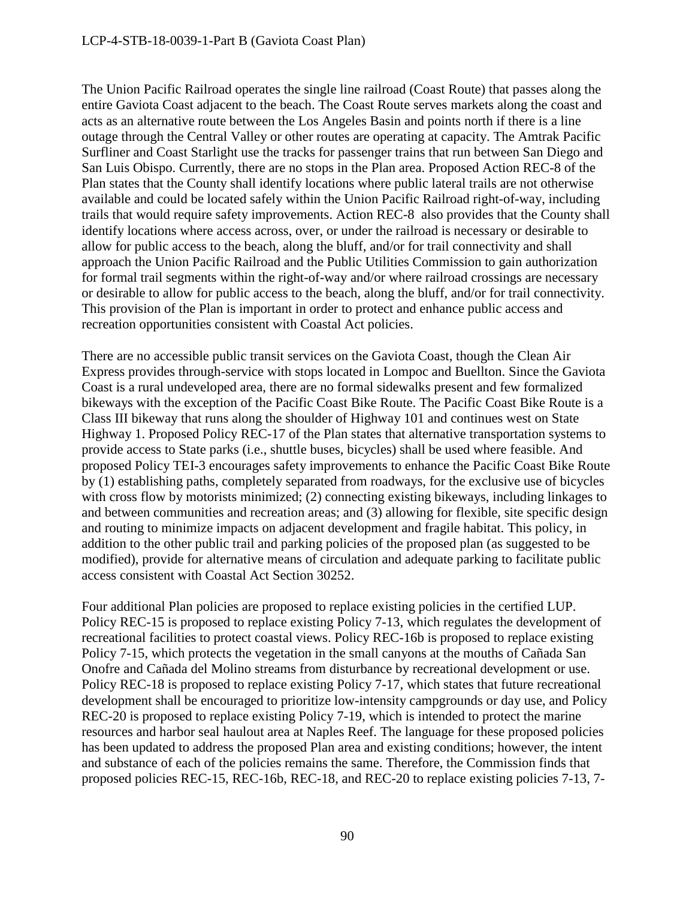The Union Pacific Railroad operates the single line railroad (Coast Route) that passes along the entire Gaviota Coast adjacent to the beach. The Coast Route serves markets along the coast and acts as an alternative route between the Los Angeles Basin and points north if there is a line outage through the Central Valley or other routes are operating at capacity. The Amtrak Pacific Surfliner and Coast Starlight use the tracks for passenger trains that run between San Diego and San Luis Obispo. Currently, there are no stops in the Plan area. Proposed Action REC-8 of the Plan states that the County shall identify locations where public lateral trails are not otherwise available and could be located safely within the Union Pacific Railroad right-of-way, including trails that would require safety improvements. Action REC-8 also provides that the County shall identify locations where access across, over, or under the railroad is necessary or desirable to allow for public access to the beach, along the bluff, and/or for trail connectivity and shall approach the Union Pacific Railroad and the Public Utilities Commission to gain authorization for formal trail segments within the right-of-way and/or where railroad crossings are necessary or desirable to allow for public access to the beach, along the bluff, and/or for trail connectivity. This provision of the Plan is important in order to protect and enhance public access and recreation opportunities consistent with Coastal Act policies.

There are no accessible public transit services on the Gaviota Coast, though the Clean Air Express provides through-service with stops located in Lompoc and Buellton. Since the Gaviota Coast is a rural undeveloped area, there are no formal sidewalks present and few formalized bikeways with the exception of the Pacific Coast Bike Route. The Pacific Coast Bike Route is a Class III bikeway that runs along the shoulder of Highway 101 and continues west on State Highway 1. Proposed Policy REC-17 of the Plan states that alternative transportation systems to provide access to State parks (i.e., shuttle buses, bicycles) shall be used where feasible. And proposed Policy TEI-3 encourages safety improvements to enhance the Pacific Coast Bike Route by (1) establishing paths, completely separated from roadways, for the exclusive use of bicycles with cross flow by motorists minimized; (2) connecting existing bikeways, including linkages to and between communities and recreation areas; and (3) allowing for flexible, site specific design and routing to minimize impacts on adjacent development and fragile habitat. This policy, in addition to the other public trail and parking policies of the proposed plan (as suggested to be modified), provide for alternative means of circulation and adequate parking to facilitate public access consistent with Coastal Act Section 30252.

Four additional Plan policies are proposed to replace existing policies in the certified LUP. Policy REC-15 is proposed to replace existing Policy 7-13, which regulates the development of recreational facilities to protect coastal views. Policy REC-16b is proposed to replace existing Policy 7-15, which protects the vegetation in the small canyons at the mouths of Cañada San Onofre and Cañada del Molino streams from disturbance by recreational development or use. Policy REC-18 is proposed to replace existing Policy 7-17, which states that future recreational development shall be encouraged to prioritize low-intensity campgrounds or day use, and Policy REC-20 is proposed to replace existing Policy 7-19, which is intended to protect the marine resources and harbor seal haulout area at Naples Reef. The language for these proposed policies has been updated to address the proposed Plan area and existing conditions; however, the intent and substance of each of the policies remains the same. Therefore, the Commission finds that proposed policies REC-15, REC-16b, REC-18, and REC-20 to replace existing policies 7-13, 7-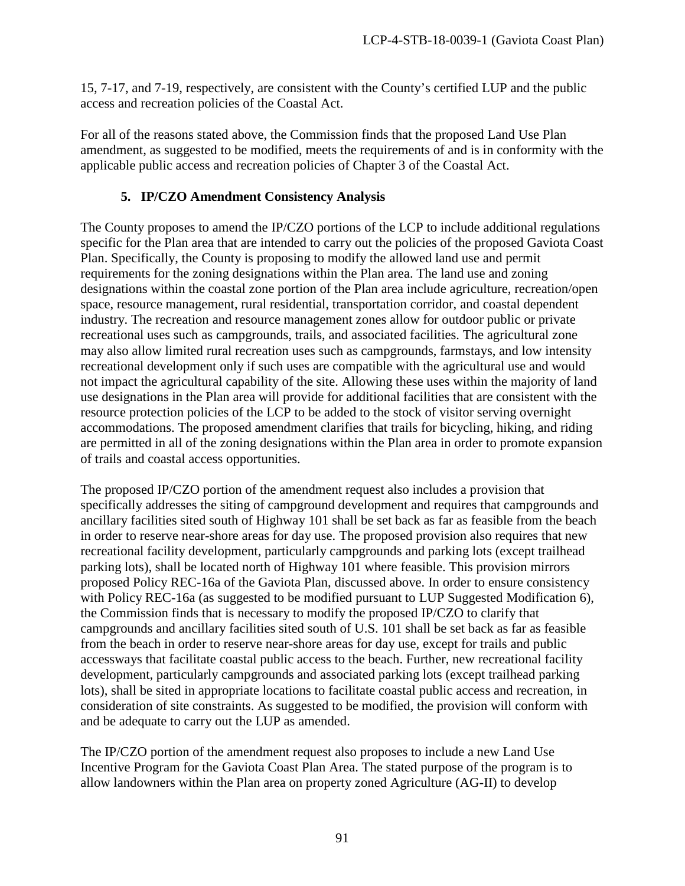15, 7-17, and 7-19, respectively, are consistent with the County's certified LUP and the public access and recreation policies of the Coastal Act.

For all of the reasons stated above, the Commission finds that the proposed Land Use Plan amendment, as suggested to be modified, meets the requirements of and is in conformity with the applicable public access and recreation policies of Chapter 3 of the Coastal Act.

### 5. IP/CZO Amendment Consistency Analysis

The County proposes to amend the IP/CZO portions of the LCP to include additional regulations specific for the Plan area that are intended to carry out the policies of the proposed Gaviota Coast Plan. Specifically, the County is proposing to modify the allowed land use and permit requirements for the zoning designations within the Plan area. The land use and zoning designations within the coastal zone portion of the Plan area include agriculture, recreation/open space, resource management, rural residential, transportation corridor, and coastal dependent industry. The recreation and resource management zones allow for outdoor public or private recreational uses such as campgrounds, trails, and associated facilities. The agricultural zone may also allow limited rural recreation uses such as campgrounds, farmstays, and low intensity recreational development only if such uses are compatible with the agricultural use and would not impact the agricultural capability of the site. Allowing these uses within the majority of land use designations in the Plan area will provide for additional facilities that are consistent with the resource protection policies of the LCP to be added to the stock of visitor serving overnight accommodations. The proposed amendment clarifies that trails for bicycling, hiking, and riding are permitted in all of the zoning designations within the Plan area in order to promote expansion of trails and coastal access opportunities.

The proposed IP/CZO portion of the amendment request also includes a provision that specifically addresses the siting of campground development and requires that campgrounds and ancillary facilities sited south of Highway 101 shall be set back as far as feasible from the beach in order to reserve near-shore areas for day use. The proposed provision also requires that new recreational facility development, particularly campgrounds and parking lots (except trailhead parking lots), shall be located north of Highway 101 where feasible. This provision mirrors proposed Policy REC-16a of the Gaviota Plan, discussed above. In order to ensure consistency with Policy REC-16a (as suggested to be modified pursuant to LUP Suggested Modification 6), the Commission finds that is necessary to modify the proposed IP/CZO to clarify that campgrounds and ancillary facilities sited south of U.S. 101 shall be set back as far as feasible from the beach in order to reserve near-shore areas for day use, except for trails and public accessways that facilitate coastal public access to the beach. Further, new recreational facility development, particularly campgrounds and associated parking lots (except trailhead parking lots), shall be sited in appropriate locations to facilitate coastal public access and recreation, in consideration of site constraints. As suggested to be modified, the provision will conform with and be adequate to carry out the LUP as amended.

The IP/CZO portion of the amendment request also proposes to include a new Land Use Incentive Program for the Gaviota Coast Plan Area. The stated purpose of the program is to allow landowners within the Plan area on property zoned Agriculture (AG-II) to develop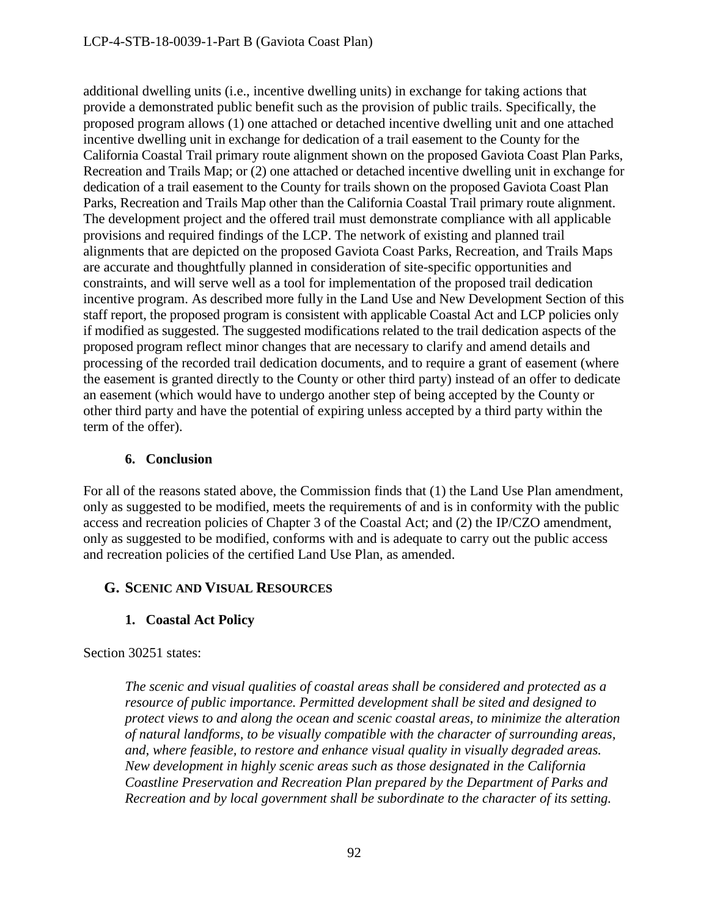additional dwelling units (i.e., incentive dwelling units) in exchange for taking actions that provide a demonstrated public benefit such as the provision of public trails. Specifically, the proposed program allows (1) one attached or detached incentive dwelling unit and one attached incentive dwelling unit in exchange for dedication of a trail easement to the County for the California Coastal Trail primary route alignment shown on the proposed Gaviota Coast Plan Parks, Recreation and Trails Map; or (2) one attached or detached incentive dwelling unit in exchange for dedication of a trail easement to the County for trails shown on the proposed Gaviota Coast Plan Parks, Recreation and Trails Map other than the California Coastal Trail primary route alignment. The development project and the offered trail must demonstrate compliance with all applicable provisions and required findings of the LCP. The network of existing and planned trail alignments that are depicted on the proposed Gaviota Coast Parks, Recreation, and Trails Maps are accurate and thoughtfully planned in consideration of site-specific opportunities and constraints, and will serve well as a tool for implementation of the proposed trail dedication incentive program. As described more fully in the Land Use and New Development Section of this staff report, the proposed program is consistent with applicable Coastal Act and LCP policies only if modified as suggested. The suggested modifications related to the trail dedication aspects of the proposed program reflect minor changes that are necessary to clarify and amend details and processing of the recorded trail dedication documents, and to require a grant of easement (where the easement is granted directly to the County or other third party) instead of an offer to dedicate an easement (which would have to undergo another step of being accepted by the County or other third party and have the potential of expiring unless accepted by a third party within the term of the offer).

### 6. Conclusion

For all of the reasons stated above, the Commission finds that (1) the Land Use Plan amendment, only as suggested to be modified, meets the requirements of and is in conformity with the public access and recreation policies of Chapter 3 of the Coastal Act; and (2) the IP/CZO amendment, only as suggested to be modified, conforms with and is adequate to carry out the public access and recreation policies of the certified Land Use Plan, as amended.

## G. SCENIC AND VISUAL RESOURCES

### 1. Coastal Act Policy

Section 30251 states:

> *The scenic and visual qualities of coastal areas shall be considered and protected as a resource of public importance. Permitted development shall be sited and designed to protect views to and along the ocean and scenic coastal areas, to minimize the alteration of natural landforms, to be visually compatible with the character of surrounding areas, and, where feasible, to restore and enhance visual quality in visually degraded areas. New development in highly scenic areas such as those designated in the California Coastline Preservation and Recreation Plan prepared by the Department of Parks and Recreation and by local government shall be subordinate to the character of its setting.*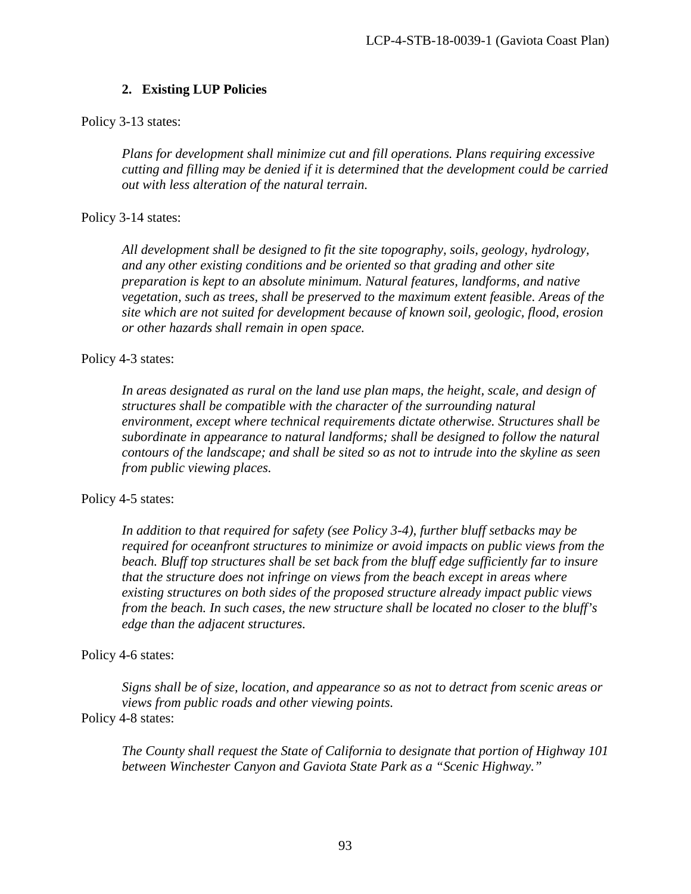### 2. Existing LUP Policies

Policy 3-13 states:

> *Plans for development shall minimize cut and fill operations. Plans requiring excessive cutting and filling may be denied if it is determined that the development could be carried out with less alteration of the natural terrain.*

Policy 3-14 states:

> *All development shall be designed to fit the site topography, soils, geology, hydrology, and any other existing conditions and be oriented so that grading and other site preparation is kept to an absolute minimum. Natural features, landforms, and native vegetation, such as trees, shall be preserved to the maximum extent feasible. Areas of the site which are not suited for development because of known soil, geologic, flood, erosion or other hazards shall remain in open space.*

Policy 4-3 states:

> *In areas designated as rural on the land use plan maps, the height, scale, and design of structures shall be compatible with the character of the surrounding natural environment, except where technical requirements dictate otherwise. Structures shall be subordinate in appearance to natural landforms; shall be designed to follow the natural contours of the landscape; and shall be sited so as not to intrude into the skyline as seen from public viewing places.*

Policy 4-5 states:

> *In addition to that required for safety (see Policy 3-4), further bluff setbacks may be required for oceanfront structures to minimize or avoid impacts on public views from the beach. Bluff top structures shall be set back from the bluff edge sufficiently far to insure that the structure does not infringe on views from the beach except in areas where existing structures on both sides of the proposed structure already impact public views from the beach. In such cases, the new structure shall be located no closer to the bluff's edge than the adjacent structures.*

Policy 4-6 states:

> *Signs shall be of size, location, and appearance so as not to detract from scenic areas or views from public roads and other viewing points.*

Policy 4-8 states:

> *The County shall request the State of California to designate that portion of Highway 101 between Winchester Canyon and Gaviota State Park as a "Scenic Highway."*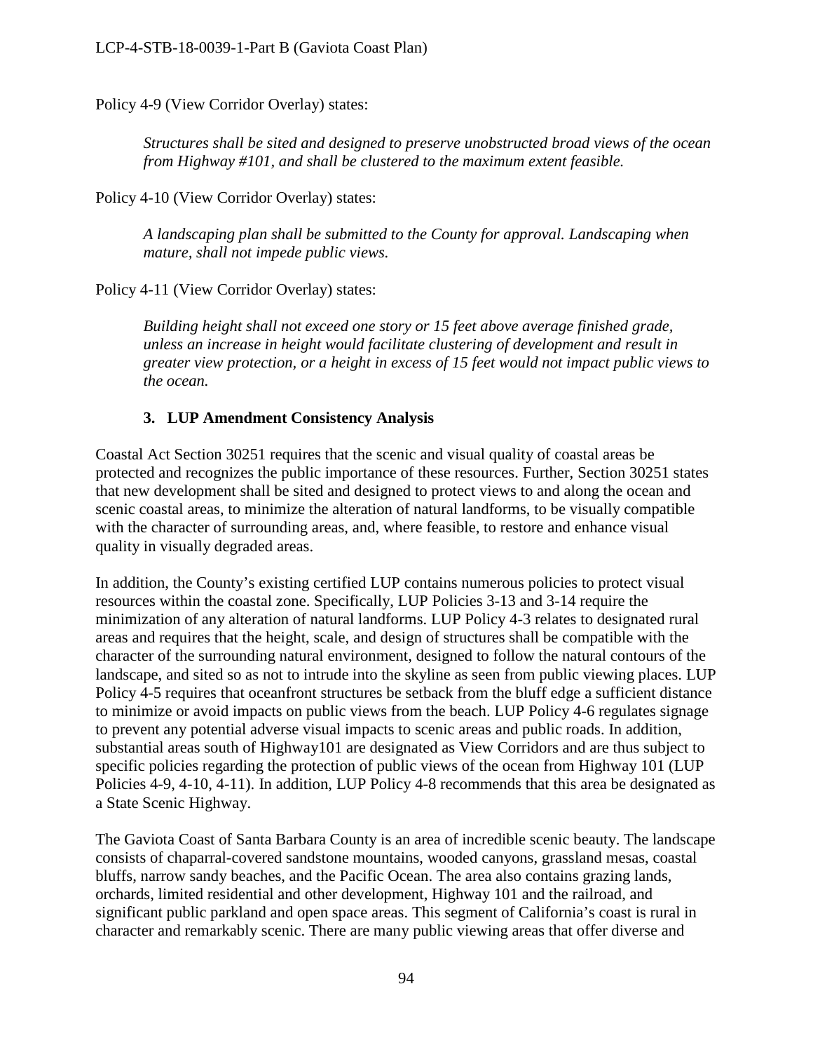Policy 4-9 (View Corridor Overlay) states:

> *Structures shall be sited and designed to preserve unobstructed broad views of the ocean from Highway #101, and shall be clustered to the maximum extent feasible.*

Policy 4-10 (View Corridor Overlay) states:

> *A landscaping plan shall be submitted to the County for approval. Landscaping when mature, shall not impede public views.*

Policy 4-11 (View Corridor Overlay) states:

> *Building height shall not exceed one story or 15 feet above average finished grade, unless an increase in height would facilitate clustering of development and result in greater view protection, or a height in excess of 15 feet would not impact public views to the ocean.*

### 3. LUP Amendment Consistency Analysis

Coastal Act Section 30251 requires that the scenic and visual quality of coastal areas be protected and recognizes the public importance of these resources. Further, Section 30251 states that new development shall be sited and designed to protect views to and along the ocean and scenic coastal areas, to minimize the alteration of natural landforms, to be visually compatible with the character of surrounding areas, and, where feasible, to restore and enhance visual quality in visually degraded areas.

In addition, the County's existing certified LUP contains numerous policies to protect visual resources within the coastal zone. Specifically, LUP Policies 3-13 and 3-14 require the minimization of any alteration of natural landforms. LUP Policy 4-3 relates to designated rural areas and requires that the height, scale, and design of structures shall be compatible with the character of the surrounding natural environment, designed to follow the natural contours of the landscape, and sited so as not to intrude into the skyline as seen from public viewing places. LUP Policy 4-5 requires that oceanfront structures be setback from the bluff edge a sufficient distance to minimize or avoid impacts on public views from the beach. LUP Policy 4-6 regulates signage to prevent any potential adverse visual impacts to scenic areas and public roads. In addition, substantial areas south of Highway101 are designated as View Corridors and are thus subject to specific policies regarding the protection of public views of the ocean from Highway 101 (LUP Policies 4-9, 4-10, 4-11). In addition, LUP Policy 4-8 recommends that this area be designated as a State Scenic Highway.

The Gaviota Coast of Santa Barbara County is an area of incredible scenic beauty. The landscape consists of chaparral-covered sandstone mountains, wooded canyons, grassland mesas, coastal bluffs, narrow sandy beaches, and the Pacific Ocean. The area also contains grazing lands, orchards, limited residential and other development, Highway 101 and the railroad, and significant public parkland and open space areas. This segment of California's coast is rural in character and remarkably scenic. There are many public viewing areas that offer diverse and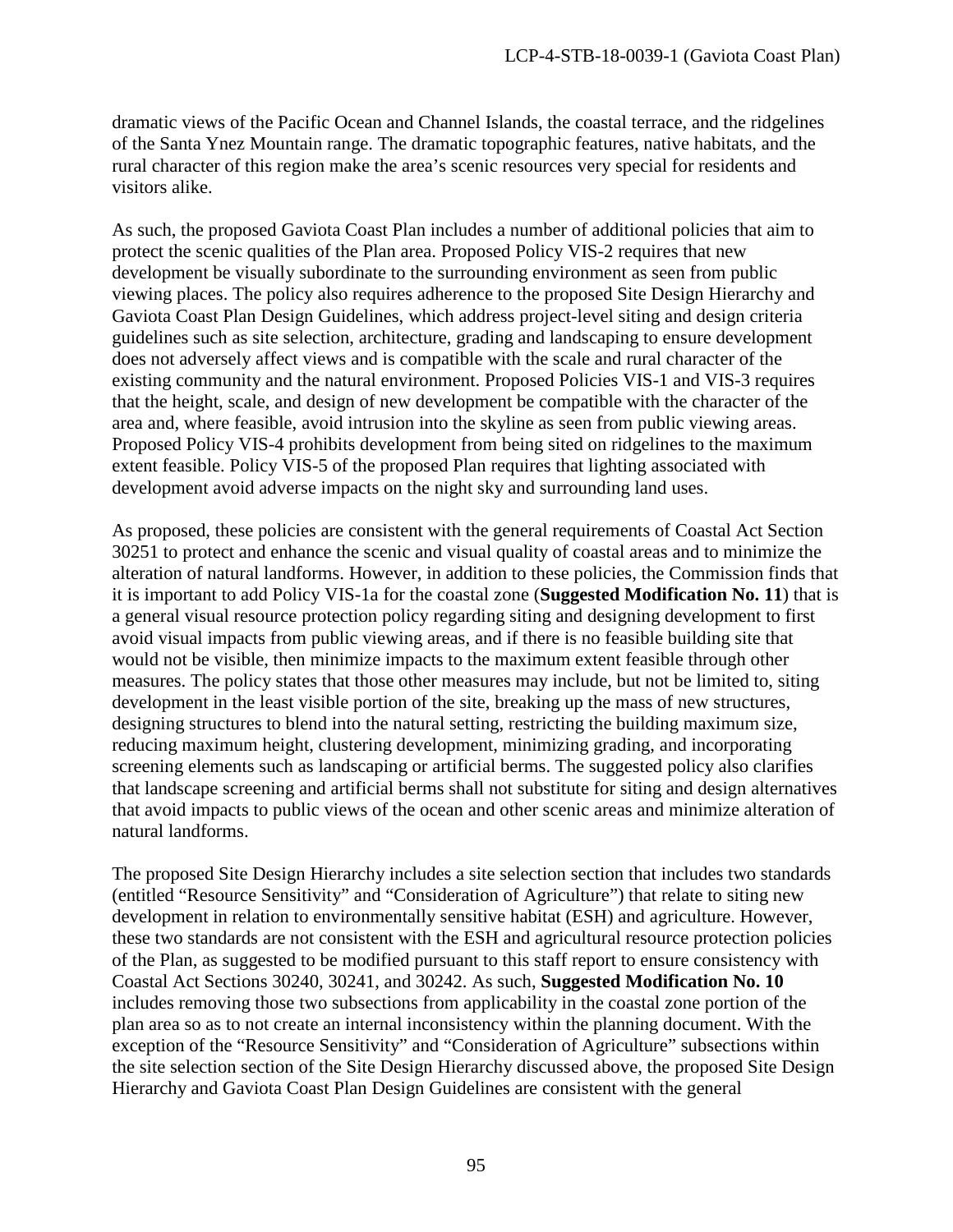dramatic views of the Pacific Ocean and Channel Islands, the coastal terrace, and the ridgelines of the Santa Ynez Mountain range. The dramatic topographic features, native habitats, and the rural character of this region make the area's scenic resources very special for residents and visitors alike.

As such, the proposed Gaviota Coast Plan includes a number of additional policies that aim to protect the scenic qualities of the Plan area. Proposed Policy VIS-2 requires that new development be visually subordinate to the surrounding environment as seen from public viewing places. The policy also requires adherence to the proposed Site Design Hierarchy and Gaviota Coast Plan Design Guidelines, which address project-level siting and design criteria guidelines such as site selection, architecture, grading and landscaping to ensure development does not adversely affect views and is compatible with the scale and rural character of the existing community and the natural environment. Proposed Policies VIS-1 and VIS-3 requires that the height, scale, and design of new development be compatible with the character of the area and, where feasible, avoid intrusion into the skyline as seen from public viewing areas. Proposed Policy VIS-4 prohibits development from being sited on ridgelines to the maximum extent feasible. Policy VIS-5 of the proposed Plan requires that lighting associated with development avoid adverse impacts on the night sky and surrounding land uses.

As proposed, these policies are consistent with the general requirements of Coastal Act Section 30251 to protect and enhance the scenic and visual quality of coastal areas and to minimize the alteration of natural landforms. However, in addition to these policies, the Commission finds that it is important to add Policy VIS-1a for the coastal zone (**Suggested Modification No. 11**) that is a general visual resource protection policy regarding siting and designing development to first avoid visual impacts from public viewing areas, and if there is no feasible building site that would not be visible, then minimize impacts to the maximum extent feasible through other measures. The policy states that those other measures may include, but not be limited to, siting development in the least visible portion of the site, breaking up the mass of new structures, designing structures to blend into the natural setting, restricting the building maximum size, reducing maximum height, clustering development, minimizing grading, and incorporating screening elements such as landscaping or artificial berms. The suggested policy also clarifies that landscape screening and artificial berms shall not substitute for siting and design alternatives that avoid impacts to public views of the ocean and other scenic areas and minimize alteration of natural landforms.

The proposed Site Design Hierarchy includes a site selection section that includes two standards (entitled "Resource Sensitivity" and "Consideration of Agriculture") that relate to siting new development in relation to environmentally sensitive habitat (ESH) and agriculture. However, these two standards are not consistent with the ESH and agricultural resource protection policies of the Plan, as suggested to be modified pursuant to this staff report to ensure consistency with Coastal Act Sections 30240, 30241, and 30242. As such, **Suggested Modification No. 10** includes removing those two subsections from applicability in the coastal zone portion of the plan area so as to not create an internal inconsistency within the planning document. With the exception of the "Resource Sensitivity" and "Consideration of Agriculture" subsections within the site selection section of the Site Design Hierarchy discussed above, the proposed Site Design Hierarchy and Gaviota Coast Plan Design Guidelines are consistent with the general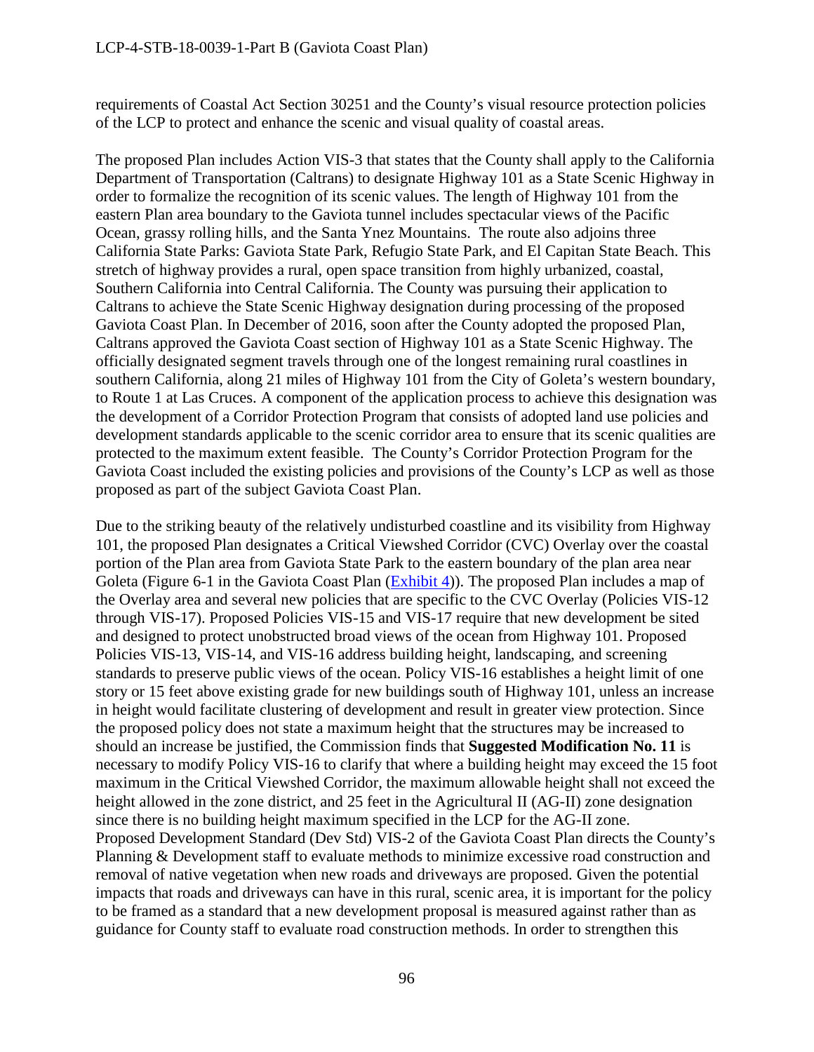requirements of Coastal Act Section 30251 and the County's visual resource protection policies of the LCP to protect and enhance the scenic and visual quality of coastal areas.

The proposed Plan includes Action VIS-3 that states that the County shall apply to the California Department of Transportation (Caltrans) to designate Highway 101 as a State Scenic Highway in order to formalize the recognition of its scenic values. The length of Highway 101 from the eastern Plan area boundary to the Gaviota tunnel includes spectacular views of the Pacific Ocean, grassy rolling hills, and the Santa Ynez Mountains. The route also adjoins three California State Parks: Gaviota State Park, Refugio State Park, and El Capitan State Beach. This stretch of highway provides a rural, open space transition from highly urbanized, coastal, Southern California into Central California. The County was pursuing their application to Caltrans to achieve the State Scenic Highway designation during processing of the proposed Gaviota Coast Plan. In December of 2016, soon after the County adopted the proposed Plan, Caltrans approved the Gaviota Coast section of Highway 101 as a State Scenic Highway. The officially designated segment travels through one of the longest remaining rural coastlines in southern California, along 21 miles of Highway 101 from the City of Goleta's western boundary, to Route 1 at Las Cruces. A component of the application process to achieve this designation was the development of a Corridor Protection Program that consists of adopted land use policies and development standards applicable to the scenic corridor area to ensure that its scenic qualities are protected to the maximum extent feasible. The County's Corridor Protection Program for the Gaviota Coast included the existing policies and provisions of the County's LCP as well as those proposed as part of the subject Gaviota Coast Plan.

Due to the striking beauty of the relatively undisturbed coastline and its visibility from Highway 101, the proposed Plan designates a Critical Viewshed Corridor (CVC) Overlay over the coastal portion of the Plan area from Gaviota State Park to the eastern boundary of the plan area near Goleta (Figure 6-1 in the Gaviota Coast Plan (Exhibit 4)). The proposed Plan includes a map of the Overlay area and several new policies that are specific to the CVC Overlay (Policies VIS-12 through VIS-17). Proposed Policies VIS-15 and VIS-17 require that new development be sited and designed to protect unobstructed broad views of the ocean from Highway 101. Proposed Policies VIS-13, VIS-14, and VIS-16 address building height, landscaping, and screening standards to preserve public views of the ocean. Policy VIS-16 establishes a height limit of one story or 15 feet above existing grade for new buildings south of Highway 101, unless an increase in height would facilitate clustering of development and result in greater view protection. Since the proposed policy does not state a maximum height that the structures may be increased to should an increase be justified, the Commission finds that **Suggested Modification No. 11** is necessary to modify Policy VIS-16 to clarify that where a building height may exceed the 15 foot maximum in the Critical Viewshed Corridor, the maximum allowable height shall not exceed the height allowed in the zone district, and 25 feet in the Agricultural II (AG-II) zone designation since there is no building height maximum specified in the LCP for the AG-II zone.
Proposed Development Standard (Dev Std) VIS-2 of the Gaviota Coast Plan directs the County's Planning & Development staff to evaluate methods to minimize excessive road construction and removal of native vegetation when new roads and driveways are proposed. Given the potential impacts that roads and driveways can have in this rural, scenic area, it is important for the policy to be framed as a standard that a new development proposal is measured against rather than as guidance for County staff to evaluate road construction methods. In order to strengthen this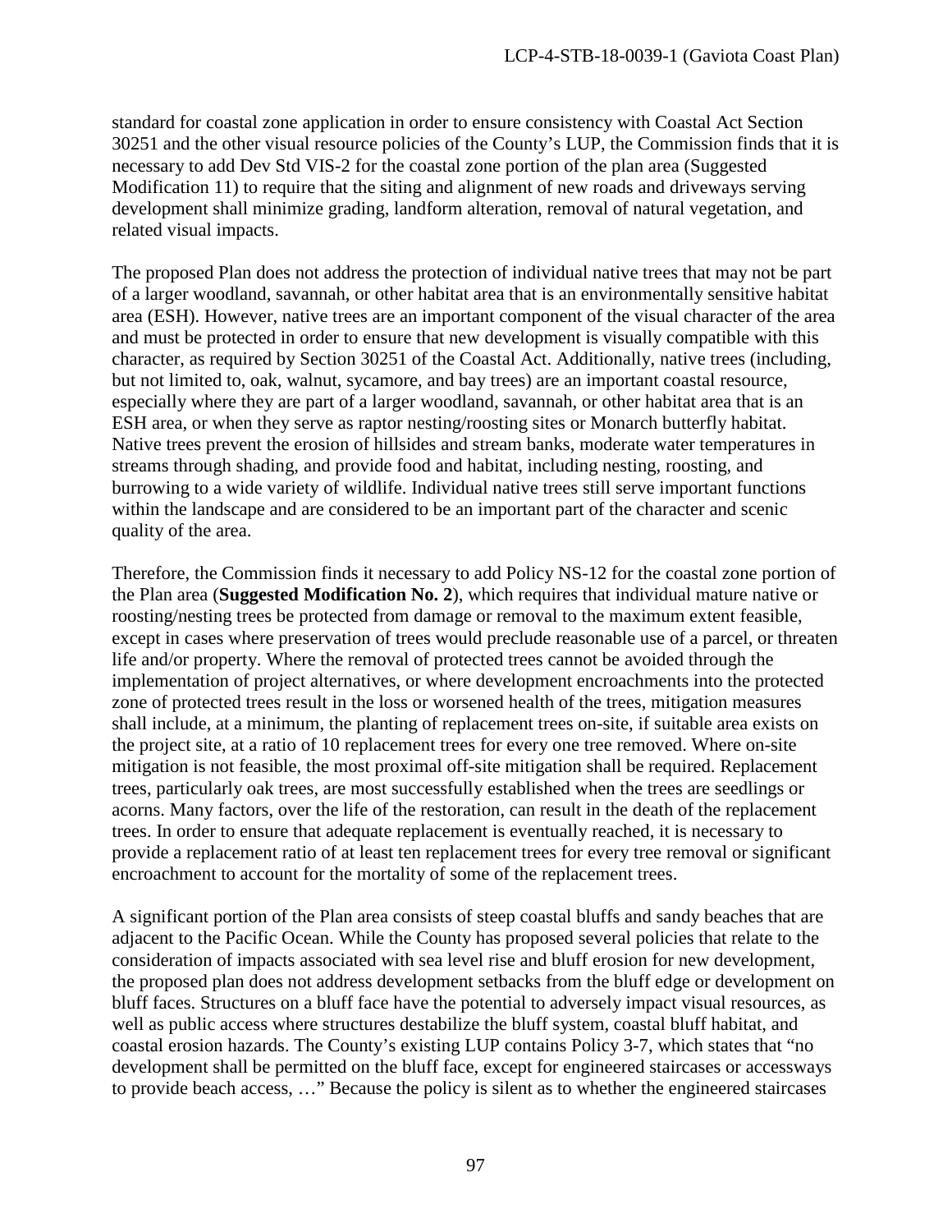standard for coastal zone application in order to ensure consistency with Coastal Act Section 30251 and the other visual resource policies of the County's LUP, the Commission finds that it is necessary to add Dev Std VIS-2 for the coastal zone portion of the plan area (Suggested Modification 11) to require that the siting and alignment of new roads and driveways serving development shall minimize grading, landform alteration, removal of natural vegetation, and related visual impacts.

The proposed Plan does not address the protection of individual native trees that may not be part of a larger woodland, savannah, or other habitat area that is an environmentally sensitive habitat area (ESH). However, native trees are an important component of the visual character of the area and must be protected in order to ensure that new development is visually compatible with this character, as required by Section 30251 of the Coastal Act. Additionally, native trees (including, but not limited to, oak, walnut, sycamore, and bay trees) are an important coastal resource, especially where they are part of a larger woodland, savannah, or other habitat area that is an ESH area, or when they serve as raptor nesting/roosting sites or Monarch butterfly habitat. Native trees prevent the erosion of hillsides and stream banks, moderate water temperatures in streams through shading, and provide food and habitat, including nesting, roosting, and burrowing to a wide variety of wildlife. Individual native trees still serve important functions within the landscape and are considered to be an important part of the character and scenic quality of the area.

Therefore, the Commission finds it necessary to add Policy NS-12 for the coastal zone portion of the Plan area (**Suggested Modification No. 2**), which requires that individual mature native or roosting/nesting trees be protected from damage or removal to the maximum extent feasible, except in cases where preservation of trees would preclude reasonable use of a parcel, or threaten life and/or property. Where the removal of protected trees cannot be avoided through the implementation of project alternatives, or where development encroachments into the protected zone of protected trees result in the loss or worsened health of the trees, mitigation measures shall include, at a minimum, the planting of replacement trees on-site, if suitable area exists on the project site, at a ratio of 10 replacement trees for every one tree removed. Where on-site mitigation is not feasible, the most proximal off-site mitigation shall be required. Replacement trees, particularly oak trees, are most successfully established when the trees are seedlings or acorns. Many factors, over the life of the restoration, can result in the death of the replacement trees. In order to ensure that adequate replacement is eventually reached, it is necessary to provide a replacement ratio of at least ten replacement trees for every tree removal or significant encroachment to account for the mortality of some of the replacement trees.

A significant portion of the Plan area consists of steep coastal bluffs and sandy beaches that are adjacent to the Pacific Ocean. While the County has proposed several policies that relate to the consideration of impacts associated with sea level rise and bluff erosion for new development, the proposed plan does not address development setbacks from the bluff edge or development on bluff faces. Structures on a bluff face have the potential to adversely impact visual resources, as well as public access where structures destabilize the bluff system, coastal bluff habitat, and coastal erosion hazards. The County's existing LUP contains Policy 3-7, which states that "no development shall be permitted on the bluff face, except for engineered staircases or accessways to provide beach access, …" Because the policy is silent as to whether the engineered staircases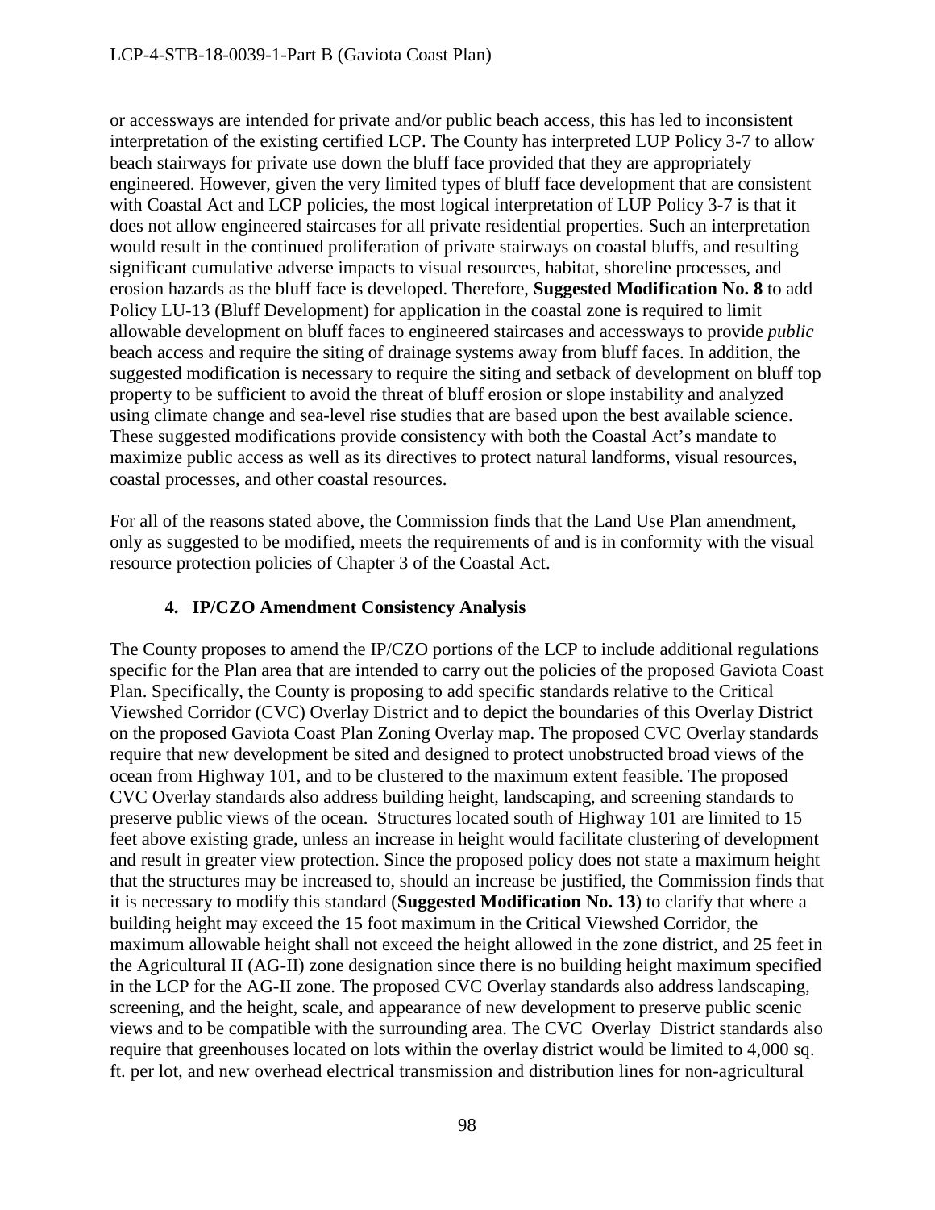or accessways are intended for private and/or public beach access, this has led to inconsistent interpretation of the existing certified LCP. The County has interpreted LUP Policy 3-7 to allow beach stairways for private use down the bluff face provided that they are appropriately engineered. However, given the very limited types of bluff face development that are consistent with Coastal Act and LCP policies, the most logical interpretation of LUP Policy 3-7 is that it does not allow engineered staircases for all private residential properties. Such an interpretation would result in the continued proliferation of private stairways on coastal bluffs, and resulting significant cumulative adverse impacts to visual resources, habitat, shoreline processes, and erosion hazards as the bluff face is developed. Therefore, **Suggested Modification No. 8** to add Policy LU-13 (Bluff Development) for application in the coastal zone is required to limit allowable development on bluff faces to engineered staircases and accessways to provide *public* beach access and require the siting of drainage systems away from bluff faces. In addition, the suggested modification is necessary to require the siting and setback of development on bluff top property to be sufficient to avoid the threat of bluff erosion or slope instability and analyzed using climate change and sea-level rise studies that are based upon the best available science. These suggested modifications provide consistency with both the Coastal Act's mandate to maximize public access as well as its directives to protect natural landforms, visual resources, coastal processes, and other coastal resources.

For all of the reasons stated above, the Commission finds that the Land Use Plan amendment, only as suggested to be modified, meets the requirements of and is in conformity with the visual resource protection policies of Chapter 3 of the Coastal Act.

### 4. IP/CZO Amendment Consistency Analysis

The County proposes to amend the IP/CZO portions of the LCP to include additional regulations specific for the Plan area that are intended to carry out the policies of the proposed Gaviota Coast Plan. Specifically, the County is proposing to add specific standards relative to the Critical Viewshed Corridor (CVC) Overlay District and to depict the boundaries of this Overlay District on the proposed Gaviota Coast Plan Zoning Overlay map. The proposed CVC Overlay standards require that new development be sited and designed to protect unobstructed broad views of the ocean from Highway 101, and to be clustered to the maximum extent feasible. The proposed CVC Overlay standards also address building height, landscaping, and screening standards to preserve public views of the ocean. Structures located south of Highway 101 are limited to 15 feet above existing grade, unless an increase in height would facilitate clustering of development and result in greater view protection. Since the proposed policy does not state a maximum height that the structures may be increased to, should an increase be justified, the Commission finds that it is necessary to modify this standard (**Suggested Modification No. 13**) to clarify that where a building height may exceed the 15 foot maximum in the Critical Viewshed Corridor, the maximum allowable height shall not exceed the height allowed in the zone district, and 25 feet in the Agricultural II (AG-II) zone designation since there is no building height maximum specified in the LCP for the AG-II zone. The proposed CVC Overlay standards also address landscaping, screening, and the height, scale, and appearance of new development to preserve public scenic views and to be compatible with the surrounding area. The CVC Overlay District standards also require that greenhouses located on lots within the overlay district would be limited to 4,000 sq. ft. per lot, and new overhead electrical transmission and distribution lines for non-agricultural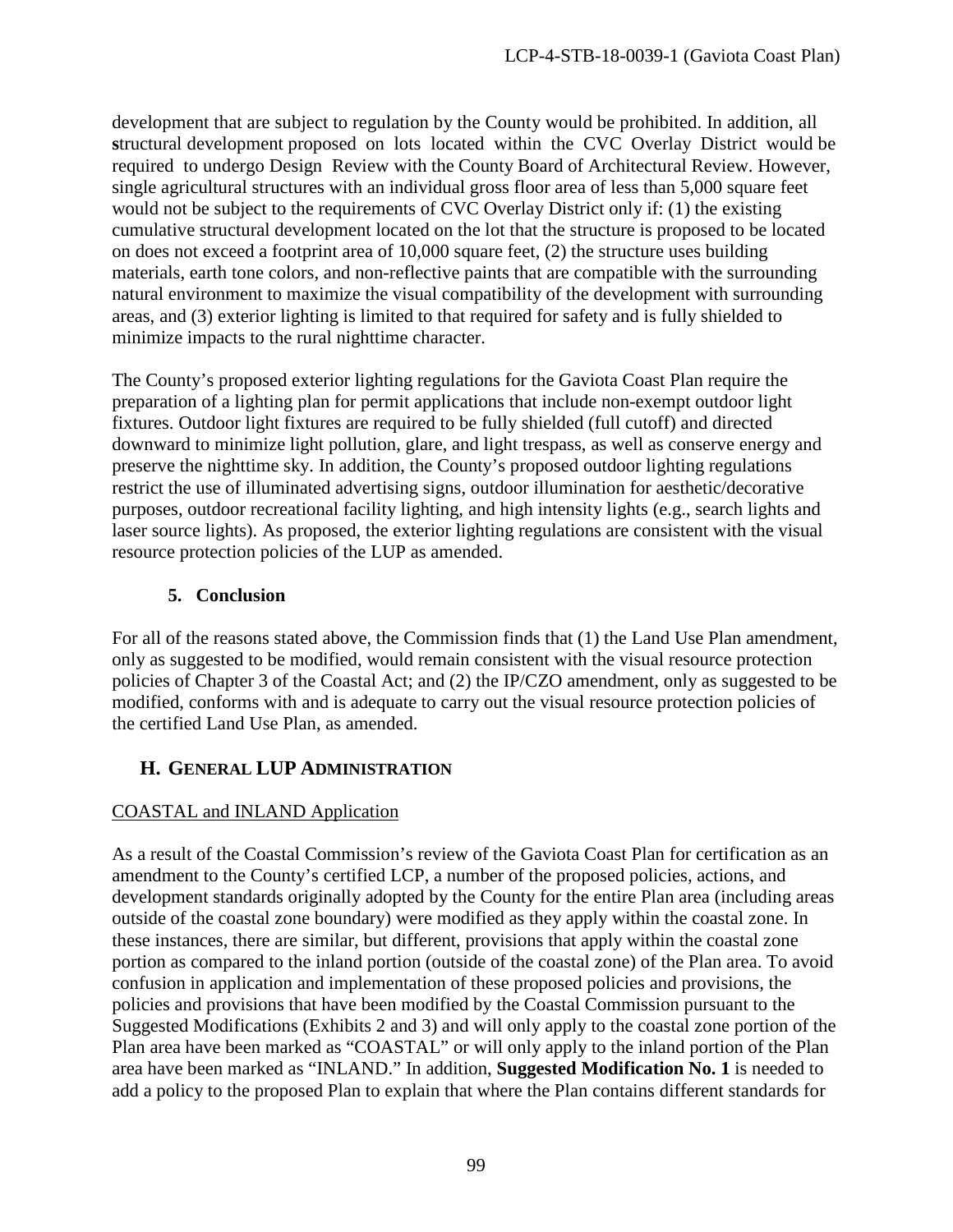development that are subject to regulation by the County would be prohibited. In addition, all structural development proposed on lots located within the CVC Overlay District would be required to undergo Design Review with the County Board of Architectural Review. However, single agricultural structures with an individual gross floor area of less than 5,000 square feet would not be subject to the requirements of CVC Overlay District only if: (1) the existing cumulative structural development located on the lot that the structure is proposed to be located on does not exceed a footprint area of 10,000 square feet, (2) the structure uses building materials, earth tone colors, and non-reflective paints that are compatible with the surrounding natural environment to maximize the visual compatibility of the development with surrounding areas, and (3) exterior lighting is limited to that required for safety and is fully shielded to minimize impacts to the rural nighttime character.

The County's proposed exterior lighting regulations for the Gaviota Coast Plan require the preparation of a lighting plan for permit applications that include non-exempt outdoor light fixtures. Outdoor light fixtures are required to be fully shielded (full cutoff) and directed downward to minimize light pollution, glare, and light trespass, as well as conserve energy and preserve the nighttime sky. In addition, the County's proposed outdoor lighting regulations restrict the use of illuminated advertising signs, outdoor illumination for aesthetic/decorative purposes, outdoor recreational facility lighting, and high intensity lights (e.g., search lights and laser source lights). As proposed, the exterior lighting regulations are consistent with the visual resource protection policies of the LUP as amended.

### 5. Conclusion

For all of the reasons stated above, the Commission finds that (1) the Land Use Plan amendment, only as suggested to be modified, would remain consistent with the visual resource protection policies of Chapter 3 of the Coastal Act; and (2) the IP/CZO amendment, only as suggested to be modified, conforms with and is adequate to carry out the visual resource protection policies of the certified Land Use Plan, as amended.

## H. GENERAL LUP ADMINISTRATION

COASTAL and INLAND Application

As a result of the Coastal Commission's review of the Gaviota Coast Plan for certification as an amendment to the County's certified LCP, a number of the proposed policies, actions, and development standards originally adopted by the County for the entire Plan area (including areas outside of the coastal zone boundary) were modified as they apply within the coastal zone. In these instances, there are similar, but different, provisions that apply within the coastal zone portion as compared to the inland portion (outside of the coastal zone) of the Plan area. To avoid confusion in application and implementation of these proposed policies and provisions, the policies and provisions that have been modified by the Coastal Commission pursuant to the Suggested Modifications (Exhibits 2 and 3) and will only apply to the coastal zone portion of the Plan area have been marked as "COASTAL" or will only apply to the inland portion of the Plan area have been marked as "INLAND." In addition, **Suggested Modification No. 1** is needed to add a policy to the proposed Plan to explain that where the Plan contains different standards for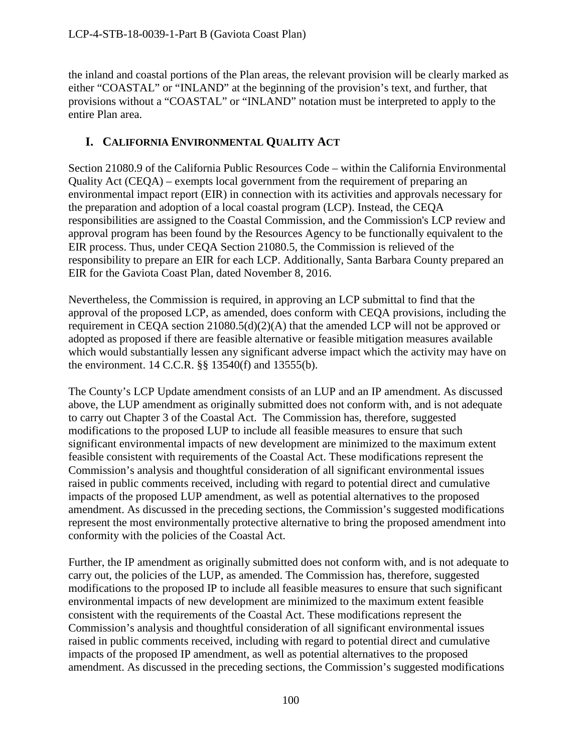the inland and coastal portions of the Plan areas, the relevant provision will be clearly marked as either "COASTAL" or "INLAND" at the beginning of the provision's text, and further, that provisions without a "COASTAL" or "INLAND" notation must be interpreted to apply to the entire Plan area.

## I. CALIFORNIA ENVIRONMENTAL QUALITY ACT

Section 21080.9 of the California Public Resources Code – within the California Environmental Quality Act (CEQA) – exempts local government from the requirement of preparing an environmental impact report (EIR) in connection with its activities and approvals necessary for the preparation and adoption of a local coastal program (LCP). Instead, the CEQA responsibilities are assigned to the Coastal Commission, and the Commission's LCP review and approval program has been found by the Resources Agency to be functionally equivalent to the EIR process. Thus, under CEQA Section 21080.5, the Commission is relieved of the responsibility to prepare an EIR for each LCP. Additionally, Santa Barbara County prepared an EIR for the Gaviota Coast Plan, dated November 8, 2016.

Nevertheless, the Commission is required, in approving an LCP submittal to find that the approval of the proposed LCP, as amended, does conform with CEQA provisions, including the requirement in CEQA section 21080.5(d)(2)(A) that the amended LCP will not be approved or adopted as proposed if there are feasible alternative or feasible mitigation measures available which would substantially lessen any significant adverse impact which the activity may have on the environment. 14 C.C.R. §§ 13540(f) and 13555(b).

The County's LCP Update amendment consists of an LUP and an IP amendment. As discussed above, the LUP amendment as originally submitted does not conform with, and is not adequate to carry out Chapter 3 of the Coastal Act. The Commission has, therefore, suggested modifications to the proposed LUP to include all feasible measures to ensure that such significant environmental impacts of new development are minimized to the maximum extent feasible consistent with requirements of the Coastal Act. These modifications represent the Commission's analysis and thoughtful consideration of all significant environmental issues raised in public comments received, including with regard to potential direct and cumulative impacts of the proposed LUP amendment, as well as potential alternatives to the proposed amendment. As discussed in the preceding sections, the Commission's suggested modifications represent the most environmentally protective alternative to bring the proposed amendment into conformity with the policies of the Coastal Act.

Further, the IP amendment as originally submitted does not conform with, and is not adequate to carry out, the policies of the LUP, as amended. The Commission has, therefore, suggested modifications to the proposed IP to include all feasible measures to ensure that such significant environmental impacts of new development are minimized to the maximum extent feasible consistent with the requirements of the Coastal Act. These modifications represent the Commission's analysis and thoughtful consideration of all significant environmental issues raised in public comments received, including with regard to potential direct and cumulative impacts of the proposed IP amendment, as well as potential alternatives to the proposed amendment. As discussed in the preceding sections, the Commission's suggested modifications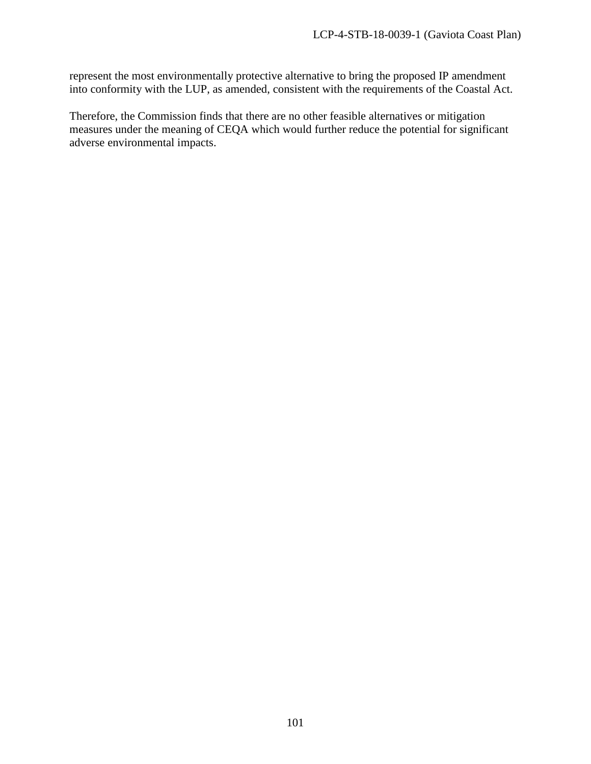represent the most environmentally protective alternative to bring the proposed IP amendment into conformity with the LUP, as amended, consistent with the requirements of the Coastal Act.

Therefore, the Commission finds that there are no other feasible alternatives or mitigation measures under the meaning of CEQA which would further reduce the potential for significant adverse environmental impacts.